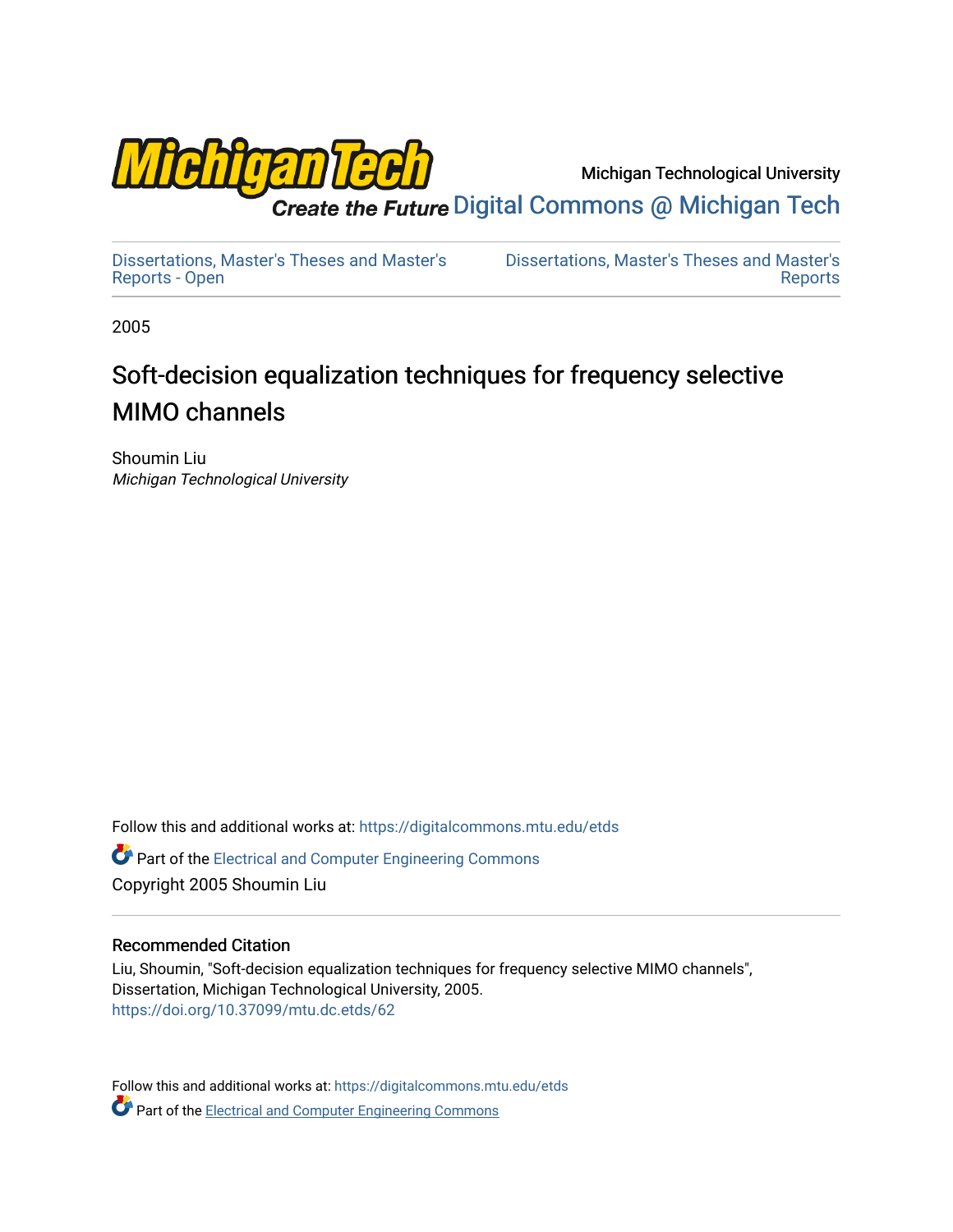Michigan Technological University

Digital Commons @ Michigan Tech

Dissertations, Master's Theses and Master's Reports - Open

Dissertations, Master's Theses and Master's Reports

2005

# Soft-decision equalization techniques for frequency selective MIMO channels

Shoumin Liu
*Michigan Technological University*

Follow this and additional works at: https://digitalcommons.mtu.edu/etds

Part of the Electrical and Computer Engineering Commons

Copyright 2005 Shoumin Liu

### Recommended Citation

Liu, Shoumin, "Soft-decision equalization techniques for frequency selective MIMO channels", Dissertation, Michigan Technological University, 2005.
https://doi.org/10.37099/mtu.dc.etds/62

Follow this and additional works at: https://digitalcommons.mtu.edu/etds

Part of the Electrical and Computer Engineering Commons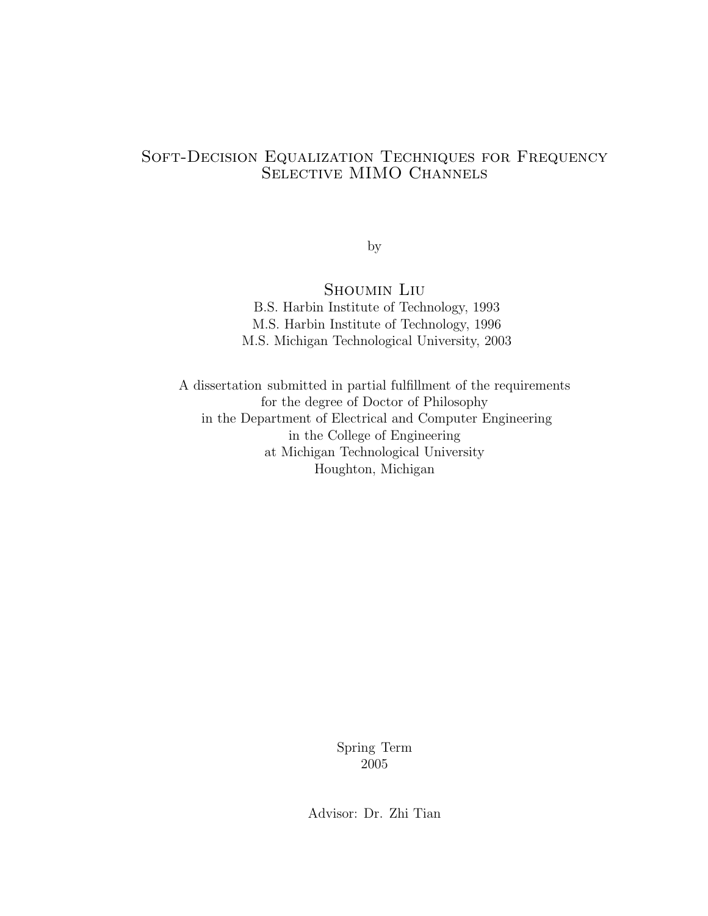# Soft-Decision Equalization Techniques for Frequency Selective MIMO Channels

by

**Shoumin Liu**

B.S. Harbin Institute of Technology, 1993
M.S. Harbin Institute of Technology, 1996
M.S. Michigan Technological University, 2003

A dissertation submitted in partial fulfillment of the requirements
for the degree of Doctor of Philosophy
in the Department of Electrical and Computer Engineering
in the College of Engineering
at Michigan Technological University
Houghton, Michigan

Spring Term
2005

Advisor: Dr. Zhi Tian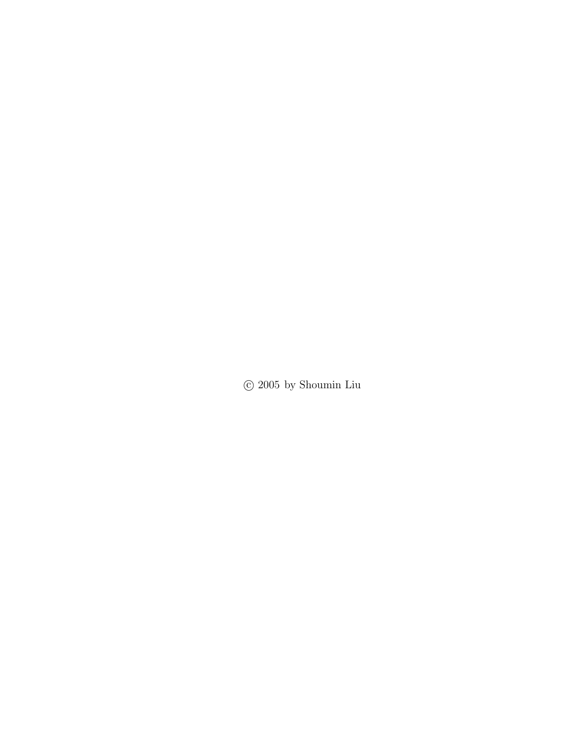© 2005 by Shoumin Liu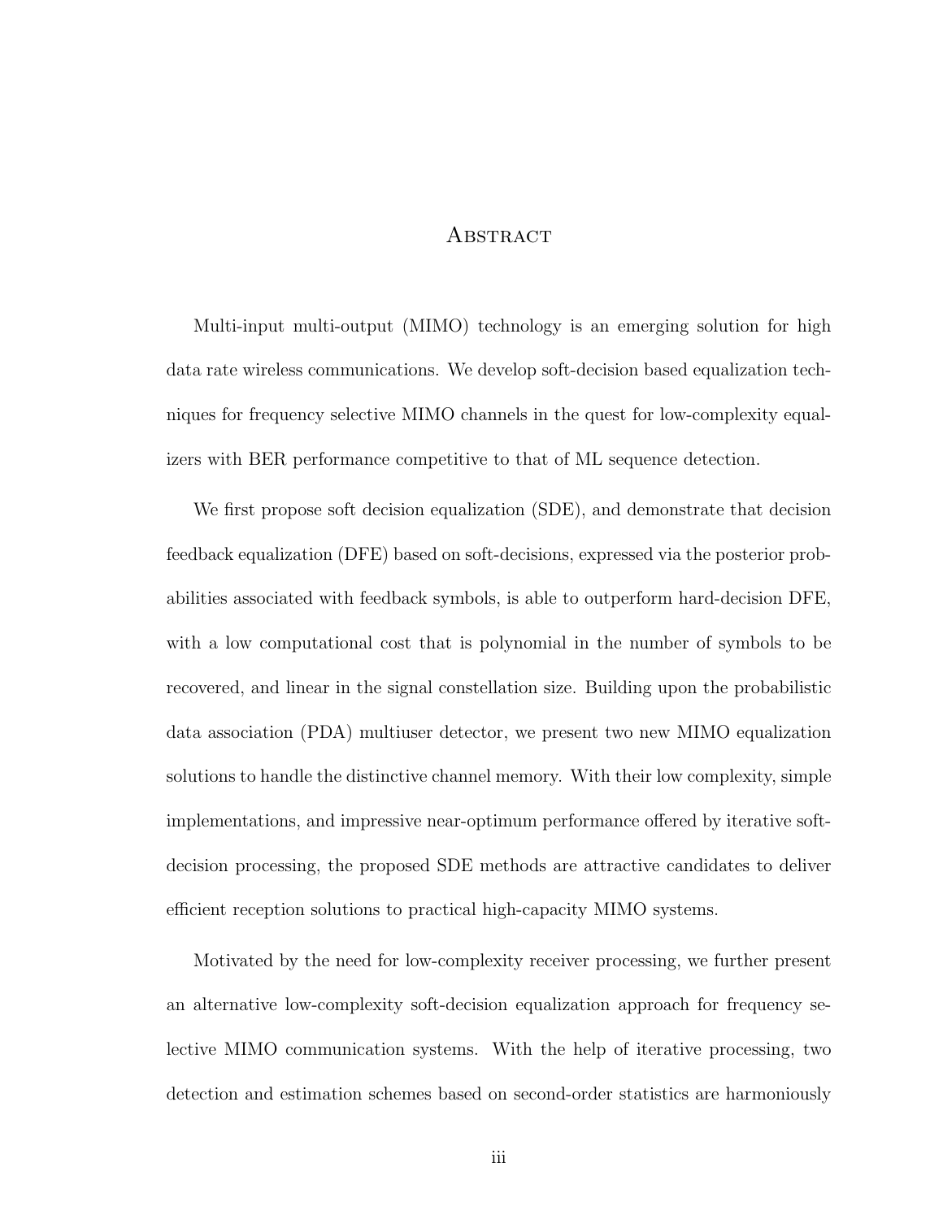# Abstract

Multi-input multi-output (MIMO) technology is an emerging solution for high data rate wireless communications. We develop soft-decision based equalization techniques for frequency selective MIMO channels in the quest for low-complexity equalizers with BER performance competitive to that of ML sequence detection.

We first propose soft decision equalization (SDE), and demonstrate that decision feedback equalization (DFE) based on soft-decisions, expressed via the posterior probabilities associated with feedback symbols, is able to outperform hard-decision DFE, with a low computational cost that is polynomial in the number of symbols to be recovered, and linear in the signal constellation size. Building upon the probabilistic data association (PDA) multiuser detector, we present two new MIMO equalization solutions to handle the distinctive channel memory. With their low complexity, simple implementations, and impressive near-optimum performance offered by iterative soft-decision processing, the proposed SDE methods are attractive candidates to deliver efficient reception solutions to practical high-capacity MIMO systems.

Motivated by the need for low-complexity receiver processing, we further present an alternative low-complexity soft-decision equalization approach for frequency selective MIMO communication systems. With the help of iterative processing, two detection and estimation schemes based on second-order statistics are harmoniously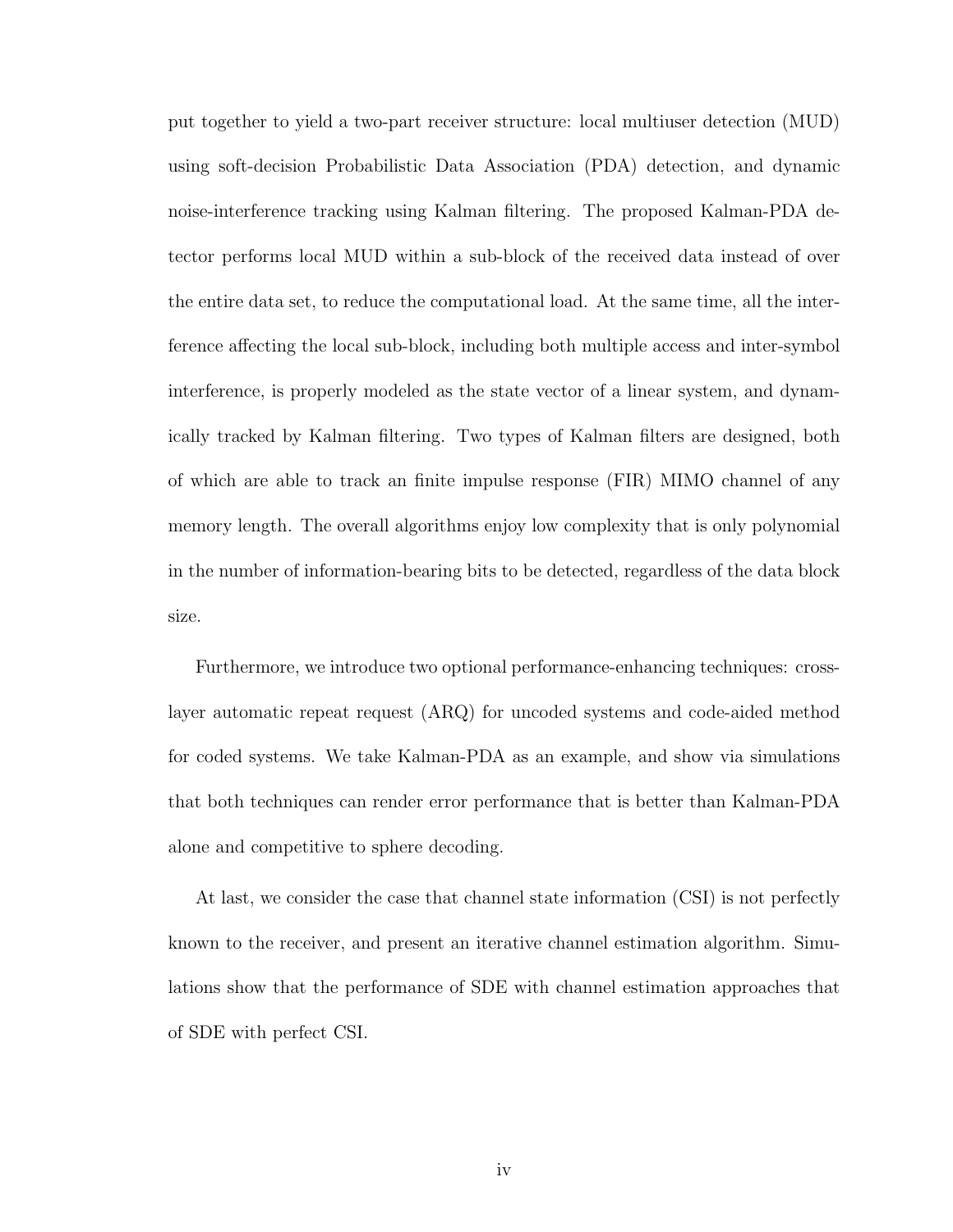put together to yield a two-part receiver structure: local multiuser detection (MUD) using soft-decision Probabilistic Data Association (PDA) detection, and dynamic noise-interference tracking using Kalman filtering. The proposed Kalman-PDA detector performs local MUD within a sub-block of the received data instead of over the entire data set, to reduce the computational load. At the same time, all the interference affecting the local sub-block, including both multiple access and inter-symbol interference, is properly modeled as the state vector of a linear system, and dynamically tracked by Kalman filtering. Two types of Kalman filters are designed, both of which are able to track an finite impulse response (FIR) MIMO channel of any memory length. The overall algorithms enjoy low complexity that is only polynomial in the number of information-bearing bits to be detected, regardless of the data block size.

Furthermore, we introduce two optional performance-enhancing techniques: cross-layer automatic repeat request (ARQ) for uncoded systems and code-aided method for coded systems. We take Kalman-PDA as an example, and show via simulations that both techniques can render error performance that is better than Kalman-PDA alone and competitive to sphere decoding.

At last, we consider the case that channel state information (CSI) is not perfectly known to the receiver, and present an iterative channel estimation algorithm. Simulations show that the performance of SDE with channel estimation approaches that of SDE with perfect CSI.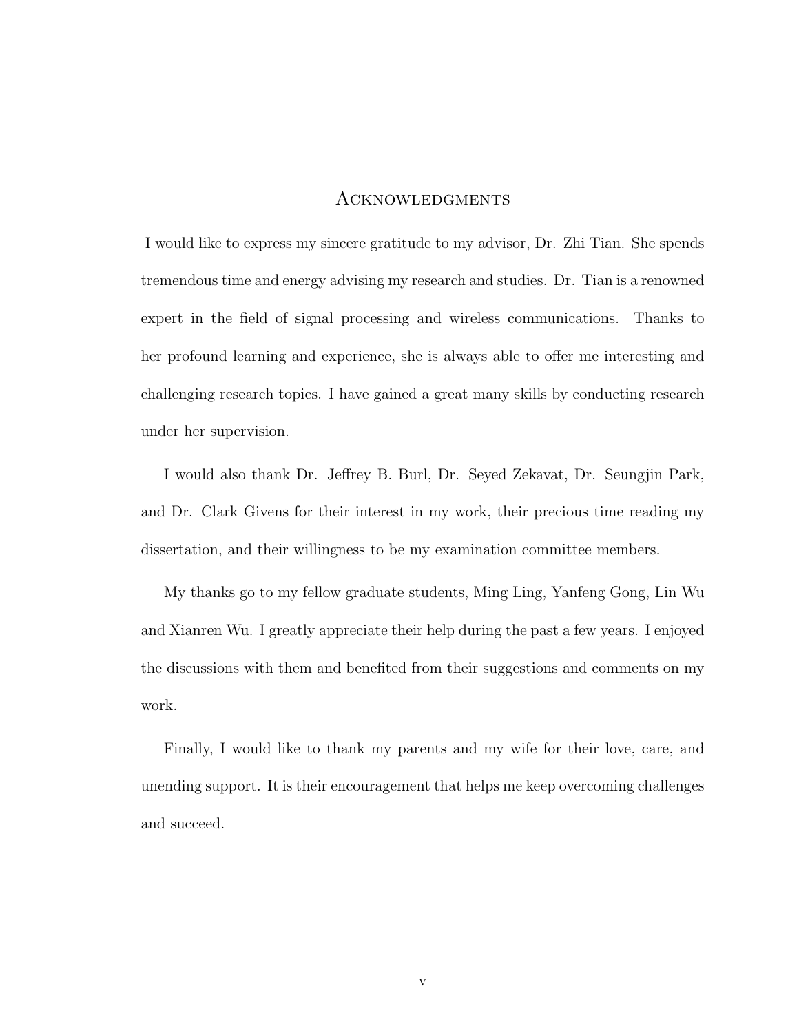# Acknowledgments

I would like to express my sincere gratitude to my advisor, Dr. Zhi Tian. She spends tremendous time and energy advising my research and studies. Dr. Tian is a renowned expert in the field of signal processing and wireless communications. Thanks to her profound learning and experience, she is always able to offer me interesting and challenging research topics. I have gained a great many skills by conducting research under her supervision.

I would also thank Dr. Jeffrey B. Burl, Dr. Seyed Zekavat, Dr. Seungjin Park, and Dr. Clark Givens for their interest in my work, their precious time reading my dissertation, and their willingness to be my examination committee members.

My thanks go to my fellow graduate students, Ming Ling, Yanfeng Gong, Lin Wu and Xianren Wu. I greatly appreciate their help during the past a few years. I enjoyed the discussions with them and benefited from their suggestions and comments on my work.

Finally, I would like to thank my parents and my wife for their love, care, and unending support. It is their encouragement that helps me keep overcoming challenges and succeed.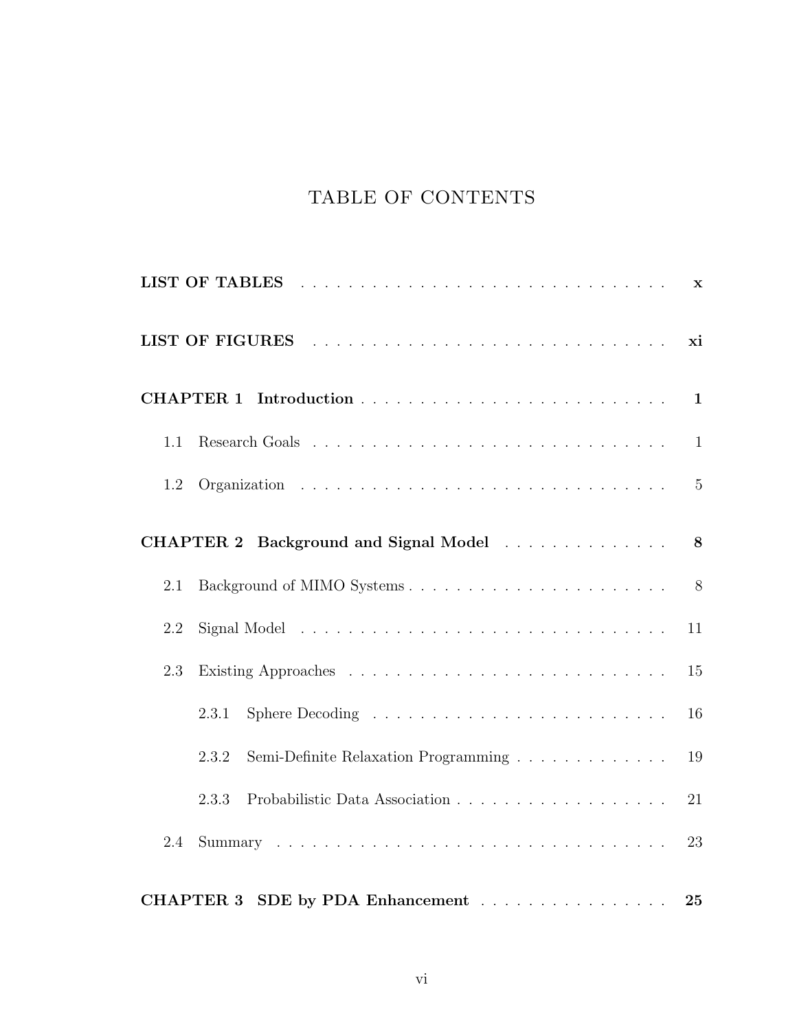# TABLE OF CONTENTS

**LIST OF TABLES** . . . . . . . . . . . . . . . . . . . . . . . . . . . . . . . . **x**

**LIST OF FIGURES** . . . . . . . . . . . . . . . . . . . . . . . . . . . . . . . **xi**

**CHAPTER 1 Introduction** . . . . . . . . . . . . . . . . . . . . . . . . . . . **1**

1.1 Research Goals . . . . . . . . . . . . . . . . . . . . . . . . . . . . . . . 1

1.2 Organization . . . . . . . . . . . . . . . . . . . . . . . . . . . . . . . . 5

**CHAPTER 2 Background and Signal Model** . . . . . . . . . . . . . . . **8**

2.1 Background of MIMO Systems . . . . . . . . . . . . . . . . . . . . . . 8

2.2 Signal Model . . . . . . . . . . . . . . . . . . . . . . . . . . . . . . . . 11

2.3 Existing Approaches . . . . . . . . . . . . . . . . . . . . . . . . . . . . 15

2.3.1 Sphere Decoding . . . . . . . . . . . . . . . . . . . . . . . . . . 16

2.3.2 Semi-Definite Relaxation Programming . . . . . . . . . . . . . . 19

2.3.3 Probabilistic Data Association . . . . . . . . . . . . . . . . . . . 21

2.4 Summary . . . . . . . . . . . . . . . . . . . . . . . . . . . . . . . . . . 23

**CHAPTER 3 SDE by PDA Enhancement** . . . . . . . . . . . . . . . . . **25**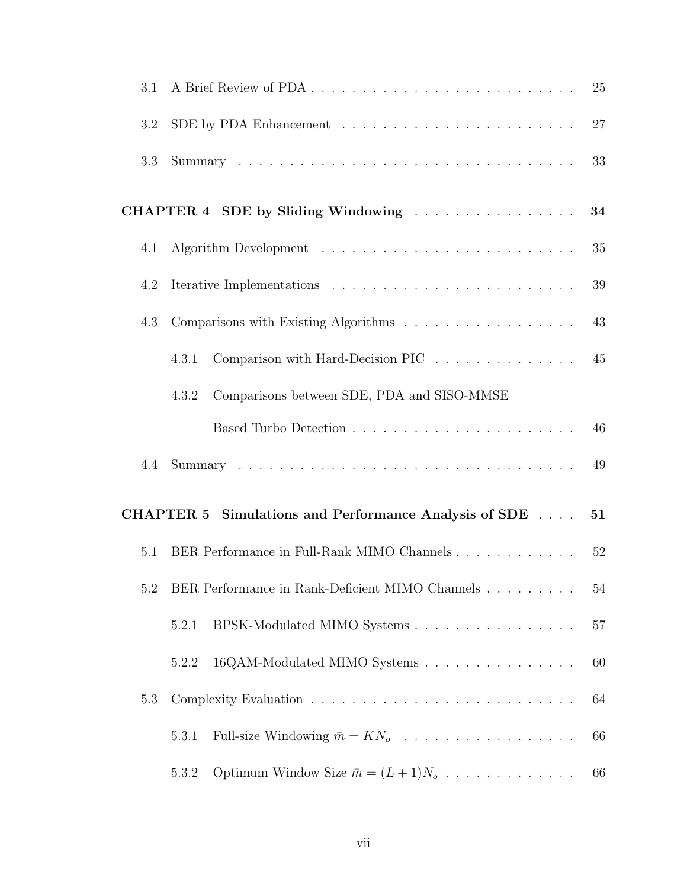3.1 A Brief Review of PDA . . . . . . . . . . . . . . . . . . . . . . . . . . . 25

3.2 SDE by PDA Enhancement . . . . . . . . . . . . . . . . . . . . . . . . 27

3.3 Summary . . . . . . . . . . . . . . . . . . . . . . . . . . . . . . . . . . 33

**CHAPTER 4 SDE by Sliding Windowing . . . . . . . . . . . . . . . . . 34**

4.1 Algorithm Development . . . . . . . . . . . . . . . . . . . . . . . . . 35

4.2 Iterative Implementations . . . . . . . . . . . . . . . . . . . . . . . . 39

4.3 Comparisons with Existing Algorithms . . . . . . . . . . . . . . . . . 43

4.3.1 Comparison with Hard-Decision PIC . . . . . . . . . . . . . . . 45

4.3.2 Comparisons between SDE, PDA and SISO-MMSE Based Turbo Detection . . . . . . . . . . . . . . . . . . . . . . . 46

4.4 Summary . . . . . . . . . . . . . . . . . . . . . . . . . . . . . . . . . . 49

**CHAPTER 5 Simulations and Performance Analysis of SDE . . . . 51**

5.1 BER Performance in Full-Rank MIMO Channels . . . . . . . . . . . . 52

5.2 BER Performance in Rank-Deficient MIMO Channels . . . . . . . . . 54

5.2.1 BPSK-Modulated MIMO Systems . . . . . . . . . . . . . . . . . 57

5.2.2 16QAM-Modulated MIMO Systems . . . . . . . . . . . . . . . . 60

5.3 Complexity Evaluation . . . . . . . . . . . . . . . . . . . . . . . . . . 64

5.3.1 Full-size Windowing $\bar{m} = KN_o$ . . . . . . . . . . . . . . . . . 66

5.3.2 Optimum Window Size $\bar{m} = (L + 1)N_o$ . . . . . . . . . . . . . 66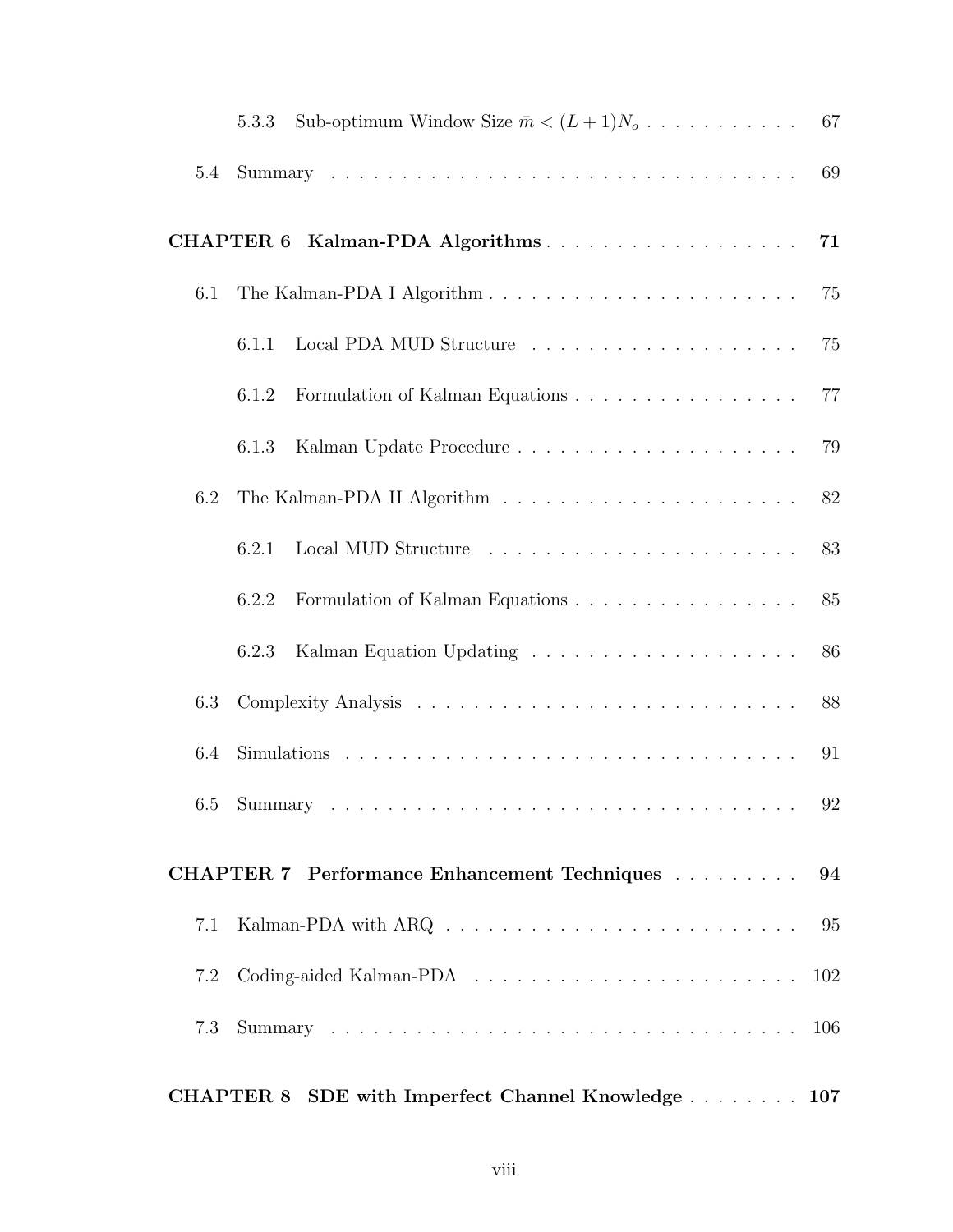5.3.3 Sub-optimum Window Size $\bar{m} < (L+1)N_o$ . . . . . . . . . . . 67

5.4 Summary . . . . . . . . . . . . . . . . . . . . . . . . . . . . . . . . 69

**CHAPTER 6 Kalman-PDA Algorithms** . . . . . . . . . . . . . . . . . . **71**

6.1 The Kalman-PDA I Algorithm . . . . . . . . . . . . . . . . . . . . . . . 75

6.1.1 Local PDA MUD Structure . . . . . . . . . . . . . . . . . . . 75

6.1.2 Formulation of Kalman Equations . . . . . . . . . . . . . . . . 77

6.1.3 Kalman Update Procedure . . . . . . . . . . . . . . . . . . . . 79

6.2 The Kalman-PDA II Algorithm . . . . . . . . . . . . . . . . . . . . . 82

6.2.1 Local MUD Structure . . . . . . . . . . . . . . . . . . . . . . 83

6.2.2 Formulation of Kalman Equations . . . . . . . . . . . . . . . . 85

6.2.3 Kalman Equation Updating . . . . . . . . . . . . . . . . . . . 86

6.3 Complexity Analysis . . . . . . . . . . . . . . . . . . . . . . . . . . . 88

6.4 Simulations . . . . . . . . . . . . . . . . . . . . . . . . . . . . . . . . 91

6.5 Summary . . . . . . . . . . . . . . . . . . . . . . . . . . . . . . . . 92

**CHAPTER 7 Performance Enhancement Techniques** . . . . . . . . . **94**

7.1 Kalman-PDA with ARQ . . . . . . . . . . . . . . . . . . . . . . . . . 95

7.2 Coding-aided Kalman-PDA . . . . . . . . . . . . . . . . . . . . . . . 102

7.3 Summary . . . . . . . . . . . . . . . . . . . . . . . . . . . . . . . . 106

**CHAPTER 8 SDE with Imperfect Channel Knowledge** . . . . . . . . **107**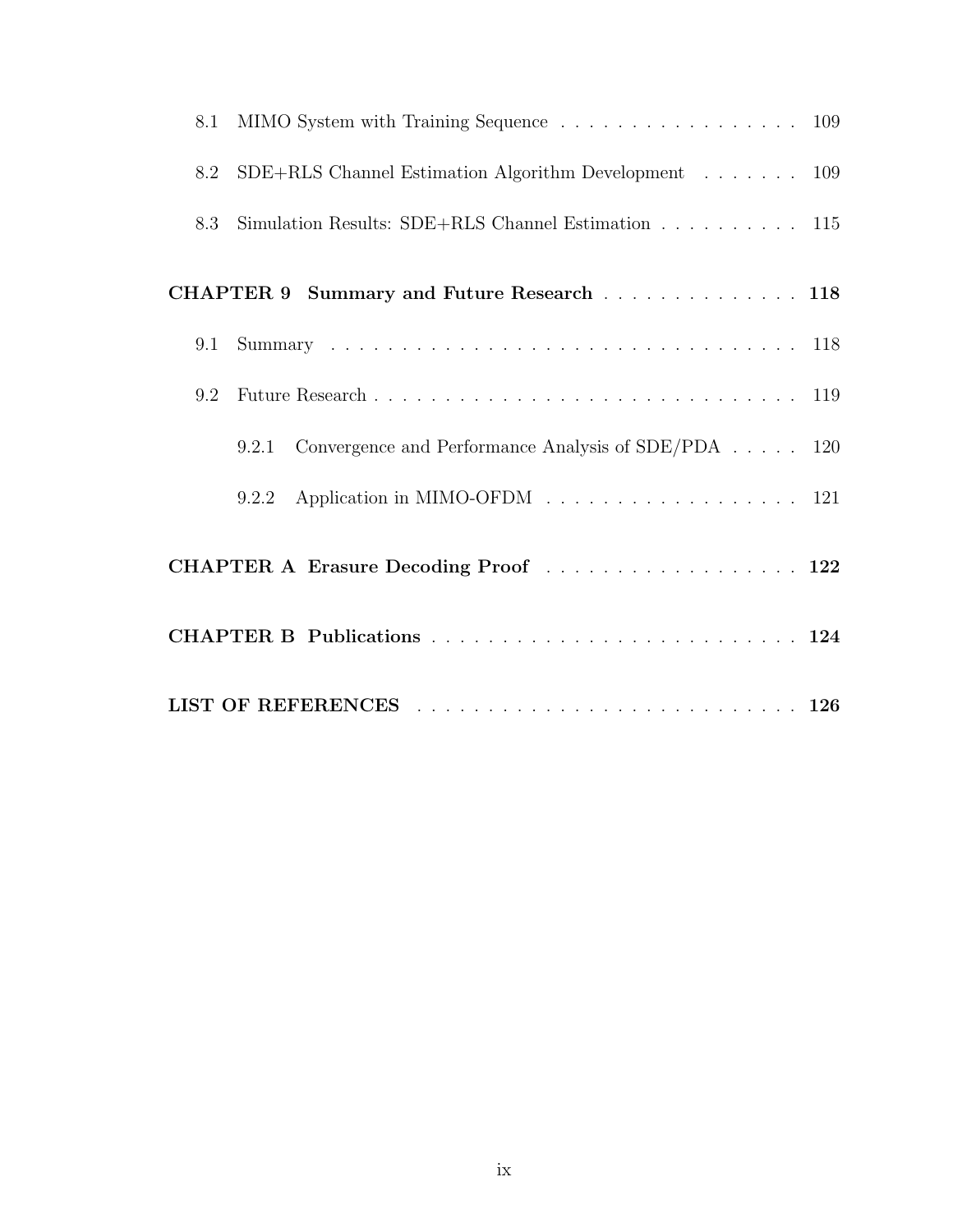8.1 MIMO System with Training Sequence . . . . . . . . . . . . . . . . . . 109

8.2 SDE+RLS Channel Estimation Algorithm Development . . . . . . . 109

8.3 Simulation Results: SDE+RLS Channel Estimation . . . . . . . . . . 115

**CHAPTER 9 Summary and Future Research . . . . . . . . . . . . . . 118**

9.1 Summary . . . . . . . . . . . . . . . . . . . . . . . . . . . . . . . . . 118

9.2 Future Research . . . . . . . . . . . . . . . . . . . . . . . . . . . . . . 119

9.2.1 Convergence and Performance Analysis of SDE/PDA . . . . . 120

9.2.2 Application in MIMO-OFDM . . . . . . . . . . . . . . . . . . 121

**CHAPTER A Erasure Decoding Proof . . . . . . . . . . . . . . . . . . 122**

**CHAPTER B Publications . . . . . . . . . . . . . . . . . . . . . . . . . . 124**

**LIST OF REFERENCES . . . . . . . . . . . . . . . . . . . . . . . . . . . 126**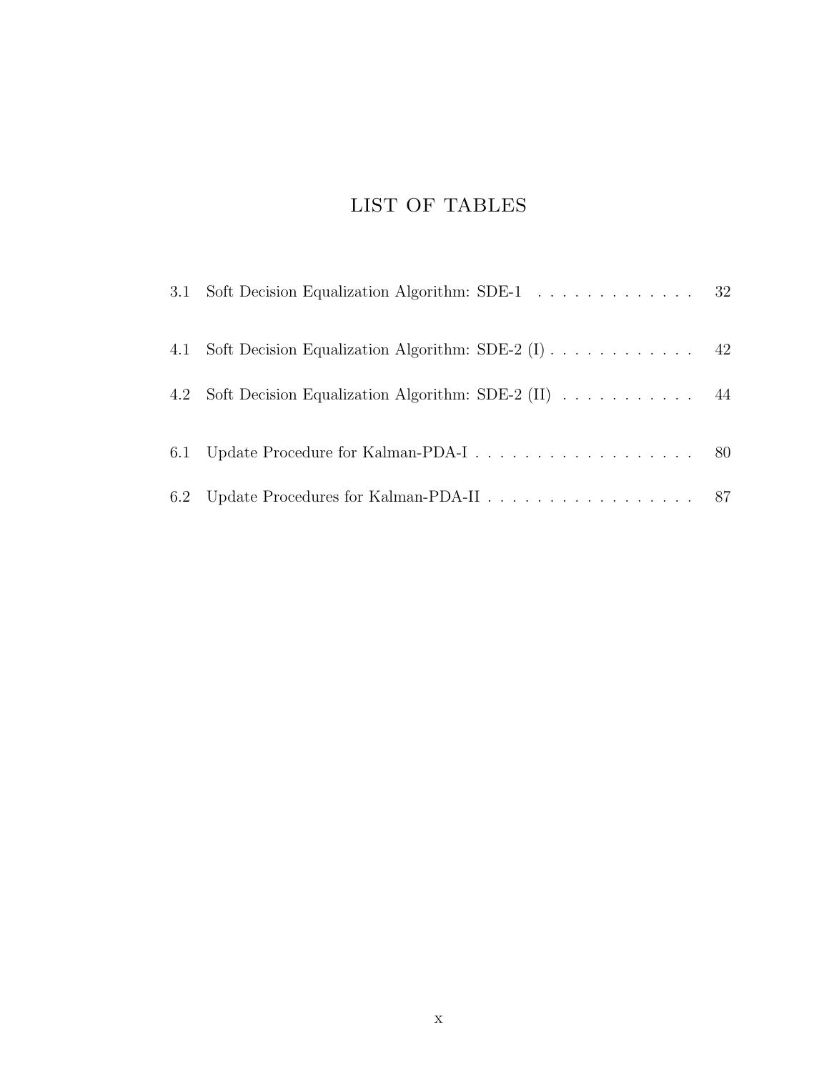# LIST OF TABLES

3.1 Soft Decision Equalization Algorithm: SDE-1 . . . . . . . . . . . . . 32

4.1 Soft Decision Equalization Algorithm: SDE-2 (I) . . . . . . . . . . . . 42

4.2 Soft Decision Equalization Algorithm: SDE-2 (II) . . . . . . . . . . . 44

6.1 Update Procedure for Kalman-PDA-I . . . . . . . . . . . . . . . . . . 80

6.2 Update Procedures for Kalman-PDA-II . . . . . . . . . . . . . . . . . 87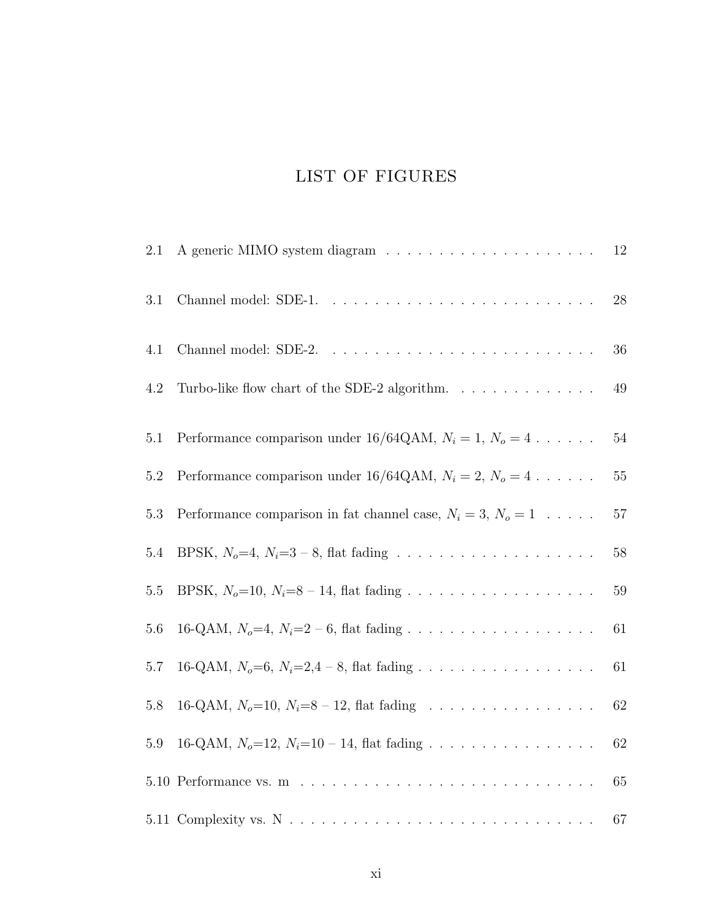# LIST OF FIGURES

2.1 A generic MIMO system diagram . . . . . . . . . . . . . . . . . . . . 12

3.1 Channel model: SDE-1. . . . . . . . . . . . . . . . . . . . . . . . . . 28

4.1 Channel model: SDE-2. . . . . . . . . . . . . . . . . . . . . . . . . . 36

4.2 Turbo-like flow chart of the SDE-2 algorithm. . . . . . . . . . . . . . 49

5.1 Performance comparison under 16/64QAM, $N_i = 1$, $N_o = 4$ . . . . . . 54

5.2 Performance comparison under 16/64QAM, $N_i = 2$, $N_o = 4$ . . . . . . 55

5.3 Performance comparison in fat channel case, $N_i = 3$, $N_o = 1$ . . . . . 57

5.4 BPSK, $N_o$=4, $N_i$=3 – 8, flat fading . . . . . . . . . . . . . . . . . . . 58

5.5 BPSK, $N_o$=10, $N_i$=8 – 14, flat fading . . . . . . . . . . . . . . . . . . 59

5.6 16-QAM, $N_o$=4, $N_i$=2 – 6, flat fading . . . . . . . . . . . . . . . . . . 61

5.7 16-QAM, $N_o$=6, $N_i$=2,4 – 8, flat fading . . . . . . . . . . . . . . . . . 61

5.8 16-QAM, $N_o$=10, $N_i$=8 – 12, flat fading . . . . . . . . . . . . . . . . 62

5.9 16-QAM, $N_o$=12, $N_i$=10 – 14, flat fading . . . . . . . . . . . . . . . . 62

5.10 Performance vs. m . . . . . . . . . . . . . . . . . . . . . . . . . . . . 65

5.11 Complexity vs. N . . . . . . . . . . . . . . . . . . . . . . . . . . . . . 67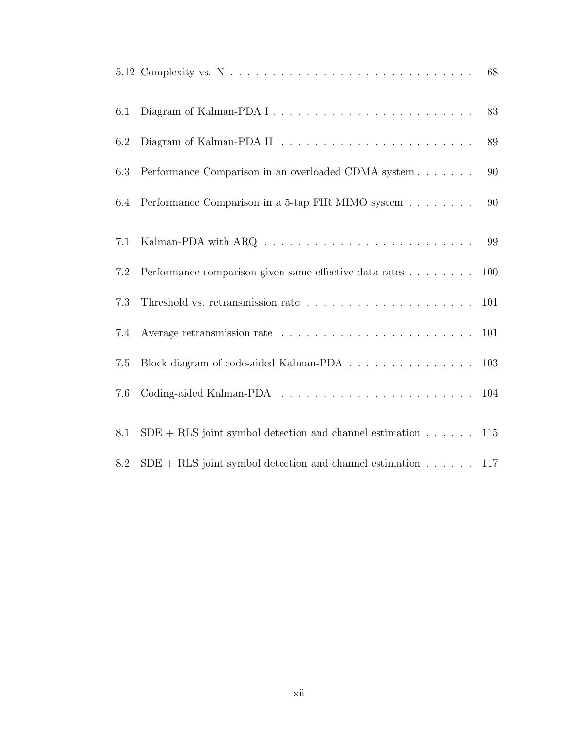| | | |
|---|---|---|
| 5.12 | Complexity vs. N | 68 |
| 6.1 | Diagram of Kalman-PDA I | 83 |
| 6.2 | Diagram of Kalman-PDA II | 89 |
| 6.3 | Performance Comparison in an overloaded CDMA system | 90 |
| 6.4 | Performance Comparison in a 5-tap FIR MIMO system | 90 |
| 7.1 | Kalman-PDA with ARQ | 99 |
| 7.2 | Performance comparison given same effective data rates | 100 |
| 7.3 | Threshold vs. retransmission rate | 101 |
| 7.4 | Average retransmission rate | 101 |
| 7.5 | Block diagram of code-aided Kalman-PDA | 103 |
| 7.6 | Coding-aided Kalman-PDA | 104 |
| 8.1 | SDE + RLS joint symbol detection and channel estimation | 115 |
| 8.2 | SDE + RLS joint symbol detection and channel estimation | 117 |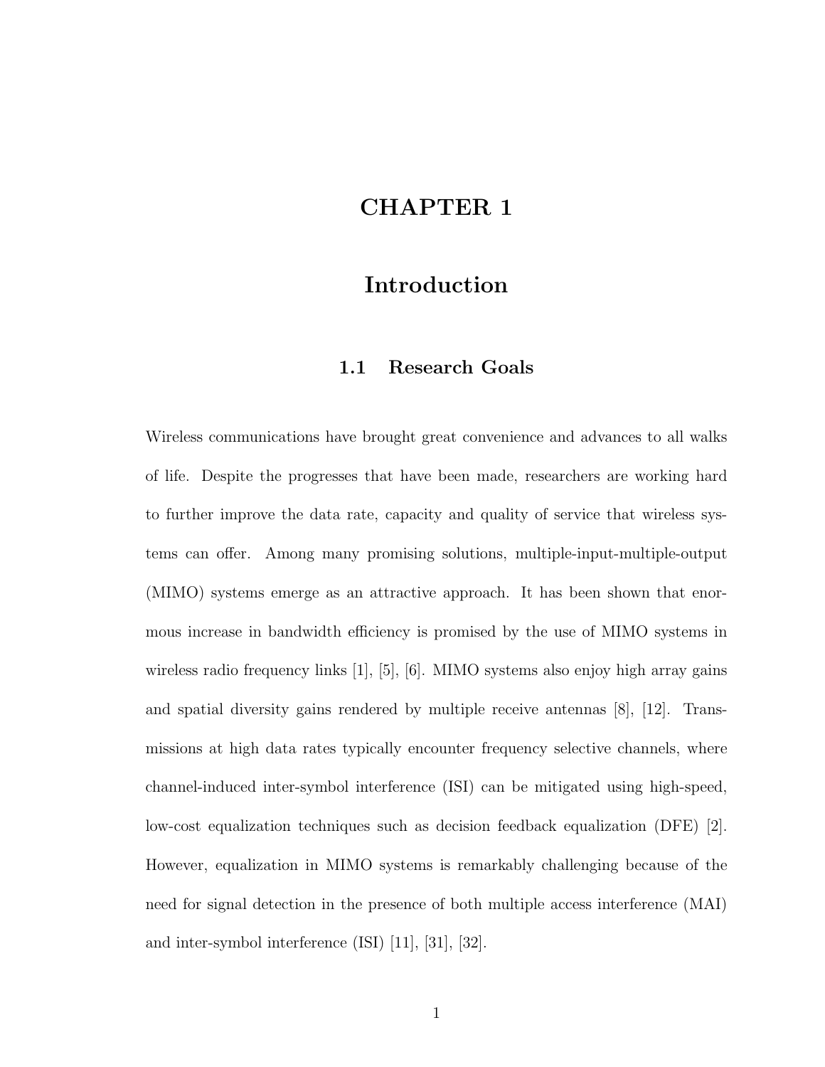# CHAPTER 1

# Introduction

## 1.1 Research Goals

Wireless communications have brought great convenience and advances to all walks of life. Despite the progresses that have been made, researchers are working hard to further improve the data rate, capacity and quality of service that wireless systems can offer. Among many promising solutions, multiple-input-multiple-output (MIMO) systems emerge as an attractive approach. It has been shown that enormous increase in bandwidth efficiency is promised by the use of MIMO systems in wireless radio frequency links [1], [5], [6]. MIMO systems also enjoy high array gains and spatial diversity gains rendered by multiple receive antennas [8], [12]. Transmissions at high data rates typically encounter frequency selective channels, where channel-induced inter-symbol interference (ISI) can be mitigated using high-speed, low-cost equalization techniques such as decision feedback equalization (DFE) [2]. However, equalization in MIMO systems is remarkably challenging because of the need for signal detection in the presence of both multiple access interference (MAI) and inter-symbol interference (ISI) [11], [31], [32].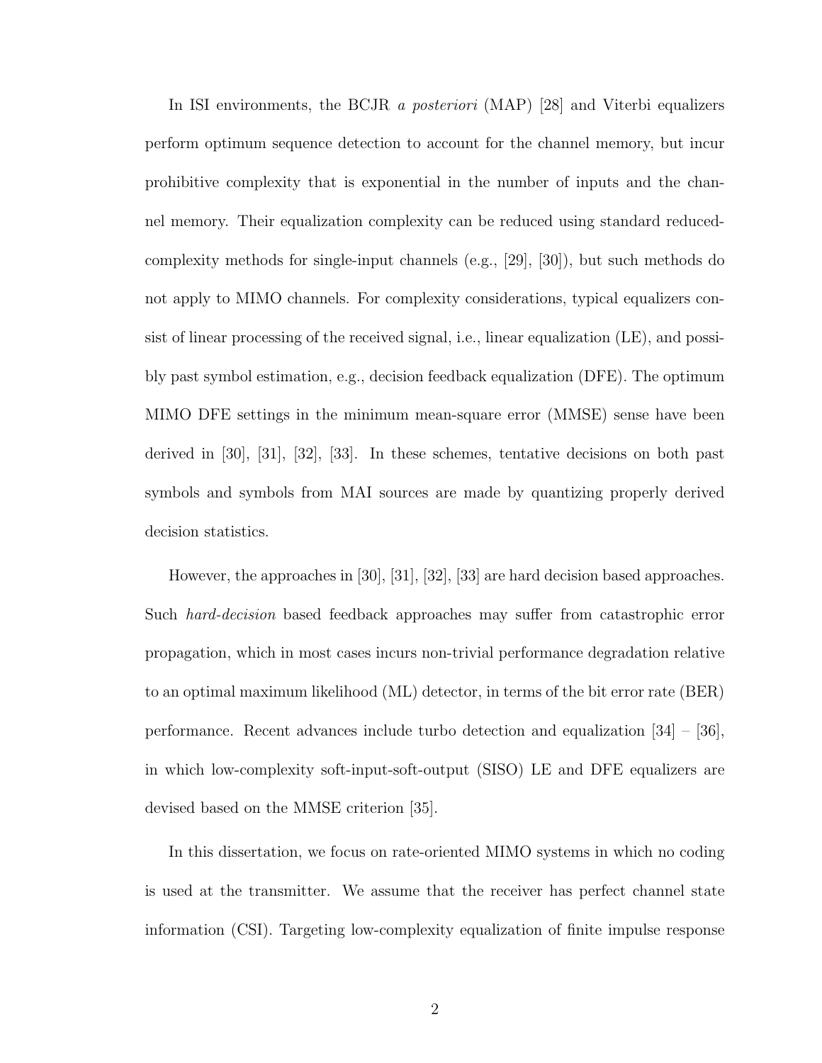In ISI environments, the BCJR *a posteriori* (MAP) [28] and Viterbi equalizers perform optimum sequence detection to account for the channel memory, but incur prohibitive complexity that is exponential in the number of inputs and the channel memory. Their equalization complexity can be reduced using standard reduced-complexity methods for single-input channels (e.g., [29], [30]), but such methods do not apply to MIMO channels. For complexity considerations, typical equalizers consist of linear processing of the received signal, i.e., linear equalization (LE), and possibly past symbol estimation, e.g., decision feedback equalization (DFE). The optimum MIMO DFE settings in the minimum mean-square error (MMSE) sense have been derived in [30], [31], [32], [33]. In these schemes, tentative decisions on both past symbols and symbols from MAI sources are made by quantizing properly derived decision statistics.

However, the approaches in [30], [31], [32], [33] are hard decision based approaches. Such *hard-decision* based feedback approaches may suffer from catastrophic error propagation, which in most cases incurs non-trivial performance degradation relative to an optimal maximum likelihood (ML) detector, in terms of the bit error rate (BER) performance. Recent advances include turbo detection and equalization [34] – [36], in which low-complexity soft-input-soft-output (SISO) LE and DFE equalizers are devised based on the MMSE criterion [35].

In this dissertation, we focus on rate-oriented MIMO systems in which no coding is used at the transmitter. We assume that the receiver has perfect channel state information (CSI). Targeting low-complexity equalization of finite impulse response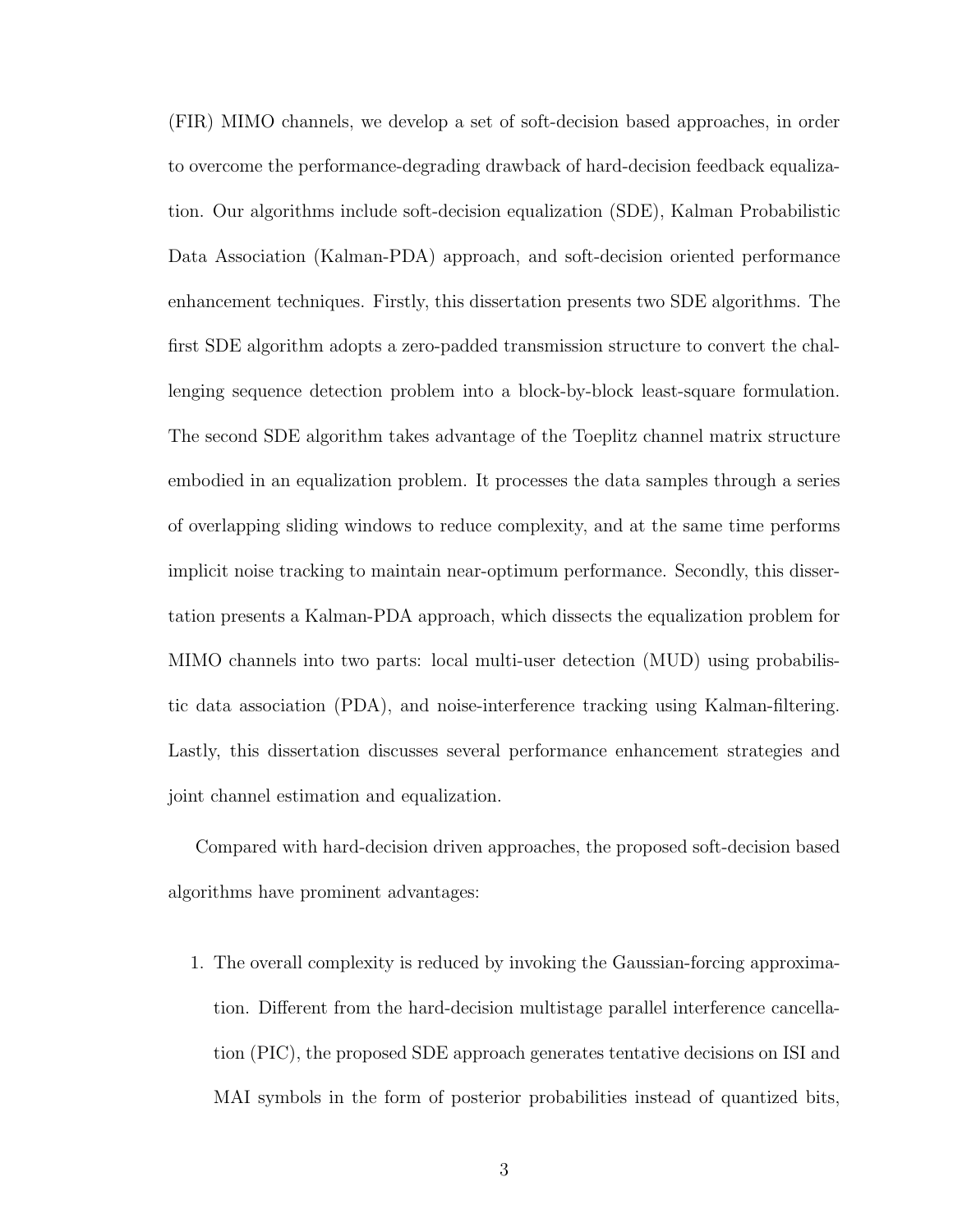(FIR) MIMO channels, we develop a set of soft-decision based approaches, in order to overcome the performance-degrading drawback of hard-decision feedback equalization. Our algorithms include soft-decision equalization (SDE), Kalman Probabilistic Data Association (Kalman-PDA) approach, and soft-decision oriented performance enhancement techniques. Firstly, this dissertation presents two SDE algorithms. The first SDE algorithm adopts a zero-padded transmission structure to convert the challenging sequence detection problem into a block-by-block least-square formulation. The second SDE algorithm takes advantage of the Toeplitz channel matrix structure embodied in an equalization problem. It processes the data samples through a series of overlapping sliding windows to reduce complexity, and at the same time performs implicit noise tracking to maintain near-optimum performance. Secondly, this dissertation presents a Kalman-PDA approach, which dissects the equalization problem for MIMO channels into two parts: local multi-user detection (MUD) using probabilistic data association (PDA), and noise-interference tracking using Kalman-filtering. Lastly, this dissertation discusses several performance enhancement strategies and joint channel estimation and equalization.

Compared with hard-decision driven approaches, the proposed soft-decision based algorithms have prominent advantages:

1. The overall complexity is reduced by invoking the Gaussian-forcing approximation. Different from the hard-decision multistage parallel interference cancellation (PIC), the proposed SDE approach generates tentative decisions on ISI and MAI symbols in the form of posterior probabilities instead of quantized bits,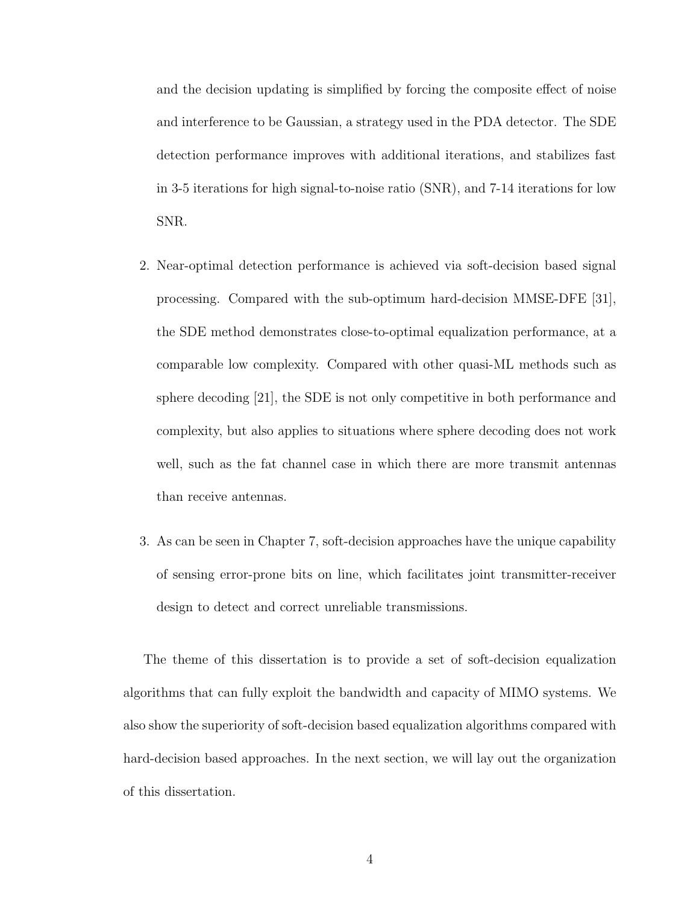and the decision updating is simplified by forcing the composite effect of noise and interference to be Gaussian, a strategy used in the PDA detector. The SDE detection performance improves with additional iterations, and stabilizes fast in 3-5 iterations for high signal-to-noise ratio (SNR), and 7-14 iterations for low SNR.

2. Near-optimal detection performance is achieved via soft-decision based signal processing. Compared with the sub-optimum hard-decision MMSE-DFE [31], the SDE method demonstrates close-to-optimal equalization performance, at a comparable low complexity. Compared with other quasi-ML methods such as sphere decoding [21], the SDE is not only competitive in both performance and complexity, but also applies to situations where sphere decoding does not work well, such as the fat channel case in which there are more transmit antennas than receive antennas.

3. As can be seen in Chapter 7, soft-decision approaches have the unique capability of sensing error-prone bits on line, which facilitates joint transmitter-receiver design to detect and correct unreliable transmissions.

The theme of this dissertation is to provide a set of soft-decision equalization algorithms that can fully exploit the bandwidth and capacity of MIMO systems. We also show the superiority of soft-decision based equalization algorithms compared with hard-decision based approaches. In the next section, we will lay out the organization of this dissertation.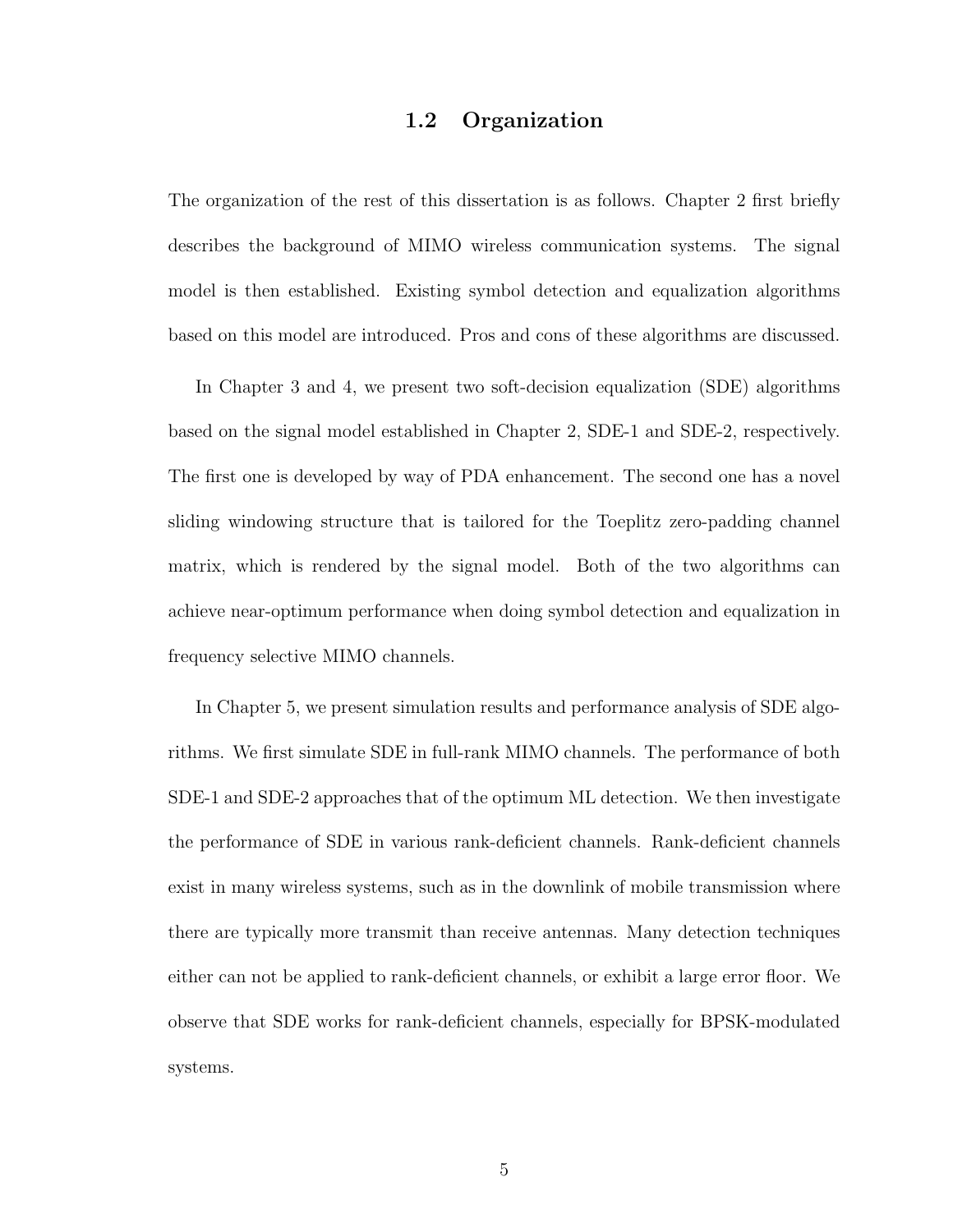## 1.2 Organization

The organization of the rest of this dissertation is as follows. Chapter 2 first briefly describes the background of MIMO wireless communication systems. The signal model is then established. Existing symbol detection and equalization algorithms based on this model are introduced. Pros and cons of these algorithms are discussed.

In Chapter 3 and 4, we present two soft-decision equalization (SDE) algorithms based on the signal model established in Chapter 2, SDE-1 and SDE-2, respectively. The first one is developed by way of PDA enhancement. The second one has a novel sliding windowing structure that is tailored for the Toeplitz zero-padding channel matrix, which is rendered by the signal model. Both of the two algorithms can achieve near-optimum performance when doing symbol detection and equalization in frequency selective MIMO channels.

In Chapter 5, we present simulation results and performance analysis of SDE algorithms. We first simulate SDE in full-rank MIMO channels. The performance of both SDE-1 and SDE-2 approaches that of the optimum ML detection. We then investigate the performance of SDE in various rank-deficient channels. Rank-deficient channels exist in many wireless systems, such as in the downlink of mobile transmission where there are typically more transmit than receive antennas. Many detection techniques either can not be applied to rank-deficient channels, or exhibit a large error floor. We observe that SDE works for rank-deficient channels, especially for BPSK-modulated systems.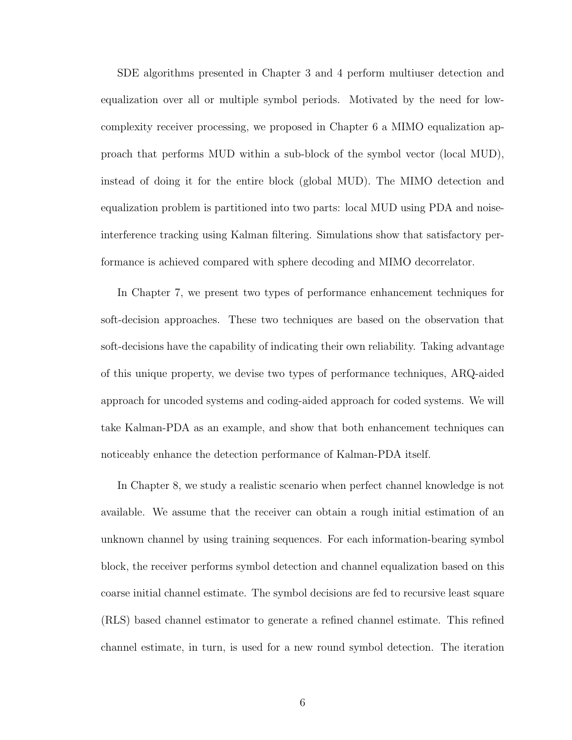SDE algorithms presented in Chapter 3 and 4 perform multiuser detection and equalization over all or multiple symbol periods. Motivated by the need for low-complexity receiver processing, we proposed in Chapter 6 a MIMO equalization approach that performs MUD within a sub-block of the symbol vector (local MUD), instead of doing it for the entire block (global MUD). The MIMO detection and equalization problem is partitioned into two parts: local MUD using PDA and noise-interference tracking using Kalman filtering. Simulations show that satisfactory performance is achieved compared with sphere decoding and MIMO decorrelator.

In Chapter 7, we present two types of performance enhancement techniques for soft-decision approaches. These two techniques are based on the observation that soft-decisions have the capability of indicating their own reliability. Taking advantage of this unique property, we devise two types of performance techniques, ARQ-aided approach for uncoded systems and coding-aided approach for coded systems. We will take Kalman-PDA as an example, and show that both enhancement techniques can noticeably enhance the detection performance of Kalman-PDA itself.

In Chapter 8, we study a realistic scenario when perfect channel knowledge is not available. We assume that the receiver can obtain a rough initial estimation of an unknown channel by using training sequences. For each information-bearing symbol block, the receiver performs symbol detection and channel equalization based on this coarse initial channel estimate. The symbol decisions are fed to recursive least square (RLS) based channel estimator to generate a refined channel estimate. This refined channel estimate, in turn, is used for a new round symbol detection. The iteration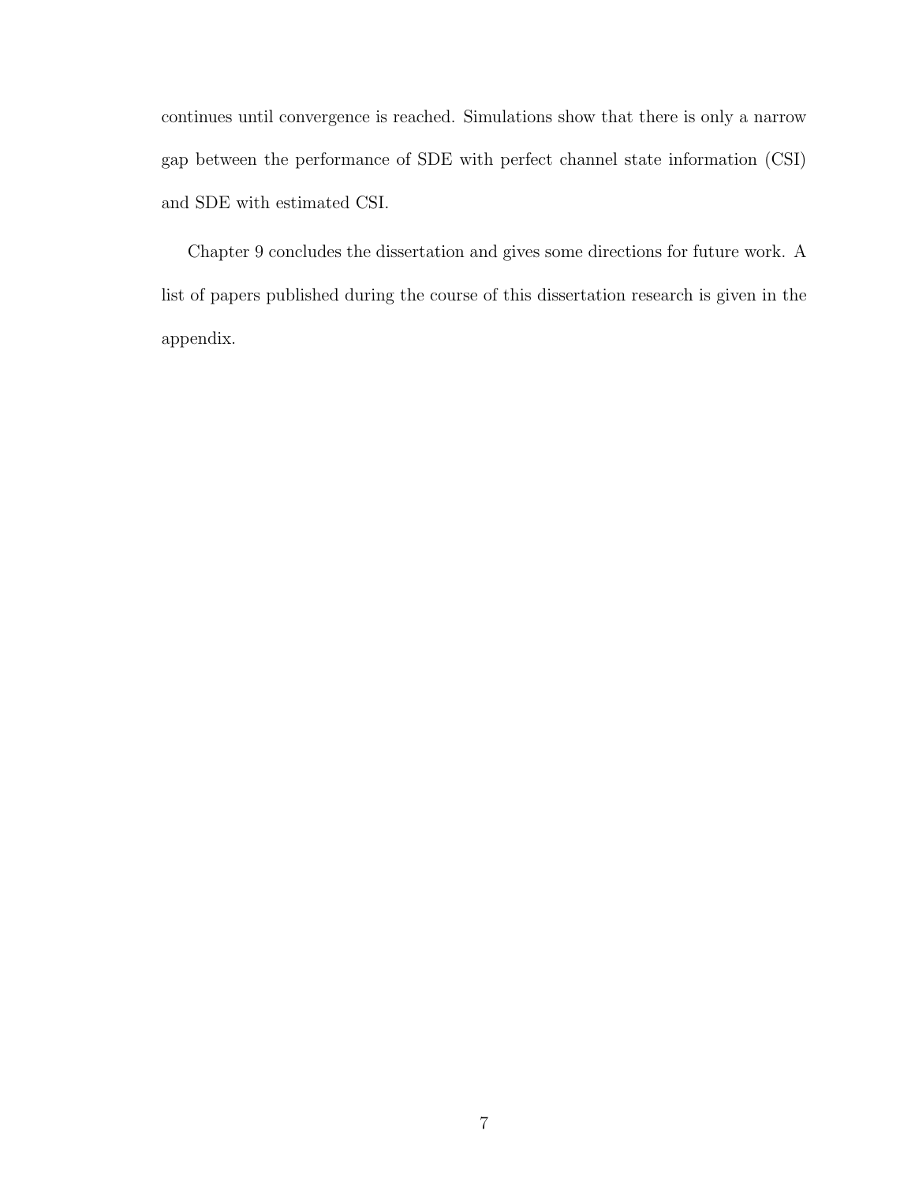continues until convergence is reached. Simulations show that there is only a narrow gap between the performance of SDE with perfect channel state information (CSI) and SDE with estimated CSI.

Chapter 9 concludes the dissertation and gives some directions for future work. A list of papers published during the course of this dissertation research is given in the appendix.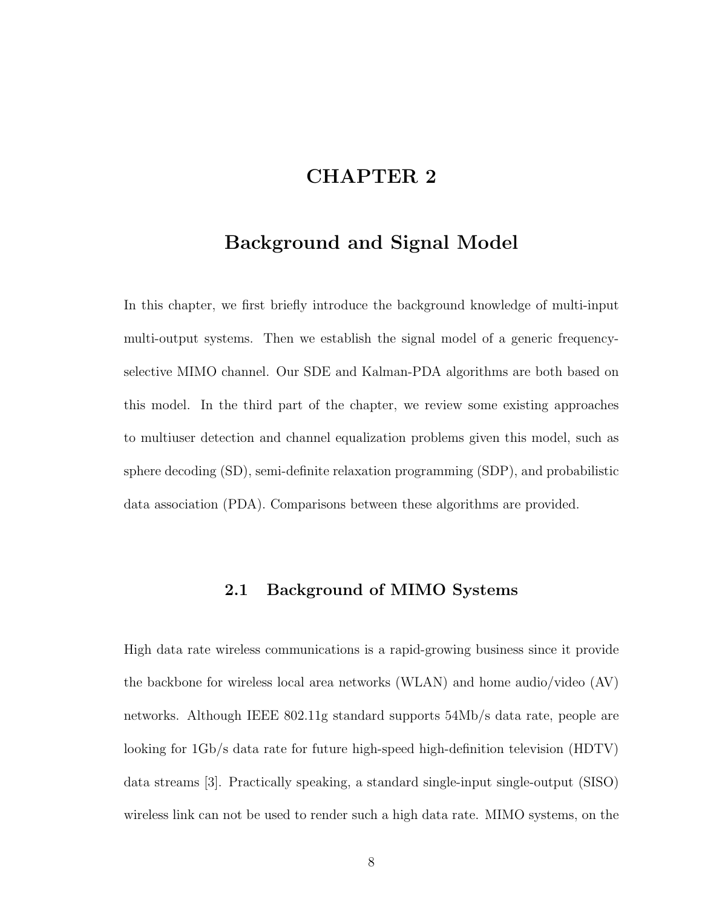# CHAPTER 2

# Background and Signal Model

In this chapter, we first briefly introduce the background knowledge of multi-input multi-output systems. Then we establish the signal model of a generic frequency-selective MIMO channel. Our SDE and Kalman-PDA algorithms are both based on this model. In the third part of the chapter, we review some existing approaches to multiuser detection and channel equalization problems given this model, such as sphere decoding (SD), semi-definite relaxation programming (SDP), and probabilistic data association (PDA). Comparisons between these algorithms are provided.

## 2.1 Background of MIMO Systems

High data rate wireless communications is a rapid-growing business since it provide the backbone for wireless local area networks (WLAN) and home audio/video (AV) networks. Although IEEE 802.11g standard supports 54Mb/s data rate, people are looking for 1Gb/s data rate for future high-speed high-definition television (HDTV) data streams [3]. Practically speaking, a standard single-input single-output (SISO) wireless link can not be used to render such a high data rate. MIMO systems, on the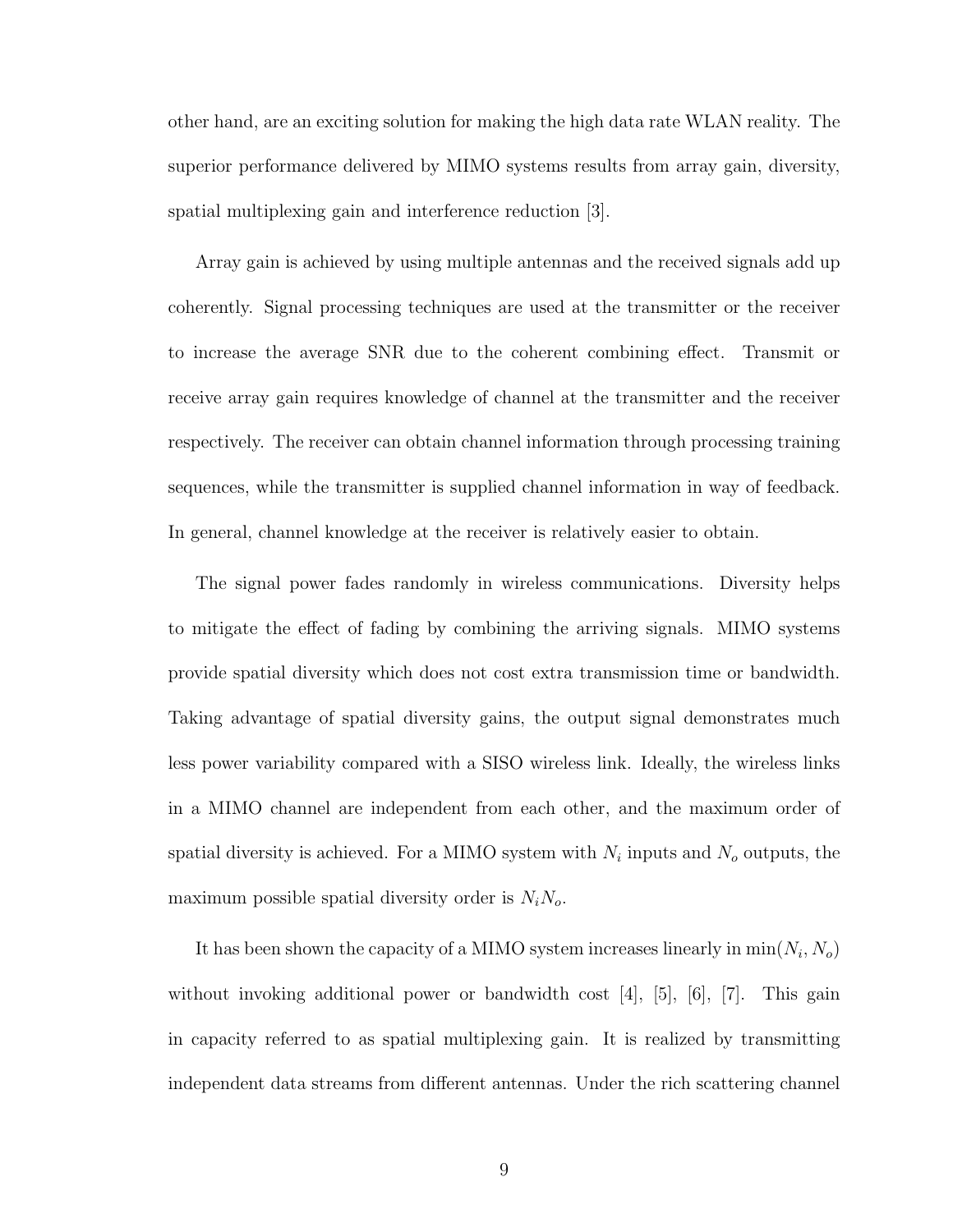other hand, are an exciting solution for making the high data rate WLAN reality. The superior performance delivered by MIMO systems results from array gain, diversity, spatial multiplexing gain and interference reduction [3].

Array gain is achieved by using multiple antennas and the received signals add up coherently. Signal processing techniques are used at the transmitter or the receiver to increase the average SNR due to the coherent combining effect. Transmit or receive array gain requires knowledge of channel at the transmitter and the receiver respectively. The receiver can obtain channel information through processing training sequences, while the transmitter is supplied channel information in way of feedback. In general, channel knowledge at the receiver is relatively easier to obtain.

The signal power fades randomly in wireless communications. Diversity helps to mitigate the effect of fading by combining the arriving signals. MIMO systems provide spatial diversity which does not cost extra transmission time or bandwidth. Taking advantage of spatial diversity gains, the output signal demonstrates much less power variability compared with a SISO wireless link. Ideally, the wireless links in a MIMO channel are independent from each other, and the maximum order of spatial diversity is achieved. For a MIMO system with $N_i$ inputs and $N_o$ outputs, the maximum possible spatial diversity order is $N_i N_o$.

It has been shown the capacity of a MIMO system increases linearly in $\min(N_i, N_o)$ without invoking additional power or bandwidth cost [4], [5], [6], [7]. This gain in capacity referred to as spatial multiplexing gain. It is realized by transmitting independent data streams from different antennas. Under the rich scattering channel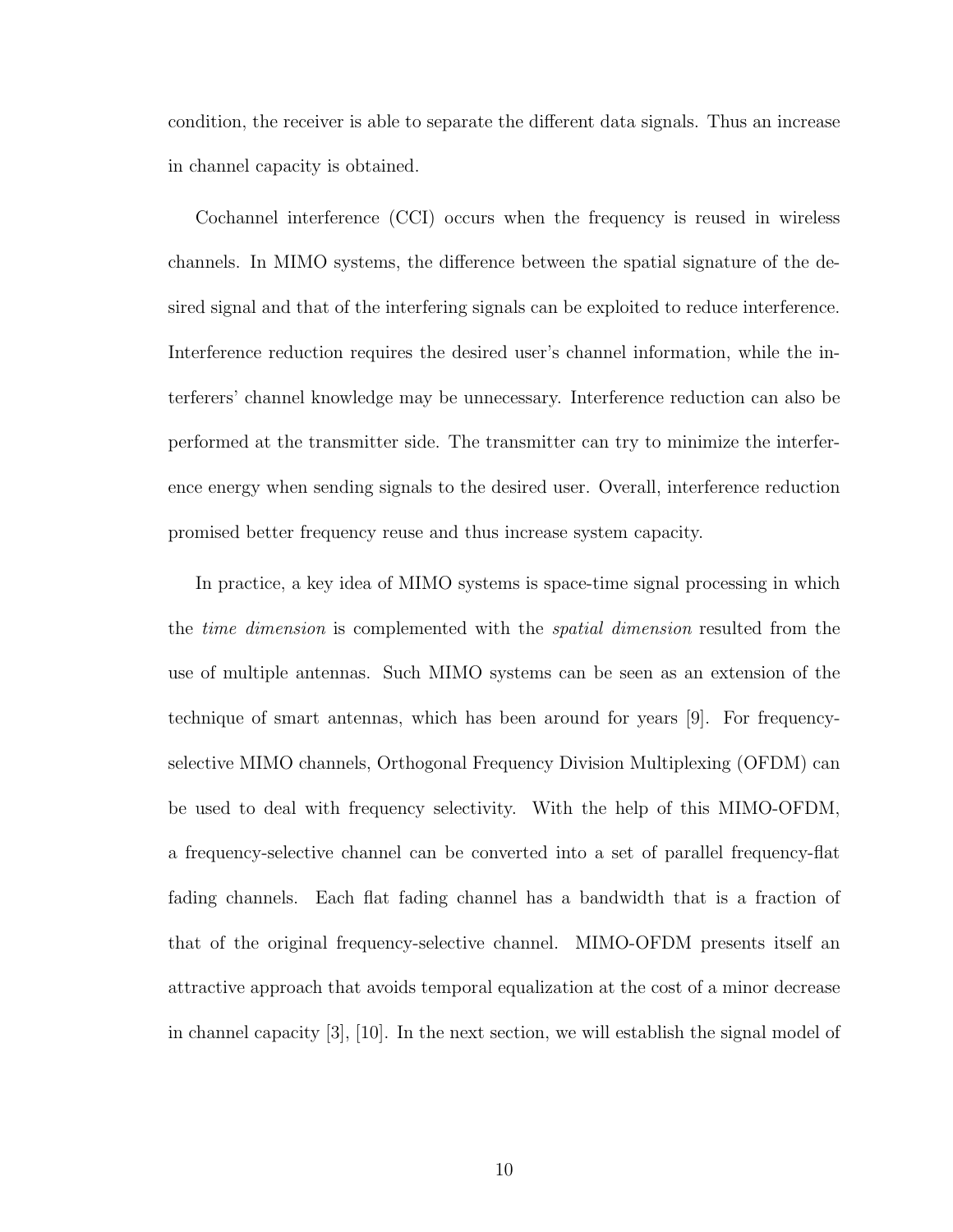condition, the receiver is able to separate the different data signals. Thus an increase in channel capacity is obtained.

Cochannel interference (CCI) occurs when the frequency is reused in wireless channels. In MIMO systems, the difference between the spatial signature of the desired signal and that of the interfering signals can be exploited to reduce interference. Interference reduction requires the desired user's channel information, while the interferers' channel knowledge may be unnecessary. Interference reduction can also be performed at the transmitter side. The transmitter can try to minimize the interference energy when sending signals to the desired user. Overall, interference reduction promised better frequency reuse and thus increase system capacity.

In practice, a key idea of MIMO systems is space-time signal processing in which the *time dimension* is complemented with the *spatial dimension* resulted from the use of multiple antennas. Such MIMO systems can be seen as an extension of the technique of smart antennas, which has been around for years [9]. For frequency-selective MIMO channels, Orthogonal Frequency Division Multiplexing (OFDM) can be used to deal with frequency selectivity. With the help of this MIMO-OFDM, a frequency-selective channel can be converted into a set of parallel frequency-flat fading channels. Each flat fading channel has a bandwidth that is a fraction of that of the original frequency-selective channel. MIMO-OFDM presents itself an attractive approach that avoids temporal equalization at the cost of a minor decrease in channel capacity [3], [10]. In the next section, we will establish the signal model of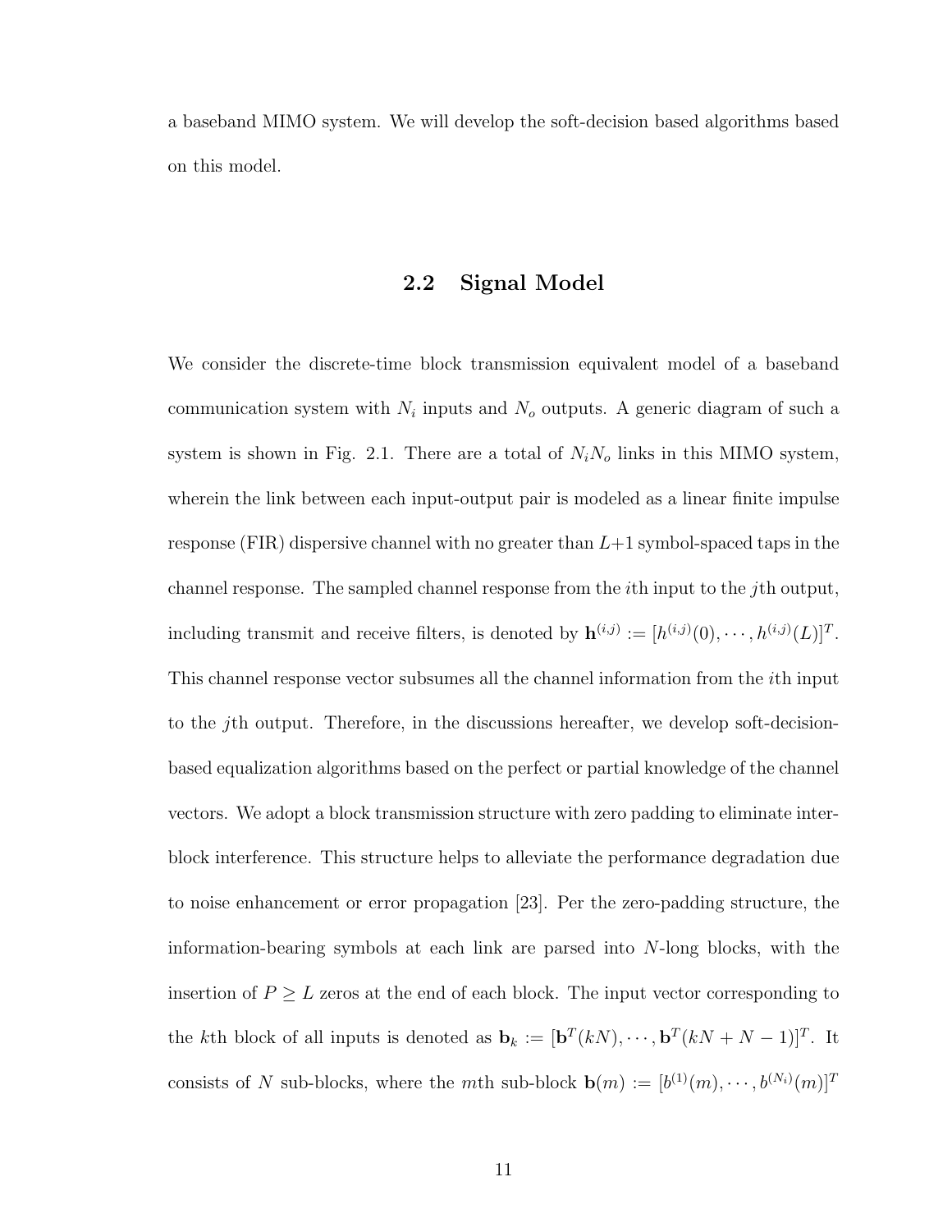a baseband MIMO system. We will develop the soft-decision based algorithms based on this model.

## 2.2 Signal Model

We consider the discrete-time block transmission equivalent model of a baseband communication system with $N_i$ inputs and $N_o$ outputs. A generic diagram of such a system is shown in Fig. 2.1. There are a total of $N_i N_o$ links in this MIMO system, wherein the link between each input-output pair is modeled as a linear finite impulse response (FIR) dispersive channel with no greater than $L+1$ symbol-spaced taps in the channel response. The sampled channel response from the $i$th input to the $j$th output, including transmit and receive filters, is denoted by $\mathbf{h}^{(i,j)} := [h^{(i,j)}(0), \cdots, h^{(i,j)}(L)]^T$. This channel response vector subsumes all the channel information from the $i$th input to the $j$th output. Therefore, in the discussions hereafter, we develop soft-decision-based equalization algorithms based on the perfect or partial knowledge of the channel vectors. We adopt a block transmission structure with zero padding to eliminate inter-block interference. This structure helps to alleviate the performance degradation due to noise enhancement or error propagation [23]. Per the zero-padding structure, the information-bearing symbols at each link are parsed into $N$-long blocks, with the insertion of $P \geq L$ zeros at the end of each block. The input vector corresponding to the $k$th block of all inputs is denoted as $\mathbf{b}_k := [\mathbf{b}^T(kN), \cdots, \mathbf{b}^T(kN + N - 1)]^T$. It consists of $N$ sub-blocks, where the $m$th sub-block $\mathbf{b}(m) := [b^{(1)}(m), \cdots, b^{(N_i)}(m)]^T$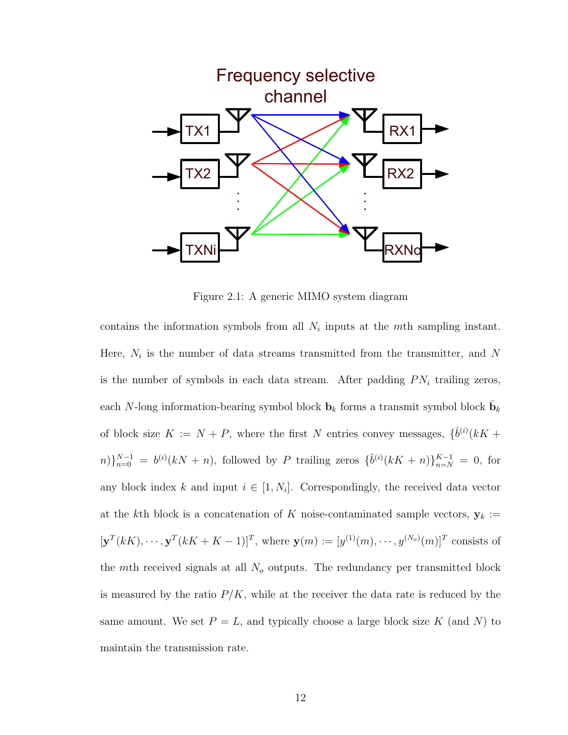Figure 2.1: A generic MIMO system diagram

contains the information symbols from all $N_i$ inputs at the $m$th sampling instant. Here, $N_i$ is the number of data streams transmitted from the transmitter, and $N$ is the number of symbols in each data stream. After padding $PN_i$ trailing zeros, each $N$-long information-bearing symbol block $\mathbf{b}_k$ forms a transmit symbol block $\bar{\mathbf{b}}_k$ of block size $K := N + P$, where the first $N$ entries convey messages, $\{\bar{b}^{(i)}(kK + n)\}_{n=0}^{N-1} = b^{(i)}(kN + n)$, followed by $P$ trailing zeros $\{\bar{b}^{(i)}(kK + n)\}_{n=N}^{K-1} = 0$, for any block index $k$ and input $i \in [1, N_i]$. Correspondingly, the received data vector at the $k$th block is a concatenation of $K$ noise-contaminated sample vectors, $\mathbf{y}_k := [\mathbf{y}^T(kK), \cdots, \mathbf{y}^T(kK + K - 1)]^T$, where $\mathbf{y}(m) := [y^{(1)}(m), \cdots, y^{(N_o)}(m)]^T$ consists of the $m$th received signals at all $N_o$ outputs. The redundancy per transmitted block is measured by the ratio $P/K$, while at the receiver the data rate is reduced by the same amount. We set $P = L$, and typically choose a large block size $K$ (and $N$) to maintain the transmission rate.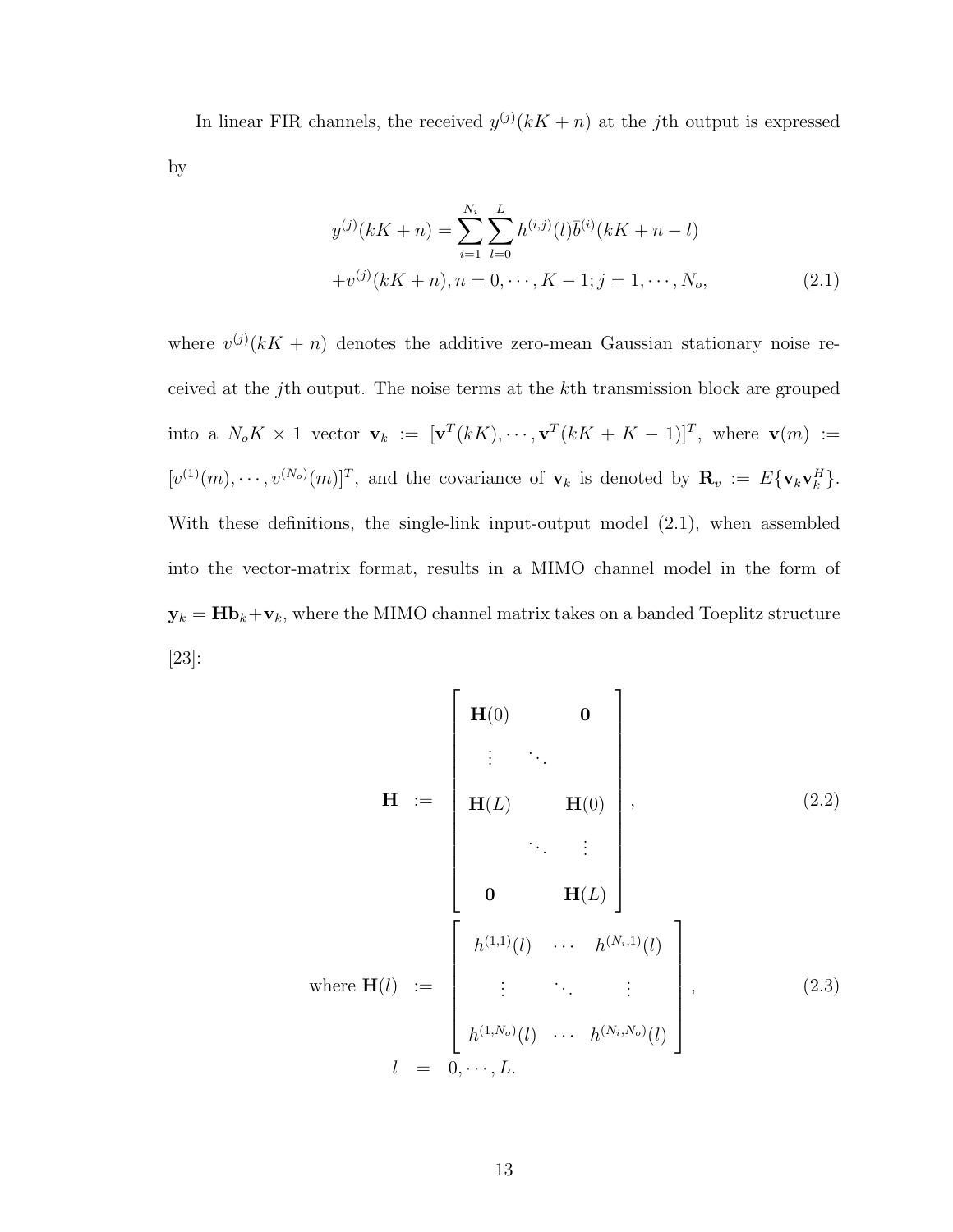In linear FIR channels, the received $y^{(j)}(kK+n)$ at the $j$th output is expressed by

$$
\begin{aligned}
y^{(j)}(kK+n) &= \sum_{i=1}^{N_i}\sum_{l=0}^{L} h^{(i,j)}(l)\bar{b}^{(i)}(kK+n-l) \\
&+ v^{(j)}(kK+n), n = 0, \cdots, K-1; j = 1, \cdots, N_o,
\end{aligned}
\tag{2.1}
$$

where $v^{(j)}(kK+n)$ denotes the additive zero-mean Gaussian stationary noise received at the $j$th output. The noise terms at the $k$th transmission block are grouped into a $N_oK \times 1$ vector $\mathbf{v}_k := [\mathbf{v}^T(kK), \cdots, \mathbf{v}^T(kK+K-1)]^T$, where $\mathbf{v}(m) := [v^{(1)}(m), \cdots, v^{(N_o)}(m)]^T$, and the covariance of $\mathbf{v}_k$ is denoted by $\mathbf{R}_v := E\{\mathbf{v}_k\mathbf{v}_k^H\}$. With these definitions, the single-link input-output model (2.1), when assembled into the vector-matrix format, results in a MIMO channel model in the form of $\mathbf{y}_k = \mathbf{H}\mathbf{b}_k + \mathbf{v}_k$, where the MIMO channel matrix takes on a banded Toeplitz structure [23]:

$$
\mathbf{H} := \begin{bmatrix}
\mathbf{H}(0) & & \mathbf{0} \\
\vdots & \ddots & \\
\mathbf{H}(L) & & \mathbf{H}(0) \\
& \ddots & \vdots \\
\mathbf{0} & & \mathbf{H}(L)
\end{bmatrix},
\tag{2.2}
$$

$$
\begin{aligned}
\text{where } \mathbf{H}(l) &:= \begin{bmatrix}
h^{(1,1)}(l) & \cdots & h^{(N_i,1)}(l) \\
\vdots & \ddots & \vdots \\
h^{(1,N_o)}(l) & \cdots & h^{(N_i,N_o)}(l)
\end{bmatrix},
\end{aligned}
\tag{2.3}
$$

$$
l = 0, \cdots, L.
$$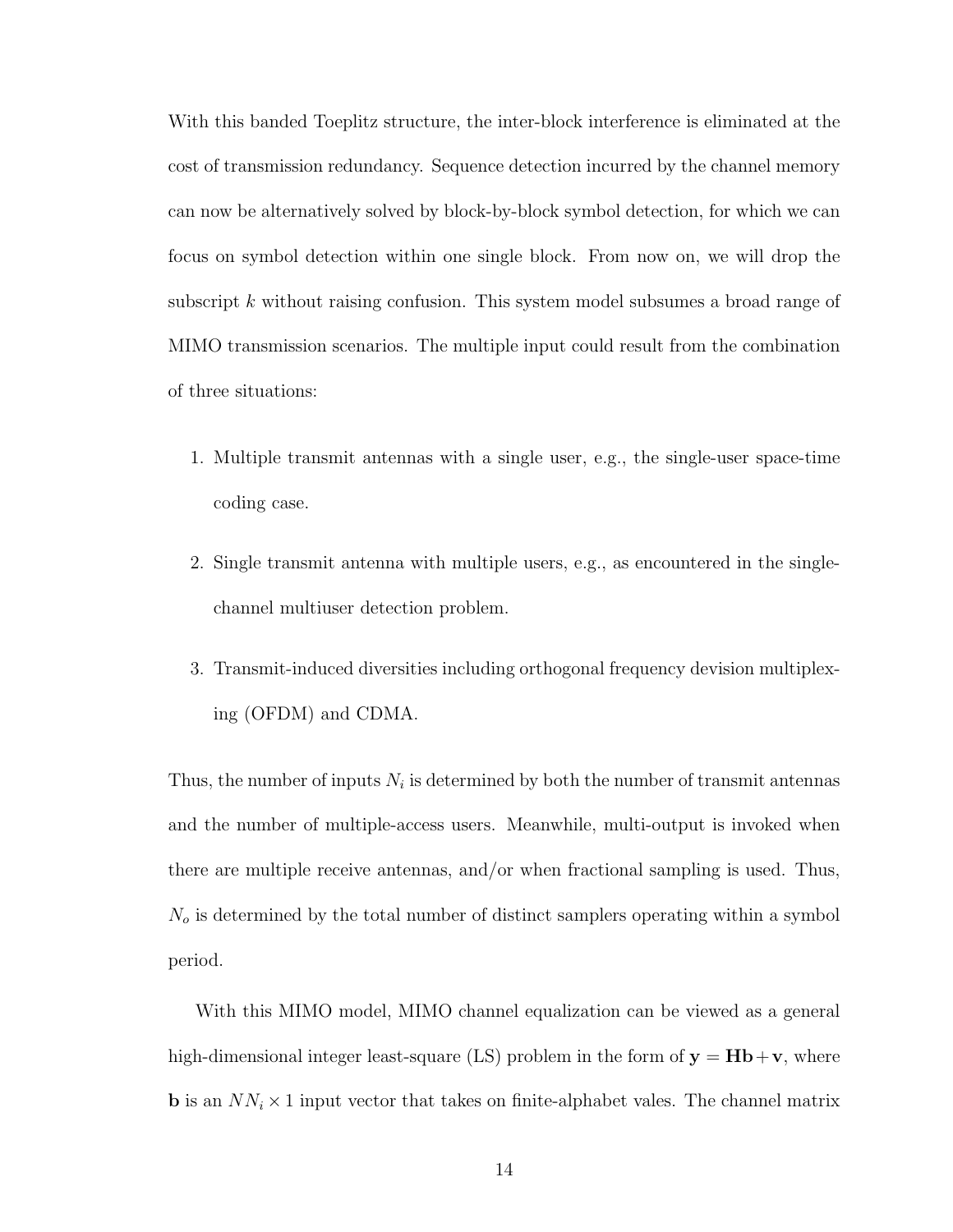With this banded Toeplitz structure, the inter-block interference is eliminated at the cost of transmission redundancy. Sequence detection incurred by the channel memory can now be alternatively solved by block-by-block symbol detection, for which we can focus on symbol detection within one single block. From now on, we will drop the subscript $k$ without raising confusion. This system model subsumes a broad range of MIMO transmission scenarios. The multiple input could result from the combination of three situations:

1. Multiple transmit antennas with a single user, e.g., the single-user space-time coding case.

2. Single transmit antenna with multiple users, e.g., as encountered in the single-channel multiuser detection problem.

3. Transmit-induced diversities including orthogonal frequency devision multiplexing (OFDM) and CDMA.

Thus, the number of inputs $N_i$ is determined by both the number of transmit antennas and the number of multiple-access users. Meanwhile, multi-output is invoked when there are multiple receive antennas, and/or when fractional sampling is used. Thus, $N_o$ is determined by the total number of distinct samplers operating within a symbol period.

With this MIMO model, MIMO channel equalization can be viewed as a general high-dimensional integer least-square (LS) problem in the form of $\mathbf{y} = \mathbf{H}\mathbf{b} + \mathbf{v}$, where $\mathbf{b}$ is an $NN_i \times 1$ input vector that takes on finite-alphabet vales. The channel matrix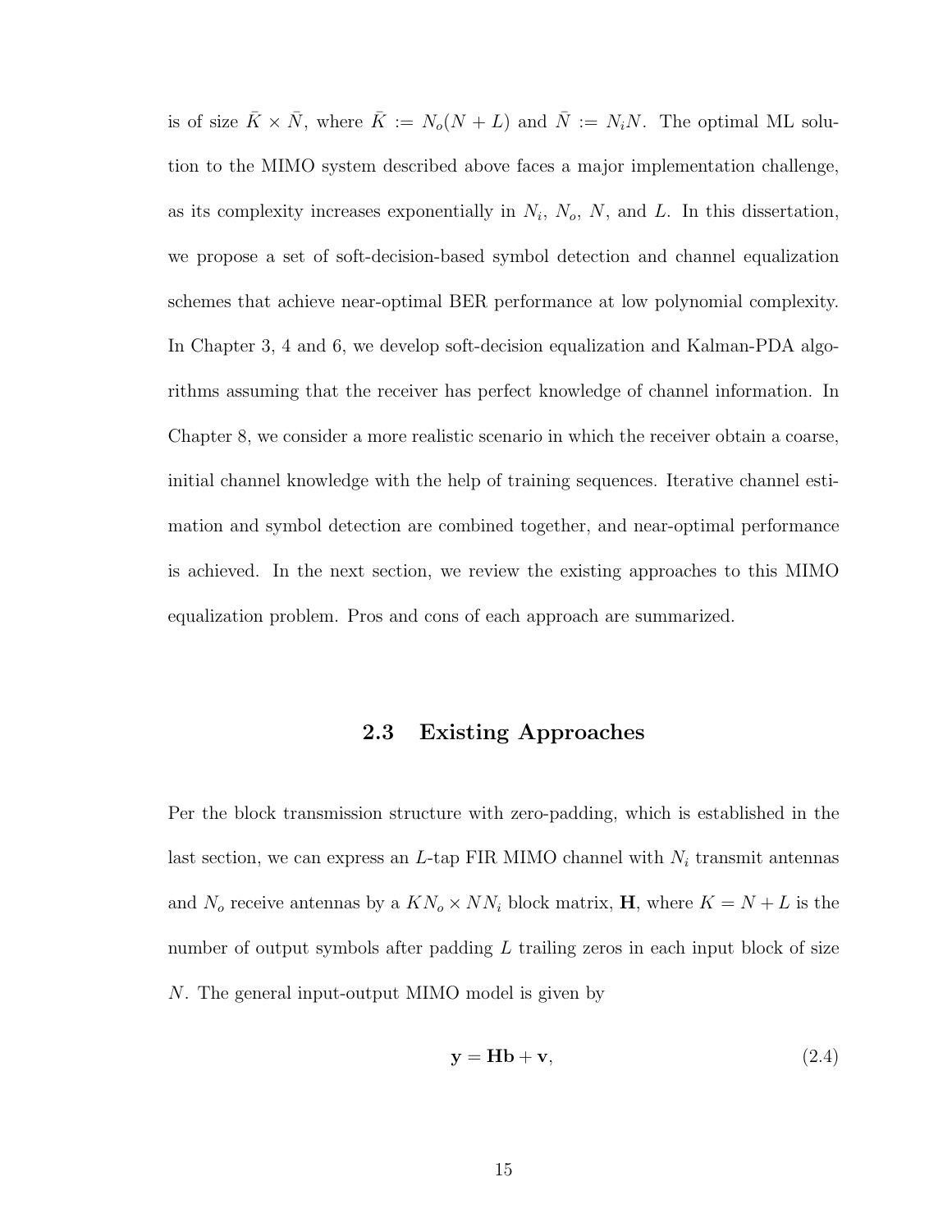is of size $\bar{K} \times \bar{N}$, where $\bar{K} := N_o(N+L)$ and $\bar{N} := N_i N$. The optimal ML solution to the MIMO system described above faces a major implementation challenge, as its complexity increases exponentially in $N_i$, $N_o$, $N$, and $L$. In this dissertation, we propose a set of soft-decision-based symbol detection and channel equalization schemes that achieve near-optimal BER performance at low polynomial complexity. In Chapter 3, 4 and 6, we develop soft-decision equalization and Kalman-PDA algorithms assuming that the receiver has perfect knowledge of channel information. In Chapter 8, we consider a more realistic scenario in which the receiver obtain a coarse, initial channel knowledge with the help of training sequences. Iterative channel estimation and symbol detection are combined together, and near-optimal performance is achieved. In the next section, we review the existing approaches to this MIMO equalization problem. Pros and cons of each approach are summarized.

## 2.3 Existing Approaches

Per the block transmission structure with zero-padding, which is established in the last section, we can express an $L$-tap FIR MIMO channel with $N_i$ transmit antennas and $N_o$ receive antennas by a $KN_o \times NN_i$ block matrix, $\mathbf{H}$, where $K = N + L$ is the number of output symbols after padding $L$ trailing zeros in each input block of size $N$. The general input-output MIMO model is given by

$$\mathbf{y} = \mathbf{H}\mathbf{b} + \mathbf{v}, \tag{2.4}$$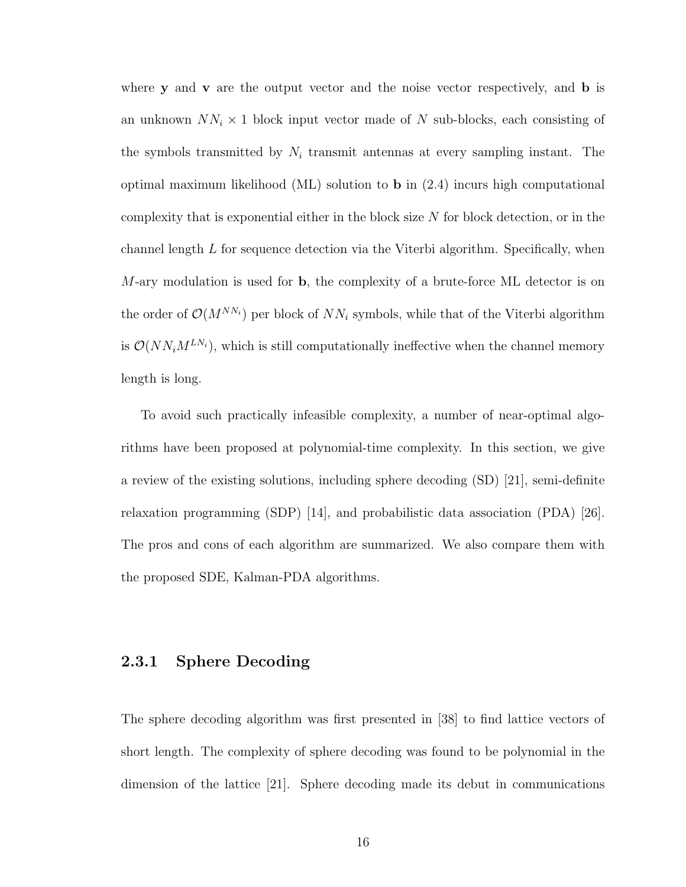where $\mathbf{y}$ and $\mathbf{v}$ are the output vector and the noise vector respectively, and $\mathbf{b}$ is an unknown $NN_i \times 1$ block input vector made of $N$ sub-blocks, each consisting of the symbols transmitted by $N_i$ transmit antennas at every sampling instant. The optimal maximum likelihood (ML) solution to $\mathbf{b}$ in (2.4) incurs high computational complexity that is exponential either in the block size $N$ for block detection, or in the channel length $L$ for sequence detection via the Viterbi algorithm. Specifically, when $M$-ary modulation is used for $\mathbf{b}$, the complexity of a brute-force ML detector is on the order of $\mathcal{O}(M^{NN_i})$ per block of $NN_i$ symbols, while that of the Viterbi algorithm is $\mathcal{O}(NN_i M^{LN_i})$, which is still computationally ineffective when the channel memory length is long.

To avoid such practically infeasible complexity, a number of near-optimal algorithms have been proposed at polynomial-time complexity. In this section, we give a review of the existing solutions, including sphere decoding (SD) [21], semi-definite relaxation programming (SDP) [14], and probabilistic data association (PDA) [26]. The pros and cons of each algorithm are summarized. We also compare them with the proposed SDE, Kalman-PDA algorithms.

### 2.3.1 Sphere Decoding

The sphere decoding algorithm was first presented in [38] to find lattice vectors of short length. The complexity of sphere decoding was found to be polynomial in the dimension of the lattice [21]. Sphere decoding made its debut in communications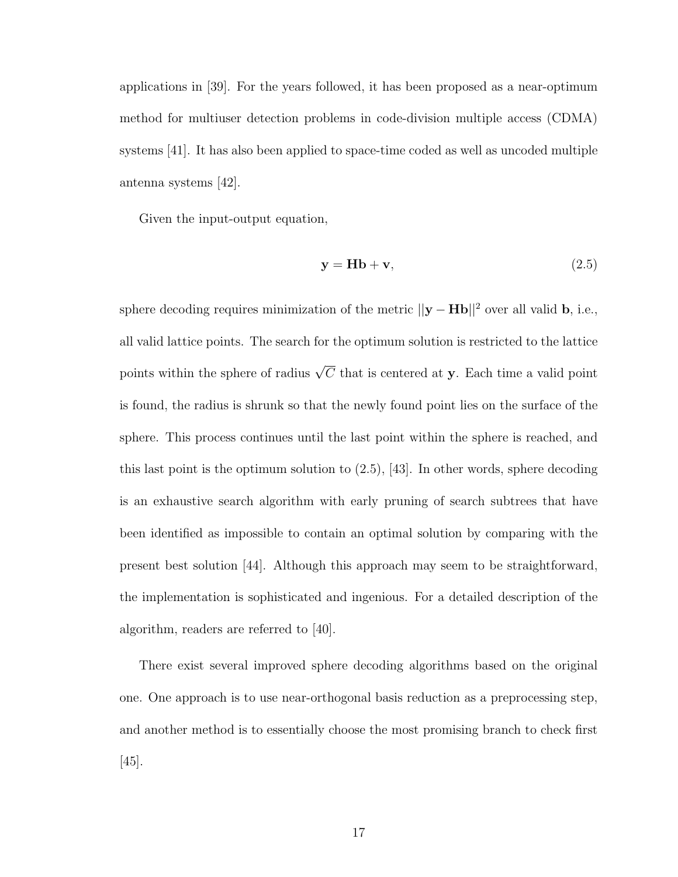applications in [39]. For the years followed, it has been proposed as a near-optimum method for multiuser detection problems in code-division multiple access (CDMA) systems [41]. It has also been applied to space-time coded as well as uncoded multiple antenna systems [42].

Given the input-output equation,

$$\mathbf{y} = \mathbf{H}\mathbf{b} + \mathbf{v}, \tag{2.5}$$

sphere decoding requires minimization of the metric $||\mathbf{y} - \mathbf{H}\mathbf{b}||^2$ over all valid $\mathbf{b}$, i.e., all valid lattice points. The search for the optimum solution is restricted to the lattice points within the sphere of radius $\sqrt{C}$ that is centered at $\mathbf{y}$. Each time a valid point is found, the radius is shrunk so that the newly found point lies on the surface of the sphere. This process continues until the last point within the sphere is reached, and this last point is the optimum solution to (2.5), [43]. In other words, sphere decoding is an exhaustive search algorithm with early pruning of search subtrees that have been identified as impossible to contain an optimal solution by comparing with the present best solution [44]. Although this approach may seem to be straightforward, the implementation is sophisticated and ingenious. For a detailed description of the algorithm, readers are referred to [40].

There exist several improved sphere decoding algorithms based on the original one. One approach is to use near-orthogonal basis reduction as a preprocessing step, and another method is to essentially choose the most promising branch to check first [45].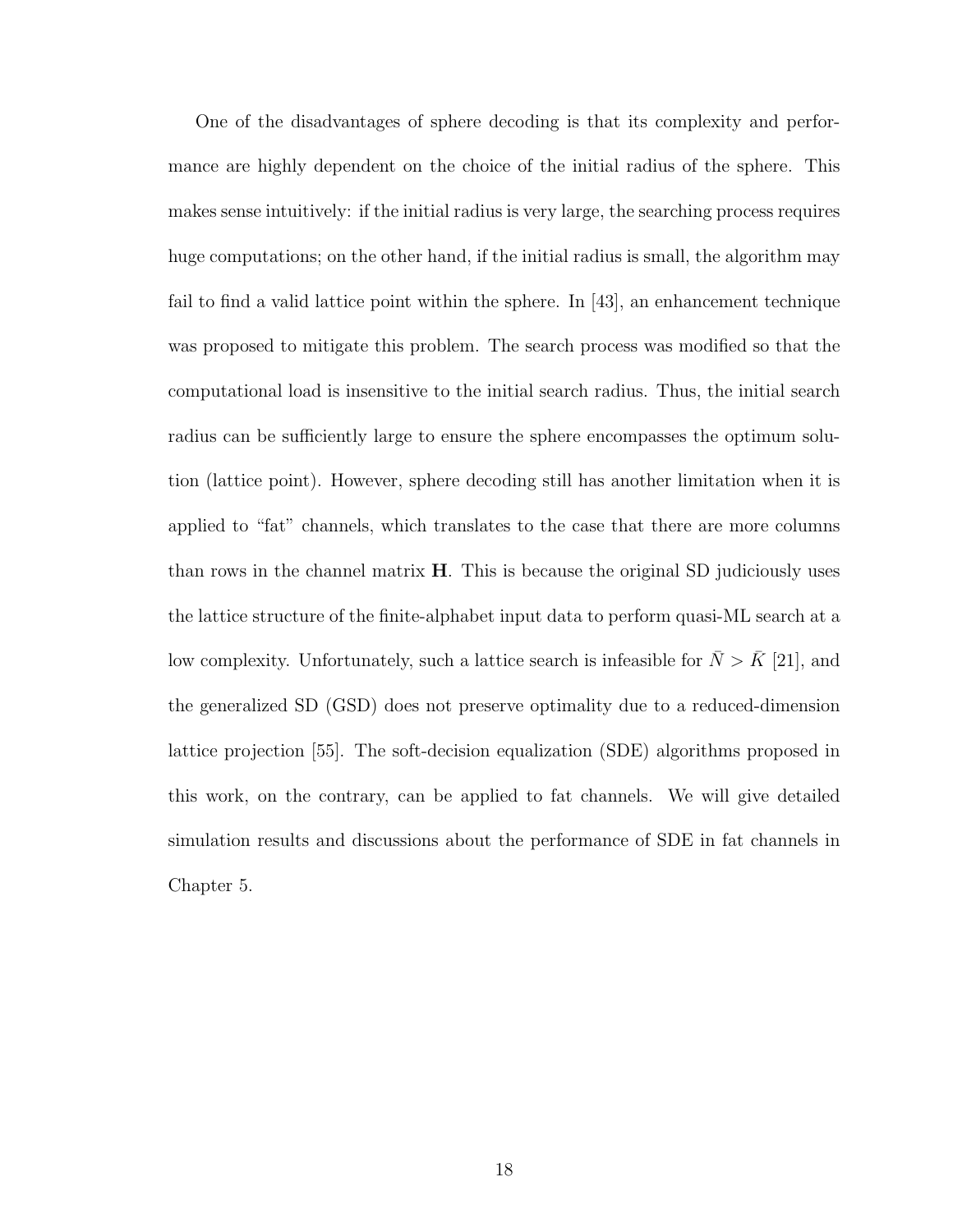One of the disadvantages of sphere decoding is that its complexity and performance are highly dependent on the choice of the initial radius of the sphere. This makes sense intuitively: if the initial radius is very large, the searching process requires huge computations; on the other hand, if the initial radius is small, the algorithm may fail to find a valid lattice point within the sphere. In [43], an enhancement technique was proposed to mitigate this problem. The search process was modified so that the computational load is insensitive to the initial search radius. Thus, the initial search radius can be sufficiently large to ensure the sphere encompasses the optimum solution (lattice point). However, sphere decoding still has another limitation when it is applied to "fat" channels, which translates to the case that there are more columns than rows in the channel matrix $\mathbf{H}$. This is because the original SD judiciously uses the lattice structure of the finite-alphabet input data to perform quasi-ML search at a low complexity. Unfortunately, such a lattice search is infeasible for $\bar{N} > \bar{K}$ [21], and the generalized SD (GSD) does not preserve optimality due to a reduced-dimension lattice projection [55]. The soft-decision equalization (SDE) algorithms proposed in this work, on the contrary, can be applied to fat channels. We will give detailed simulation results and discussions about the performance of SDE in fat channels in Chapter 5.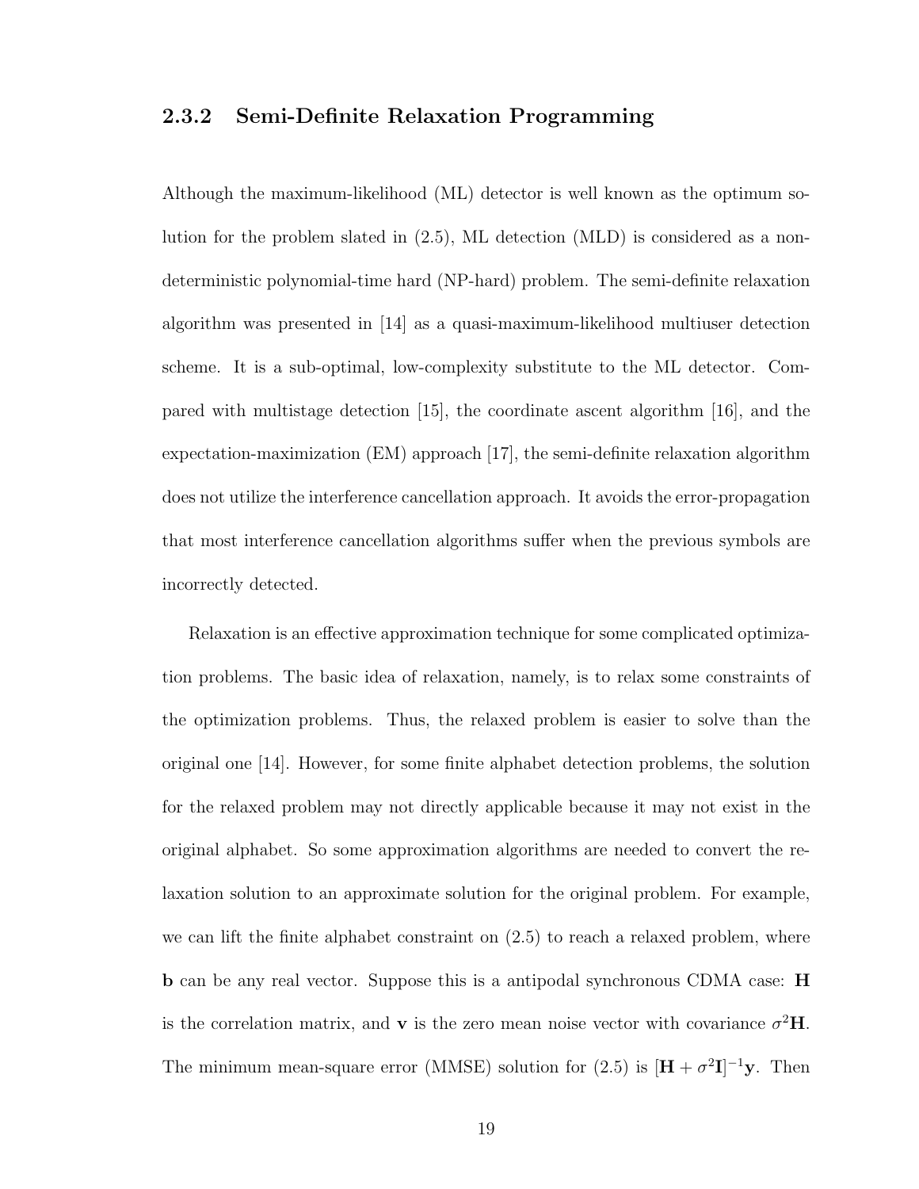### 2.3.2 Semi-Definite Relaxation Programming

Although the maximum-likelihood (ML) detector is well known as the optimum solution for the problem slated in (2.5), ML detection (MLD) is considered as a non-deterministic polynomial-time hard (NP-hard) problem. The semi-definite relaxation algorithm was presented in [14] as a quasi-maximum-likelihood multiuser detection scheme. It is a sub-optimal, low-complexity substitute to the ML detector. Compared with multistage detection [15], the coordinate ascent algorithm [16], and the expectation-maximization (EM) approach [17], the semi-definite relaxation algorithm does not utilize the interference cancellation approach. It avoids the error-propagation that most interference cancellation algorithms suffer when the previous symbols are incorrectly detected.

Relaxation is an effective approximation technique for some complicated optimization problems. The basic idea of relaxation, namely, is to relax some constraints of the optimization problems. Thus, the relaxed problem is easier to solve than the original one [14]. However, for some finite alphabet detection problems, the solution for the relaxed problem may not directly applicable because it may not exist in the original alphabet. So some approximation algorithms are needed to convert the relaxation solution to an approximate solution for the original problem. For example, we can lift the finite alphabet constraint on (2.5) to reach a relaxed problem, where $\mathbf{b}$ can be any real vector. Suppose this is a antipodal synchronous CDMA case: $\mathbf{H}$ is the correlation matrix, and $\mathbf{v}$ is the zero mean noise vector with covariance $\sigma^2\mathbf{H}$. The minimum mean-square error (MMSE) solution for (2.5) is $[\mathbf{H} + \sigma^2\mathbf{I}]^{-1}\mathbf{y}$. Then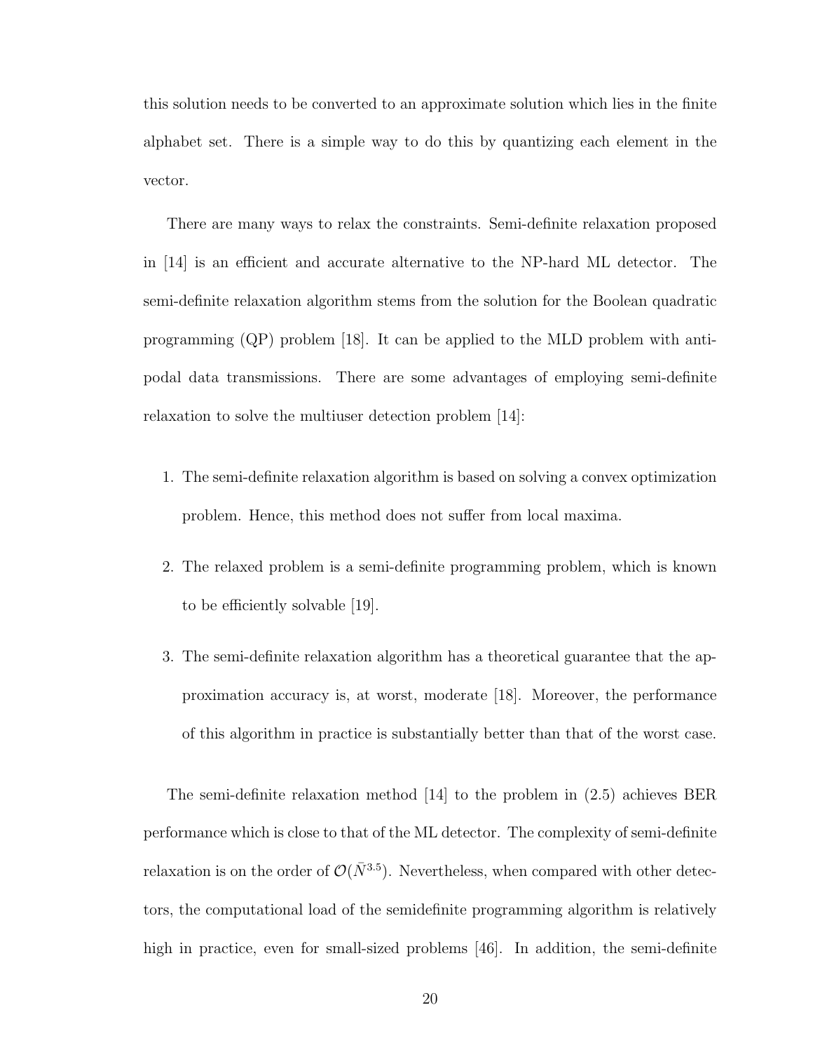this solution needs to be converted to an approximate solution which lies in the finite alphabet set. There is a simple way to do this by quantizing each element in the vector.

There are many ways to relax the constraints. Semi-definite relaxation proposed in [14] is an efficient and accurate alternative to the NP-hard ML detector. The semi-definite relaxation algorithm stems from the solution for the Boolean quadratic programming (QP) problem [18]. It can be applied to the MLD problem with antipodal data transmissions. There are some advantages of employing semi-definite relaxation to solve the multiuser detection problem [14]:

1. The semi-definite relaxation algorithm is based on solving a convex optimization problem. Hence, this method does not suffer from local maxima.
2. The relaxed problem is a semi-definite programming problem, which is known to be efficiently solvable [19].
3. The semi-definite relaxation algorithm has a theoretical guarantee that the approximation accuracy is, at worst, moderate [18]. Moreover, the performance of this algorithm in practice is substantially better than that of the worst case.

The semi-definite relaxation method [14] to the problem in (2.5) achieves BER performance which is close to that of the ML detector. The complexity of semi-definite relaxation is on the order of $\mathcal{O}(\bar{N}^{3.5})$. Nevertheless, when compared with other detectors, the computational load of the semidefinite programming algorithm is relatively high in practice, even for small-sized problems [46]. In addition, the semi-definite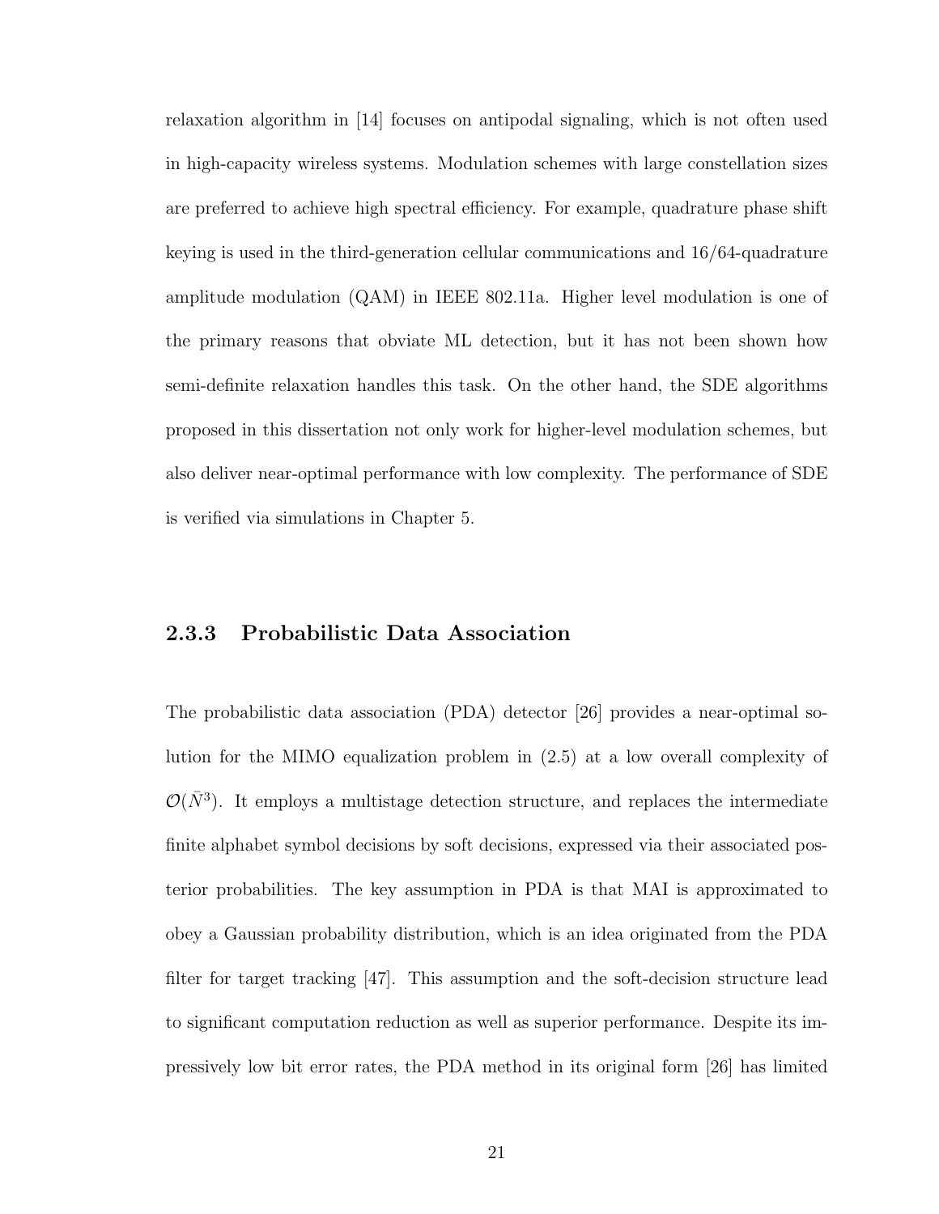relaxation algorithm in [14] focuses on antipodal signaling, which is not often used in high-capacity wireless systems. Modulation schemes with large constellation sizes are preferred to achieve high spectral efficiency. For example, quadrature phase shift keying is used in the third-generation cellular communications and 16/64-quadrature amplitude modulation (QAM) in IEEE 802.11a. Higher level modulation is one of the primary reasons that obviate ML detection, but it has not been shown how semi-definite relaxation handles this task. On the other hand, the SDE algorithms proposed in this dissertation not only work for higher-level modulation schemes, but also deliver near-optimal performance with low complexity. The performance of SDE is verified via simulations in Chapter 5.

### 2.3.3 Probabilistic Data Association

The probabilistic data association (PDA) detector [26] provides a near-optimal solution for the MIMO equalization problem in (2.5) at a low overall complexity of $\mathcal{O}(\bar{N}^3)$. It employs a multistage detection structure, and replaces the intermediate finite alphabet symbol decisions by soft decisions, expressed via their associated posterior probabilities. The key assumption in PDA is that MAI is approximated to obey a Gaussian probability distribution, which is an idea originated from the PDA filter for target tracking [47]. This assumption and the soft-decision structure lead to significant computation reduction as well as superior performance. Despite its impressively low bit error rates, the PDA method in its original form [26] has limited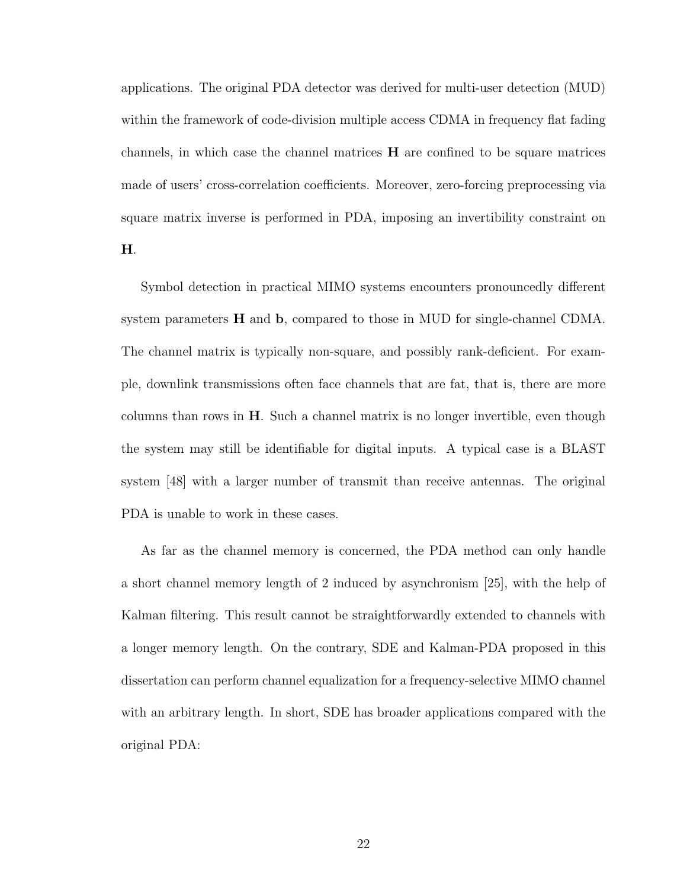applications. The original PDA detector was derived for multi-user detection (MUD) within the framework of code-division multiple access CDMA in frequency flat fading channels, in which case the channel matrices $\mathbf{H}$ are confined to be square matrices made of users' cross-correlation coefficients. Moreover, zero-forcing preprocessing via square matrix inverse is performed in PDA, imposing an invertibility constraint on $\mathbf{H}$.

Symbol detection in practical MIMO systems encounters pronouncedly different system parameters $\mathbf{H}$ and $\mathbf{b}$, compared to those in MUD for single-channel CDMA. The channel matrix is typically non-square, and possibly rank-deficient. For example, downlink transmissions often face channels that are fat, that is, there are more columns than rows in $\mathbf{H}$. Such a channel matrix is no longer invertible, even though the system may still be identifiable for digital inputs. A typical case is a BLAST system [48] with a larger number of transmit than receive antennas. The original PDA is unable to work in these cases.

As far as the channel memory is concerned, the PDA method can only handle a short channel memory length of 2 induced by asynchronism [25], with the help of Kalman filtering. This result cannot be straightforwardly extended to channels with a longer memory length. On the contrary, SDE and Kalman-PDA proposed in this dissertation can perform channel equalization for a frequency-selective MIMO channel with an arbitrary length. In short, SDE has broader applications compared with the original PDA: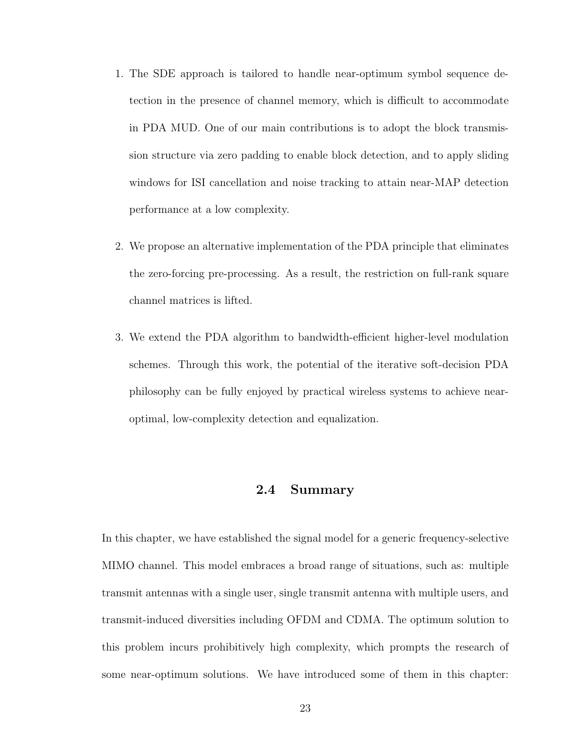1. The SDE approach is tailored to handle near-optimum symbol sequence detection in the presence of channel memory, which is difficult to accommodate in PDA MUD. One of our main contributions is to adopt the block transmission structure via zero padding to enable block detection, and to apply sliding windows for ISI cancellation and noise tracking to attain near-MAP detection performance at a low complexity.

2. We propose an alternative implementation of the PDA principle that eliminates the zero-forcing pre-processing. As a result, the restriction on full-rank square channel matrices is lifted.

3. We extend the PDA algorithm to bandwidth-efficient higher-level modulation schemes. Through this work, the potential of the iterative soft-decision PDA philosophy can be fully enjoyed by practical wireless systems to achieve near-optimal, low-complexity detection and equalization.

## 2.4 Summary

In this chapter, we have established the signal model for a generic frequency-selective MIMO channel. This model embraces a broad range of situations, such as: multiple transmit antennas with a single user, single transmit antenna with multiple users, and transmit-induced diversities including OFDM and CDMA. The optimum solution to this problem incurs prohibitively high complexity, which prompts the research of some near-optimum solutions. We have introduced some of them in this chapter: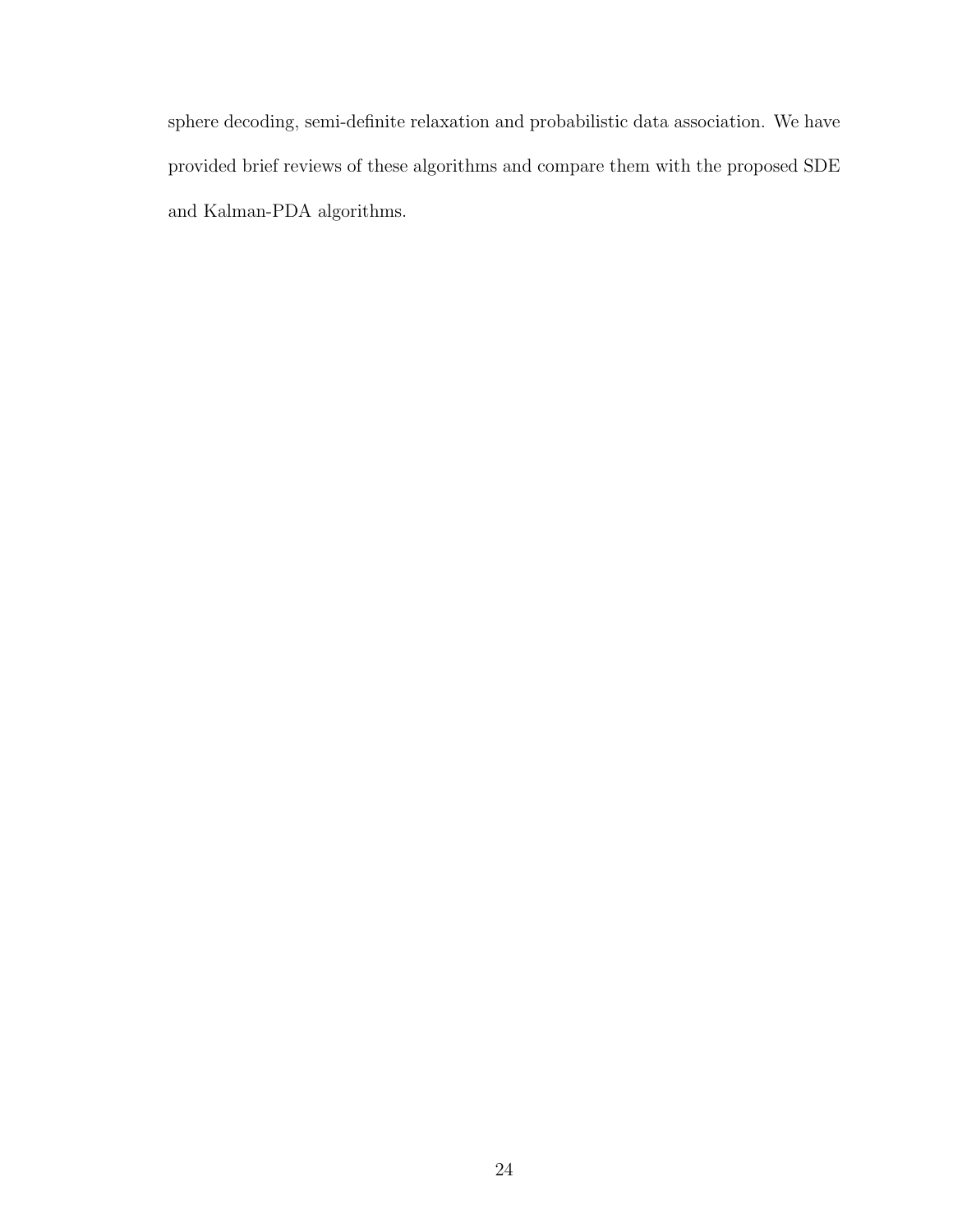sphere decoding, semi-definite relaxation and probabilistic data association. We have provided brief reviews of these algorithms and compare them with the proposed SDE and Kalman-PDA algorithms.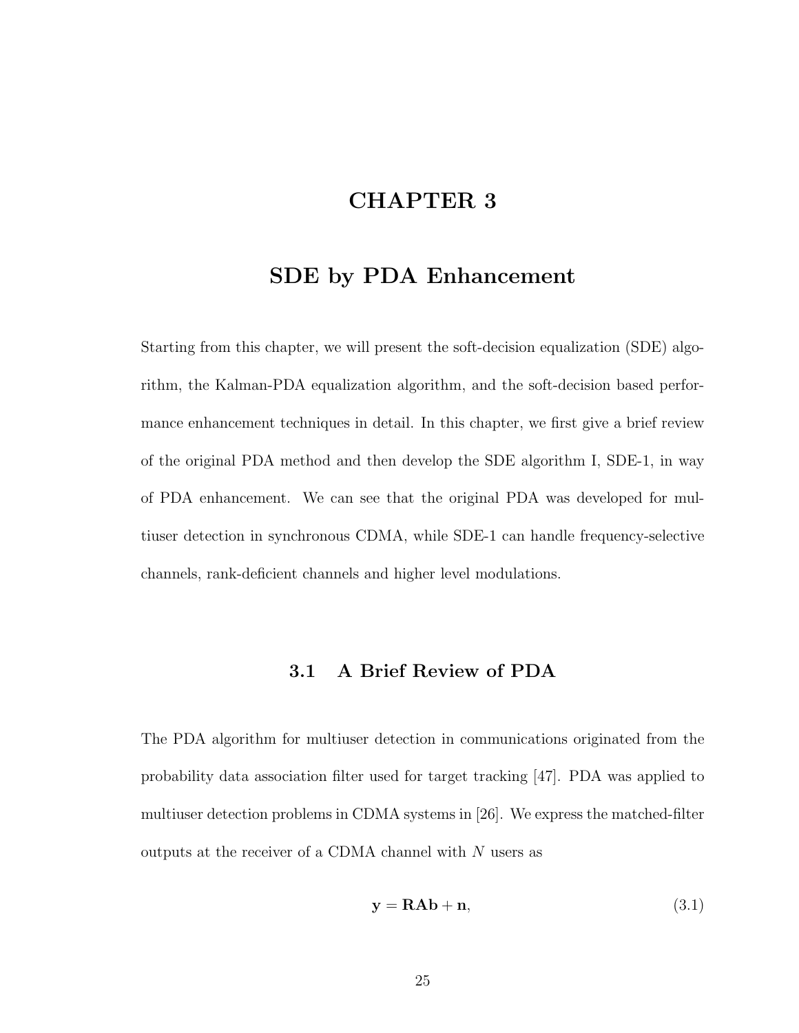# CHAPTER 3

# SDE by PDA Enhancement

Starting from this chapter, we will present the soft-decision equalization (SDE) algorithm, the Kalman-PDA equalization algorithm, and the soft-decision based performance enhancement techniques in detail. In this chapter, we first give a brief review of the original PDA method and then develop the SDE algorithm I, SDE-1, in way of PDA enhancement. We can see that the original PDA was developed for multiuser detection in synchronous CDMA, while SDE-1 can handle frequency-selective channels, rank-deficient channels and higher level modulations.

## 3.1 A Brief Review of PDA

The PDA algorithm for multiuser detection in communications originated from the probability data association filter used for target tracking [47]. PDA was applied to multiuser detection problems in CDMA systems in [26]. We express the matched-filter outputs at the receiver of a CDMA channel with $N$ users as

$$\mathbf{y} = \mathbf{RAb} + \mathbf{n}, \tag{3.1}$$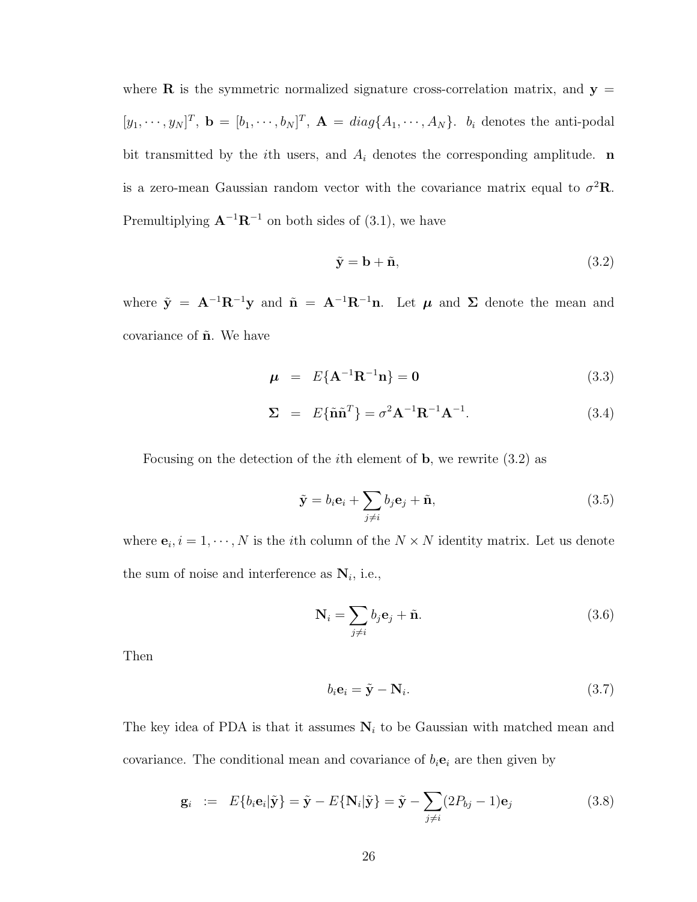where $\mathbf{R}$ is the symmetric normalized signature cross-correlation matrix, and $\mathbf{y} = [y_1, \cdots, y_N]^T$, $\mathbf{b} = [b_1, \cdots, b_N]^T$, $\mathbf{A} = diag\{A_1, \cdots, A_N\}$. $b_i$ denotes the anti-podal bit transmitted by the $i$th users, and $A_i$ denotes the corresponding amplitude. $\mathbf{n}$ is a zero-mean Gaussian random vector with the covariance matrix equal to $\sigma^2\mathbf{R}$. Premultiplying $\mathbf{A}^{-1}\mathbf{R}^{-1}$ on both sides of (3.1), we have

$$\tilde{\mathbf{y}} = \mathbf{b} + \tilde{\mathbf{n}}, \tag{3.2}$$

where $\tilde{\mathbf{y}} = \mathbf{A}^{-1}\mathbf{R}^{-1}\mathbf{y}$ and $\tilde{\mathbf{n}} = \mathbf{A}^{-1}\mathbf{R}^{-1}\mathbf{n}$. Let $\boldsymbol{\mu}$ and $\boldsymbol{\Sigma}$ denote the mean and covariance of $\tilde{\mathbf{n}}$. We have

$$\boldsymbol{\mu} = E\{\mathbf{A}^{-1}\mathbf{R}^{-1}\mathbf{n}\} = \mathbf{0} \tag{3.3}$$

$$\boldsymbol{\Sigma} = E\{\tilde{\mathbf{n}}\tilde{\mathbf{n}}^T\} = \sigma^2\mathbf{A}^{-1}\mathbf{R}^{-1}\mathbf{A}^{-1}. \tag{3.4}$$

Focusing on the detection of the $i$th element of $\mathbf{b}$, we rewrite (3.2) as

$$\tilde{\mathbf{y}} = b_i\mathbf{e}_i + \sum_{j \neq i} b_j\mathbf{e}_j + \tilde{\mathbf{n}}, \tag{3.5}$$

where $\mathbf{e}_i, i = 1, \cdots, N$ is the $i$th column of the $N \times N$ identity matrix. Let us denote the sum of noise and interference as $\mathbf{N}_i$, i.e.,

$$\mathbf{N}_i = \sum_{j \neq i} b_j\mathbf{e}_j + \tilde{\mathbf{n}}. \tag{3.6}$$

Then

$$b_i\mathbf{e}_i = \tilde{\mathbf{y}} - \mathbf{N}_i. \tag{3.7}$$

The key idea of PDA is that it assumes $\mathbf{N}_i$ to be Gaussian with matched mean and covariance. The conditional mean and covariance of $b_i\mathbf{e}_i$ are then given by

$$\mathbf{g}_i := E\{b_i\mathbf{e}_i|\tilde{\mathbf{y}}\} = \tilde{\mathbf{y}} - E\{\mathbf{N}_i|\tilde{\mathbf{y}}\} = \tilde{\mathbf{y}} - \sum_{j \neq i}(2P_{bj} - 1)\mathbf{e}_j \tag{3.8}$$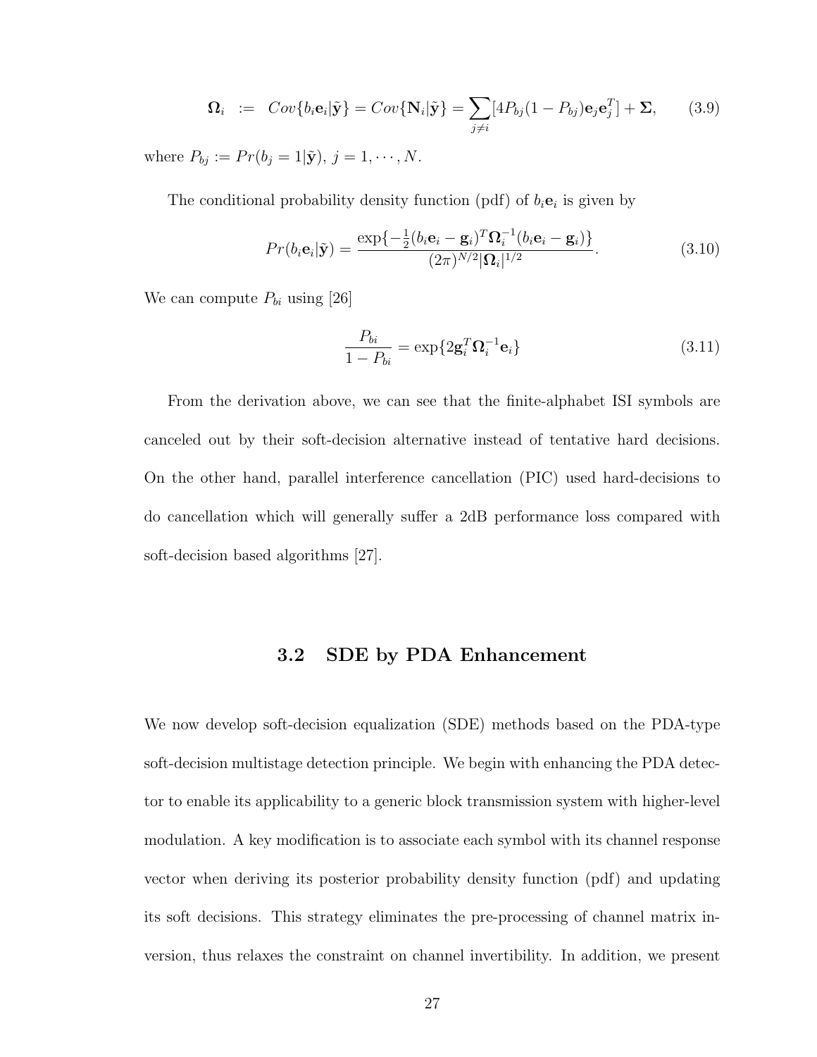$$\boldsymbol{\Omega}_i \ := \ Cov\{b_i\mathbf{e}_i|\tilde{\mathbf{y}}\} = Cov\{\mathbf{N}_i|\tilde{\mathbf{y}}\} = \sum_{j\neq i}[4P_{bj}(1-P_{bj})\mathbf{e}_j\mathbf{e}_j^T] + \boldsymbol{\Sigma}, \qquad (3.9)$$

where $P_{bj} := Pr(b_j = 1|\tilde{\mathbf{y}})$, $j = 1, \cdots, N$.

The conditional probability density function (pdf) of $b_i\mathbf{e}_i$ is given by

$$Pr(b_i\mathbf{e}_i|\tilde{\mathbf{y}}) = \frac{\exp\{-\frac{1}{2}(b_i\mathbf{e}_i - \mathbf{g}_i)^T\boldsymbol{\Omega}_i^{-1}(b_i\mathbf{e}_i - \mathbf{g}_i)\}}{(2\pi)^{N/2}|\boldsymbol{\Omega}_i|^{1/2}}. \qquad (3.10)$$

We can compute $P_{bi}$ using [26]

$$\frac{P_{bi}}{1-P_{bi}} = \exp\{2\mathbf{g}_i^T\boldsymbol{\Omega}_i^{-1}\mathbf{e}_i\} \qquad (3.11)$$

From the derivation above, we can see that the finite-alphabet ISI symbols are canceled out by their soft-decision alternative instead of tentative hard decisions. On the other hand, parallel interference cancellation (PIC) used hard-decisions to do cancellation which will generally suffer a 2dB performance loss compared with soft-decision based algorithms [27].

## 3.2 SDE by PDA Enhancement

We now develop soft-decision equalization (SDE) methods based on the PDA-type soft-decision multistage detection principle. We begin with enhancing the PDA detector to enable its applicability to a generic block transmission system with higher-level modulation. A key modification is to associate each symbol with its channel response vector when deriving its posterior probability density function (pdf) and updating its soft decisions. This strategy eliminates the pre-processing of channel matrix inversion, thus relaxes the constraint on channel invertibility. In addition, we present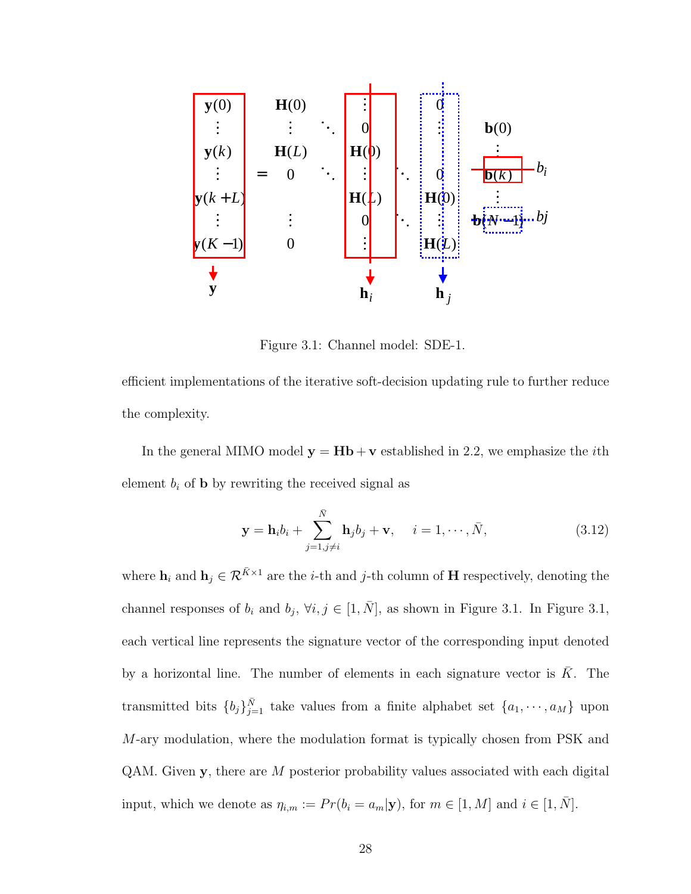Figure 3.1: Channel model: SDE-1.

efficient implementations of the iterative soft-decision updating rule to further reduce the complexity.

In the general MIMO model $\mathbf{y} = \mathbf{H}\mathbf{b} + \mathbf{v}$ established in 2.2, we emphasize the $i$th element $b_i$ of $\mathbf{b}$ by rewriting the received signal as

$$\mathbf{y} = \mathbf{h}_i b_i + \sum_{j=1, j\neq i}^{\bar{N}} \mathbf{h}_j b_j + \mathbf{v}, \quad i = 1, \cdots, \bar{N}, \tag{3.12}$$

where $\mathbf{h}_i$ and $\mathbf{h}_j \in \mathcal{R}^{\bar{K}\times 1}$ are the $i$-th and $j$-th column of $\mathbf{H}$ respectively, denoting the channel responses of $b_i$ and $b_j$, $\forall i, j \in [1, \bar{N}]$, as shown in Figure 3.1. In Figure 3.1, each vertical line represents the signature vector of the corresponding input denoted by a horizontal line. The number of elements in each signature vector is $\bar{K}$. The transmitted bits $\{b_j\}_{j=1}^{\bar{N}}$ take values from a finite alphabet set $\{a_1, \cdots, a_M\}$ upon $M$-ary modulation, where the modulation format is typically chosen from PSK and QAM. Given $\mathbf{y}$, there are $M$ posterior probability values associated with each digital input, which we denote as $\eta_{i,m} := Pr(b_i = a_m|\mathbf{y})$, for $m \in [1, M]$ and $i \in [1, \bar{N}]$.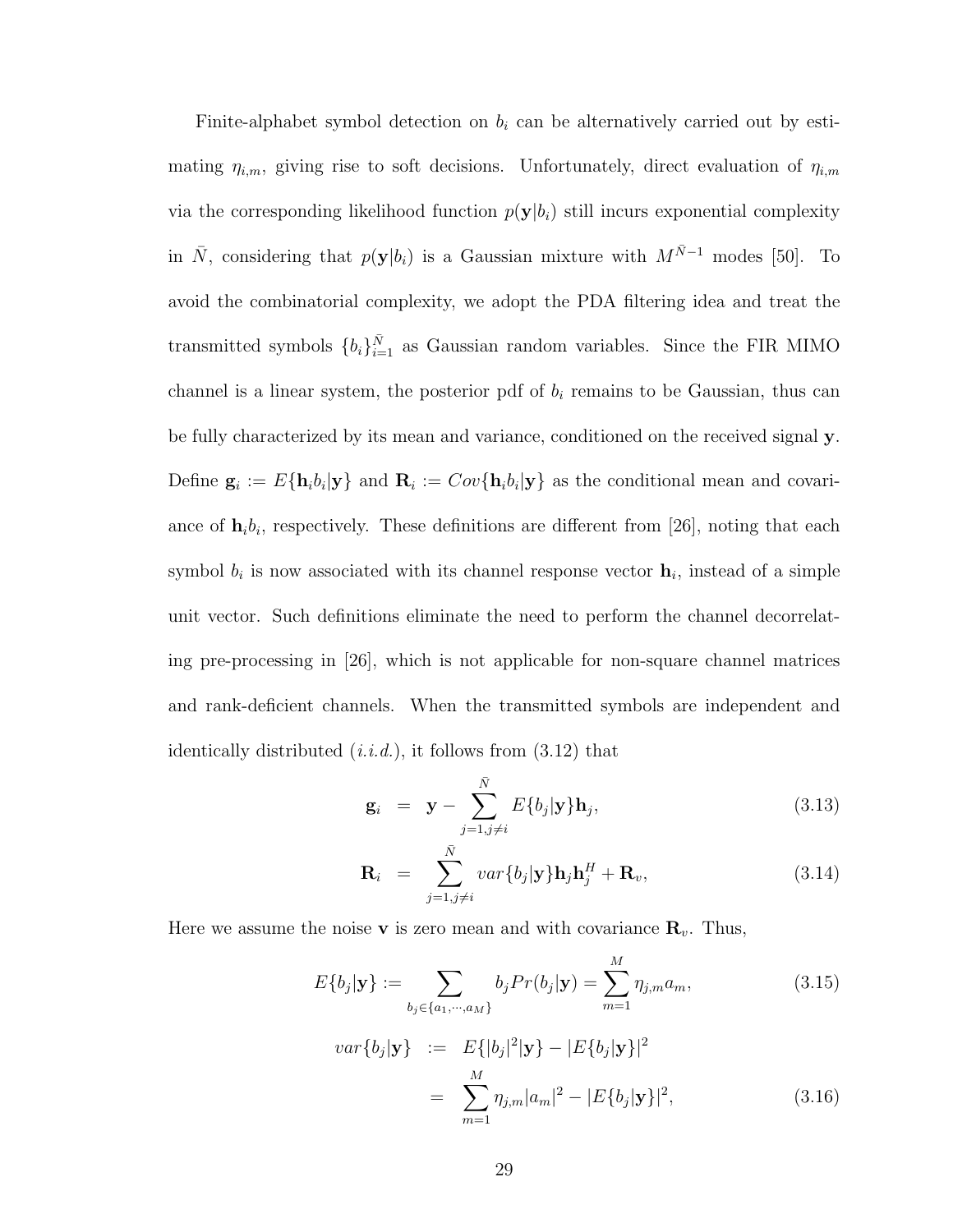Finite-alphabet symbol detection on $b_i$ can be alternatively carried out by estimating $\eta_{i,m}$, giving rise to soft decisions. Unfortunately, direct evaluation of $\eta_{i,m}$ via the corresponding likelihood function $p(\mathbf{y}|b_i)$ still incurs exponential complexity in $\bar{N}$, considering that $p(\mathbf{y}|b_i)$ is a Gaussian mixture with $M^{\bar{N}-1}$ modes [50]. To avoid the combinatorial complexity, we adopt the PDA filtering idea and treat the transmitted symbols $\{b_i\}_{i=1}^{\bar{N}}$ as Gaussian random variables. Since the FIR MIMO channel is a linear system, the posterior pdf of $b_i$ remains to be Gaussian, thus can be fully characterized by its mean and variance, conditioned on the received signal $\mathbf{y}$. Define $\mathbf{g}_i := E\{\mathbf{h}_i b_i|\mathbf{y}\}$ and $\mathbf{R}_i := Cov\{\mathbf{h}_i b_i|\mathbf{y}\}$ as the conditional mean and covariance of $\mathbf{h}_i b_i$, respectively. These definitions are different from [26], noting that each symbol $b_i$ is now associated with its channel response vector $\mathbf{h}_i$, instead of a simple unit vector. Such definitions eliminate the need to perform the channel decorrelating pre-processing in [26], which is not applicable for non-square channel matrices and rank-deficient channels. When the transmitted symbols are independent and identically distributed (*i.i.d.*), it follows from (3.12) that

$$\mathbf{g}_i = \mathbf{y} - \sum_{j=1, j\neq i}^{\bar{N}} E\{b_j|\mathbf{y}\}\mathbf{h}_j, \tag{3.13}$$

$$\mathbf{R}_i = \sum_{j=1, j\neq i}^{\bar{N}} var\{b_j|\mathbf{y}\}\mathbf{h}_j\mathbf{h}_j^H + \mathbf{R}_v, \tag{3.14}$$

Here we assume the noise $\mathbf{v}$ is zero mean and with covariance $\mathbf{R}_v$. Thus,

$$E\{b_j|\mathbf{y}\} := \sum_{b_j \in \{a_1, \cdots, a_M\}} b_j Pr(b_j|\mathbf{y}) = \sum_{m=1}^{M} \eta_{j,m} a_m, \tag{3.15}$$

$$\begin{aligned} var\{b_j|\mathbf{y}\} &:= E\{|b_j|^2|\mathbf{y}\} - |E\{b_j|\mathbf{y}\}|^2 \\ &= \sum_{m=1}^{M} \eta_{j,m}|a_m|^2 - |E\{b_j|\mathbf{y}\}|^2, \end{aligned} \tag{3.16}$$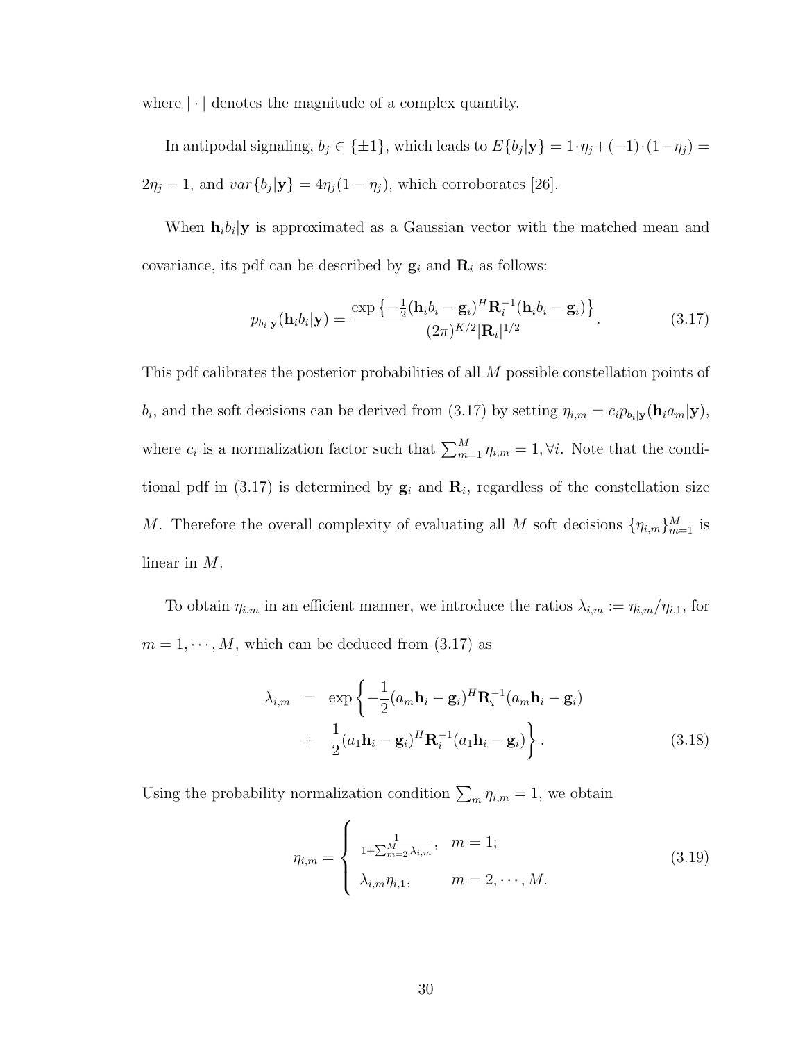where $|\cdot|$ denotes the magnitude of a complex quantity.

In antipodal signaling, $b_j \in \{\pm 1\}$, which leads to $E\{b_j|\mathbf{y}\} = 1\cdot\eta_j + (-1)\cdot(1-\eta_j) = 2\eta_j - 1$, and $var\{b_j|\mathbf{y}\} = 4\eta_j(1-\eta_j)$, which corroborates [26].

When $\mathbf{h}_i b_i|\mathbf{y}$ is approximated as a Gaussian vector with the matched mean and covariance, its pdf can be described by $\mathbf{g}_i$ and $\mathbf{R}_i$ as follows:

$$p_{b_i|\mathbf{y}}(\mathbf{h}_i b_i|\mathbf{y}) = \frac{\exp\left\{-\frac{1}{2}(\mathbf{h}_i b_i - \mathbf{g}_i)^H \mathbf{R}_i^{-1}(\mathbf{h}_i b_i - \mathbf{g}_i)\right\}}{(2\pi)^{\bar{K}/2}|\mathbf{R}_i|^{1/2}}. \tag{3.17}$$

This pdf calibrates the posterior probabilities of all $M$ possible constellation points of $b_i$, and the soft decisions can be derived from (3.17) by setting $\eta_{i,m} = c_i p_{b_i|\mathbf{y}}(\mathbf{h}_i a_m|\mathbf{y})$, where $c_i$ is a normalization factor such that $\sum_{m=1}^{M}\eta_{i,m} = 1, \forall i$. Note that the conditional pdf in (3.17) is determined by $\mathbf{g}_i$ and $\mathbf{R}_i$, regardless of the constellation size $M$. Therefore the overall complexity of evaluating all $M$ soft decisions $\{\eta_{i,m}\}_{m=1}^{M}$ is linear in $M$.

To obtain $\eta_{i,m}$ in an efficient manner, we introduce the ratios $\lambda_{i,m} := \eta_{i,m}/\eta_{i,1}$, for $m = 1, \cdots, M$, which can be deduced from (3.17) as

$$\begin{aligned}\lambda_{i,m} &= \exp\left\{-\frac{1}{2}(a_m\mathbf{h}_i - \mathbf{g}_i)^H\mathbf{R}_i^{-1}(a_m\mathbf{h}_i - \mathbf{g}_i)\right. \\ &+ \left.\frac{1}{2}(a_1\mathbf{h}_i - \mathbf{g}_i)^H\mathbf{R}_i^{-1}(a_1\mathbf{h}_i - \mathbf{g}_i)\right\}.\end{aligned} \tag{3.18}$$

Using the probability normalization condition $\sum_m \eta_{i,m} = 1$, we obtain

$$\eta_{i,m} = \begin{cases} \frac{1}{1+\sum_{m=2}^{M}\lambda_{i,m}}, & m = 1; \\ \lambda_{i,m}\eta_{i,1}, & m = 2, \cdots, M. \end{cases} \tag{3.19}$$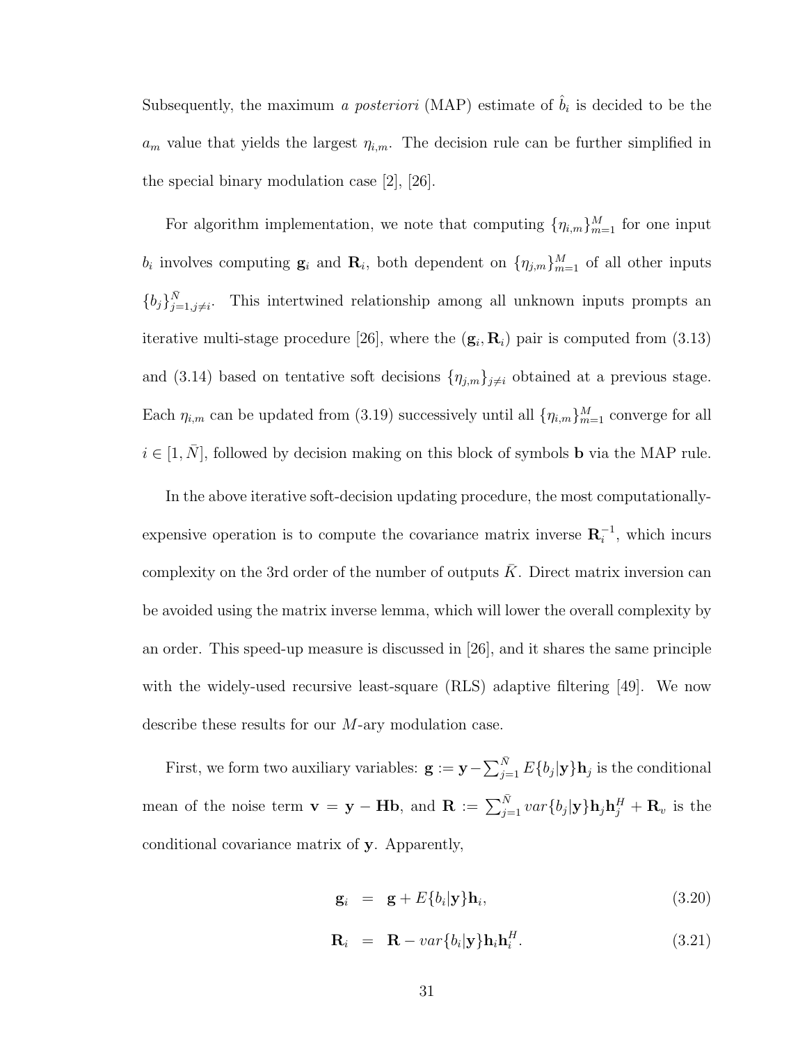Subsequently, the maximum *a posteriori* (MAP) estimate of $\hat{b}_i$ is decided to be the $a_m$ value that yields the largest $\eta_{i,m}$. The decision rule can be further simplified in the special binary modulation case [2], [26].

For algorithm implementation, we note that computing $\{\eta_{i,m}\}_{m=1}^{M}$ for one input $b_i$ involves computing $\mathbf{g}_i$ and $\mathbf{R}_i$, both dependent on $\{\eta_{j,m}\}_{m=1}^{M}$ of all other inputs $\{b_j\}_{j=1,j\neq i}^{\bar{N}}$. This intertwined relationship among all unknown inputs prompts an iterative multi-stage procedure [26], where the $(\mathbf{g}_i, \mathbf{R}_i)$ pair is computed from (3.13) and (3.14) based on tentative soft decisions $\{\eta_{j,m}\}_{j\neq i}$ obtained at a previous stage. Each $\eta_{i,m}$ can be updated from (3.19) successively until all $\{\eta_{i,m}\}_{m=1}^{M}$ converge for all $i \in [1, \bar{N}]$, followed by decision making on this block of symbols $\mathbf{b}$ via the MAP rule.

In the above iterative soft-decision updating procedure, the most computationally-expensive operation is to compute the covariance matrix inverse $\mathbf{R}_i^{-1}$, which incurs complexity on the 3rd order of the number of outputs $\bar{K}$. Direct matrix inversion can be avoided using the matrix inverse lemma, which will lower the overall complexity by an order. This speed-up measure is discussed in [26], and it shares the same principle with the widely-used recursive least-square (RLS) adaptive filtering [49]. We now describe these results for our $M$-ary modulation case.

First, we form two auxiliary variables: $\mathbf{g} := \mathbf{y} - \sum_{j=1}^{\bar{N}} E\{b_j|\mathbf{y}\}\mathbf{h}_j$ is the conditional mean of the noise term $\mathbf{v} = \mathbf{y} - \mathbf{H}\mathbf{b}$, and $\mathbf{R} := \sum_{j=1}^{\bar{N}} var\{b_j|\mathbf{y}\}\mathbf{h}_j\mathbf{h}_j^H + \mathbf{R}_v$ is the conditional covariance matrix of $\mathbf{y}$. Apparently,

$$\mathbf{g}_i = \mathbf{g} + E\{b_i|\mathbf{y}\}\mathbf{h}_i, \tag{3.20}$$

$$\mathbf{R}_i = \mathbf{R} - var\{b_i|\mathbf{y}\}\mathbf{h}_i\mathbf{h}_i^H. \tag{3.21}$$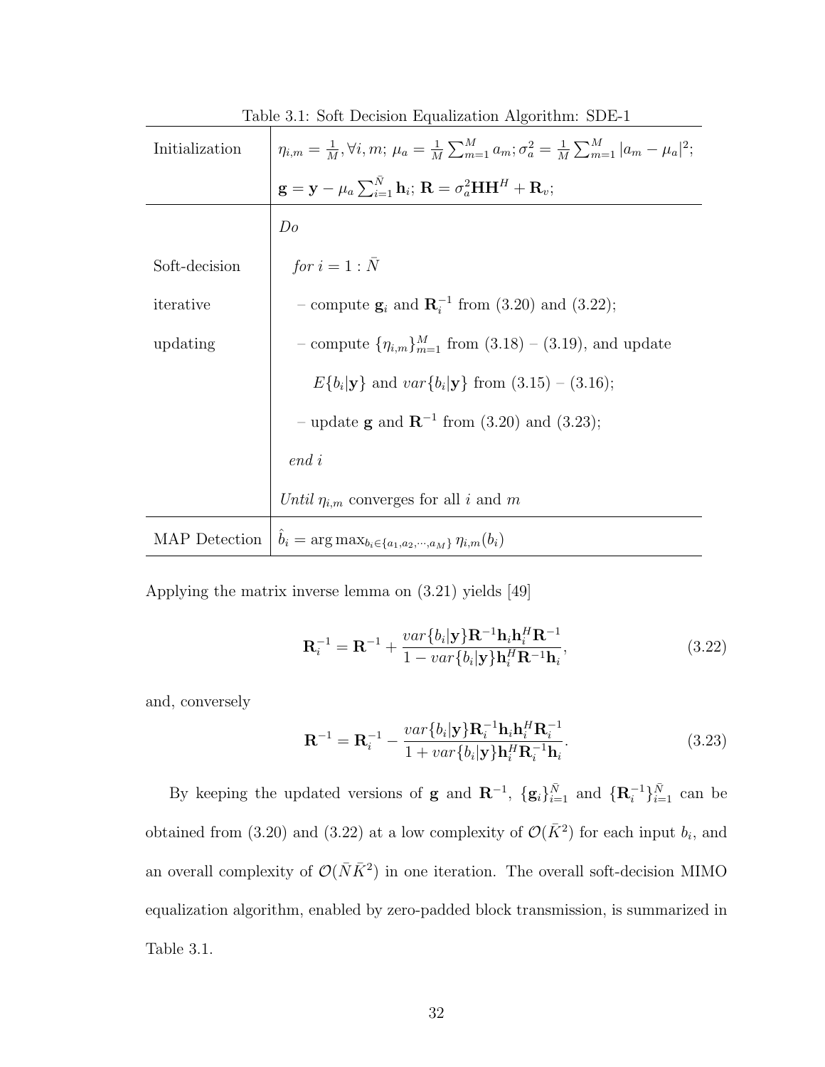Table 3.1: Soft Decision Equalization Algorithm: SDE-1

| | |
|---|---|
| Initialization | $\eta_{i,m} = \frac{1}{M}, \forall i, m$; $\mu_a = \frac{1}{M}\sum_{m=1}^{M} a_m$; $\sigma_a^2 = \frac{1}{M}\sum_{m=1}^{M} \lvert a_m - \mu_a\rvert^2$; $\mathbf{g} = \mathbf{y} - \mu_a \sum_{i=1}^{\bar{N}} \mathbf{h}_i$; $\mathbf{R} = \sigma_a^2 \mathbf{H}\mathbf{H}^H + \mathbf{R}_v$; |
| Soft-decision iterative updating | *Do* <br> *for* $i = 1 : \bar{N}$ <br> – compute $\mathbf{g}_i$ and $\mathbf{R}_i^{-1}$ from (3.20) and (3.22); <br> – compute $\{\eta_{i,m}\}_{m=1}^{M}$ from (3.18) – (3.19), and update $E\{b_i\lvert\mathbf{y}\}$ and $var\{b_i\lvert\mathbf{y}\}$ from (3.15) – (3.16); <br> – update $\mathbf{g}$ and $\mathbf{R}^{-1}$ from (3.20) and (3.23); <br> *end* $i$ <br> *Until* $\eta_{i,m}$ converges for all $i$ and $m$ |
| MAP Detection | $\hat{b}_i = \arg\max_{b_i \in \{a_1, a_2, \cdots, a_M\}} \eta_{i,m}(b_i)$ |

Applying the matrix inverse lemma on (3.21) yields [49]

$$\mathbf{R}_i^{-1} = \mathbf{R}^{-1} + \frac{var\{b_i|\mathbf{y}\}\mathbf{R}^{-1}\mathbf{h}_i\mathbf{h}_i^H\mathbf{R}^{-1}}{1 - var\{b_i|\mathbf{y}\}\mathbf{h}_i^H\mathbf{R}^{-1}\mathbf{h}_i}, \tag{3.22}$$

and, conversely

$$\mathbf{R}^{-1} = \mathbf{R}_i^{-1} - \frac{var\{b_i|\mathbf{y}\}\mathbf{R}_i^{-1}\mathbf{h}_i\mathbf{h}_i^H\mathbf{R}_i^{-1}}{1 + var\{b_i|\mathbf{y}\}\mathbf{h}_i^H\mathbf{R}_i^{-1}\mathbf{h}_i}. \tag{3.23}$$

By keeping the updated versions of $\mathbf{g}$ and $\mathbf{R}^{-1}$, $\{\mathbf{g}_i\}_{i=1}^{\bar{N}}$ and $\{\mathbf{R}_i^{-1}\}_{i=1}^{\bar{N}}$ can be obtained from (3.20) and (3.22) at a low complexity of $\mathcal{O}(\bar{K}^2)$ for each input $b_i$, and an overall complexity of $\mathcal{O}(\bar{N}\bar{K}^2)$ in one iteration. The overall soft-decision MIMO equalization algorithm, enabled by zero-padded block transmission, is summarized in Table 3.1.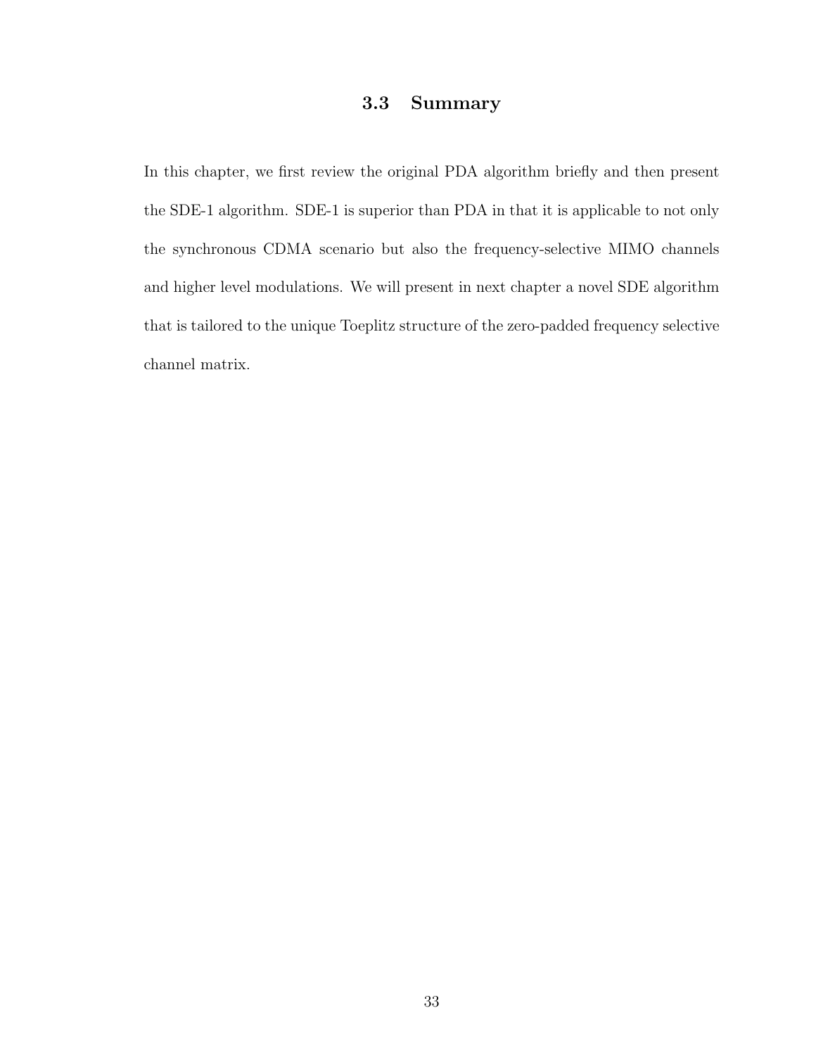## 3.3 Summary

In this chapter, we first review the original PDA algorithm briefly and then present the SDE-1 algorithm. SDE-1 is superior than PDA in that it is applicable to not only the synchronous CDMA scenario but also the frequency-selective MIMO channels and higher level modulations. We will present in next chapter a novel SDE algorithm that is tailored to the unique Toeplitz structure of the zero-padded frequency selective channel matrix.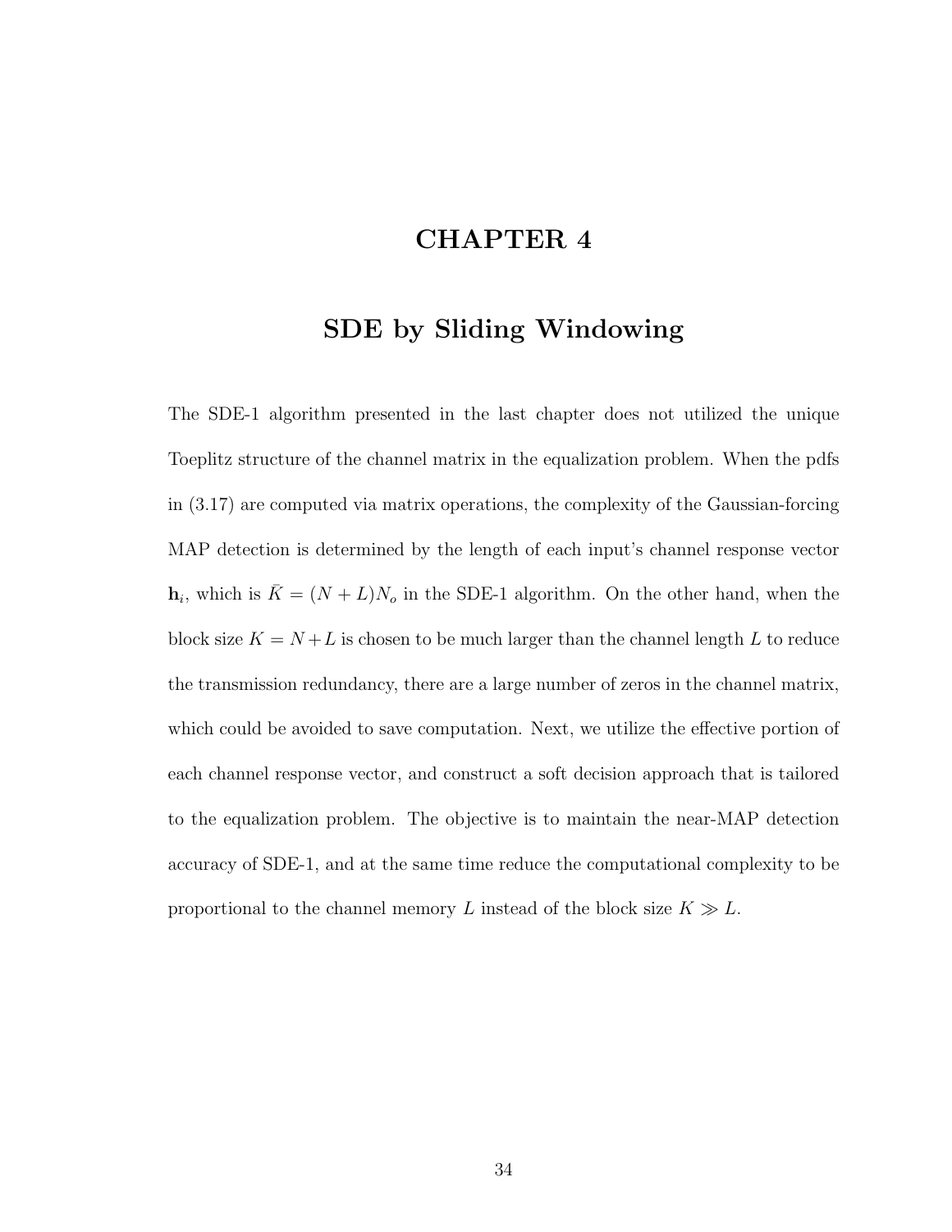# CHAPTER 4

# SDE by Sliding Windowing

The SDE-1 algorithm presented in the last chapter does not utilized the unique Toeplitz structure of the channel matrix in the equalization problem. When the pdfs in (3.17) are computed via matrix operations, the complexity of the Gaussian-forcing MAP detection is determined by the length of each input's channel response vector $\mathbf{h}_i$, which is $\bar{K} = (N + L)N_o$ in the SDE-1 algorithm. On the other hand, when the block size $K = N + L$ is chosen to be much larger than the channel length $L$ to reduce the transmission redundancy, there are a large number of zeros in the channel matrix, which could be avoided to save computation. Next, we utilize the effective portion of each channel response vector, and construct a soft decision approach that is tailored to the equalization problem. The objective is to maintain the near-MAP detection accuracy of SDE-1, and at the same time reduce the computational complexity to be proportional to the channel memory $L$ instead of the block size $K \gg L$.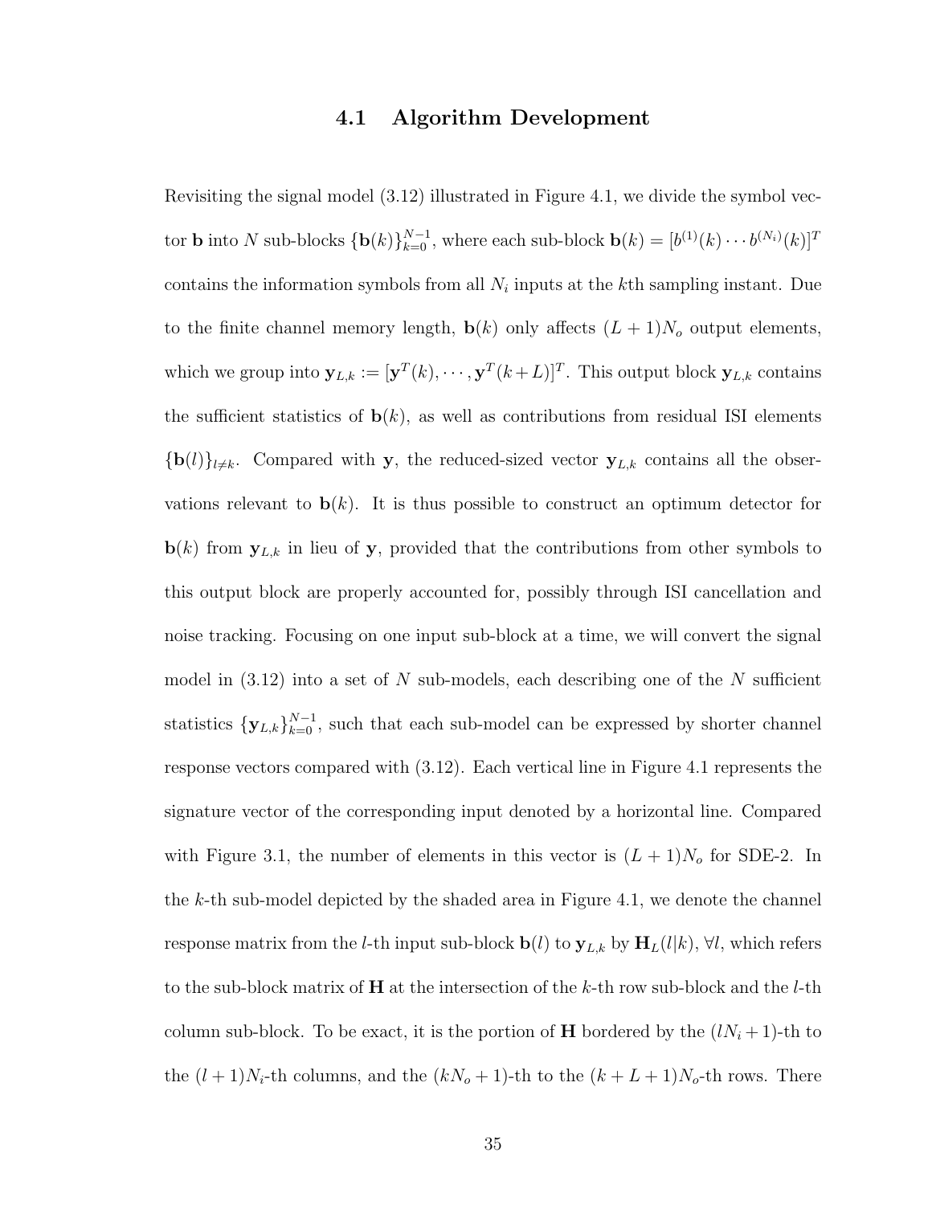## 4.1 Algorithm Development

Revisiting the signal model (3.12) illustrated in Figure 4.1, we divide the symbol vector $\mathbf{b}$ into $N$ sub-blocks $\{\mathbf{b}(k)\}_{k=0}^{N-1}$, where each sub-block $\mathbf{b}(k) = [b^{(1)}(k) \cdots b^{(N_i)}(k)]^T$ contains the information symbols from all $N_i$ inputs at the $k$th sampling instant. Due to the finite channel memory length, $\mathbf{b}(k)$ only affects $(L+1)N_o$ output elements, which we group into $\mathbf{y}_{L,k} := [\mathbf{y}^T(k), \cdots, \mathbf{y}^T(k+L)]^T$. This output block $\mathbf{y}_{L,k}$ contains the sufficient statistics of $\mathbf{b}(k)$, as well as contributions from residual ISI elements $\{\mathbf{b}(l)\}_{l \neq k}$. Compared with $\mathbf{y}$, the reduced-sized vector $\mathbf{y}_{L,k}$ contains all the observations relevant to $\mathbf{b}(k)$. It is thus possible to construct an optimum detector for $\mathbf{b}(k)$ from $\mathbf{y}_{L,k}$ in lieu of $\mathbf{y}$, provided that the contributions from other symbols to this output block are properly accounted for, possibly through ISI cancellation and noise tracking. Focusing on one input sub-block at a time, we will convert the signal model in (3.12) into a set of $N$ sub-models, each describing one of the $N$ sufficient statistics $\{\mathbf{y}_{L,k}\}_{k=0}^{N-1}$, such that each sub-model can be expressed by shorter channel response vectors compared with (3.12). Each vertical line in Figure 4.1 represents the signature vector of the corresponding input denoted by a horizontal line. Compared with Figure 3.1, the number of elements in this vector is $(L+1)N_o$ for SDE-2. In the $k$-th sub-model depicted by the shaded area in Figure 4.1, we denote the channel response matrix from the $l$-th input sub-block $\mathbf{b}(l)$ to $\mathbf{y}_{L,k}$ by $\mathbf{H}_L(l|k)$, $\forall l$, which refers to the sub-block matrix of $\mathbf{H}$ at the intersection of the $k$-th row sub-block and the $l$-th column sub-block. To be exact, it is the portion of $\mathbf{H}$ bordered by the $(lN_i+1)$-th to the $(l+1)N_i$-th columns, and the $(kN_o+1)$-th to the $(k+L+1)N_o$-th rows. There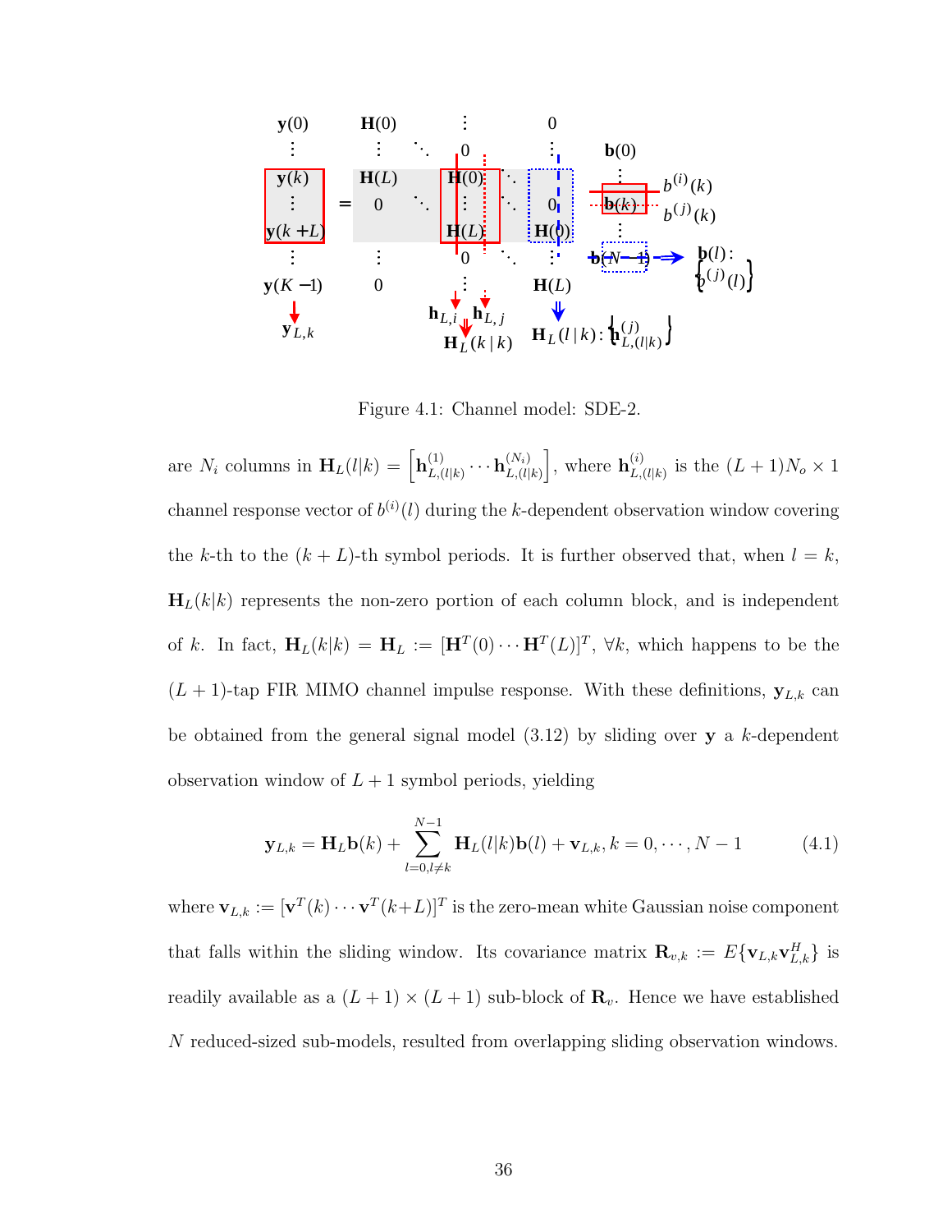Figure 4.1: Channel model: SDE-2.

are $N_i$ columns in $\mathbf{H}_L(l|k) = \left[\mathbf{h}_{L,(l|k)}^{(1)} \cdots \mathbf{h}_{L,(l|k)}^{(N_i)}\right]$, where $\mathbf{h}_{L,(l|k)}^{(i)}$ is the $(L+1)N_o \times 1$ channel response vector of $b^{(i)}(l)$ during the $k$-dependent observation window covering the $k$-th to the $(k+L)$-th symbol periods. It is further observed that, when $l = k$, $\mathbf{H}_L(k|k)$ represents the non-zero portion of each column block, and is independent of $k$. In fact, $\mathbf{H}_L(k|k) = \mathbf{H}_L := [\mathbf{H}^T(0) \cdots \mathbf{H}^T(L)]^T$, $\forall k$, which happens to be the $(L+1)$-tap FIR MIMO channel impulse response. With these definitions, $\mathbf{y}_{L,k}$ can be obtained from the general signal model (3.12) by sliding over $\mathbf{y}$ a $k$-dependent observation window of $L+1$ symbol periods, yielding

$$\mathbf{y}_{L,k} = \mathbf{H}_L \mathbf{b}(k) + \sum_{l=0, l \neq k}^{N-1} \mathbf{H}_L(l|k)\mathbf{b}(l) + \mathbf{v}_{L,k}, k = 0, \cdots, N-1 \tag{4.1}$$

where $\mathbf{v}_{L,k} := [\mathbf{v}^T(k) \cdots \mathbf{v}^T(k+L)]^T$ is the zero-mean white Gaussian noise component that falls within the sliding window. Its covariance matrix $\mathbf{R}_{v,k} := E\{\mathbf{v}_{L,k}\mathbf{v}_{L,k}^H\}$ is readily available as a $(L+1) \times (L+1)$ sub-block of $\mathbf{R}_v$. Hence we have established $N$ reduced-sized sub-models, resulted from overlapping sliding observation windows.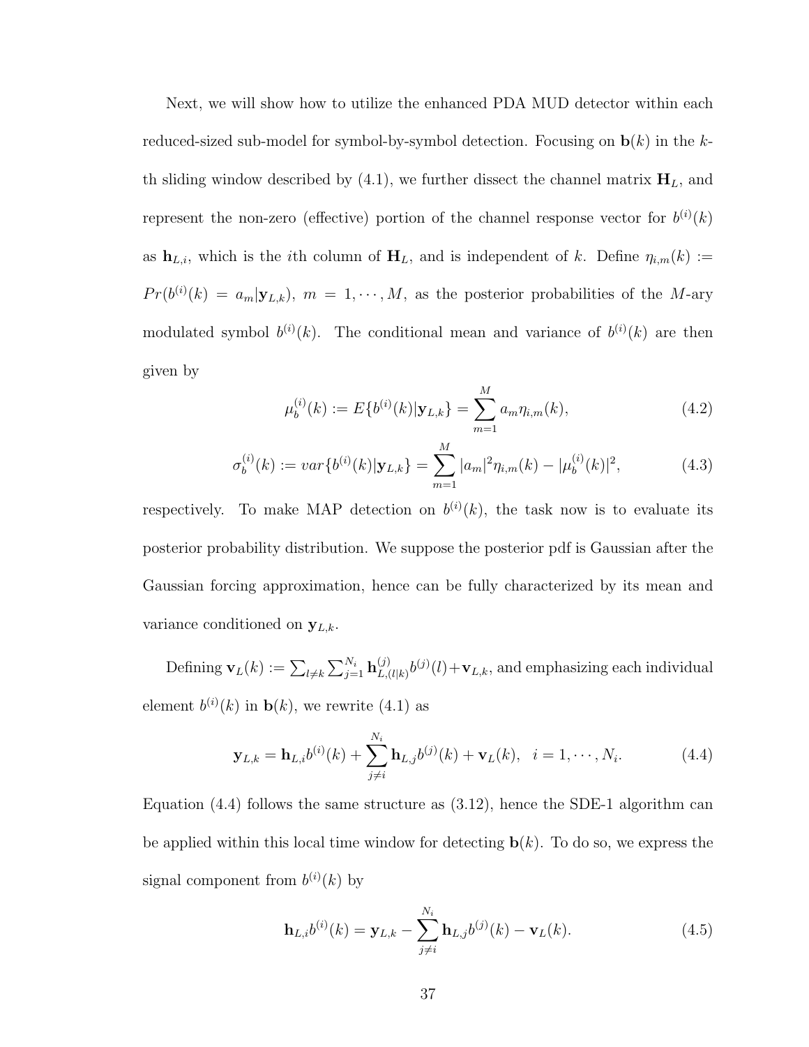Next, we will show how to utilize the enhanced PDA MUD detector within each reduced-sized sub-model for symbol-by-symbol detection. Focusing on $\mathbf{b}(k)$ in the $k$-th sliding window described by (4.1), we further dissect the channel matrix $\mathbf{H}_L$, and represent the non-zero (effective) portion of the channel response vector for $b^{(i)}(k)$ as $\mathbf{h}_{L,i}$, which is the $i$th column of $\mathbf{H}_L$, and is independent of $k$. Define $\eta_{i,m}(k) := Pr(b^{(i)}(k) = a_m|\mathbf{y}_{L,k})$, $m = 1, \cdots, M$, as the posterior probabilities of the $M$-ary modulated symbol $b^{(i)}(k)$. The conditional mean and variance of $b^{(i)}(k)$ are then given by

$$\mu_b^{(i)}(k) := E\{b^{(i)}(k)|\mathbf{y}_{L,k}\} = \sum_{m=1}^{M} a_m \eta_{i,m}(k), \tag{4.2}$$

$$\sigma_b^{(i)}(k) := var\{b^{(i)}(k)|\mathbf{y}_{L,k}\} = \sum_{m=1}^{M} |a_m|^2 \eta_{i,m}(k) - |\mu_b^{(i)}(k)|^2, \tag{4.3}$$

respectively. To make MAP detection on $b^{(i)}(k)$, the task now is to evaluate its posterior probability distribution. We suppose the posterior pdf is Gaussian after the Gaussian forcing approximation, hence can be fully characterized by its mean and variance conditioned on $\mathbf{y}_{L,k}$.

Defining $\mathbf{v}_L(k) := \sum_{l \neq k} \sum_{j=1}^{N_i} \mathbf{h}_{L,(l|k)}^{(j)} b^{(j)}(l) + \mathbf{v}_{L,k}$, and emphasizing each individual element $b^{(i)}(k)$ in $\mathbf{b}(k)$, we rewrite (4.1) as

$$\mathbf{y}_{L,k} = \mathbf{h}_{L,i} b^{(i)}(k) + \sum_{j \neq i}^{N_i} \mathbf{h}_{L,j} b^{(j)}(k) + \mathbf{v}_L(k), \quad i = 1, \cdots, N_i. \tag{4.4}$$

Equation (4.4) follows the same structure as (3.12), hence the SDE-1 algorithm can be applied within this local time window for detecting $\mathbf{b}(k)$. To do so, we express the signal component from $b^{(i)}(k)$ by

$$\mathbf{h}_{L,i} b^{(i)}(k) = \mathbf{y}_{L,k} - \sum_{j \neq i}^{N_i} \mathbf{h}_{L,j} b^{(j)}(k) - \mathbf{v}_L(k). \tag{4.5}$$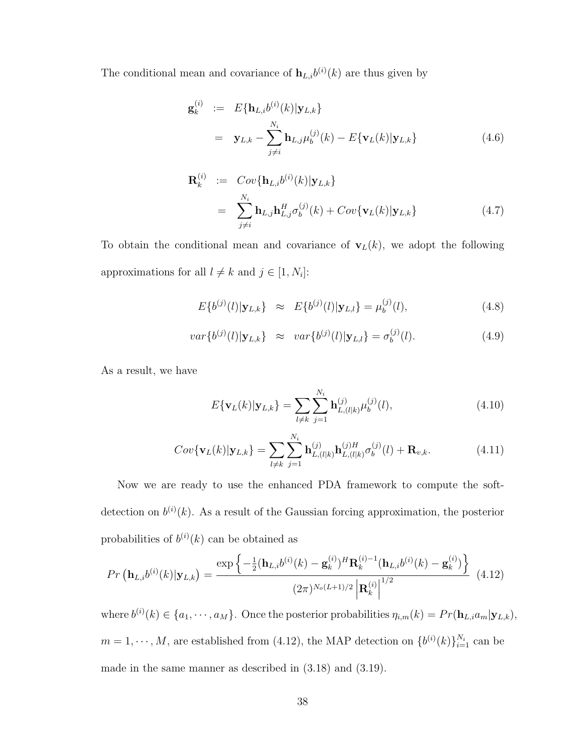The conditional mean and covariance of $\mathbf{h}_{L,i}b^{(i)}(k)$ are thus given by

$$
\begin{aligned}
\mathbf{g}_k^{(i)} &:= E\{\mathbf{h}_{L,i}b^{(i)}(k)|\mathbf{y}_{L,k}\} \\
&= \mathbf{y}_{L,k} - \sum_{j\neq i}^{N_i} \mathbf{h}_{L,j}\mu_b^{(j)}(k) - E\{\mathbf{v}_L(k)|\mathbf{y}_{L,k}\}
\end{aligned} \tag{4.6}
$$

$$
\begin{aligned}
\mathbf{R}_k^{(i)} &:= Cov\{\mathbf{h}_{L,i}b^{(i)}(k)|\mathbf{y}_{L,k}\} \\
&= \sum_{j\neq i}^{N_i} \mathbf{h}_{L,j}\mathbf{h}_{L,j}^H\sigma_b^{(j)}(k) + Cov\{\mathbf{v}_L(k)|\mathbf{y}_{L,k}\}
\end{aligned} \tag{4.7}
$$

To obtain the conditional mean and covariance of $\mathbf{v}_L(k)$, we adopt the following approximations for all $l \neq k$ and $j \in [1, N_i]$:

$$
E\{b^{(j)}(l)|\mathbf{y}_{L,k}\} \approx E\{b^{(j)}(l)|\mathbf{y}_{L,l}\} = \mu_b^{(j)}(l), \tag{4.8}
$$

$$
var\{b^{(j)}(l)|\mathbf{y}_{L,k}\} \approx var\{b^{(j)}(l)|\mathbf{y}_{L,l}\} = \sigma_b^{(j)}(l). \tag{4.9}
$$

As a result, we have

$$
E\{\mathbf{v}_L(k)|\mathbf{y}_{L,k}\} = \sum_{l\neq k}\sum_{j=1}^{N_i} \mathbf{h}_{L,(l|k)}^{(j)}\mu_b^{(j)}(l), \tag{4.10}
$$

$$
Cov\{\mathbf{v}_L(k)|\mathbf{y}_{L,k}\} = \sum_{l\neq k}\sum_{j=1}^{N_i} \mathbf{h}_{L,(l|k)}^{(j)}\mathbf{h}_{L,(l|k)}^{(j)H}\sigma_b^{(j)}(l) + \mathbf{R}_{v,k}. \tag{4.11}
$$

Now we are ready to use the enhanced PDA framework to compute the soft-detection on $b^{(i)}(k)$. As a result of the Gaussian forcing approximation, the posterior probabilities of $b^{(i)}(k)$ can be obtained as

$$
Pr\left(\mathbf{h}_{L,i}b^{(i)}(k)|\mathbf{y}_{L,k}\right) = \frac{\exp\left\{-\frac{1}{2}(\mathbf{h}_{L,i}b^{(i)}(k) - \mathbf{g}_k^{(i)})^H\mathbf{R}_k^{(i)-1}(\mathbf{h}_{L,i}b^{(i)}(k) - \mathbf{g}_k^{(i)})\right\}}{(2\pi)^{N_o(L+1)/2}\left|\mathbf{R}_k^{(i)}\right|^{1/2}} \tag{4.12}
$$

where $b^{(i)}(k) \in \{a_1, \cdots, a_M\}$. Once the posterior probabilities $\eta_{i,m}(k) = Pr(\mathbf{h}_{L,i}a_m|\mathbf{y}_{L,k})$, $m = 1, \cdots, M$, are established from (4.12), the MAP detection on $\{b^{(i)}(k)\}_{i=1}^{N_i}$ can be made in the same manner as described in (3.18) and (3.19).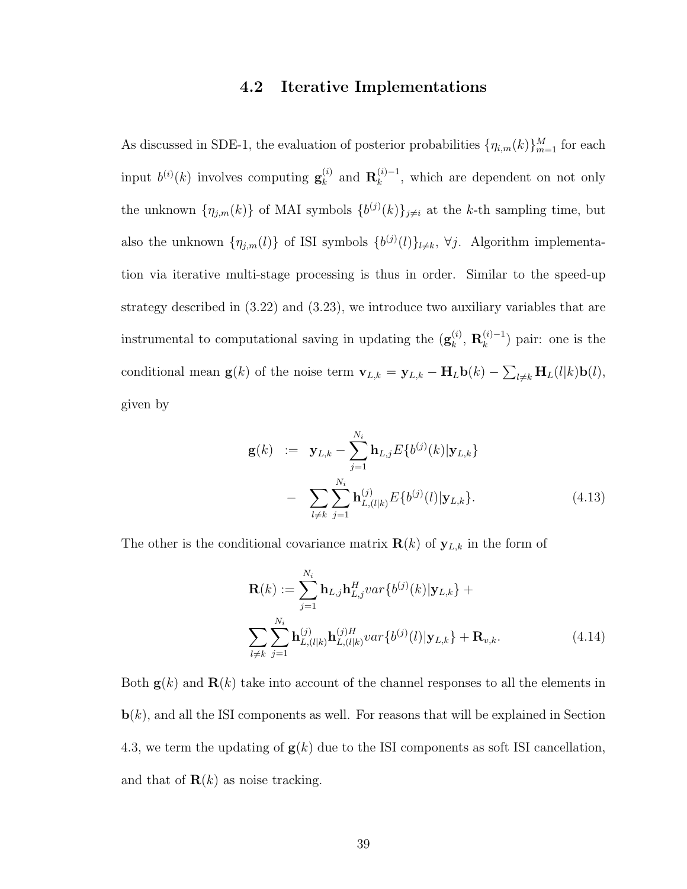## 4.2 Iterative Implementations

As discussed in SDE-1, the evaluation of posterior probabilities $\{\eta_{i,m}(k)\}_{m=1}^{M}$ for each input $b^{(i)}(k)$ involves computing $\mathbf{g}_k^{(i)}$ and $\mathbf{R}_k^{(i)-1}$, which are dependent on not only the unknown $\{\eta_{j,m}(k)\}$ of MAI symbols $\{b^{(j)}(k)\}_{j\neq i}$ at the $k$-th sampling time, but also the unknown $\{\eta_{j,m}(l)\}$ of ISI symbols $\{b^{(j)}(l)\}_{l\neq k}$, $\forall j$. Algorithm implementation via iterative multi-stage processing is thus in order. Similar to the speed-up strategy described in (3.22) and (3.23), we introduce two auxiliary variables that are instrumental to computational saving in updating the ($\mathbf{g}_k^{(i)}$, $\mathbf{R}_k^{(i)-1}$) pair: one is the conditional mean $\mathbf{g}(k)$ of the noise term $\mathbf{v}_{L,k} = \mathbf{y}_{L,k} - \mathbf{H}_L\mathbf{b}(k) - \sum_{l\neq k}\mathbf{H}_L(l|k)\mathbf{b}(l)$, given by

$$
\begin{aligned}
\mathbf{g}(k) \;&:=\; \mathbf{y}_{L,k} - \sum_{j=1}^{N_i}\mathbf{h}_{L,j}E\{b^{(j)}(k)|\mathbf{y}_{L,k}\} \\
&\;-\; \sum_{l\neq k}\sum_{j=1}^{N_i}\mathbf{h}_{L,(l|k)}^{(j)}E\{b^{(j)}(l)|\mathbf{y}_{L,k}\}.
\end{aligned}
\tag{4.13}
$$

The other is the conditional covariance matrix $\mathbf{R}(k)$ of $\mathbf{y}_{L,k}$ in the form of

$$
\begin{aligned}
\mathbf{R}(k) := &\sum_{j=1}^{N_i}\mathbf{h}_{L,j}\mathbf{h}_{L,j}^{H}var\{b^{(j)}(k)|\mathbf{y}_{L,k}\} + \\
&\sum_{l\neq k}\sum_{j=1}^{N_i}\mathbf{h}_{L,(l|k)}^{(j)}\mathbf{h}_{L,(l|k)}^{(j)H}var\{b^{(j)}(l)|\mathbf{y}_{L,k}\} + \mathbf{R}_{v,k}.
\end{aligned}
\tag{4.14}
$$

Both $\mathbf{g}(k)$ and $\mathbf{R}(k)$ take into account of the channel responses to all the elements in $\mathbf{b}(k)$, and all the ISI components as well. For reasons that will be explained in Section 4.3, we term the updating of $\mathbf{g}(k)$ due to the ISI components as soft ISI cancellation, and that of $\mathbf{R}(k)$ as noise tracking.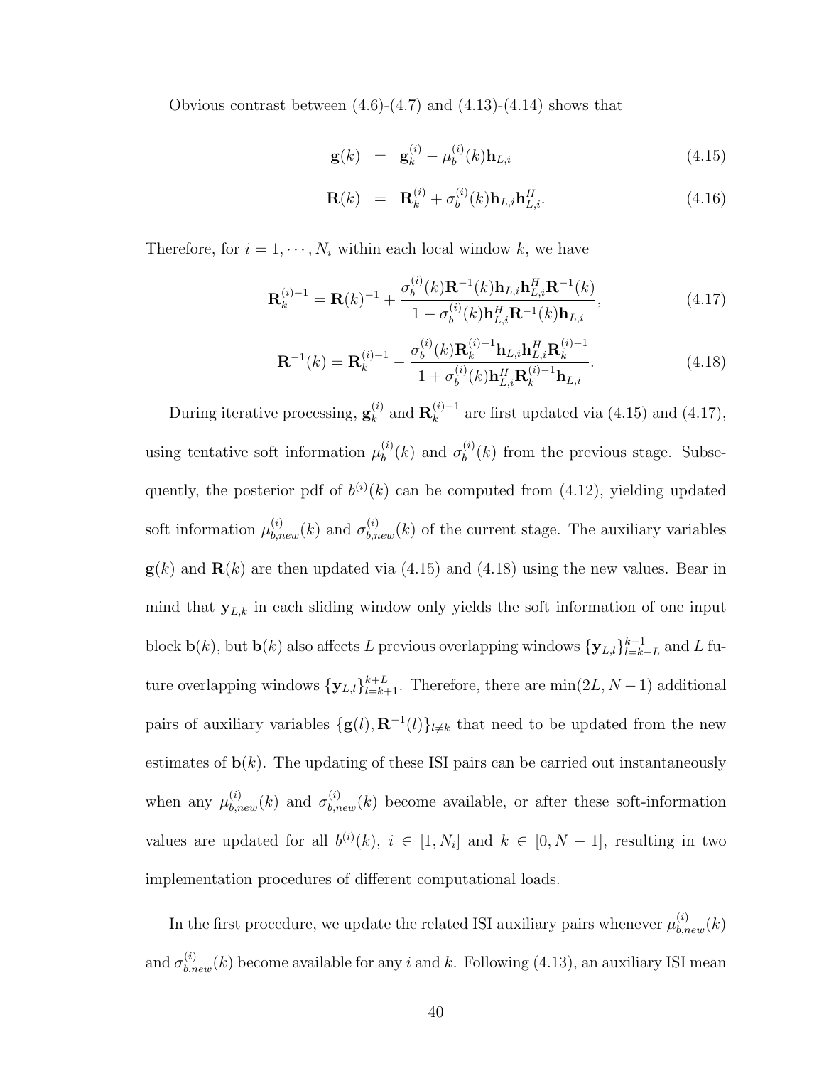Obvious contrast between (4.6)-(4.7) and (4.13)-(4.14) shows that

$$
\mathbf{g}(k) = \mathbf{g}_k^{(i)} - \mu_b^{(i)}(k)\mathbf{h}_{L,i} \tag{4.15}
$$

$$
\mathbf{R}(k) = \mathbf{R}_k^{(i)} + \sigma_b^{(i)}(k)\mathbf{h}_{L,i}\mathbf{h}_{L,i}^H. \tag{4.16}
$$

Therefore, for $i = 1, \cdots, N_i$ within each local window $k$, we have

$$
\mathbf{R}_k^{(i)-1} = \mathbf{R}(k)^{-1} + \frac{\sigma_b^{(i)}(k)\mathbf{R}^{-1}(k)\mathbf{h}_{L,i}\mathbf{h}_{L,i}^H\mathbf{R}^{-1}(k)}{1 - \sigma_b^{(i)}(k)\mathbf{h}_{L,i}^H\mathbf{R}^{-1}(k)\mathbf{h}_{L,i}}, \tag{4.17}
$$

$$
\mathbf{R}^{-1}(k) = \mathbf{R}_k^{(i)-1} - \frac{\sigma_b^{(i)}(k)\mathbf{R}_k^{(i)-1}\mathbf{h}_{L,i}\mathbf{h}_{L,i}^H\mathbf{R}_k^{(i)-1}}{1 + \sigma_b^{(i)}(k)\mathbf{h}_{L,i}^H\mathbf{R}_k^{(i)-1}\mathbf{h}_{L,i}}. \tag{4.18}
$$

During iterative processing, $\mathbf{g}_k^{(i)}$ and $\mathbf{R}_k^{(i)-1}$ are first updated via (4.15) and (4.17), using tentative soft information $\mu_b^{(i)}(k)$ and $\sigma_b^{(i)}(k)$ from the previous stage. Subsequently, the posterior pdf of $b^{(i)}(k)$ can be computed from (4.12), yielding updated soft information $\mu_{b,new}^{(i)}(k)$ and $\sigma_{b,new}^{(i)}(k)$ of the current stage. The auxiliary variables $\mathbf{g}(k)$ and $\mathbf{R}(k)$ are then updated via (4.15) and (4.18) using the new values. Bear in mind that $\mathbf{y}_{L,k}$ in each sliding window only yields the soft information of one input block $\mathbf{b}(k)$, but $\mathbf{b}(k)$ also affects $L$ previous overlapping windows $\{\mathbf{y}_{L,l}\}_{l=k-L}^{k-1}$ and $L$ future overlapping windows $\{\mathbf{y}_{L,l}\}_{l=k+1}^{k+L}$. Therefore, there are $\min(2L, N-1)$ additional pairs of auxiliary variables $\{\mathbf{g}(l), \mathbf{R}^{-1}(l)\}_{l\neq k}$ that need to be updated from the new estimates of $\mathbf{b}(k)$. The updating of these ISI pairs can be carried out instantaneously when any $\mu_{b,new}^{(i)}(k)$ and $\sigma_{b,new}^{(i)}(k)$ become available, or after these soft-information values are updated for all $b^{(i)}(k)$, $i \in [1, N_i]$ and $k \in [0, N-1]$, resulting in two implementation procedures of different computational loads.

In the first procedure, we update the related ISI auxiliary pairs whenever $\mu_{b,new}^{(i)}(k)$ and $\sigma_{b,new}^{(i)}(k)$ become available for any $i$ and $k$. Following (4.13), an auxiliary ISI mean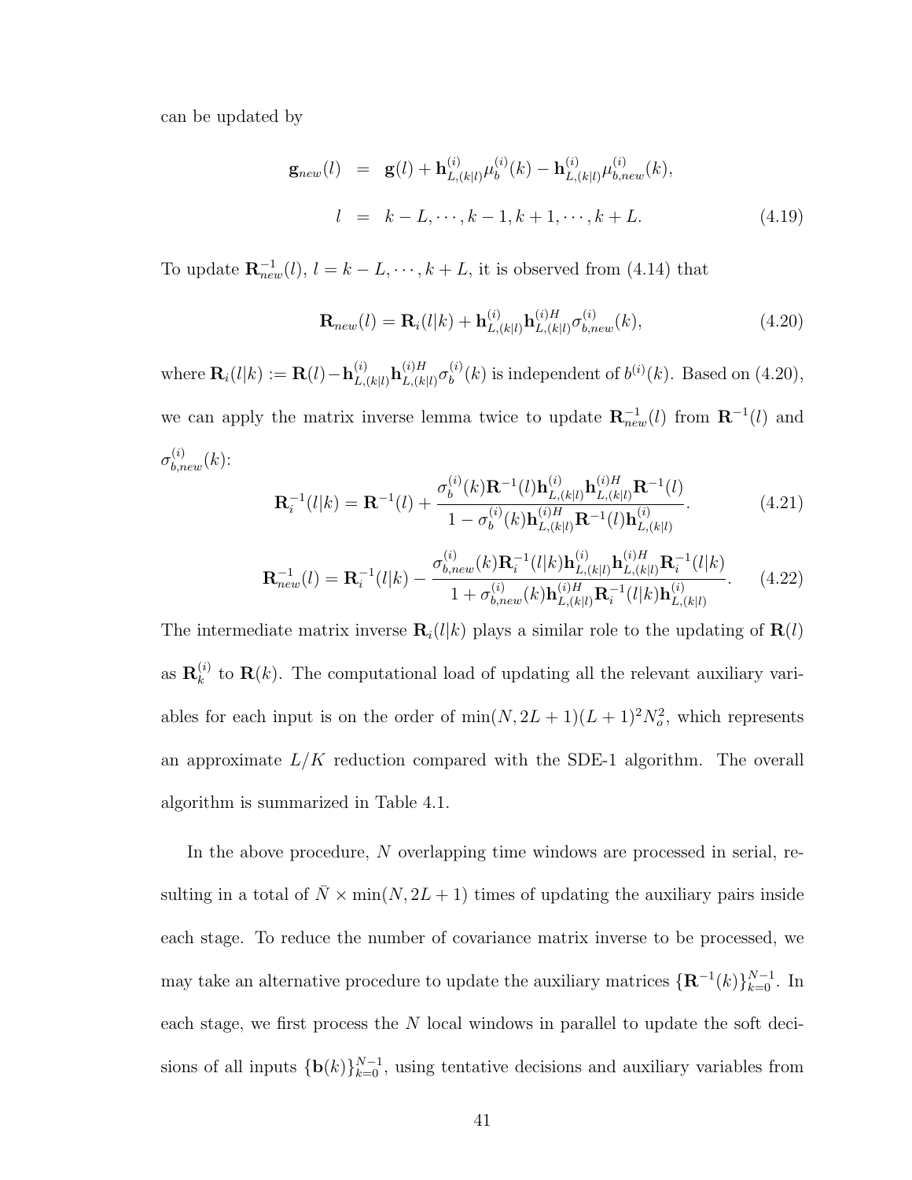can be updated by

$$
\begin{aligned}
\mathbf{g}_{new}(l) &= \mathbf{g}(l) + \mathbf{h}^{(i)}_{L,(k|l)}\mu^{(i)}_b(k) - \mathbf{h}^{(i)}_{L,(k|l)}\mu^{(i)}_{b,new}(k), \\
l &= k-L, \cdots, k-1, k+1, \cdots, k+L. \qquad (4.19)
\end{aligned}
$$

To update $\mathbf{R}^{-1}_{new}(l)$, $l = k-L, \cdots, k+L$, it is observed from (4.14) that

$$
\mathbf{R}_{new}(l) = \mathbf{R}_i(l|k) + \mathbf{h}^{(i)}_{L,(k|l)}\mathbf{h}^{(i)H}_{L,(k|l)}\sigma^{(i)}_{b,new}(k), \qquad (4.20)
$$

where $\mathbf{R}_i(l|k) := \mathbf{R}(l) - \mathbf{h}^{(i)}_{L,(k|l)}\mathbf{h}^{(i)H}_{L,(k|l)}\sigma^{(i)}_b(k)$ is independent of $b^{(i)}(k)$. Based on (4.20), we can apply the matrix inverse lemma twice to update $\mathbf{R}^{-1}_{new}(l)$ from $\mathbf{R}^{-1}(l)$ and $\sigma^{(i)}_{b,new}(k)$:

$$
\mathbf{R}^{-1}_i(l|k) = \mathbf{R}^{-1}(l) + \frac{\sigma^{(i)}_b(k)\mathbf{R}^{-1}(l)\mathbf{h}^{(i)}_{L,(k|l)}\mathbf{h}^{(i)H}_{L,(k|l)}\mathbf{R}^{-1}(l)}{1 - \sigma^{(i)}_b(k)\mathbf{h}^{(i)H}_{L,(k|l)}\mathbf{R}^{-1}(l)\mathbf{h}^{(i)}_{L,(k|l)}}. \qquad (4.21)
$$

$$
\mathbf{R}^{-1}_{new}(l) = \mathbf{R}^{-1}_i(l|k) - \frac{\sigma^{(i)}_{b,new}(k)\mathbf{R}^{-1}_i(l|k)\mathbf{h}^{(i)}_{L,(k|l)}\mathbf{h}^{(i)H}_{L,(k|l)}\mathbf{R}^{-1}_i(l|k)}{1 + \sigma^{(i)}_{b,new}(k)\mathbf{h}^{(i)H}_{L,(k|l)}\mathbf{R}^{-1}_i(l|k)\mathbf{h}^{(i)}_{L,(k|l)}}. \qquad (4.22)
$$

The intermediate matrix inverse $\mathbf{R}_i(l|k)$ plays a similar role to the updating of $\mathbf{R}(l)$ as $\mathbf{R}^{(i)}_k$ to $\mathbf{R}(k)$. The computational load of updating all the relevant auxiliary variables for each input is on the order of $\min(N, 2L+1)(L+1)^2N_o^2$, which represents an approximate $L/K$ reduction compared with the SDE-1 algorithm. The overall algorithm is summarized in Table 4.1.

In the above procedure, $N$ overlapping time windows are processed in serial, resulting in a total of $\bar{N} \times \min(N, 2L+1)$ times of updating the auxiliary pairs inside each stage. To reduce the number of covariance matrix inverse to be processed, we may take an alternative procedure to update the auxiliary matrices $\{\mathbf{R}^{-1}(k)\}_{k=0}^{N-1}$. In each stage, we first process the $N$ local windows in parallel to update the soft decisions of all inputs $\{\mathbf{b}(k)\}_{k=0}^{N-1}$, using tentative decisions and auxiliary variables from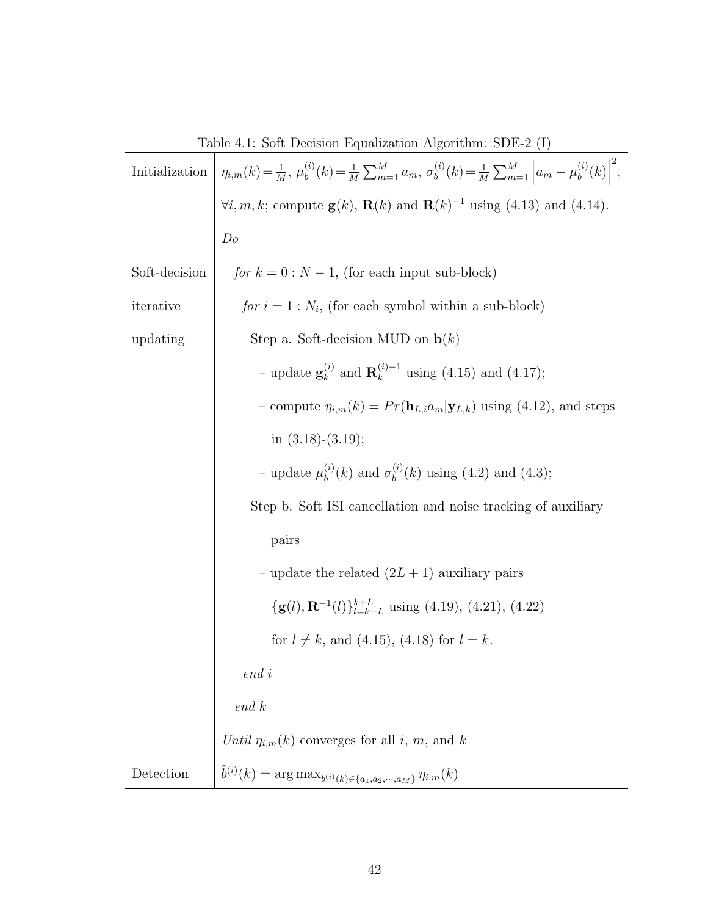Table 4.1: Soft Decision Equalization Algorithm: SDE-2 (I)

| | |
|---|---|
| Initialization | $\eta_{i,m}(k) = \frac{1}{M}$, $\mu_b^{(i)}(k) = \frac{1}{M}\sum_{m=1}^{M} a_m$, $\sigma_b^{(i)}(k) = \frac{1}{M}\sum_{m=1}^{M} \left\| a_m - \mu_b^{(i)}(k) \right\|^2$, $\forall i, m, k$; compute $\mathbf{g}(k)$, $\mathbf{R}(k)$ and $\mathbf{R}(k)^{-1}$ using (4.13) and (4.14). |
| Soft-decision iterative updating | *Do*<br>*for* $k = 0 : N-1$, (for each input sub-block)<br>*for* $i = 1 : N_i$, (for each symbol within a sub-block)<br>Step a. Soft-decision MUD on $\mathbf{b}(k)$<br>– update $\mathbf{g}_k^{(i)}$ and $\mathbf{R}_k^{(i)-1}$ using (4.15) and (4.17);<br>– compute $\eta_{i,m}(k) = Pr(\mathbf{h}_{L,i} a_m \| \mathbf{y}_{L,k})$ using (4.12), and steps in (3.18)-(3.19);<br>– update $\mu_b^{(i)}(k)$ and $\sigma_b^{(i)}(k)$ using (4.2) and (4.3);<br>Step b. Soft ISI cancellation and noise tracking of auxiliary pairs<br>– update the related $(2L+1)$ auxiliary pairs $\{\mathbf{g}(l), \mathbf{R}^{-1}(l)\}_{l=k-L}^{k+L}$ using (4.19), (4.21), (4.22) for $l \neq k$, and (4.15), (4.18) for $l = k$.<br>*end i*<br>*end k*<br>*Until* $\eta_{i,m}(k)$ converges for all $i$, $m$, and $k$ |
| Detection | $\hat{b}^{(i)}(k) = \arg\max_{b^{(i)}(k) \in \{a_1, a_2, \cdots, a_M\}} \eta_{i,m}(k)$ |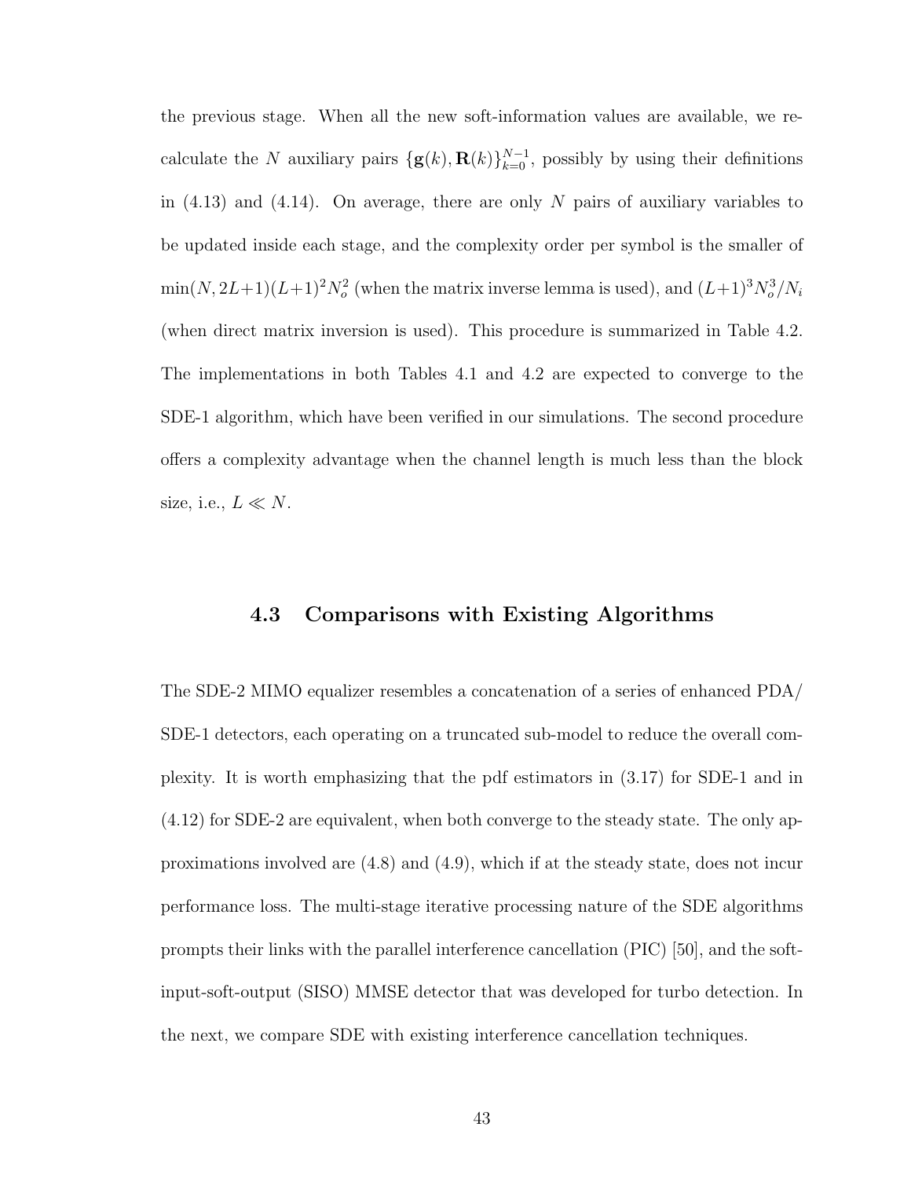the previous stage. When all the new soft-information values are available, we recalculate the $N$ auxiliary pairs $\{\mathbf{g}(k), \mathbf{R}(k)\}_{k=0}^{N-1}$, possibly by using their definitions in (4.13) and (4.14). On average, there are only $N$ pairs of auxiliary variables to be updated inside each stage, and the complexity order per symbol is the smaller of $\min(N, 2L+1)(L+1)^2 N_o^2$ (when the matrix inverse lemma is used), and $(L+1)^3 N_o^3 / N_i$ (when direct matrix inversion is used). This procedure is summarized in Table 4.2. The implementations in both Tables 4.1 and 4.2 are expected to converge to the SDE-1 algorithm, which have been verified in our simulations. The second procedure offers a complexity advantage when the channel length is much less than the block size, i.e., $L \ll N$.

## 4.3 Comparisons with Existing Algorithms

The SDE-2 MIMO equalizer resembles a concatenation of a series of enhanced PDA/SDE-1 detectors, each operating on a truncated sub-model to reduce the overall complexity. It is worth emphasizing that the pdf estimators in (3.17) for SDE-1 and in (4.12) for SDE-2 are equivalent, when both converge to the steady state. The only approximations involved are (4.8) and (4.9), which if at the steady state, does not incur performance loss. The multi-stage iterative processing nature of the SDE algorithms prompts their links with the parallel interference cancellation (PIC) [50], and the soft-input-soft-output (SISO) MMSE detector that was developed for turbo detection. In the next, we compare SDE with existing interference cancellation techniques.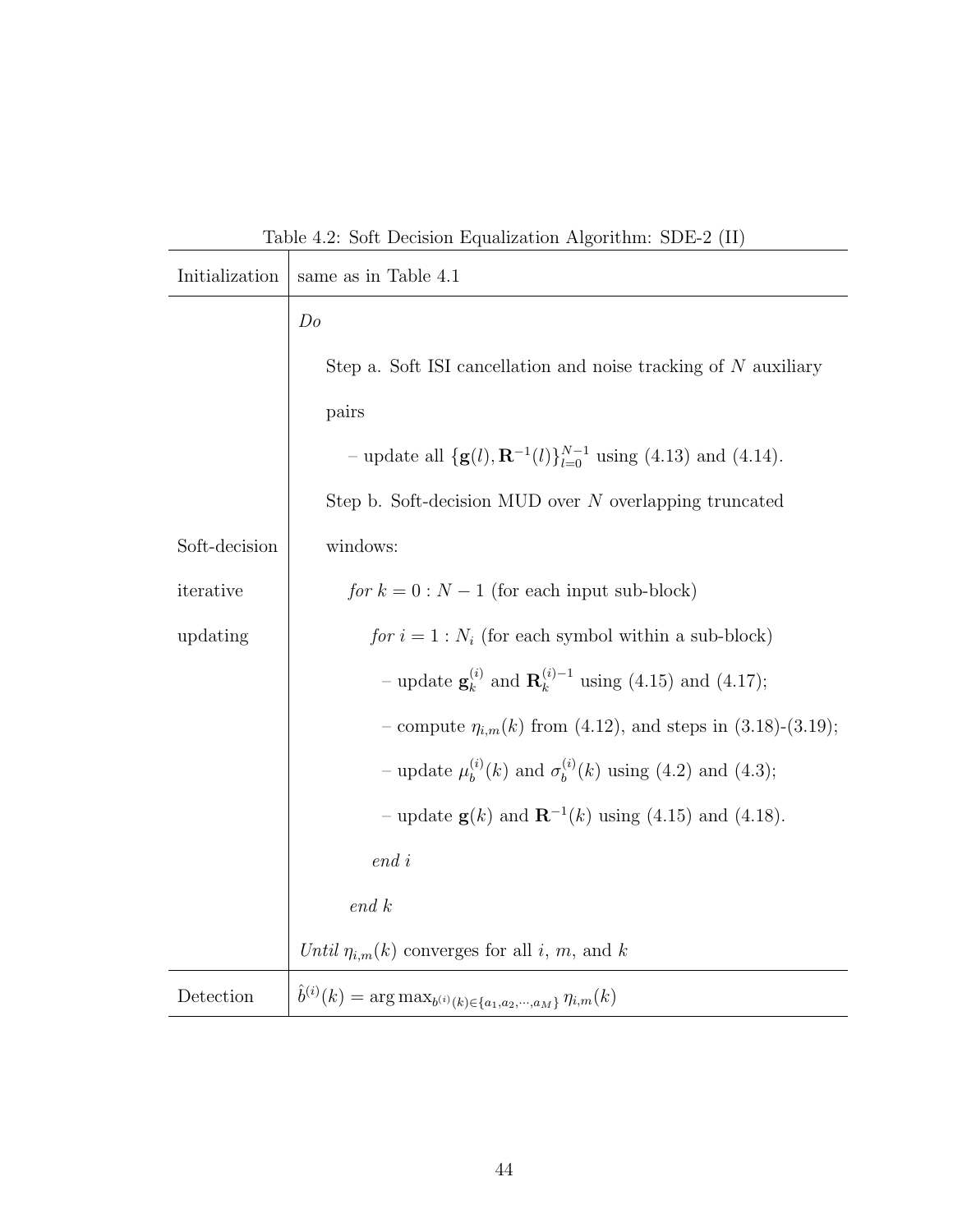Table 4.2: Soft Decision Equalization Algorithm: SDE-2 (II)

| | |
|---|---|
| Initialization | same as in Table 4.1 |
| Soft-decision iterative updating | *Do*<br>Step a. Soft ISI cancellation and noise tracking of $N$ auxiliary pairs<br>– update all $\{\mathbf{g}(l), \mathbf{R}^{-1}(l)\}_{l=0}^{N-1}$ using (4.13) and (4.14).<br>Step b. Soft-decision MUD over $N$ overlapping truncated windows:<br>*for* $k = 0 : N-1$ (for each input sub-block)<br>*for* $i = 1 : N_i$ (for each symbol within a sub-block)<br>– update $\mathbf{g}_k^{(i)}$ and $\mathbf{R}_k^{(i)-1}$ using (4.15) and (4.17);<br>– compute $\eta_{i,m}(k)$ from (4.12), and steps in (3.18)-(3.19);<br>– update $\mu_b^{(i)}(k)$ and $\sigma_b^{(i)}(k)$ using (4.2) and (4.3);<br>– update $\mathbf{g}(k)$ and $\mathbf{R}^{-1}(k)$ using (4.15) and (4.18).<br>*end i*<br>*end k*<br>*Until* $\eta_{i,m}(k)$ converges for all $i$, $m$, and $k$ |
| Detection | $\hat{b}^{(i)}(k) = \arg\max_{b^{(i)}(k) \in \{a_1, a_2, \cdots, a_M\}} \eta_{i,m}(k)$ |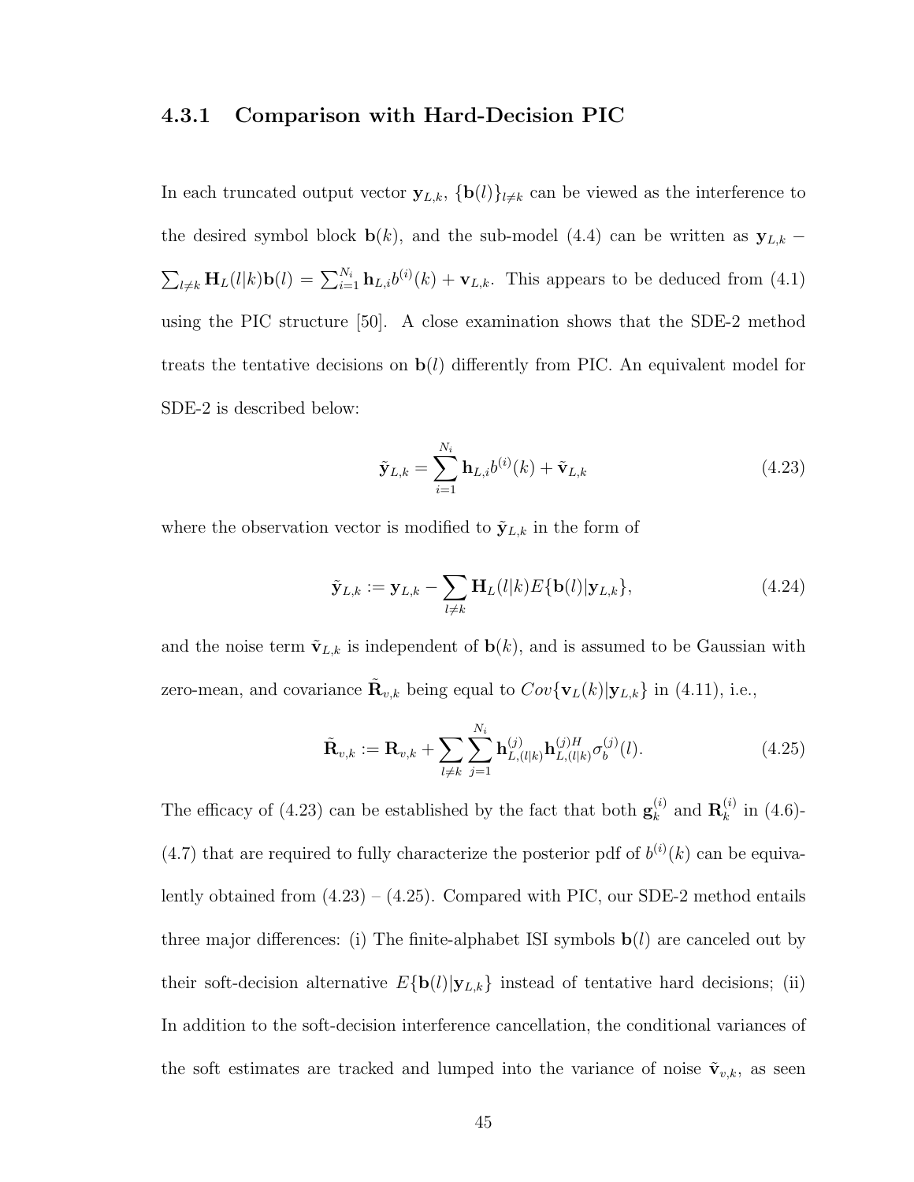### 4.3.1 Comparison with Hard-Decision PIC

In each truncated output vector $\mathbf{y}_{L,k}$, $\{\mathbf{b}(l)\}_{l\neq k}$ can be viewed as the interference to the desired symbol block $\mathbf{b}(k)$, and the sub-model (4.4) can be written as $\mathbf{y}_{L,k} - \sum_{l\neq k}\mathbf{H}_L(l|k)\mathbf{b}(l) = \sum_{i=1}^{N_i}\mathbf{h}_{L,i}b^{(i)}(k) + \mathbf{v}_{L,k}$. This appears to be deduced from (4.1) using the PIC structure [50]. A close examination shows that the SDE-2 method treats the tentative decisions on $\mathbf{b}(l)$ differently from PIC. An equivalent model for SDE-2 is described below:

$$\tilde{\mathbf{y}}_{L,k} = \sum_{i=1}^{N_i}\mathbf{h}_{L,i}b^{(i)}(k) + \tilde{\mathbf{v}}_{L,k} \tag{4.23}$$

where the observation vector is modified to $\tilde{\mathbf{y}}_{L,k}$ in the form of

$$\tilde{\mathbf{y}}_{L,k} := \mathbf{y}_{L,k} - \sum_{l\neq k}\mathbf{H}_L(l|k)E\{\mathbf{b}(l)|\mathbf{y}_{L,k}\}, \tag{4.24}$$

and the noise term $\tilde{\mathbf{v}}_{L,k}$ is independent of $\mathbf{b}(k)$, and is assumed to be Gaussian with zero-mean, and covariance $\tilde{\mathbf{R}}_{v,k}$ being equal to $Cov\{\mathbf{v}_L(k)|\mathbf{y}_{L,k}\}$ in (4.11), i.e.,

$$\tilde{\mathbf{R}}_{v,k} := \mathbf{R}_{v,k} + \sum_{l\neq k}\sum_{j=1}^{N_i}\mathbf{h}_{L,(l|k)}^{(j)}\mathbf{h}_{L,(l|k)}^{(j)H}\sigma_b^{(j)}(l). \tag{4.25}$$

The efficacy of (4.23) can be established by the fact that both $\mathbf{g}_k^{(i)}$ and $\mathbf{R}_k^{(i)}$ in (4.6)-(4.7) that are required to fully characterize the posterior pdf of $b^{(i)}(k)$ can be equivalently obtained from (4.23) – (4.25). Compared with PIC, our SDE-2 method entails three major differences: (i) The finite-alphabet ISI symbols $\mathbf{b}(l)$ are canceled out by their soft-decision alternative $E\{\mathbf{b}(l)|\mathbf{y}_{L,k}\}$ instead of tentative hard decisions; (ii) In addition to the soft-decision interference cancellation, the conditional variances of the soft estimates are tracked and lumped into the variance of noise $\tilde{\mathbf{v}}_{v,k}$, as seen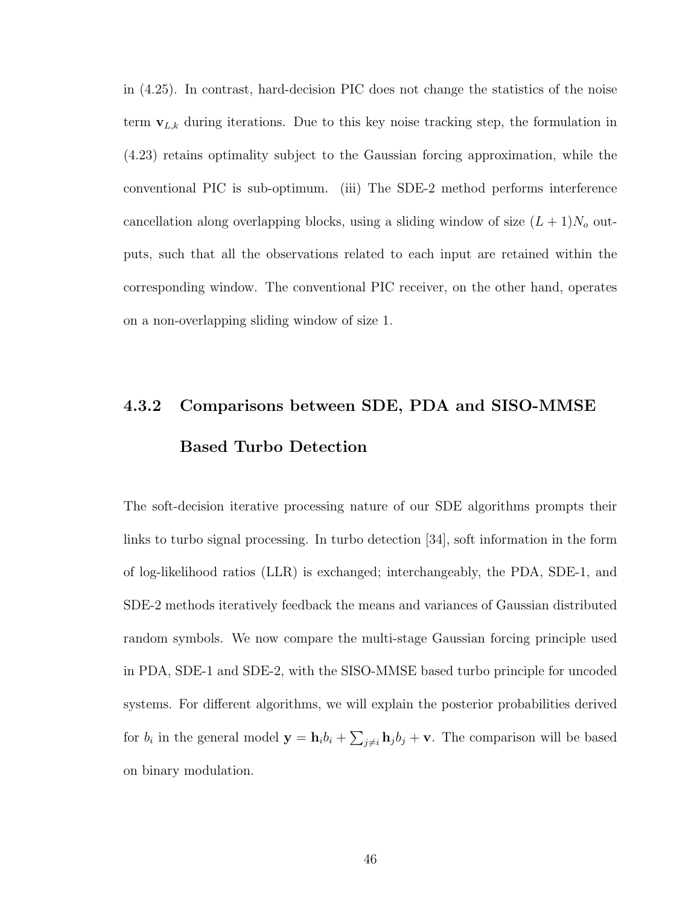in (4.25). In contrast, hard-decision PIC does not change the statistics of the noise term $\mathbf{v}_{L,k}$ during iterations. Due to this key noise tracking step, the formulation in (4.23) retains optimality subject to the Gaussian forcing approximation, while the conventional PIC is sub-optimum. (iii) The SDE-2 method performs interference cancellation along overlapping blocks, using a sliding window of size $(L+1)N_o$ outputs, such that all the observations related to each input are retained within the corresponding window. The conventional PIC receiver, on the other hand, operates on a non-overlapping sliding window of size 1.

### 4.3.2 Comparisons between SDE, PDA and SISO-MMSE Based Turbo Detection

The soft-decision iterative processing nature of our SDE algorithms prompts their links to turbo signal processing. In turbo detection [34], soft information in the form of log-likelihood ratios (LLR) is exchanged; interchangeably, the PDA, SDE-1, and SDE-2 methods iteratively feedback the means and variances of Gaussian distributed random symbols. We now compare the multi-stage Gaussian forcing principle used in PDA, SDE-1 and SDE-2, with the SISO-MMSE based turbo principle for uncoded systems. For different algorithms, we will explain the posterior probabilities derived for $b_i$ in the general model $\mathbf{y} = \mathbf{h}_i b_i + \sum_{j \neq i} \mathbf{h}_j b_j + \mathbf{v}$. The comparison will be based on binary modulation.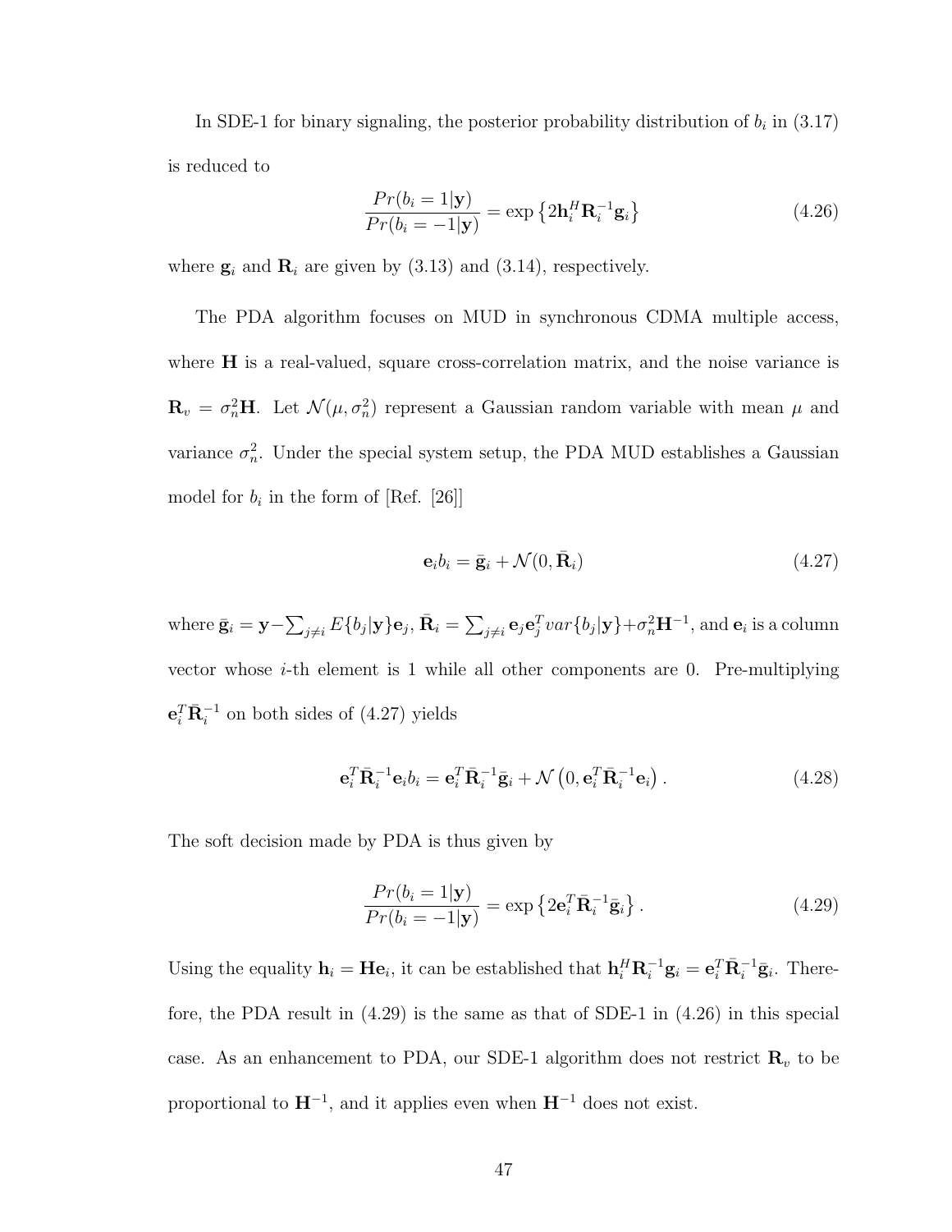In SDE-1 for binary signaling, the posterior probability distribution of $b_i$ in (3.17) is reduced to

$$\frac{Pr(b_i = 1|\mathbf{y})}{Pr(b_i = -1|\mathbf{y})} = \exp\left\{2\mathbf{h}_i^H \mathbf{R}_i^{-1} \mathbf{g}_i\right\} \tag{4.26}$$

where $\mathbf{g}_i$ and $\mathbf{R}_i$ are given by (3.13) and (3.14), respectively.

The PDA algorithm focuses on MUD in synchronous CDMA multiple access, where $\mathbf{H}$ is a real-valued, square cross-correlation matrix, and the noise variance is $\mathbf{R}_v = \sigma_n^2 \mathbf{H}$. Let $\mathcal{N}(\mu, \sigma_n^2)$ represent a Gaussian random variable with mean $\mu$ and variance $\sigma_n^2$. Under the special system setup, the PDA MUD establishes a Gaussian model for $b_i$ in the form of [Ref. [26]]

$$\mathbf{e}_i b_i = \bar{\mathbf{g}}_i + \mathcal{N}(0, \bar{\mathbf{R}}_i) \tag{4.27}$$

where $\bar{\mathbf{g}}_i = \mathbf{y} - \sum_{j \neq i} E\{b_j|\mathbf{y}\}\mathbf{e}_j$, $\bar{\mathbf{R}}_i = \sum_{j \neq i} \mathbf{e}_j \mathbf{e}_j^T var\{b_j|\mathbf{y}\} + \sigma_n^2 \mathbf{H}^{-1}$, and $\mathbf{e}_i$ is a column vector whose $i$-th element is 1 while all other components are 0. Pre-multiplying $\mathbf{e}_i^T \bar{\mathbf{R}}_i^{-1}$ on both sides of (4.27) yields

$$\mathbf{e}_i^T \bar{\mathbf{R}}_i^{-1} \mathbf{e}_i b_i = \mathbf{e}_i^T \bar{\mathbf{R}}_i^{-1} \bar{\mathbf{g}}_i + \mathcal{N}\left(0, \mathbf{e}_i^T \bar{\mathbf{R}}_i^{-1} \mathbf{e}_i\right). \tag{4.28}$$

The soft decision made by PDA is thus given by

$$\frac{Pr(b_i = 1|\mathbf{y})}{Pr(b_i = -1|\mathbf{y})} = \exp\left\{2\mathbf{e}_i^T \bar{\mathbf{R}}_i^{-1} \bar{\mathbf{g}}_i\right\}. \tag{4.29}$$

Using the equality $\mathbf{h}_i = \mathbf{H}\mathbf{e}_i$, it can be established that $\mathbf{h}_i^H \mathbf{R}_i^{-1} \mathbf{g}_i = \mathbf{e}_i^T \bar{\mathbf{R}}_i^{-1} \bar{\mathbf{g}}_i$. Therefore, the PDA result in (4.29) is the same as that of SDE-1 in (4.26) in this special case. As an enhancement to PDA, our SDE-1 algorithm does not restrict $\mathbf{R}_v$ to be proportional to $\mathbf{H}^{-1}$, and it applies even when $\mathbf{H}^{-1}$ does not exist.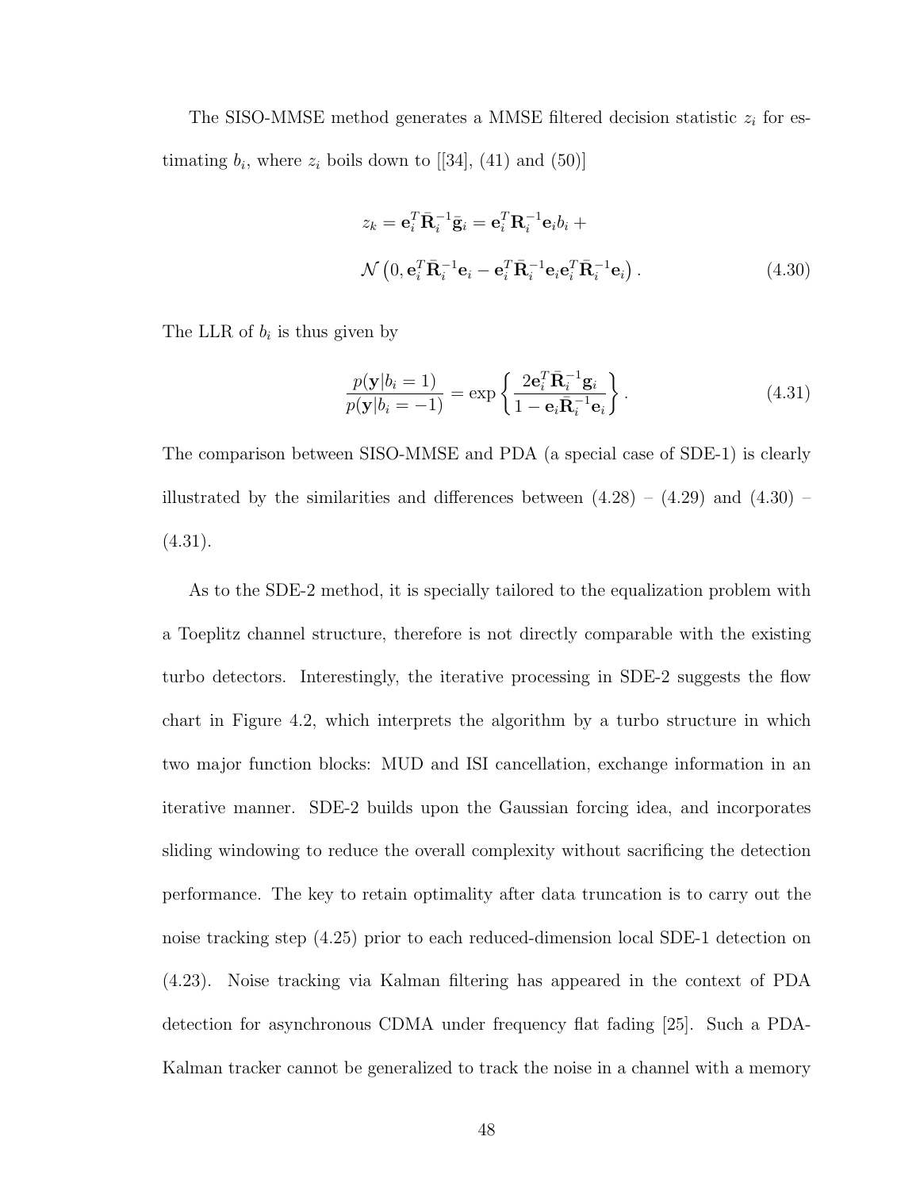The SISO-MMSE method generates a MMSE filtered decision statistic $z_i$ for estimating $b_i$, where $z_i$ boils down to [[34], (41) and (50)]

$$
\begin{aligned}
z_k = \mathbf{e}_i^T \bar{\mathbf{R}}_i^{-1} \bar{\mathbf{g}}_i = \mathbf{e}_i^T \mathbf{R}_i^{-1} \mathbf{e}_i b_i + \\
\mathcal{N}\left(0, \mathbf{e}_i^T \bar{\mathbf{R}}_i^{-1} \mathbf{e}_i - \mathbf{e}_i^T \bar{\mathbf{R}}_i^{-1} \mathbf{e}_i \mathbf{e}_i^T \bar{\mathbf{R}}_i^{-1} \mathbf{e}_i\right).
\end{aligned} \tag{4.30}
$$

The LLR of $b_i$ is thus given by

$$
\frac{p(\mathbf{y}|b_i = 1)}{p(\mathbf{y}|b_i = -1)} = \exp\left\{ \frac{2\mathbf{e}_i^T \bar{\mathbf{R}}_i^{-1} \mathbf{g}_i}{1 - \mathbf{e}_i \bar{\mathbf{R}}_i^{-1} \mathbf{e}_i} \right\}. \tag{4.31}
$$

The comparison between SISO-MMSE and PDA (a special case of SDE-1) is clearly illustrated by the similarities and differences between (4.28) – (4.29) and (4.30) – (4.31).

As to the SDE-2 method, it is specially tailored to the equalization problem with a Toeplitz channel structure, therefore is not directly comparable with the existing turbo detectors. Interestingly, the iterative processing in SDE-2 suggests the flow chart in Figure 4.2, which interprets the algorithm by a turbo structure in which two major function blocks: MUD and ISI cancellation, exchange information in an iterative manner. SDE-2 builds upon the Gaussian forcing idea, and incorporates sliding windowing to reduce the overall complexity without sacrificing the detection performance. The key to retain optimality after data truncation is to carry out the noise tracking step (4.25) prior to each reduced-dimension local SDE-1 detection on (4.23). Noise tracking via Kalman filtering has appeared in the context of PDA detection for asynchronous CDMA under frequency flat fading [25]. Such a PDA-Kalman tracker cannot be generalized to track the noise in a channel with a memory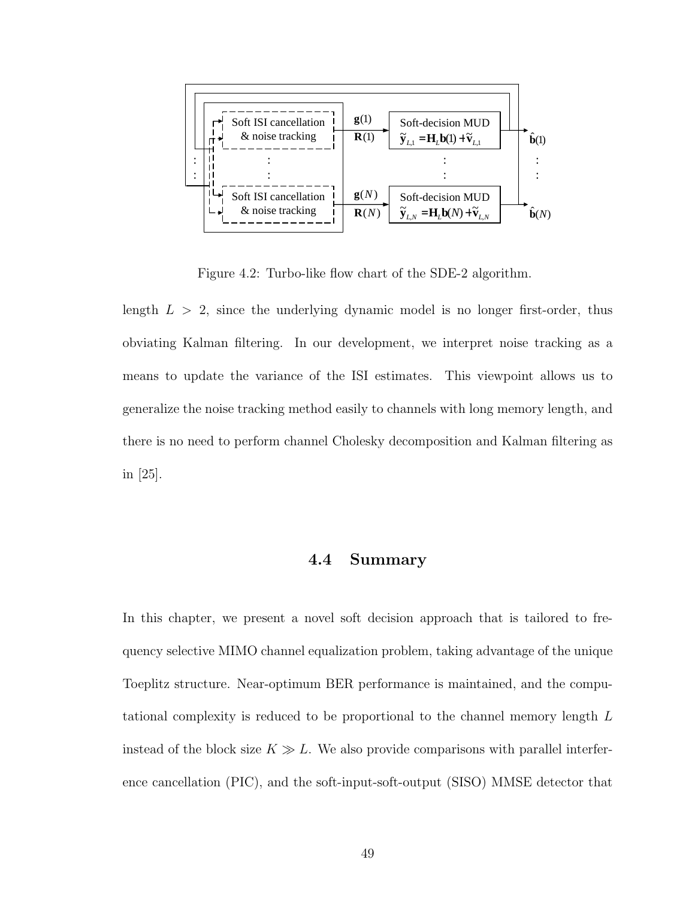Figure 4.2: Turbo-like flow chart of the SDE-2 algorithm.

length $L > 2$, since the underlying dynamic model is no longer first-order, thus obviating Kalman filtering. In our development, we interpret noise tracking as a means to update the variance of the ISI estimates. This viewpoint allows us to generalize the noise tracking method easily to channels with long memory length, and there is no need to perform channel Cholesky decomposition and Kalman filtering as in [25].

## 4.4 Summary

In this chapter, we present a novel soft decision approach that is tailored to frequency selective MIMO channel equalization problem, taking advantage of the unique Toeplitz structure. Near-optimum BER performance is maintained, and the computational complexity is reduced to be proportional to the channel memory length $L$ instead of the block size $K \gg L$. We also provide comparisons with parallel interference cancellation (PIC), and the soft-input-soft-output (SISO) MMSE detector that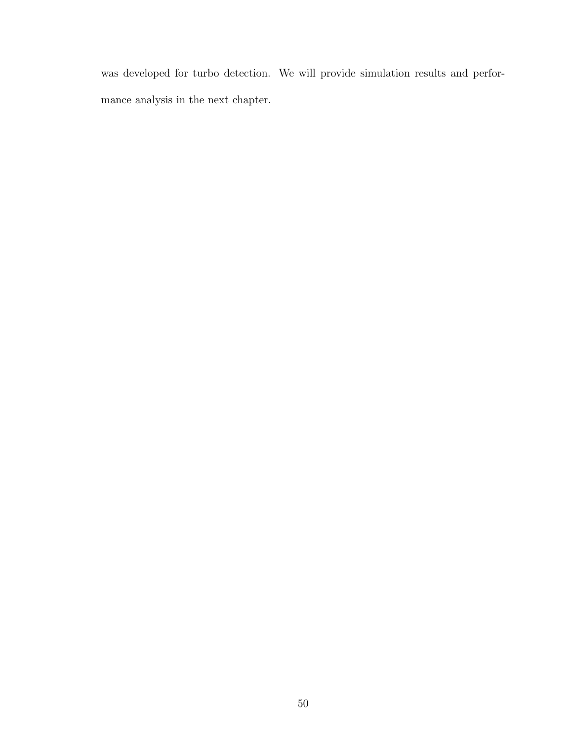was developed for turbo detection. We will provide simulation results and performance analysis in the next chapter.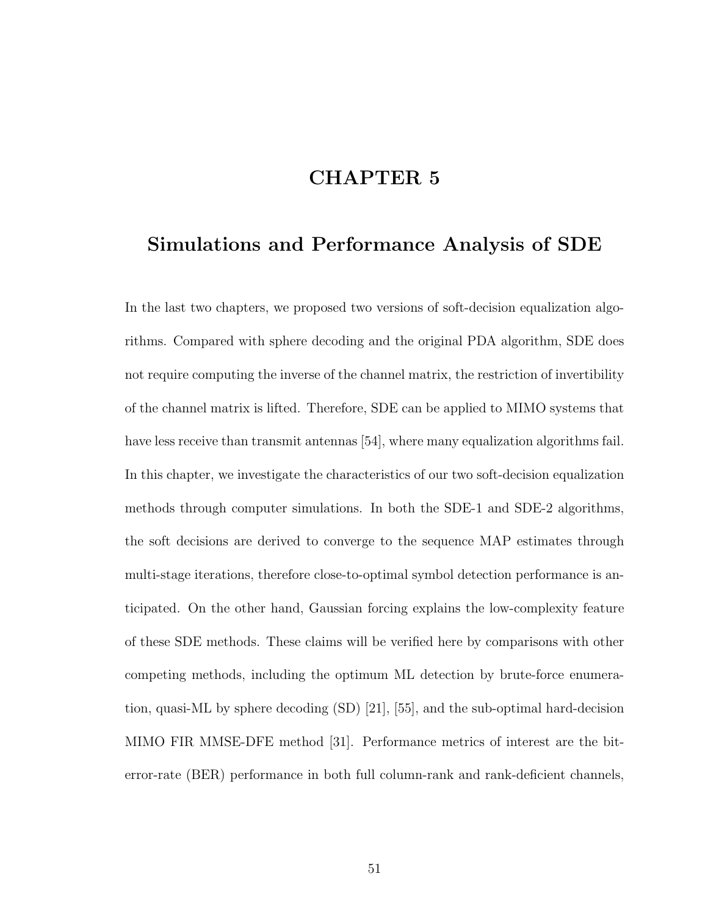# CHAPTER 5

## Simulations and Performance Analysis of SDE

In the last two chapters, we proposed two versions of soft-decision equalization algorithms. Compared with sphere decoding and the original PDA algorithm, SDE does not require computing the inverse of the channel matrix, the restriction of invertibility of the channel matrix is lifted. Therefore, SDE can be applied to MIMO systems that have less receive than transmit antennas [54], where many equalization algorithms fail. In this chapter, we investigate the characteristics of our two soft-decision equalization methods through computer simulations. In both the SDE-1 and SDE-2 algorithms, the soft decisions are derived to converge to the sequence MAP estimates through multi-stage iterations, therefore close-to-optimal symbol detection performance is anticipated. On the other hand, Gaussian forcing explains the low-complexity feature of these SDE methods. These claims will be verified here by comparisons with other competing methods, including the optimum ML detection by brute-force enumeration, quasi-ML by sphere decoding (SD) [21], [55], and the sub-optimal hard-decision MIMO FIR MMSE-DFE method [31]. Performance metrics of interest are the bit-error-rate (BER) performance in both full column-rank and rank-deficient channels,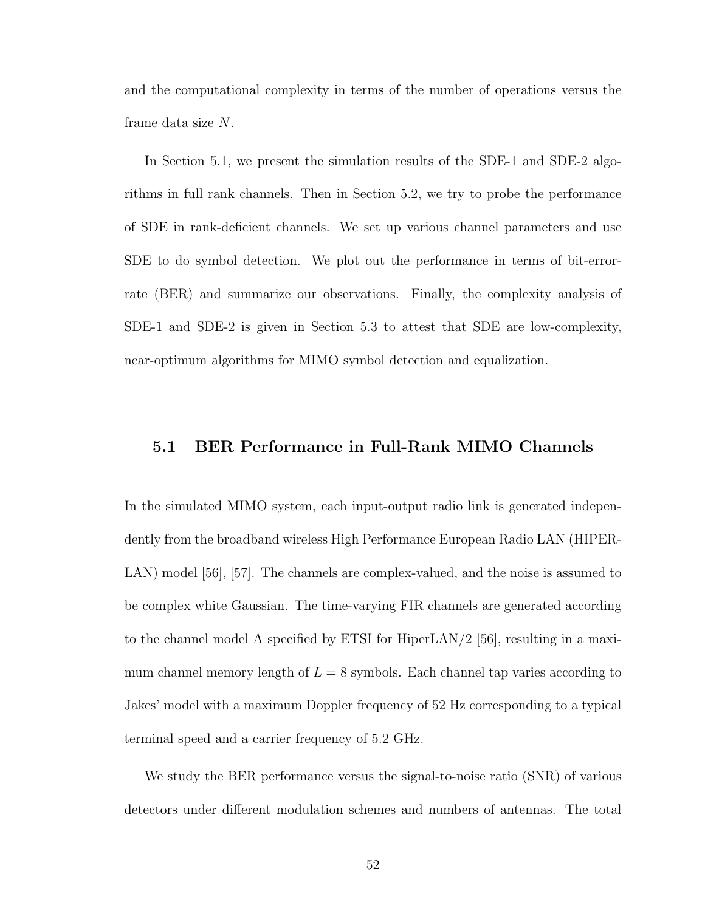and the computational complexity in terms of the number of operations versus the frame data size $N$.

In Section 5.1, we present the simulation results of the SDE-1 and SDE-2 algorithms in full rank channels. Then in Section 5.2, we try to probe the performance of SDE in rank-deficient channels. We set up various channel parameters and use SDE to do symbol detection. We plot out the performance in terms of bit-error-rate (BER) and summarize our observations. Finally, the complexity analysis of SDE-1 and SDE-2 is given in Section 5.3 to attest that SDE are low-complexity, near-optimum algorithms for MIMO symbol detection and equalization.

## 5.1 BER Performance in Full-Rank MIMO Channels

In the simulated MIMO system, each input-output radio link is generated independently from the broadband wireless High Performance European Radio LAN (HIPERLAN) model [56], [57]. The channels are complex-valued, and the noise is assumed to be complex white Gaussian. The time-varying FIR channels are generated according to the channel model A specified by ETSI for HiperLAN/2 [56], resulting in a maximum channel memory length of $L = 8$ symbols. Each channel tap varies according to Jakes' model with a maximum Doppler frequency of 52 Hz corresponding to a typical terminal speed and a carrier frequency of 5.2 GHz.

We study the BER performance versus the signal-to-noise ratio (SNR) of various detectors under different modulation schemes and numbers of antennas. The total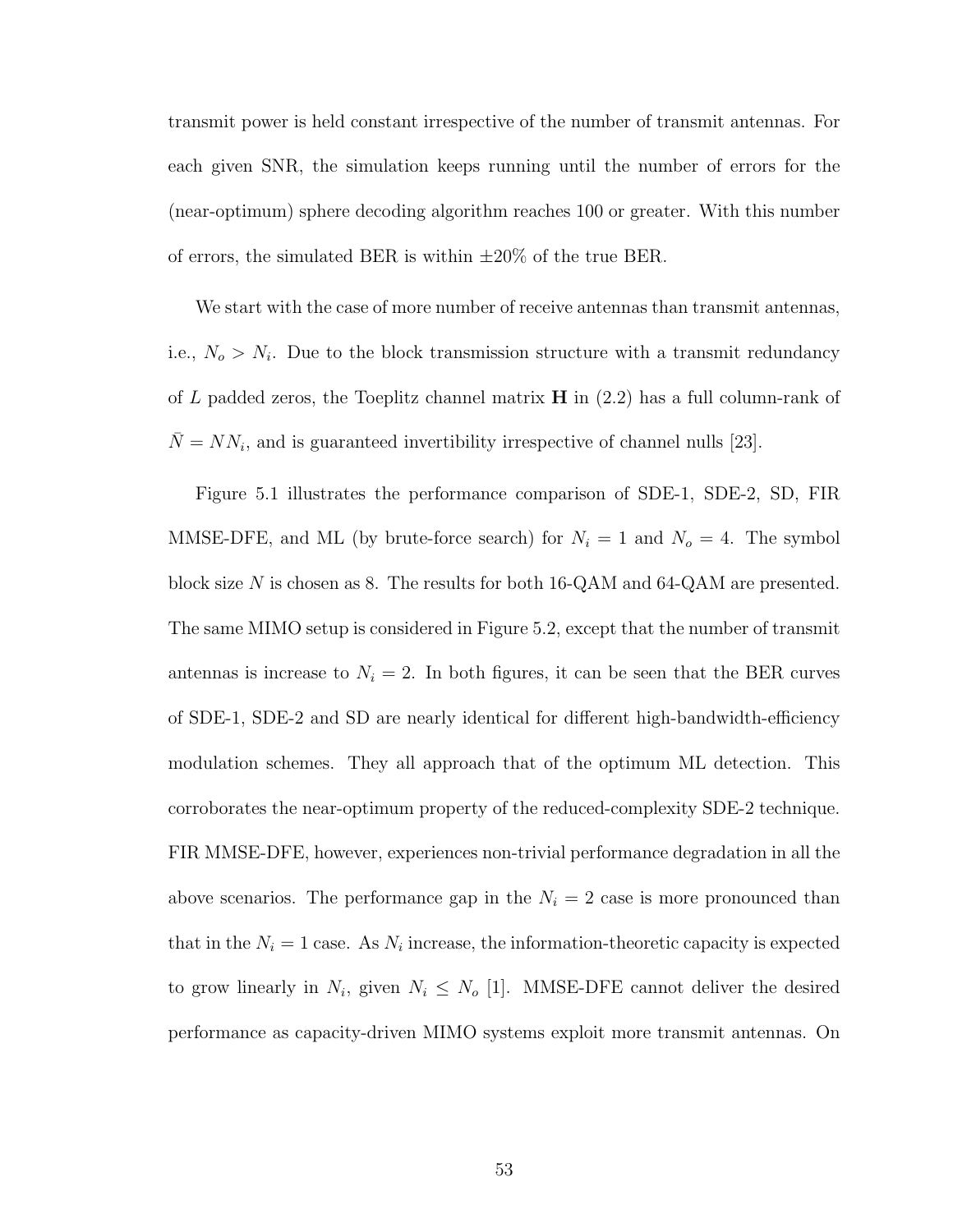transmit power is held constant irrespective of the number of transmit antennas. For each given SNR, the simulation keeps running until the number of errors for the (near-optimum) sphere decoding algorithm reaches 100 or greater. With this number of errors, the simulated BER is within $\pm 20\%$ of the true BER.

We start with the case of more number of receive antennas than transmit antennas, i.e., $N_o > N_i$. Due to the block transmission structure with a transmit redundancy of $L$ padded zeros, the Toeplitz channel matrix $\mathbf{H}$ in (2.2) has a full column-rank of $\bar{N} = NN_i$, and is guaranteed invertibility irrespective of channel nulls [23].

Figure 5.1 illustrates the performance comparison of SDE-1, SDE-2, SD, FIR MMSE-DFE, and ML (by brute-force search) for $N_i = 1$ and $N_o = 4$. The symbol block size $N$ is chosen as 8. The results for both 16-QAM and 64-QAM are presented. The same MIMO setup is considered in Figure 5.2, except that the number of transmit antennas is increase to $N_i = 2$. In both figures, it can be seen that the BER curves of SDE-1, SDE-2 and SD are nearly identical for different high-bandwidth-efficiency modulation schemes. They all approach that of the optimum ML detection. This corroborates the near-optimum property of the reduced-complexity SDE-2 technique. FIR MMSE-DFE, however, experiences non-trivial performance degradation in all the above scenarios. The performance gap in the $N_i = 2$ case is more pronounced than that in the $N_i = 1$ case. As $N_i$ increase, the information-theoretic capacity is expected to grow linearly in $N_i$, given $N_i \leq N_o$ [1]. MMSE-DFE cannot deliver the desired performance as capacity-driven MIMO systems exploit more transmit antennas. On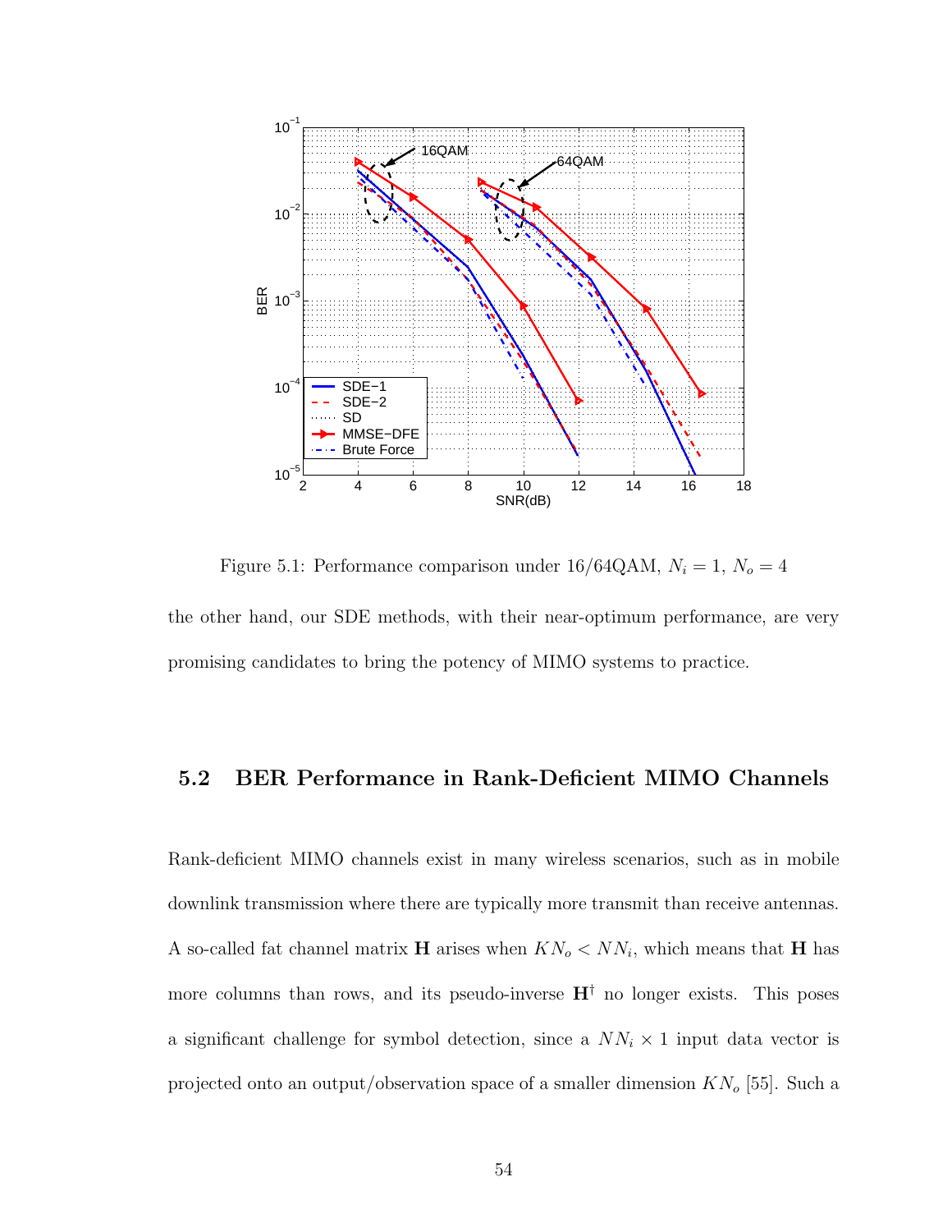Figure 5.1: Performance comparison under 16/64QAM, $N_i = 1$, $N_o = 4$

the other hand, our SDE methods, with their near-optimum performance, are very promising candidates to bring the potency of MIMO systems to practice.

## 5.2 BER Performance in Rank-Deficient MIMO Channels

Rank-deficient MIMO channels exist in many wireless scenarios, such as in mobile downlink transmission where there are typically more transmit than receive antennas. A so-called fat channel matrix $\mathbf{H}$ arises when $KN_o < NN_i$, which means that $\mathbf{H}$ has more columns than rows, and its pseudo-inverse $\mathbf{H}^{\dagger}$ no longer exists. This poses a significant challenge for symbol detection, since a $NN_i \times 1$ input data vector is projected onto an output/observation space of a smaller dimension $KN_o$ [55]. Such a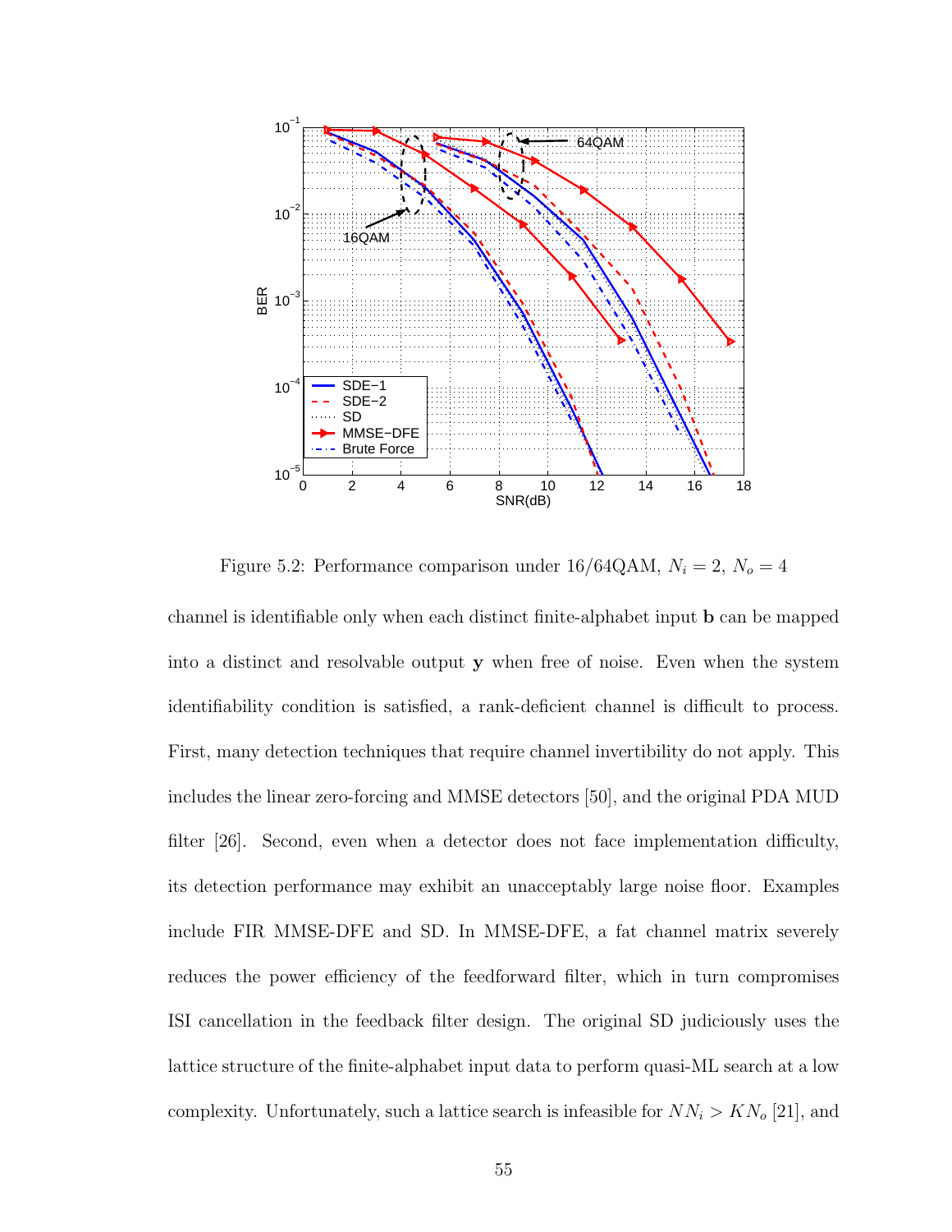Figure 5.2: Performance comparison under 16/64QAM, $N_i = 2$, $N_o = 4$

channel is identifiable only when each distinct finite-alphabet input $\mathbf{b}$ can be mapped into a distinct and resolvable output $\mathbf{y}$ when free of noise. Even when the system identifiability condition is satisfied, a rank-deficient channel is difficult to process. First, many detection techniques that require channel invertibility do not apply. This includes the linear zero-forcing and MMSE detectors [50], and the original PDA MUD filter [26]. Second, even when a detector does not face implementation difficulty, its detection performance may exhibit an unacceptably large noise floor. Examples include FIR MMSE-DFE and SD. In MMSE-DFE, a fat channel matrix severely reduces the power efficiency of the feedforward filter, which in turn compromises ISI cancellation in the feedback filter design. The original SD judiciously uses the lattice structure of the finite-alphabet input data to perform quasi-ML search at a low complexity. Unfortunately, such a lattice search is infeasible for $NN_i > KN_o$ [21], and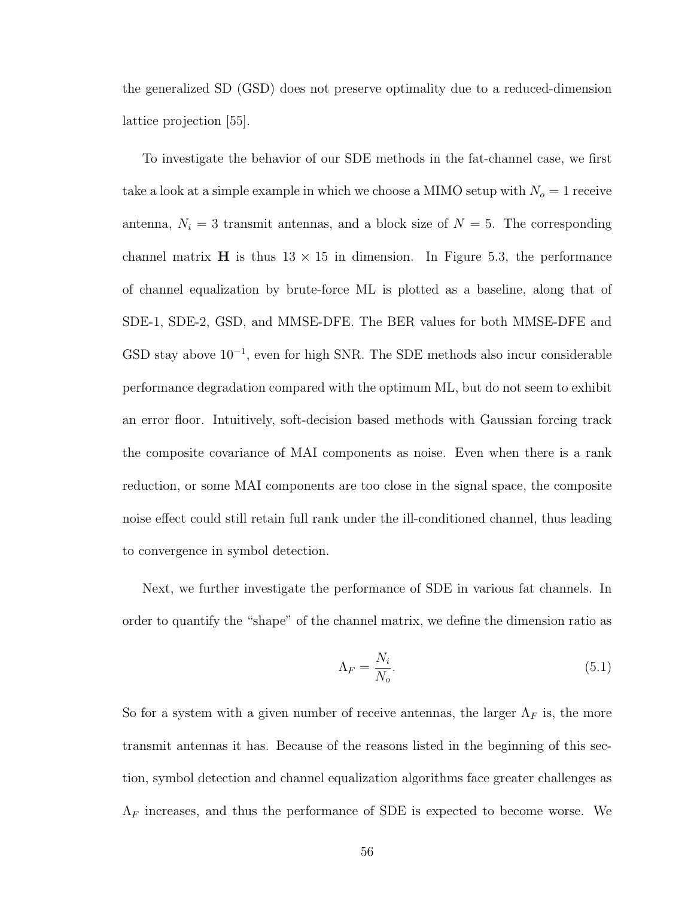the generalized SD (GSD) does not preserve optimality due to a reduced-dimension lattice projection [55].

To investigate the behavior of our SDE methods in the fat-channel case, we first take a look at a simple example in which we choose a MIMO setup with $N_o = 1$ receive antenna, $N_i = 3$ transmit antennas, and a block size of $N = 5$. The corresponding channel matrix $\mathbf{H}$ is thus $13 \times 15$ in dimension. In Figure 5.3, the performance of channel equalization by brute-force ML is plotted as a baseline, along that of SDE-1, SDE-2, GSD, and MMSE-DFE. The BER values for both MMSE-DFE and GSD stay above $10^{-1}$, even for high SNR. The SDE methods also incur considerable performance degradation compared with the optimum ML, but do not seem to exhibit an error floor. Intuitively, soft-decision based methods with Gaussian forcing track the composite covariance of MAI components as noise. Even when there is a rank reduction, or some MAI components are too close in the signal space, the composite noise effect could still retain full rank under the ill-conditioned channel, thus leading to convergence in symbol detection.

Next, we further investigate the performance of SDE in various fat channels. In order to quantify the "shape" of the channel matrix, we define the dimension ratio as

$$\Lambda_F = \frac{N_i}{N_o}. \tag{5.1}$$

So for a system with a given number of receive antennas, the larger $\Lambda_F$ is, the more transmit antennas it has. Because of the reasons listed in the beginning of this section, symbol detection and channel equalization algorithms face greater challenges as $\Lambda_F$ increases, and thus the performance of SDE is expected to become worse. We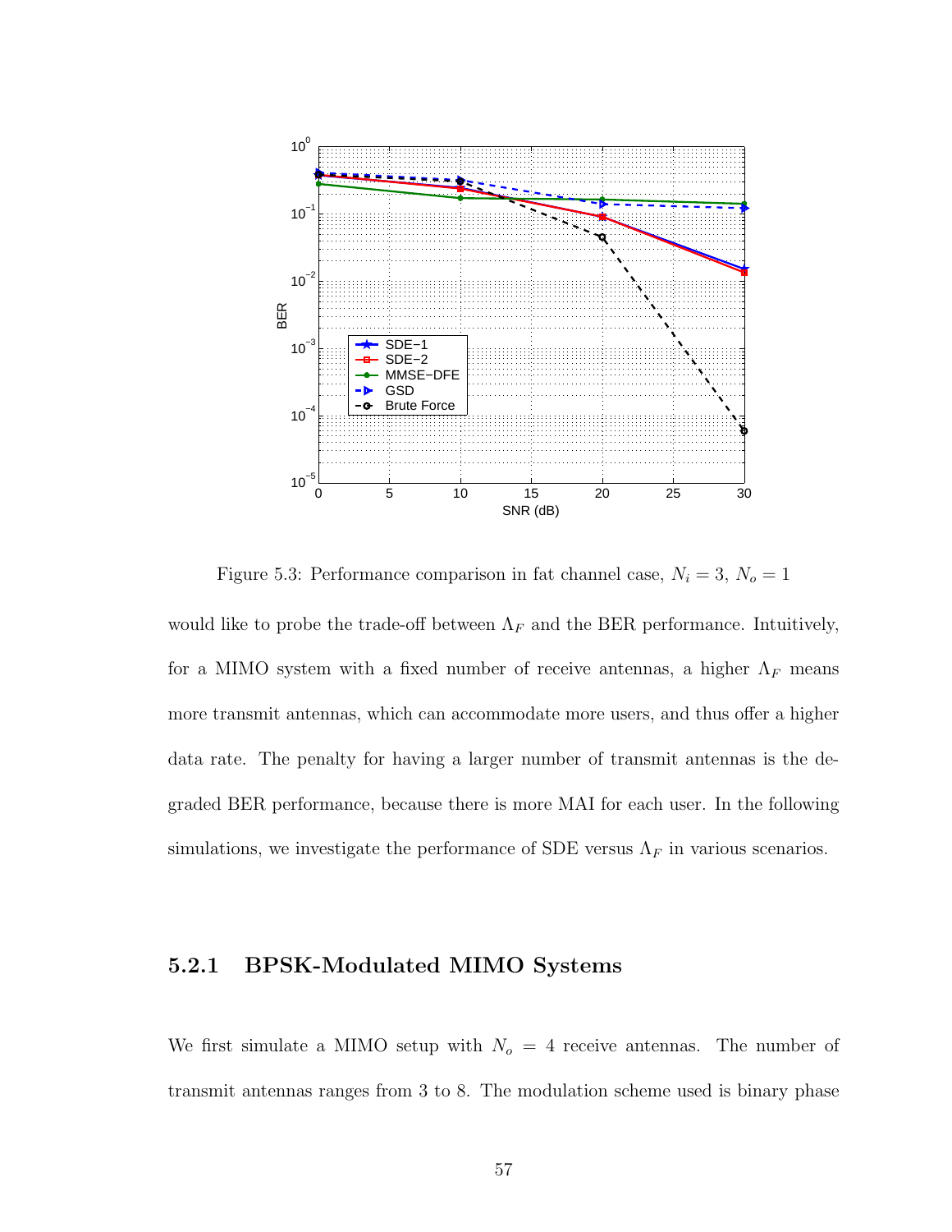Figure 5.3: Performance comparison in fat channel case, $N_i = 3$, $N_o = 1$

would like to probe the trade-off between $\Lambda_F$ and the BER performance. Intuitively, for a MIMO system with a fixed number of receive antennas, a higher $\Lambda_F$ means more transmit antennas, which can accommodate more users, and thus offer a higher data rate. The penalty for having a larger number of transmit antennas is the degraded BER performance, because there is more MAI for each user. In the following simulations, we investigate the performance of SDE versus $\Lambda_F$ in various scenarios.

### 5.2.1 BPSK-Modulated MIMO Systems

We first simulate a MIMO setup with $N_o = 4$ receive antennas. The number of transmit antennas ranges from 3 to 8. The modulation scheme used is binary phase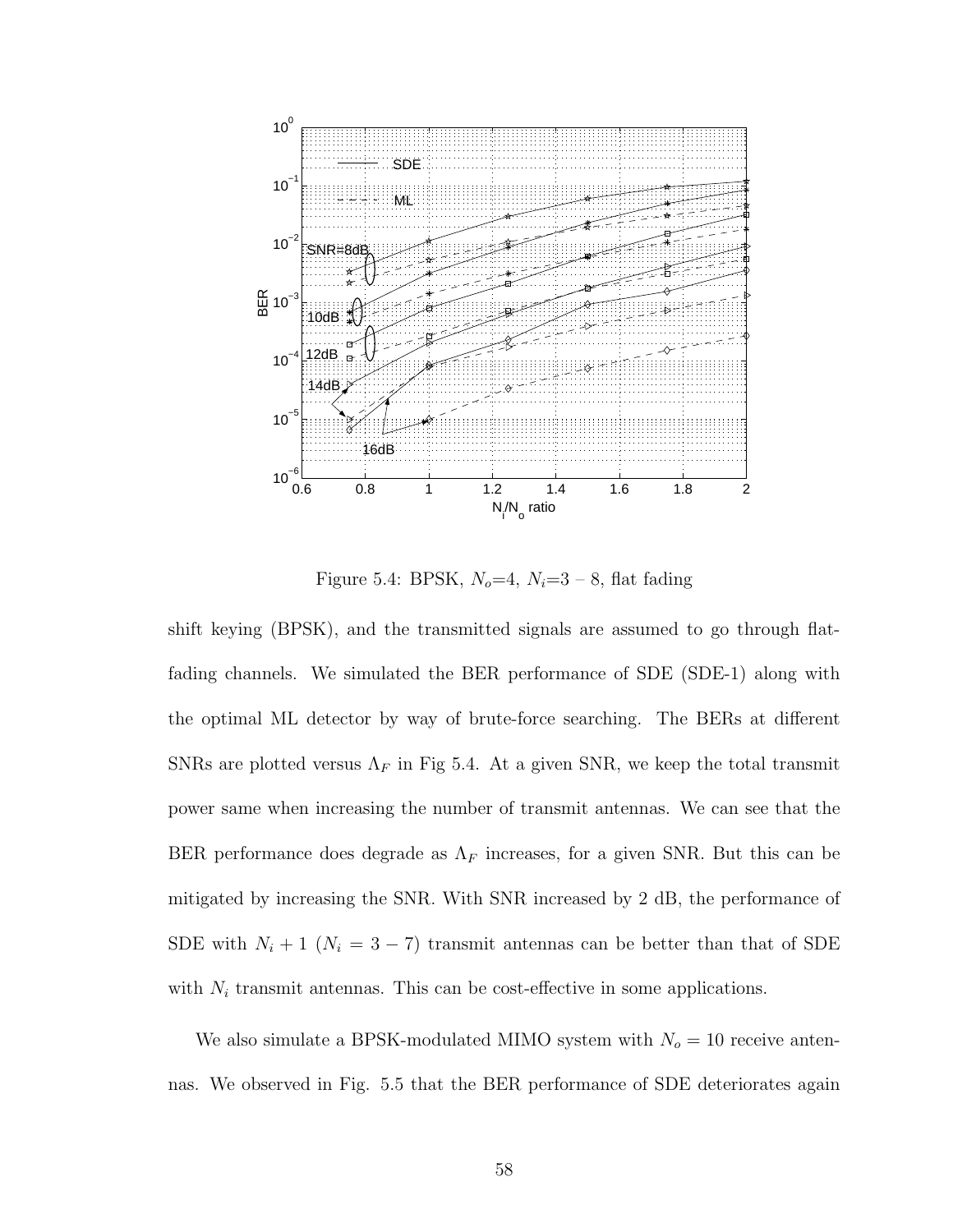Figure 5.4: BPSK, $N_o$=4, $N_i$=3 – 8, flat fading

shift keying (BPSK), and the transmitted signals are assumed to go through flat-fading channels. We simulated the BER performance of SDE (SDE-1) along with the optimal ML detector by way of brute-force searching. The BERs at different SNRs are plotted versus $\Lambda_F$ in Fig 5.4. At a given SNR, we keep the total transmit power same when increasing the number of transmit antennas. We can see that the BER performance does degrade as $\Lambda_F$ increases, for a given SNR. But this can be mitigated by increasing the SNR. With SNR increased by 2 dB, the performance of SDE with $N_i + 1$ ($N_i = 3 - 7$) transmit antennas can be better than that of SDE with $N_i$ transmit antennas. This can be cost-effective in some applications.

We also simulate a BPSK-modulated MIMO system with $N_o = 10$ receive antennas. We observed in Fig. 5.5 that the BER performance of SDE deteriorates again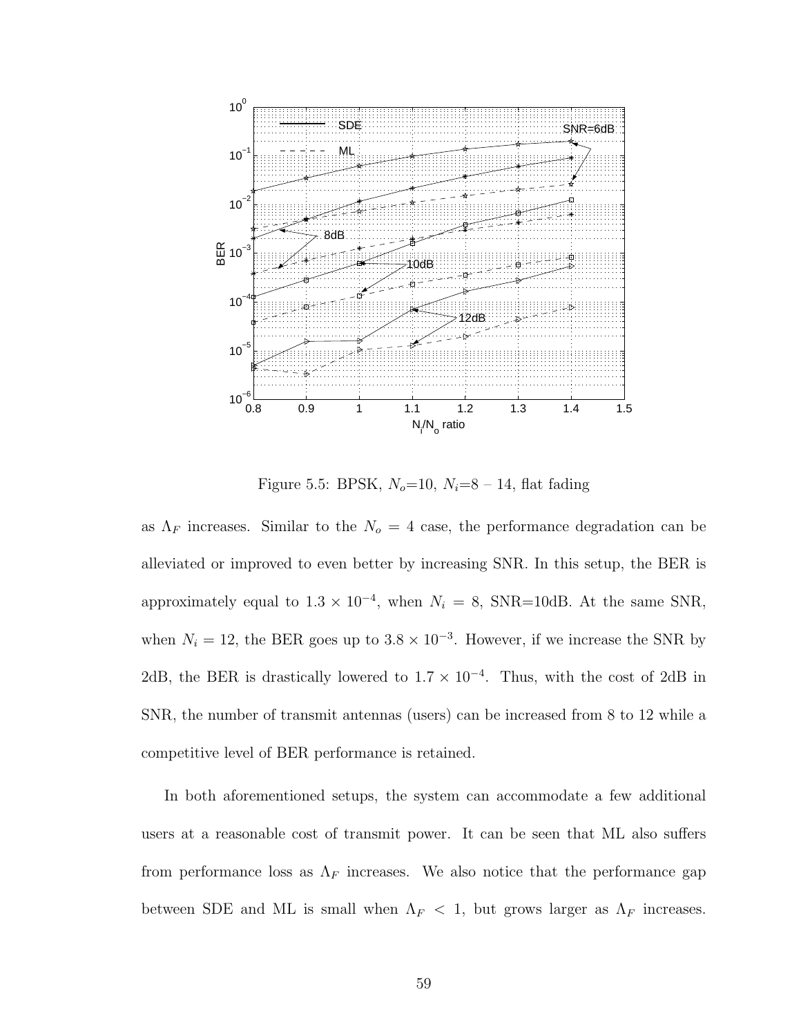Figure 5.5: BPSK, $N_o$=10, $N_i$=8 – 14, flat fading

as $\Lambda_F$ increases. Similar to the $N_o = 4$ case, the performance degradation can be alleviated or improved to even better by increasing SNR. In this setup, the BER is approximately equal to $1.3 \times 10^{-4}$, when $N_i = 8$, SNR=10dB. At the same SNR, when $N_i = 12$, the BER goes up to $3.8 \times 10^{-3}$. However, if we increase the SNR by 2dB, the BER is drastically lowered to $1.7 \times 10^{-4}$. Thus, with the cost of 2dB in SNR, the number of transmit antennas (users) can be increased from 8 to 12 while a competitive level of BER performance is retained.

In both aforementioned setups, the system can accommodate a few additional users at a reasonable cost of transmit power. It can be seen that ML also suffers from performance loss as $\Lambda_F$ increases. We also notice that the performance gap between SDE and ML is small when $\Lambda_F < 1$, but grows larger as $\Lambda_F$ increases.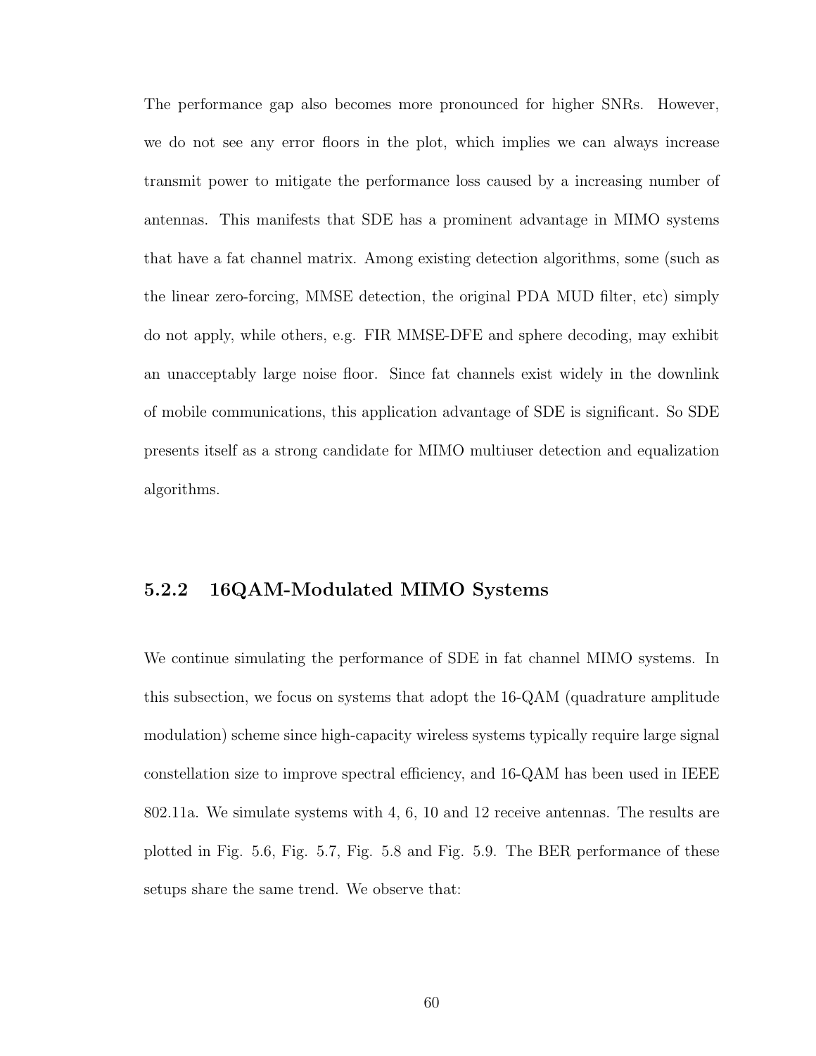The performance gap also becomes more pronounced for higher SNRs. However, we do not see any error floors in the plot, which implies we can always increase transmit power to mitigate the performance loss caused by a increasing number of antennas. This manifests that SDE has a prominent advantage in MIMO systems that have a fat channel matrix. Among existing detection algorithms, some (such as the linear zero-forcing, MMSE detection, the original PDA MUD filter, etc) simply do not apply, while others, e.g. FIR MMSE-DFE and sphere decoding, may exhibit an unacceptably large noise floor. Since fat channels exist widely in the downlink of mobile communications, this application advantage of SDE is significant. So SDE presents itself as a strong candidate for MIMO multiuser detection and equalization algorithms.

### 5.2.2 16QAM-Modulated MIMO Systems

We continue simulating the performance of SDE in fat channel MIMO systems. In this subsection, we focus on systems that adopt the 16-QAM (quadrature amplitude modulation) scheme since high-capacity wireless systems typically require large signal constellation size to improve spectral efficiency, and 16-QAM has been used in IEEE 802.11a. We simulate systems with 4, 6, 10 and 12 receive antennas. The results are plotted in Fig. 5.6, Fig. 5.7, Fig. 5.8 and Fig. 5.9. The BER performance of these setups share the same trend. We observe that: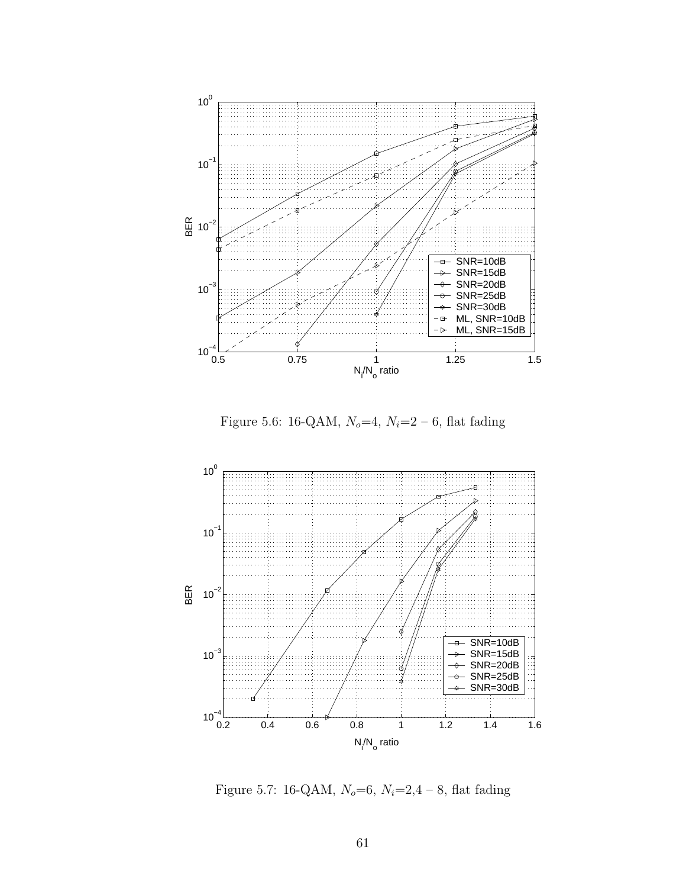Figure 5.6: 16-QAM, $N_o$=4, $N_i$=2 – 6, flat fading

Figure 5.7: 16-QAM, $N_o$=6, $N_i$=2,4 – 8, flat fading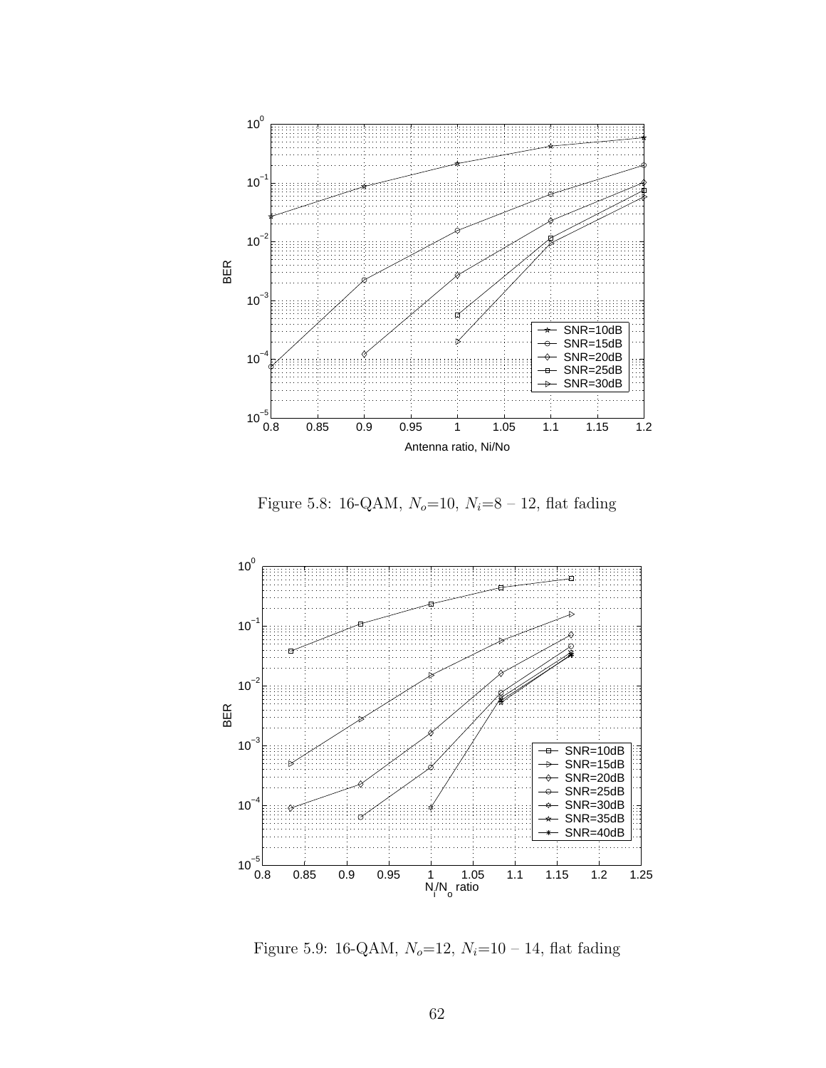Figure 5.8: 16-QAM, $N_o$=10, $N_i$=8 – 12, flat fading

Figure 5.9: 16-QAM, $N_o$=12, $N_i$=10 – 14, flat fading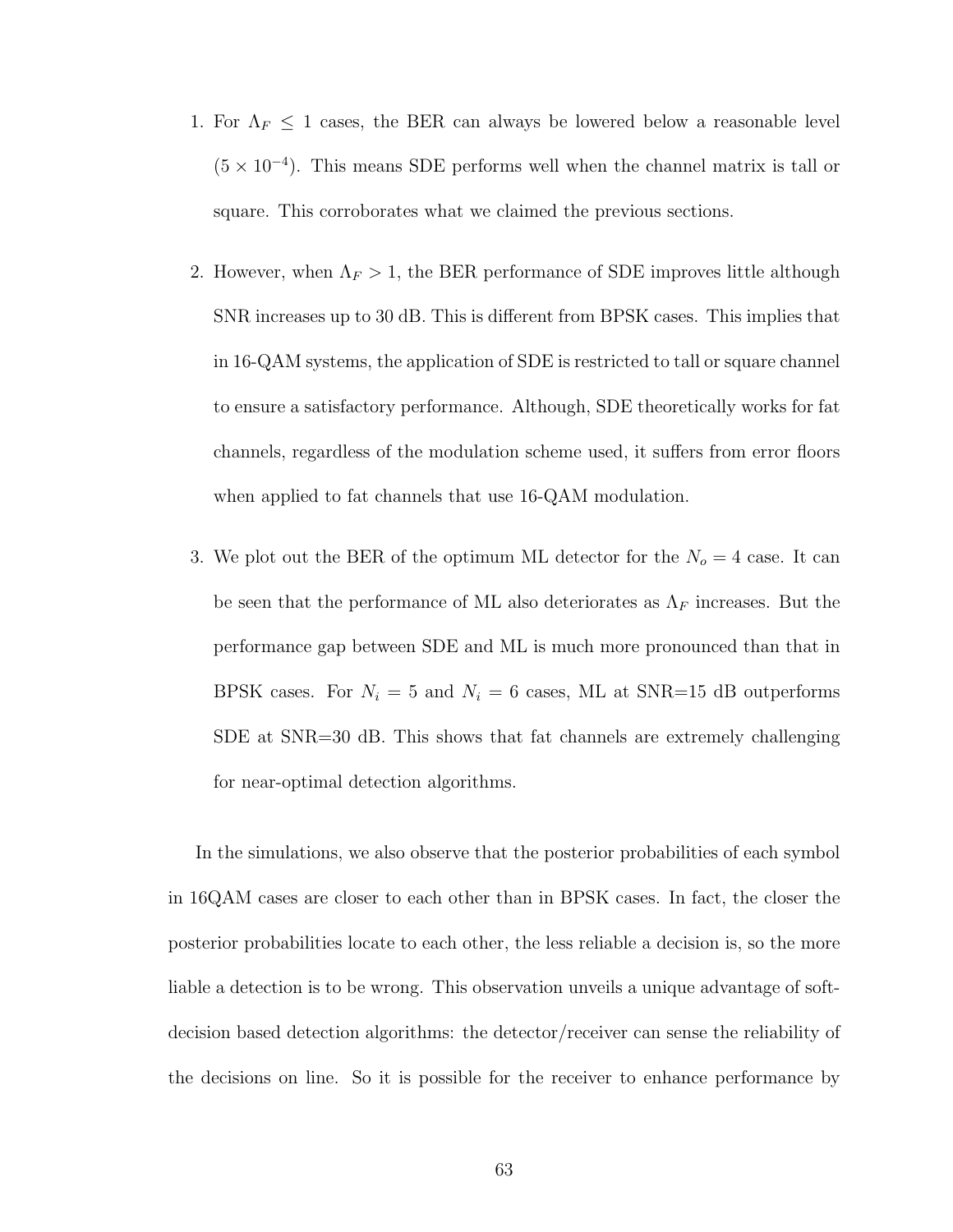1. For $\Lambda_F \leq 1$ cases, the BER can always be lowered below a reasonable level ($5 \times 10^{-4}$). This means SDE performs well when the channel matrix is tall or square. This corroborates what we claimed the previous sections.

2. However, when $\Lambda_F > 1$, the BER performance of SDE improves little although SNR increases up to 30 dB. This is different from BPSK cases. This implies that in 16-QAM systems, the application of SDE is restricted to tall or square channel to ensure a satisfactory performance. Although, SDE theoretically works for fat channels, regardless of the modulation scheme used, it suffers from error floors when applied to fat channels that use 16-QAM modulation.

3. We plot out the BER of the optimum ML detector for the $N_o = 4$ case. It can be seen that the performance of ML also deteriorates as $\Lambda_F$ increases. But the performance gap between SDE and ML is much more pronounced than that in BPSK cases. For $N_i = 5$ and $N_i = 6$ cases, ML at SNR=15 dB outperforms SDE at SNR=30 dB. This shows that fat channels are extremely challenging for near-optimal detection algorithms.

In the simulations, we also observe that the posterior probabilities of each symbol in 16QAM cases are closer to each other than in BPSK cases. In fact, the closer the posterior probabilities locate to each other, the less reliable a decision is, so the more liable a detection is to be wrong. This observation unveils a unique advantage of soft-decision based detection algorithms: the detector/receiver can sense the reliability of the decisions on line. So it is possible for the receiver to enhance performance by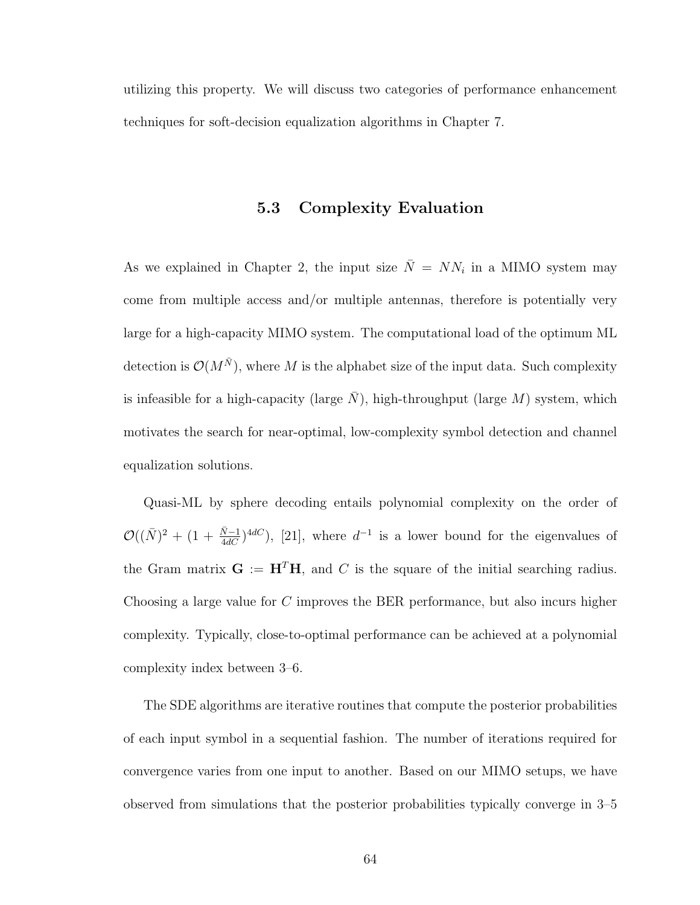utilizing this property. We will discuss two categories of performance enhancement techniques for soft-decision equalization algorithms in Chapter 7.

## 5.3 Complexity Evaluation

As we explained in Chapter 2, the input size $\bar{N} = NN_i$ in a MIMO system may come from multiple access and/or multiple antennas, therefore is potentially very large for a high-capacity MIMO system. The computational load of the optimum ML detection is $\mathcal{O}(M^{\bar{N}})$, where $M$ is the alphabet size of the input data. Such complexity is infeasible for a high-capacity (large $\bar{N}$), high-throughput (large $M$) system, which motivates the search for near-optimal, low-complexity symbol detection and channel equalization solutions.

Quasi-ML by sphere decoding entails polynomial complexity on the order of $\mathcal{O}((\bar{N})^2 + (1 + \frac{\bar{N}-1}{4dC})^{4dC})$, [21], where $d^{-1}$ is a lower bound for the eigenvalues of the Gram matrix $\mathbf{G} := \mathbf{H}^T\mathbf{H}$, and $C$ is the square of the initial searching radius. Choosing a large value for $C$ improves the BER performance, but also incurs higher complexity. Typically, close-to-optimal performance can be achieved at a polynomial complexity index between 3–6.

The SDE algorithms are iterative routines that compute the posterior probabilities of each input symbol in a sequential fashion. The number of iterations required for convergence varies from one input to another. Based on our MIMO setups, we have observed from simulations that the posterior probabilities typically converge in 3–5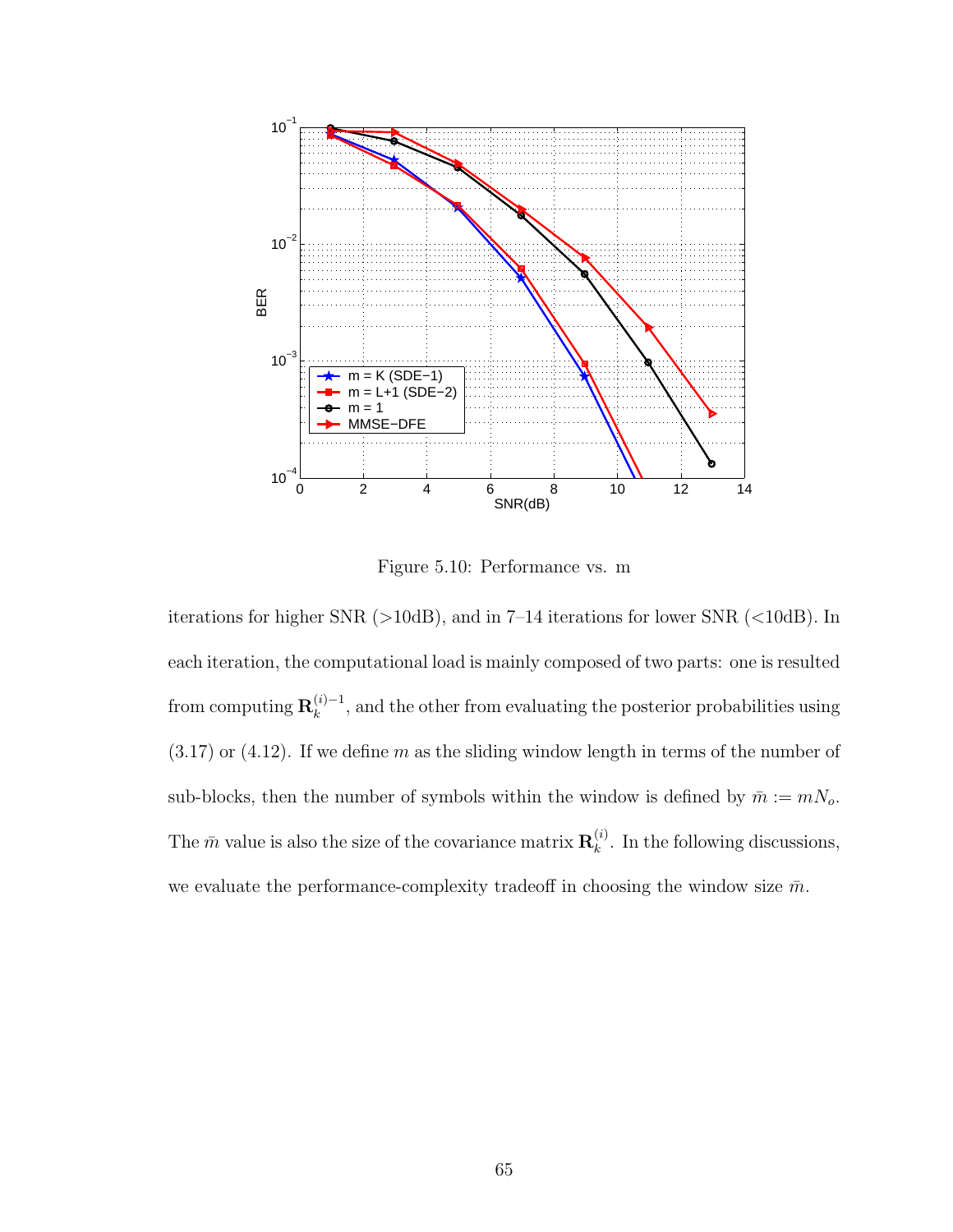Figure 5.10: Performance vs. m

iterations for higher SNR (>10dB), and in 7–14 iterations for lower SNR (<10dB). In each iteration, the computational load is mainly composed of two parts: one is resulted from computing $\mathbf{R}_k^{(i)-1}$, and the other from evaluating the posterior probabilities using (3.17) or (4.12). If we define $m$ as the sliding window length in terms of the number of sub-blocks, then the number of symbols within the window is defined by $\bar{m} := mN_o$. The $\bar{m}$ value is also the size of the covariance matrix $\mathbf{R}_k^{(i)}$. In the following discussions, we evaluate the performance-complexity tradeoff in choosing the window size $\bar{m}$.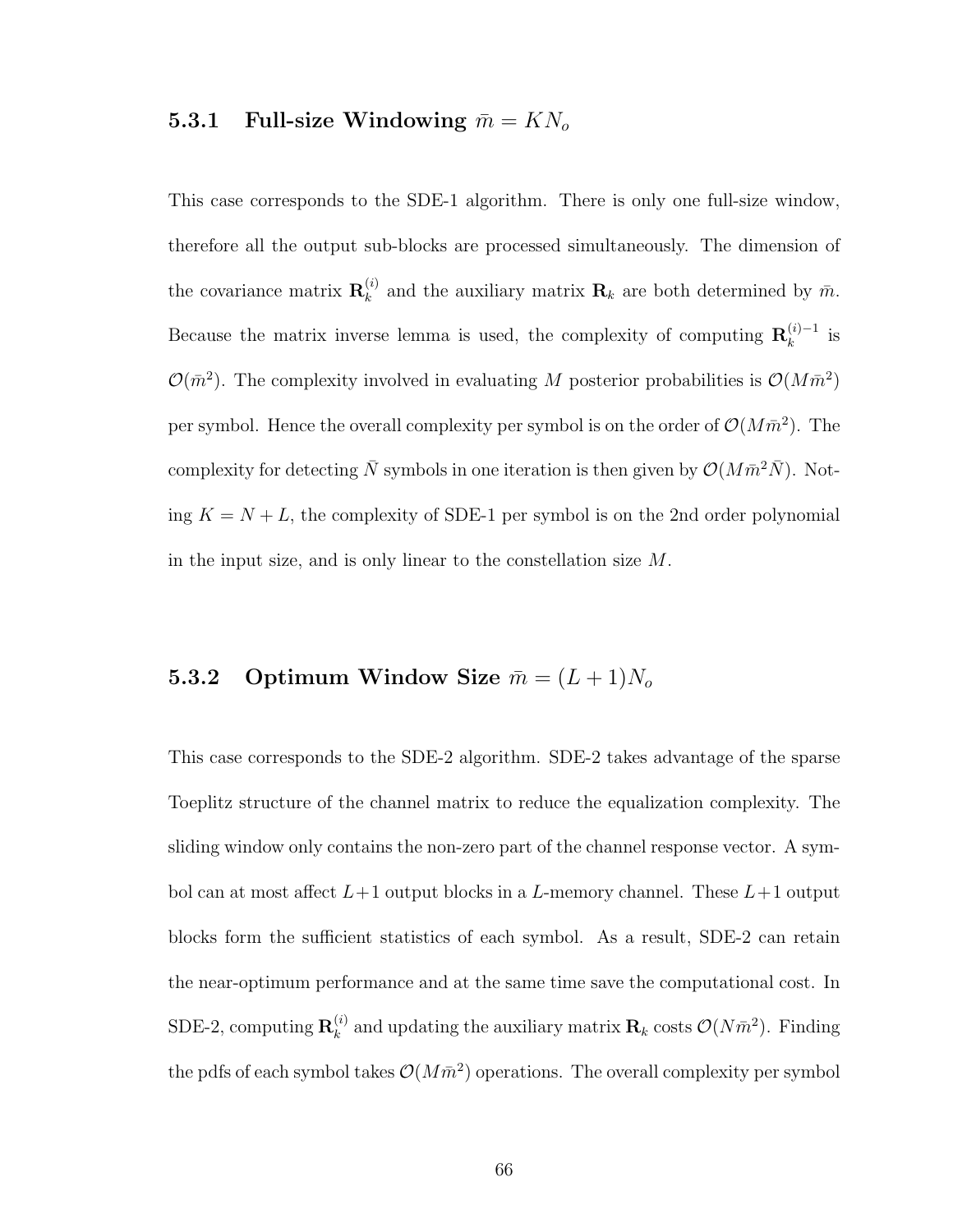### 5.3.1 Full-size Windowing $\bar{m} = KN_o$

This case corresponds to the SDE-1 algorithm. There is only one full-size window, therefore all the output sub-blocks are processed simultaneously. The dimension of the covariance matrix $\mathbf{R}_k^{(i)}$ and the auxiliary matrix $\mathbf{R}_k$ are both determined by $\bar{m}$. Because the matrix inverse lemma is used, the complexity of computing $\mathbf{R}_k^{(i)-1}$ is $\mathcal{O}(\bar{m}^2)$. The complexity involved in evaluating $M$ posterior probabilities is $\mathcal{O}(M\bar{m}^2)$ per symbol. Hence the overall complexity per symbol is on the order of $\mathcal{O}(M\bar{m}^2)$. The complexity for detecting $\bar{N}$ symbols in one iteration is then given by $\mathcal{O}(M\bar{m}^2\bar{N})$. Noting $K = N + L$, the complexity of SDE-1 per symbol is on the 2nd order polynomial in the input size, and is only linear to the constellation size $M$.

### 5.3.2 Optimum Window Size $\bar{m} = (L+1)N_o$

This case corresponds to the SDE-2 algorithm. SDE-2 takes advantage of the sparse Toeplitz structure of the channel matrix to reduce the equalization complexity. The sliding window only contains the non-zero part of the channel response vector. A symbol can at most affect $L+1$ output blocks in a $L$-memory channel. These $L+1$ output blocks form the sufficient statistics of each symbol. As a result, SDE-2 can retain the near-optimum performance and at the same time save the computational cost. In SDE-2, computing $\mathbf{R}_k^{(i)}$ and updating the auxiliary matrix $\mathbf{R}_k$ costs $\mathcal{O}(N\bar{m}^2)$. Finding the pdfs of each symbol takes $\mathcal{O}(M\bar{m}^2)$ operations. The overall complexity per symbol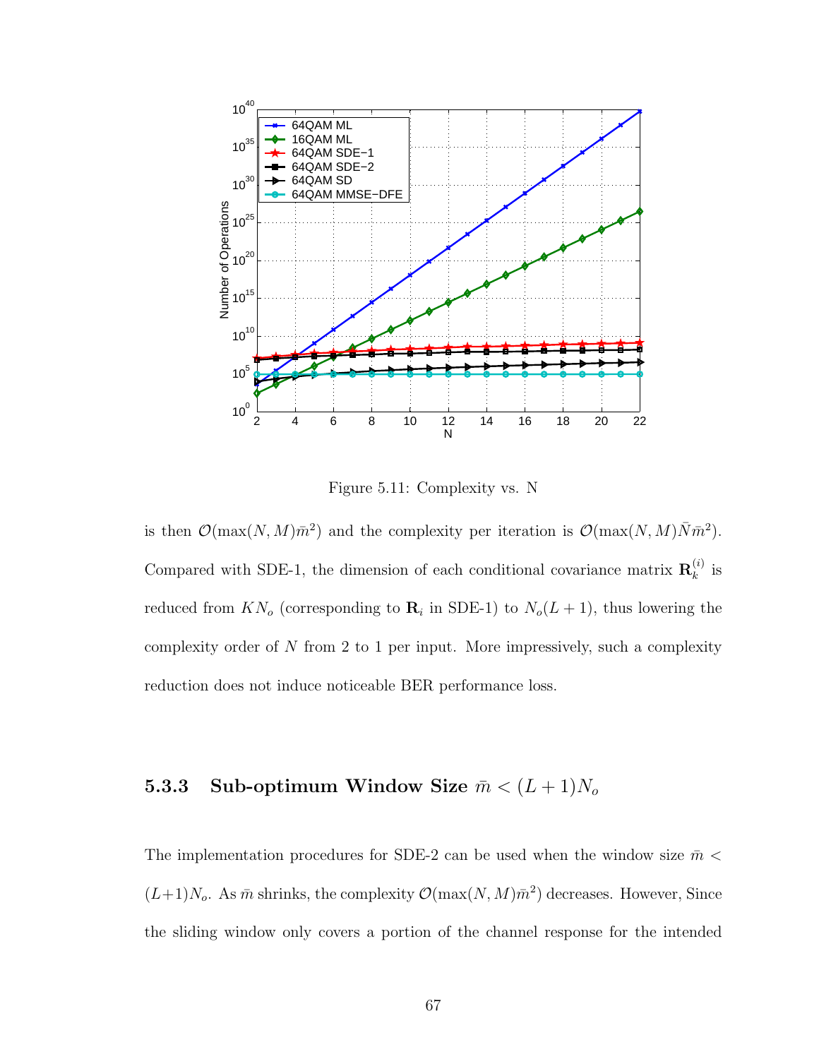Figure 5.11: Complexity vs. N

is then $\mathcal{O}(\max(N, M)\bar{m}^2)$ and the complexity per iteration is $\mathcal{O}(\max(N, M)\bar{N}\bar{m}^2)$. Compared with SDE-1, the dimension of each conditional covariance matrix $\mathbf{R}_k^{(i)}$ is reduced from $KN_o$ (corresponding to $\mathbf{R}_i$ in SDE-1) to $N_o(L+1)$, thus lowering the complexity order of $N$ from 2 to 1 per input. More impressively, such a complexity reduction does not induce noticeable BER performance loss.

### 5.3.3 Sub-optimum Window Size $\bar{m} < (L+1)N_o$

The implementation procedures for SDE-2 can be used when the window size $\bar{m} < (L+1)N_o$. As $\bar{m}$ shrinks, the complexity $\mathcal{O}(\max(N, M)\bar{m}^2)$ decreases. However, Since the sliding window only covers a portion of the channel response for the intended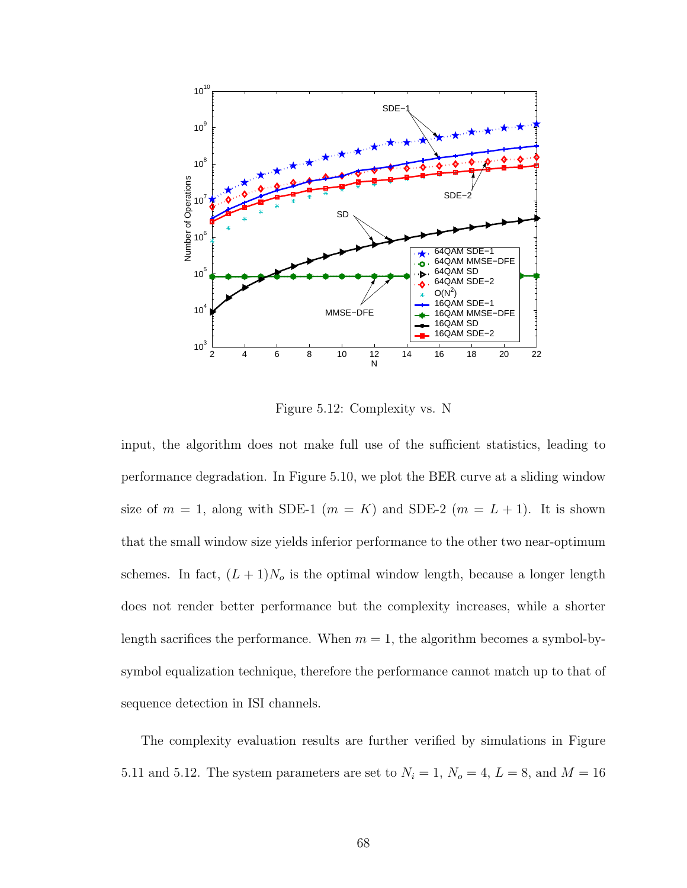Figure 5.12: Complexity vs. N

input, the algorithm does not make full use of the sufficient statistics, leading to performance degradation. In Figure 5.10, we plot the BER curve at a sliding window size of $m = 1$, along with SDE-1 ($m = K$) and SDE-2 ($m = L + 1$). It is shown that the small window size yields inferior performance to the other two near-optimum schemes. In fact, $(L + 1)N_o$ is the optimal window length, because a longer length does not render better performance but the complexity increases, while a shorter length sacrifices the performance. When $m = 1$, the algorithm becomes a symbol-by-symbol equalization technique, therefore the performance cannot match up to that of sequence detection in ISI channels.

The complexity evaluation results are further verified by simulations in Figure 5.11 and 5.12. The system parameters are set to $N_i = 1$, $N_o = 4$, $L = 8$, and $M = 16$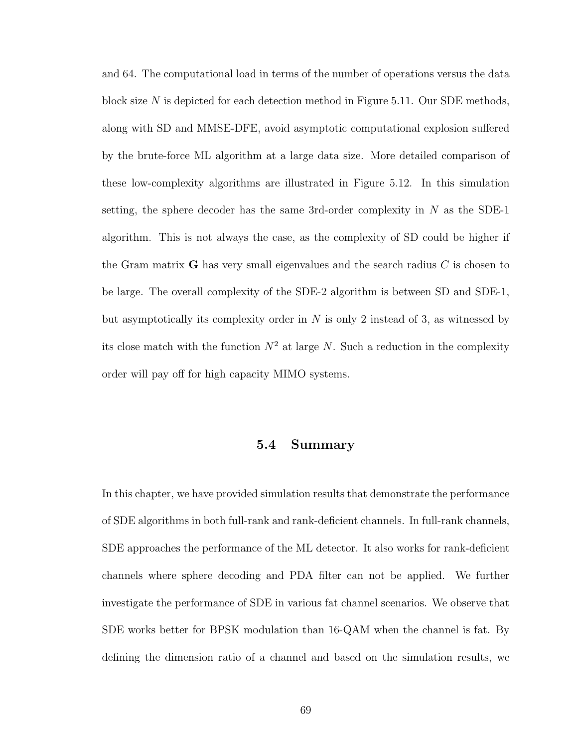and 64. The computational load in terms of the number of operations versus the data block size $N$ is depicted for each detection method in Figure 5.11. Our SDE methods, along with SD and MMSE-DFE, avoid asymptotic computational explosion suffered by the brute-force ML algorithm at a large data size. More detailed comparison of these low-complexity algorithms are illustrated in Figure 5.12. In this simulation setting, the sphere decoder has the same 3rd-order complexity in $N$ as the SDE-1 algorithm. This is not always the case, as the complexity of SD could be higher if the Gram matrix $\mathbf{G}$ has very small eigenvalues and the search radius $C$ is chosen to be large. The overall complexity of the SDE-2 algorithm is between SD and SDE-1, but asymptotically its complexity order in $N$ is only 2 instead of 3, as witnessed by its close match with the function $N^2$ at large $N$. Such a reduction in the complexity order will pay off for high capacity MIMO systems.

## 5.4 Summary

In this chapter, we have provided simulation results that demonstrate the performance of SDE algorithms in both full-rank and rank-deficient channels. In full-rank channels, SDE approaches the performance of the ML detector. It also works for rank-deficient channels where sphere decoding and PDA filter can not be applied. We further investigate the performance of SDE in various fat channel scenarios. We observe that SDE works better for BPSK modulation than 16-QAM when the channel is fat. By defining the dimension ratio of a channel and based on the simulation results, we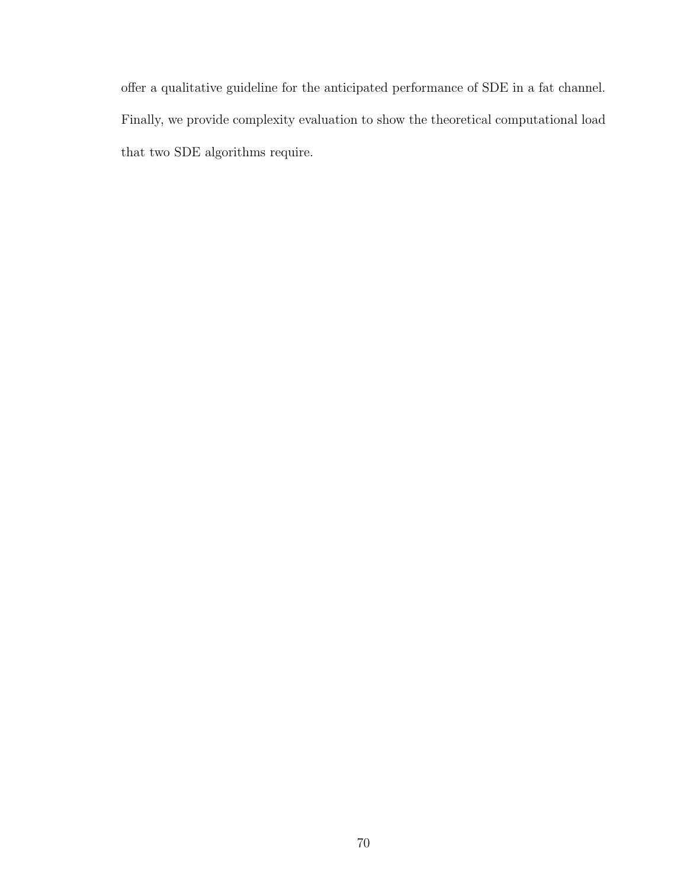offer a qualitative guideline for the anticipated performance of SDE in a fat channel. Finally, we provide complexity evaluation to show the theoretical computational load that two SDE algorithms require.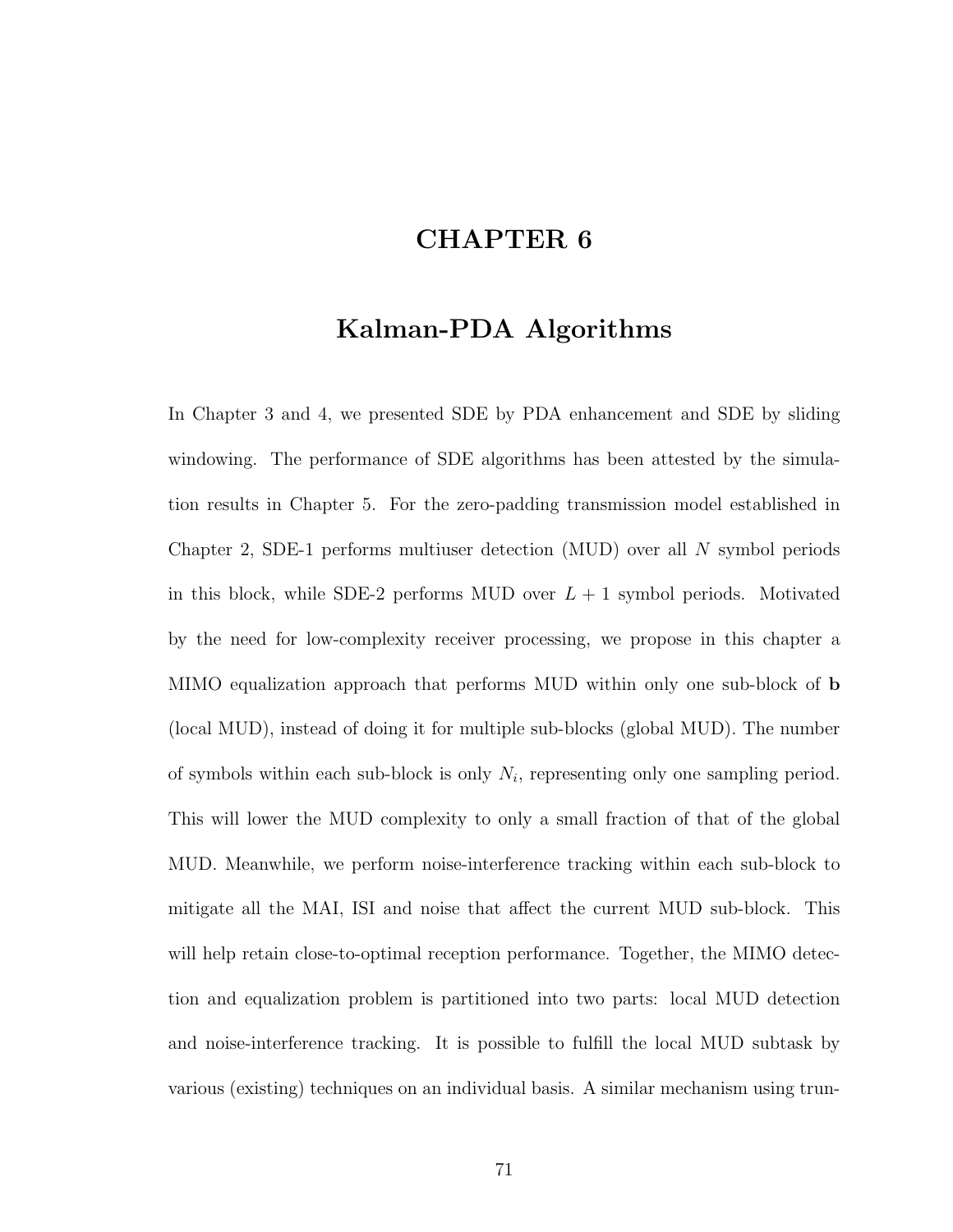# CHAPTER 6

# Kalman-PDA Algorithms

In Chapter 3 and 4, we presented SDE by PDA enhancement and SDE by sliding windowing. The performance of SDE algorithms has been attested by the simulation results in Chapter 5. For the zero-padding transmission model established in Chapter 2, SDE-1 performs multiuser detection (MUD) over all $N$ symbol periods in this block, while SDE-2 performs MUD over $L + 1$ symbol periods. Motivated by the need for low-complexity receiver processing, we propose in this chapter a MIMO equalization approach that performs MUD within only one sub-block of $\mathbf{b}$ (local MUD), instead of doing it for multiple sub-blocks (global MUD). The number of symbols within each sub-block is only $N_i$, representing only one sampling period. This will lower the MUD complexity to only a small fraction of that of the global MUD. Meanwhile, we perform noise-interference tracking within each sub-block to mitigate all the MAI, ISI and noise that affect the current MUD sub-block. This will help retain close-to-optimal reception performance. Together, the MIMO detection and equalization problem is partitioned into two parts: local MUD detection and noise-interference tracking. It is possible to fulfill the local MUD subtask by various (existing) techniques on an individual basis. A similar mechanism using trun-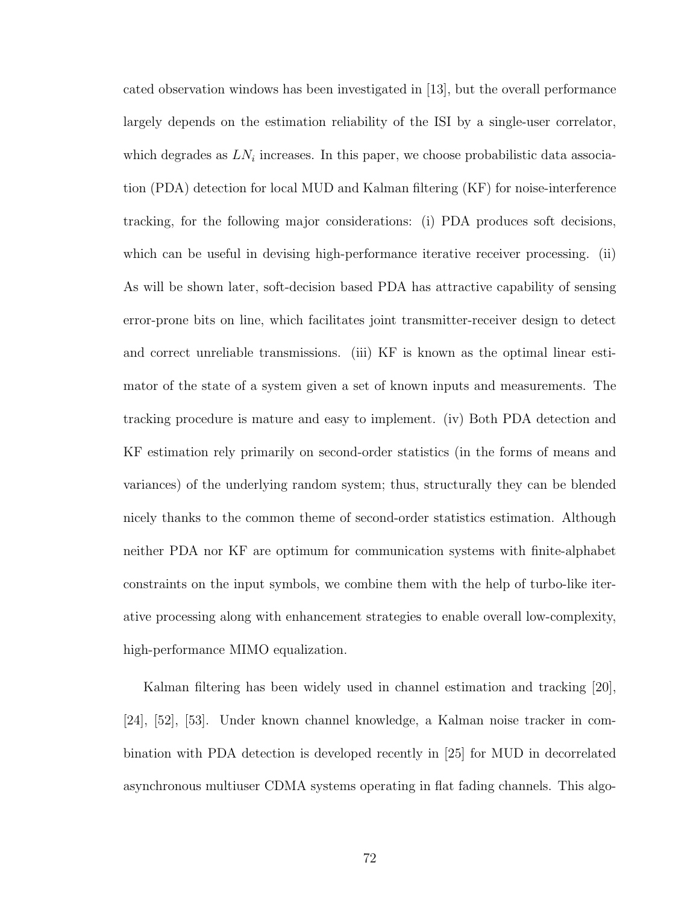cated observation windows has been investigated in [13], but the overall performance largely depends on the estimation reliability of the ISI by a single-user correlator, which degrades as $LN_i$ increases. In this paper, we choose probabilistic data association (PDA) detection for local MUD and Kalman filtering (KF) for noise-interference tracking, for the following major considerations: (i) PDA produces soft decisions, which can be useful in devising high-performance iterative receiver processing. (ii) As will be shown later, soft-decision based PDA has attractive capability of sensing error-prone bits on line, which facilitates joint transmitter-receiver design to detect and correct unreliable transmissions. (iii) KF is known as the optimal linear estimator of the state of a system given a set of known inputs and measurements. The tracking procedure is mature and easy to implement. (iv) Both PDA detection and KF estimation rely primarily on second-order statistics (in the forms of means and variances) of the underlying random system; thus, structurally they can be blended nicely thanks to the common theme of second-order statistics estimation. Although neither PDA nor KF are optimum for communication systems with finite-alphabet constraints on the input symbols, we combine them with the help of turbo-like iterative processing along with enhancement strategies to enable overall low-complexity, high-performance MIMO equalization.

Kalman filtering has been widely used in channel estimation and tracking [20], [24], [52], [53]. Under known channel knowledge, a Kalman noise tracker in combination with PDA detection is developed recently in [25] for MUD in decorrelated asynchronous multiuser CDMA systems operating in flat fading channels. This algo-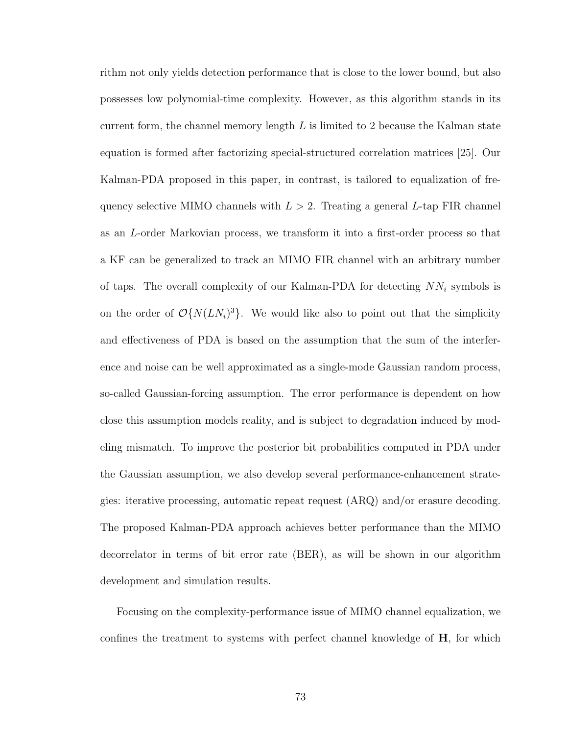rithm not only yields detection performance that is close to the lower bound, but also possesses low polynomial-time complexity. However, as this algorithm stands in its current form, the channel memory length $L$ is limited to 2 because the Kalman state equation is formed after factorizing special-structured correlation matrices [25]. Our Kalman-PDA proposed in this paper, in contrast, is tailored to equalization of frequency selective MIMO channels with $L > 2$. Treating a general $L$-tap FIR channel as an $L$-order Markovian process, we transform it into a first-order process so that a KF can be generalized to track an MIMO FIR channel with an arbitrary number of taps. The overall complexity of our Kalman-PDA for detecting $NN_i$ symbols is on the order of $\mathcal{O}\{N(LN_i)^3\}$. We would like also to point out that the simplicity and effectiveness of PDA is based on the assumption that the sum of the interference and noise can be well approximated as a single-mode Gaussian random process, so-called Gaussian-forcing assumption. The error performance is dependent on how close this assumption models reality, and is subject to degradation induced by modeling mismatch. To improve the posterior bit probabilities computed in PDA under the Gaussian assumption, we also develop several performance-enhancement strategies: iterative processing, automatic repeat request (ARQ) and/or erasure decoding. The proposed Kalman-PDA approach achieves better performance than the MIMO decorrelator in terms of bit error rate (BER), as will be shown in our algorithm development and simulation results.

Focusing on the complexity-performance issue of MIMO channel equalization, we confines the treatment to systems with perfect channel knowledge of $\mathbf{H}$, for which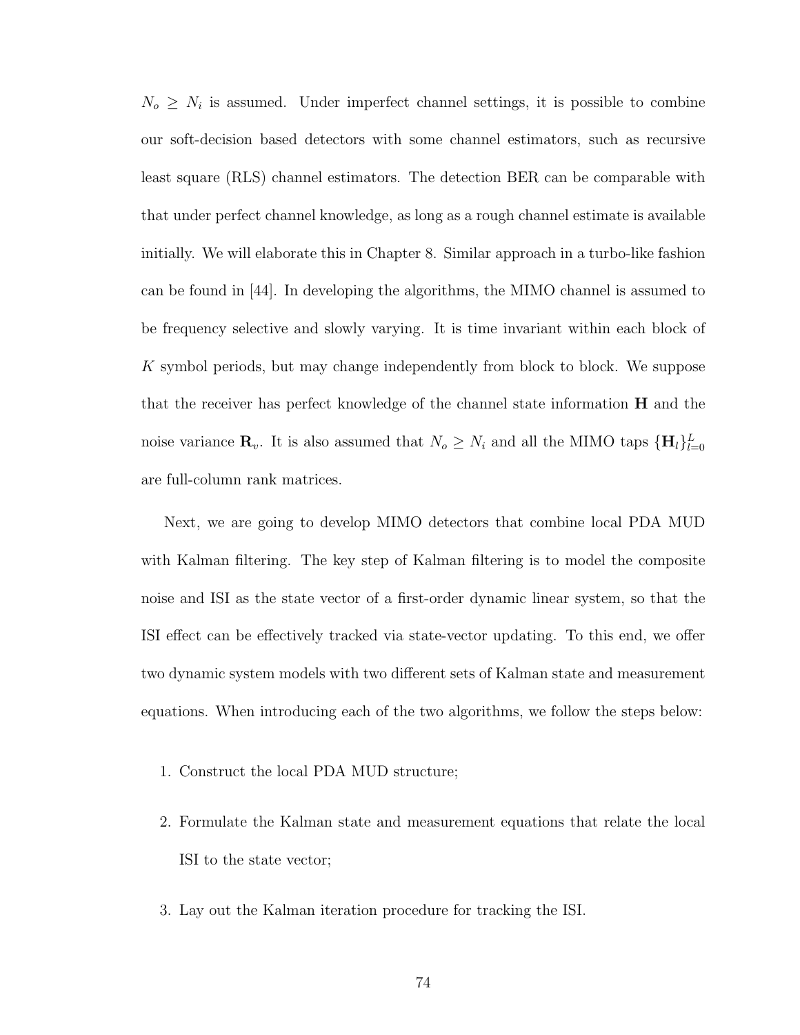$N_o \geq N_i$ is assumed. Under imperfect channel settings, it is possible to combine our soft-decision based detectors with some channel estimators, such as recursive least square (RLS) channel estimators. The detection BER can be comparable with that under perfect channel knowledge, as long as a rough channel estimate is available initially. We will elaborate this in Chapter 8. Similar approach in a turbo-like fashion can be found in [44]. In developing the algorithms, the MIMO channel is assumed to be frequency selective and slowly varying. It is time invariant within each block of $K$ symbol periods, but may change independently from block to block. We suppose that the receiver has perfect knowledge of the channel state information $\mathbf{H}$ and the noise variance $\mathbf{R}_v$. It is also assumed that $N_o \geq N_i$ and all the MIMO taps $\{\mathbf{H}_l\}_{l=0}^{L}$ are full-column rank matrices.

Next, we are going to develop MIMO detectors that combine local PDA MUD with Kalman filtering. The key step of Kalman filtering is to model the composite noise and ISI as the state vector of a first-order dynamic linear system, so that the ISI effect can be effectively tracked via state-vector updating. To this end, we offer two dynamic system models with two different sets of Kalman state and measurement equations. When introducing each of the two algorithms, we follow the steps below:

1. Construct the local PDA MUD structure;
2. Formulate the Kalman state and measurement equations that relate the local ISI to the state vector;
3. Lay out the Kalman iteration procedure for tracking the ISI.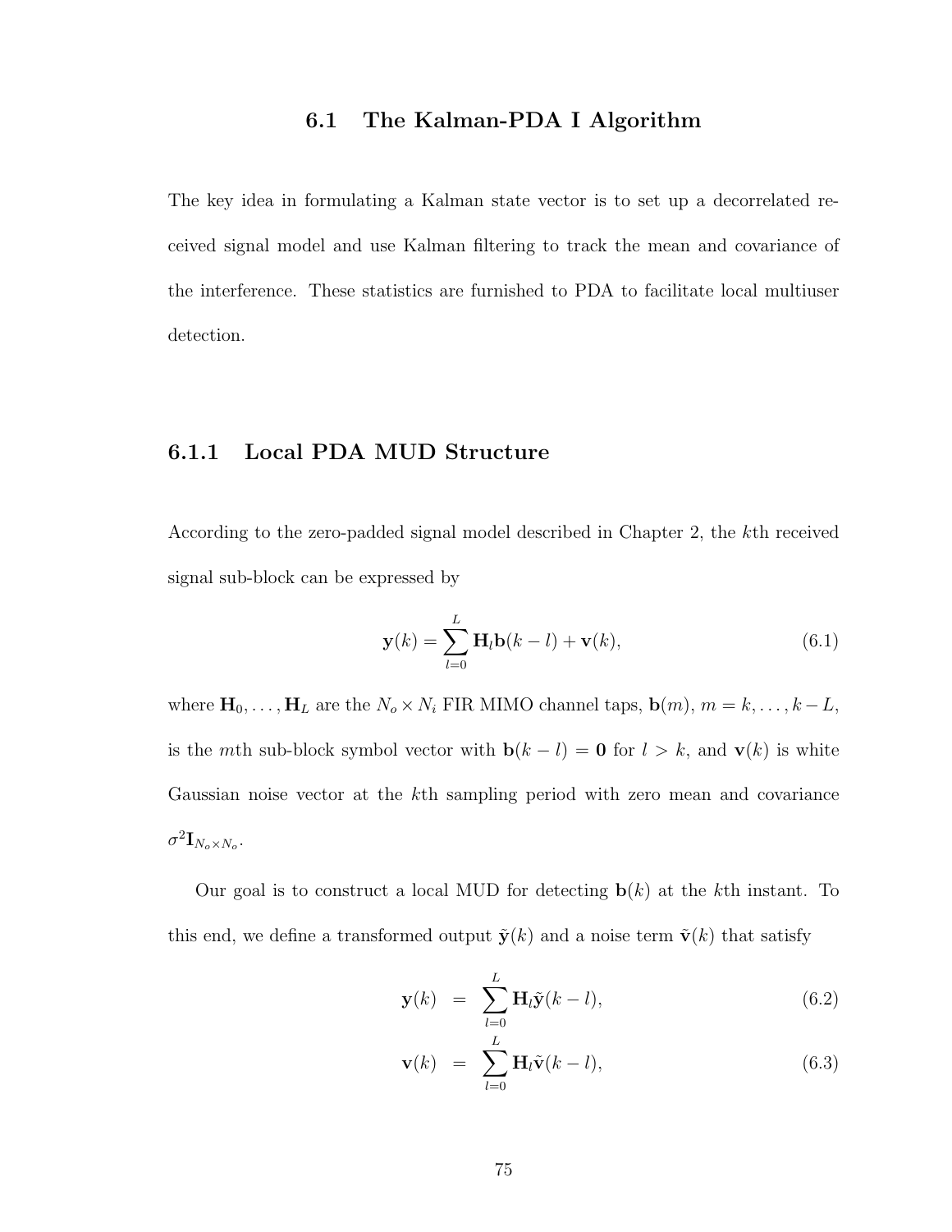## 6.1 The Kalman-PDA I Algorithm

The key idea in formulating a Kalman state vector is to set up a decorrelated received signal model and use Kalman filtering to track the mean and covariance of the interference. These statistics are furnished to PDA to facilitate local multiuser detection.

### 6.1.1 Local PDA MUD Structure

According to the zero-padded signal model described in Chapter 2, the $k$th received signal sub-block can be expressed by

$$\mathbf{y}(k) = \sum_{l=0}^{L} \mathbf{H}_l \mathbf{b}(k-l) + \mathbf{v}(k), \tag{6.1}$$

where $\mathbf{H}_0, \ldots, \mathbf{H}_L$ are the $N_o \times N_i$ FIR MIMO channel taps, $\mathbf{b}(m)$, $m = k, \ldots, k-L$, is the $m$th sub-block symbol vector with $\mathbf{b}(k-l) = \mathbf{0}$ for $l > k$, and $\mathbf{v}(k)$ is white Gaussian noise vector at the $k$th sampling period with zero mean and covariance $\sigma^2 \mathbf{I}_{N_o \times N_o}$.

Our goal is to construct a local MUD for detecting $\mathbf{b}(k)$ at the $k$th instant. To this end, we define a transformed output $\tilde{\mathbf{y}}(k)$ and a noise term $\tilde{\mathbf{v}}(k)$ that satisfy

$$\mathbf{y}(k) = \sum_{l=0}^{L} \mathbf{H}_l \tilde{\mathbf{y}}(k-l), \tag{6.2}$$

$$\mathbf{v}(k) = \sum_{l=0}^{L} \mathbf{H}_l \tilde{\mathbf{v}}(k-l), \tag{6.3}$$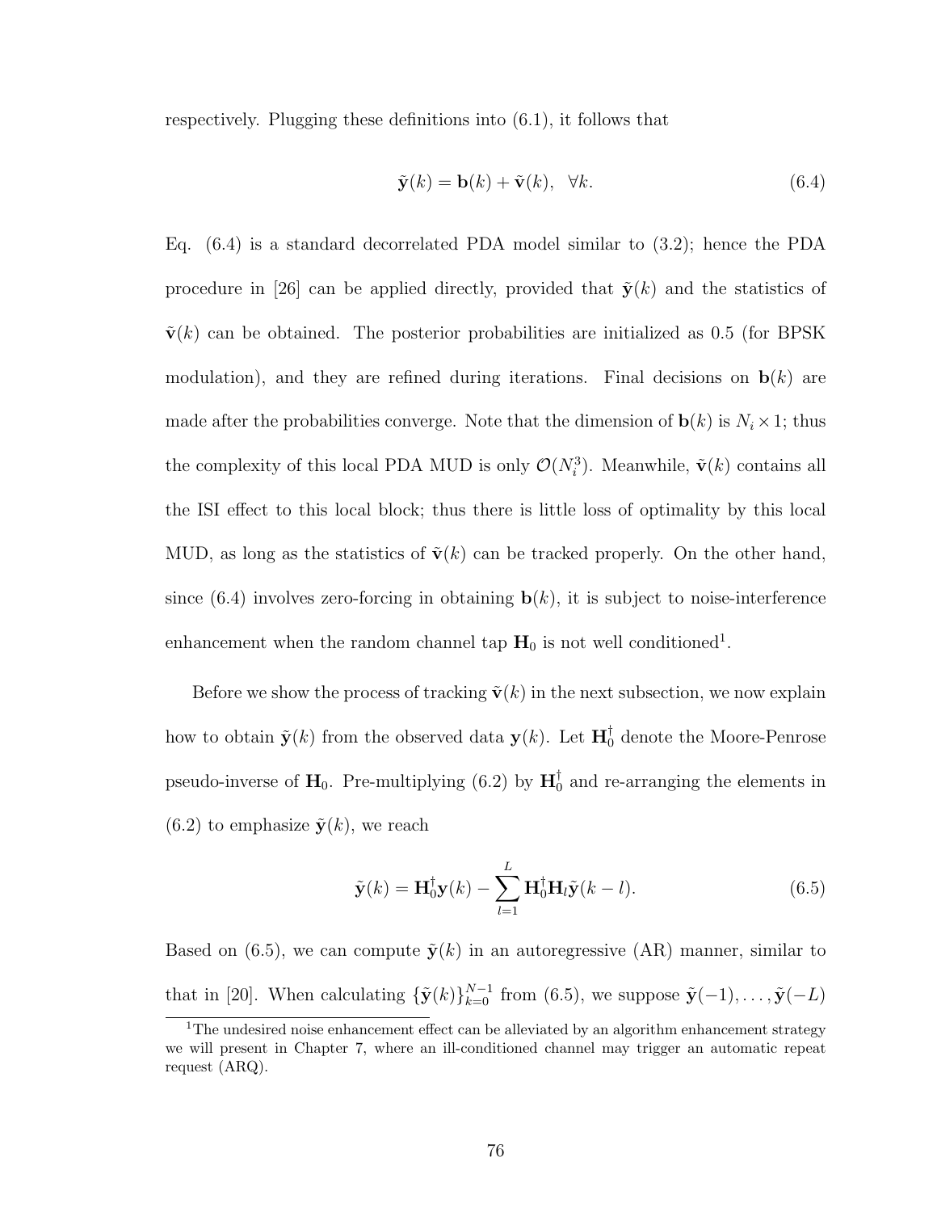respectively. Plugging these definitions into (6.1), it follows that

$$\tilde{\mathbf{y}}(k) = \mathbf{b}(k) + \tilde{\mathbf{v}}(k), \quad \forall k. \tag{6.4}$$

Eq. (6.4) is a standard decorrelated PDA model similar to (3.2); hence the PDA procedure in [26] can be applied directly, provided that $\tilde{\mathbf{y}}(k)$ and the statistics of $\tilde{\mathbf{v}}(k)$ can be obtained. The posterior probabilities are initialized as 0.5 (for BPSK modulation), and they are refined during iterations. Final decisions on $\mathbf{b}(k)$ are made after the probabilities converge. Note that the dimension of $\mathbf{b}(k)$ is $N_i \times 1$; thus the complexity of this local PDA MUD is only $\mathcal{O}(N_i^3)$. Meanwhile, $\tilde{\mathbf{v}}(k)$ contains all the ISI effect to this local block; thus there is little loss of optimality by this local MUD, as long as the statistics of $\tilde{\mathbf{v}}(k)$ can be tracked properly. On the other hand, since (6.4) involves zero-forcing in obtaining $\mathbf{b}(k)$, it is subject to noise-interference enhancement when the random channel tap $\mathbf{H}_0$ is not well conditioned[1].

Before we show the process of tracking $\tilde{\mathbf{v}}(k)$ in the next subsection, we now explain how to obtain $\tilde{\mathbf{y}}(k)$ from the observed data $\mathbf{y}(k)$. Let $\mathbf{H}_0^\dagger$ denote the Moore-Penrose pseudo-inverse of $\mathbf{H}_0$. Pre-multiplying (6.2) by $\mathbf{H}_0^\dagger$ and re-arranging the elements in (6.2) to emphasize $\tilde{\mathbf{y}}(k)$, we reach

$$\tilde{\mathbf{y}}(k) = \mathbf{H}_0^\dagger \mathbf{y}(k) - \sum_{l=1}^{L} \mathbf{H}_0^\dagger \mathbf{H}_l \tilde{\mathbf{y}}(k-l). \tag{6.5}$$

Based on (6.5), we can compute $\tilde{\mathbf{y}}(k)$ in an autoregressive (AR) manner, similar to that in [20]. When calculating $\{\tilde{\mathbf{y}}(k)\}_{k=0}^{N-1}$ from (6.5), we suppose $\tilde{\mathbf{y}}(-1), \ldots, \tilde{\mathbf{y}}(-L)$

[1] The undesired noise enhancement effect can be alleviated by an algorithm enhancement strategy we will present in Chapter 7, where an ill-conditioned channel may trigger an automatic repeat request (ARQ).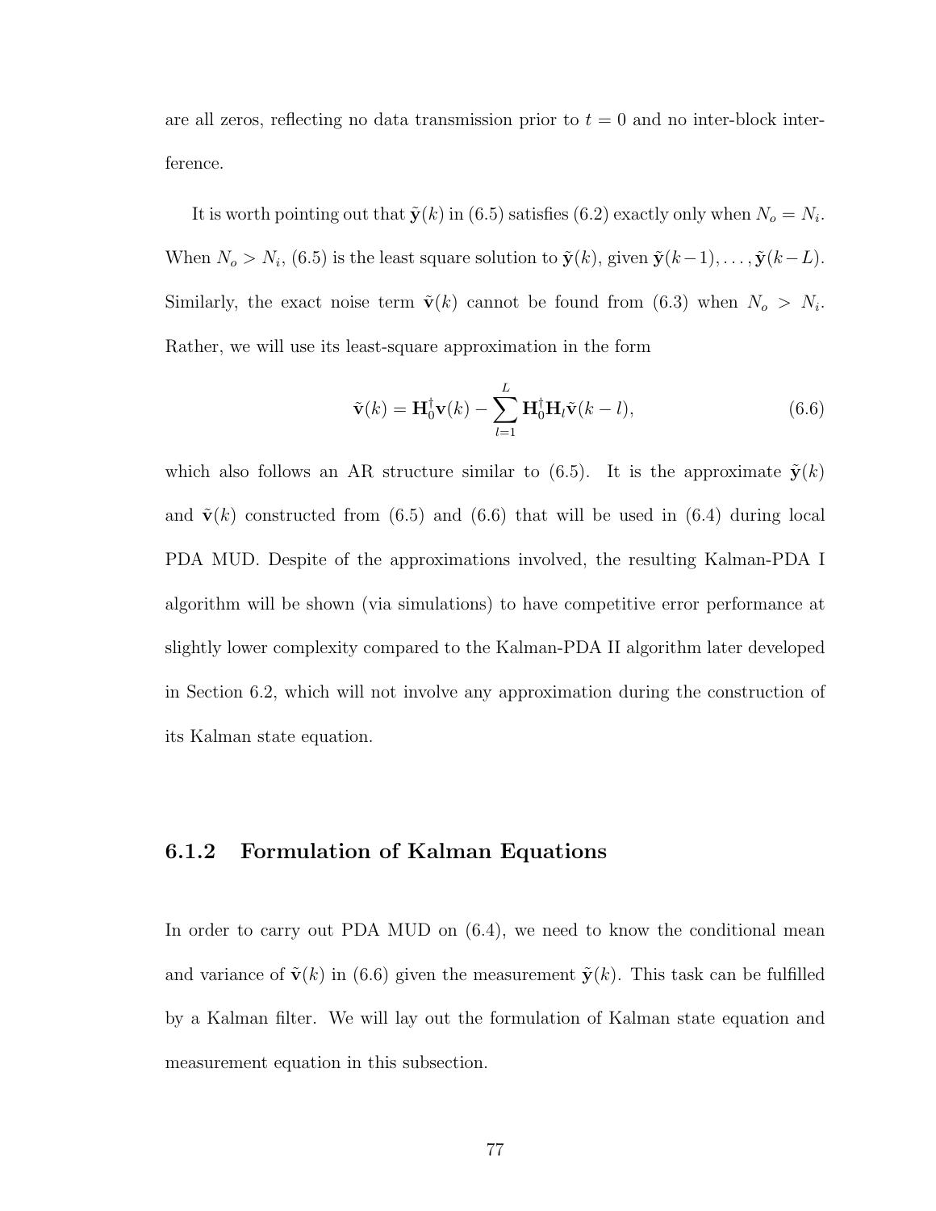are all zeros, reflecting no data transmission prior to $t = 0$ and no inter-block interference.

It is worth pointing out that $\tilde{\mathbf{y}}(k)$ in (6.5) satisfies (6.2) exactly only when $N_o = N_i$. When $N_o > N_i$, (6.5) is the least square solution to $\tilde{\mathbf{y}}(k)$, given $\tilde{\mathbf{y}}(k-1), \ldots, \tilde{\mathbf{y}}(k-L)$. Similarly, the exact noise term $\tilde{\mathbf{v}}(k)$ cannot be found from (6.3) when $N_o > N_i$. Rather, we will use its least-square approximation in the form

$$\tilde{\mathbf{v}}(k) = \mathbf{H}_0^{\dagger}\mathbf{v}(k) - \sum_{l=1}^{L} \mathbf{H}_0^{\dagger}\mathbf{H}_l \tilde{\mathbf{v}}(k-l), \tag{6.6}$$

which also follows an AR structure similar to (6.5). It is the approximate $\tilde{\mathbf{y}}(k)$ and $\tilde{\mathbf{v}}(k)$ constructed from (6.5) and (6.6) that will be used in (6.4) during local PDA MUD. Despite of the approximations involved, the resulting Kalman-PDA I algorithm will be shown (via simulations) to have competitive error performance at slightly lower complexity compared to the Kalman-PDA II algorithm later developed in Section 6.2, which will not involve any approximation during the construction of its Kalman state equation.

### 6.1.2 Formulation of Kalman Equations

In order to carry out PDA MUD on (6.4), we need to know the conditional mean and variance of $\tilde{\mathbf{v}}(k)$ in (6.6) given the measurement $\tilde{\mathbf{y}}(k)$. This task can be fulfilled by a Kalman filter. We will lay out the formulation of Kalman state equation and measurement equation in this subsection.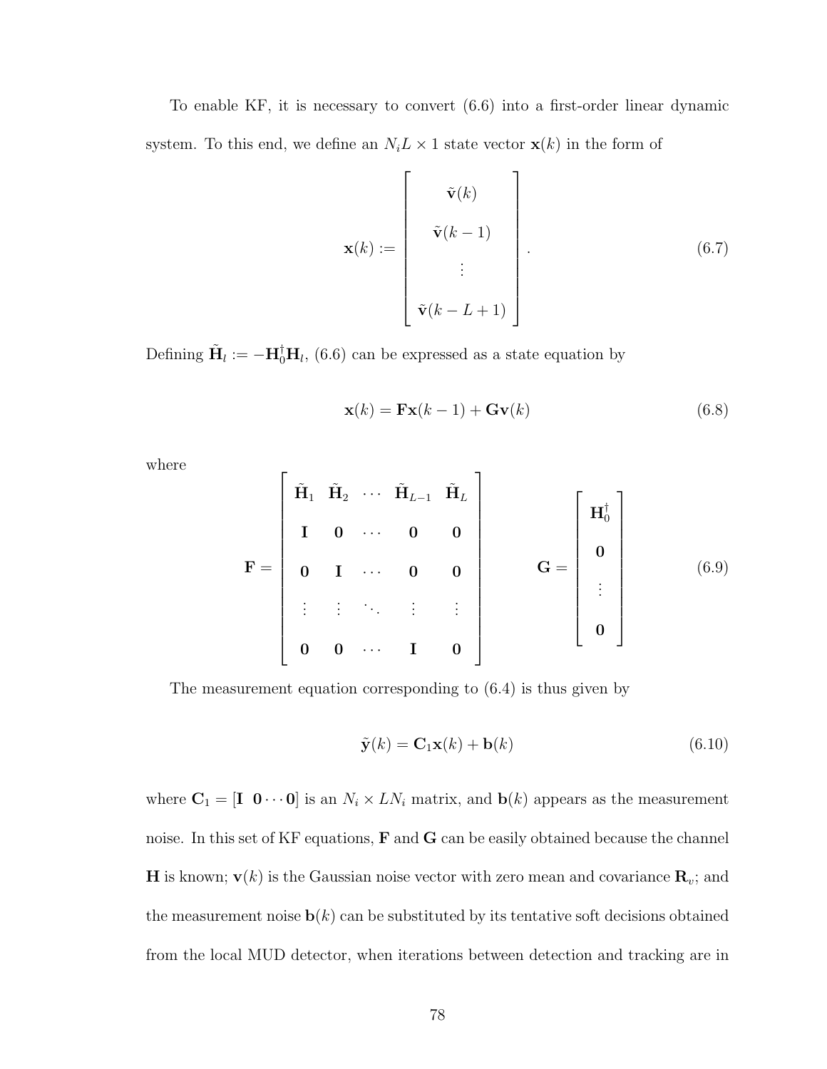To enable KF, it is necessary to convert (6.6) into a first-order linear dynamic system. To this end, we define an $N_i L \times 1$ state vector $\mathbf{x}(k)$ in the form of

$$
\mathbf{x}(k) := \begin{bmatrix} \tilde{\mathbf{v}}(k) \\ \tilde{\mathbf{v}}(k-1) \\ \vdots \\ \tilde{\mathbf{v}}(k-L+1) \end{bmatrix}. \tag{6.7}
$$

Defining $\tilde{\mathbf{H}}_l := -\mathbf{H}_0^{\dagger}\mathbf{H}_l$, (6.6) can be expressed as a state equation by

$$
\mathbf{x}(k) = \mathbf{F}\mathbf{x}(k-1) + \mathbf{G}\mathbf{v}(k) \tag{6.8}
$$

where

$$
\mathbf{F} = \begin{bmatrix} \tilde{\mathbf{H}}_1 & \tilde{\mathbf{H}}_2 & \cdots & \tilde{\mathbf{H}}_{L-1} & \tilde{\mathbf{H}}_L \\ \mathbf{I} & \mathbf{0} & \cdots & \mathbf{0} & \mathbf{0} \\ \mathbf{0} & \mathbf{I} & \cdots & \mathbf{0} & \mathbf{0} \\ \vdots & \vdots & \ddots & \vdots & \vdots \\ \mathbf{0} & \mathbf{0} & \cdots & \mathbf{I} & \mathbf{0} \end{bmatrix} \qquad \mathbf{G} = \begin{bmatrix} \mathbf{H}_0^{\dagger} \\ \mathbf{0} \\ \vdots \\ \mathbf{0} \end{bmatrix} \tag{6.9}
$$

The measurement equation corresponding to (6.4) is thus given by

$$
\tilde{\mathbf{y}}(k) = \mathbf{C}_1\mathbf{x}(k) + \mathbf{b}(k) \tag{6.10}
$$

where $\mathbf{C}_1 = [\mathbf{I} \;\; \mathbf{0} \cdots \mathbf{0}]$ is an $N_i \times LN_i$ matrix, and $\mathbf{b}(k)$ appears as the measurement noise. In this set of KF equations, $\mathbf{F}$ and $\mathbf{G}$ can be easily obtained because the channel $\mathbf{H}$ is known; $\mathbf{v}(k)$ is the Gaussian noise vector with zero mean and covariance $\mathbf{R}_v$; and the measurement noise $\mathbf{b}(k)$ can be substituted by its tentative soft decisions obtained from the local MUD detector, when iterations between detection and tracking are in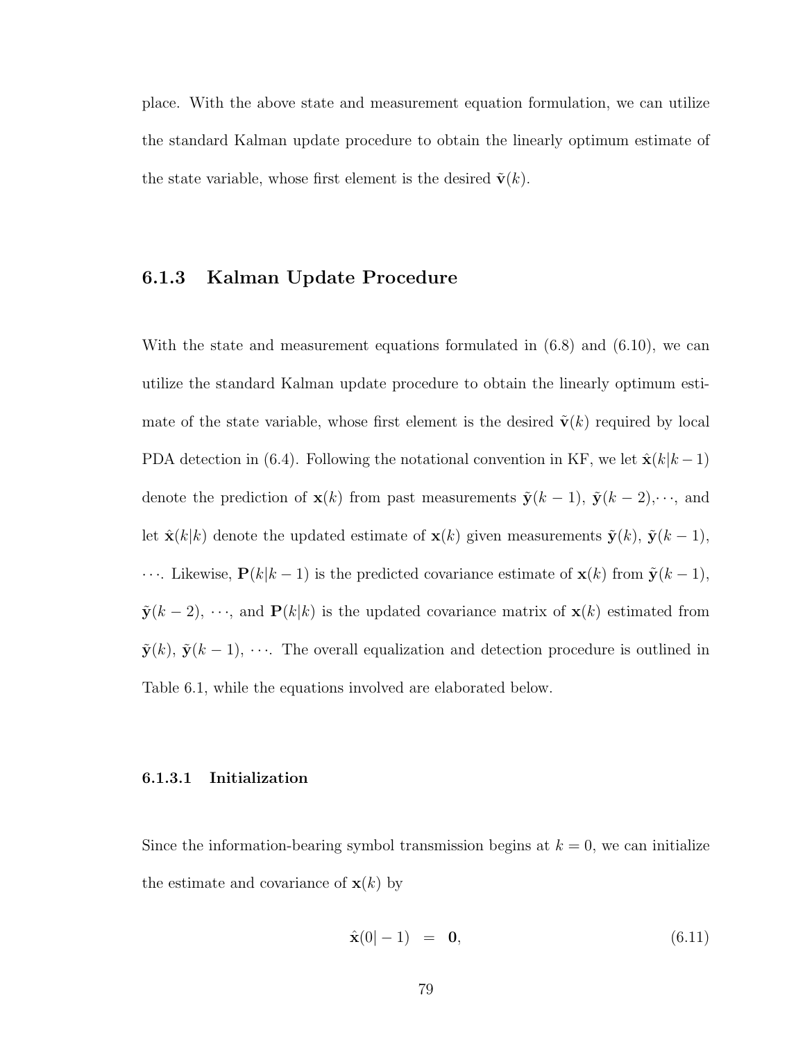place. With the above state and measurement equation formulation, we can utilize the standard Kalman update procedure to obtain the linearly optimum estimate of the state variable, whose first element is the desired $\tilde{\mathbf{v}}(k)$.

### 6.1.3 Kalman Update Procedure

With the state and measurement equations formulated in (6.8) and (6.10), we can utilize the standard Kalman update procedure to obtain the linearly optimum estimate of the state variable, whose first element is the desired $\tilde{\mathbf{v}}(k)$ required by local PDA detection in (6.4). Following the notational convention in KF, we let $\hat{\mathbf{x}}(k|k-1)$ denote the prediction of $\mathbf{x}(k)$ from past measurements $\tilde{\mathbf{y}}(k-1)$, $\tilde{\mathbf{y}}(k-2)$,$\cdots$, and let $\hat{\mathbf{x}}(k|k)$ denote the updated estimate of $\mathbf{x}(k)$ given measurements $\tilde{\mathbf{y}}(k)$, $\tilde{\mathbf{y}}(k-1)$, $\cdots$. Likewise, $\mathbf{P}(k|k-1)$ is the predicted covariance estimate of $\mathbf{x}(k)$ from $\tilde{\mathbf{y}}(k-1)$, $\tilde{\mathbf{y}}(k-2)$, $\cdots$, and $\mathbf{P}(k|k)$ is the updated covariance matrix of $\mathbf{x}(k)$ estimated from $\tilde{\mathbf{y}}(k)$, $\tilde{\mathbf{y}}(k-1)$, $\cdots$. The overall equalization and detection procedure is outlined in Table 6.1, while the equations involved are elaborated below.

#### 6.1.3.1 Initialization

Since the information-bearing symbol transmission begins at $k = 0$, we can initialize the estimate and covariance of $\mathbf{x}(k)$ by

$$\hat{\mathbf{x}}(0|-1) = \mathbf{0}, \tag{6.11}$$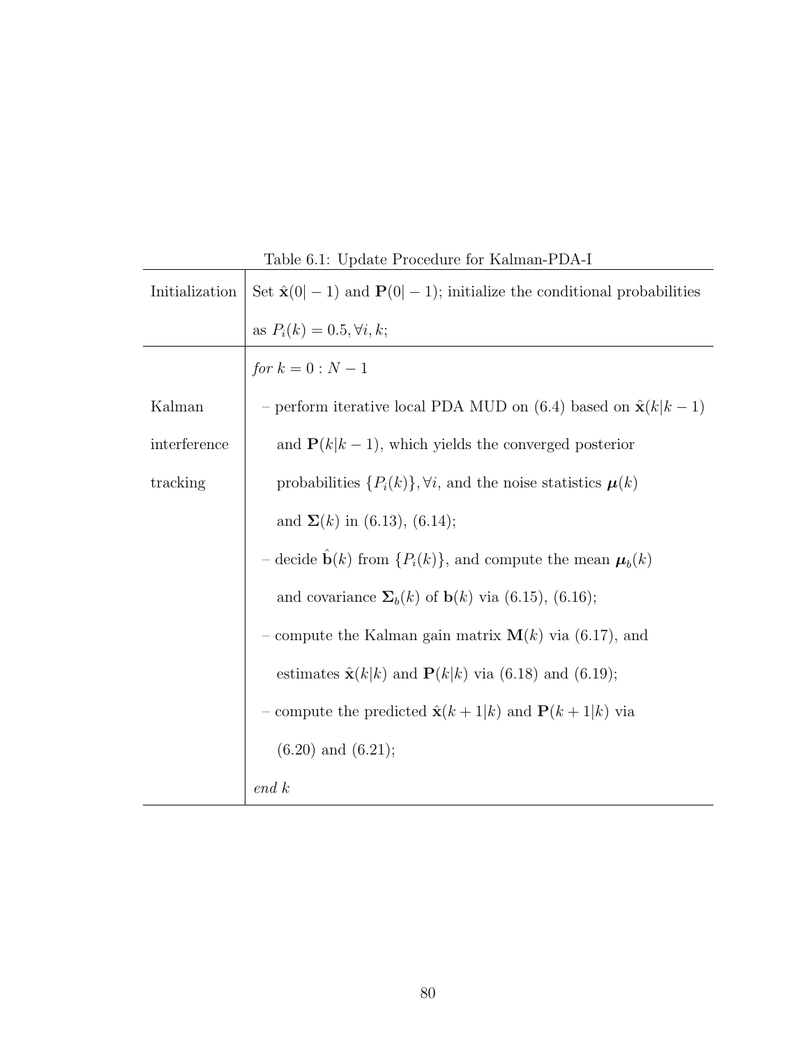Table 6.1: Update Procedure for Kalman-PDA-I

| | |
|---|---|
| Initialization | Set $\hat{\mathbf{x}}(0\|-1)$ and $\mathbf{P}(0\|-1)$; initialize the conditional probabilities as $P_i(k) = 0.5, \forall i, k$; |
| Kalman interference tracking | *for* $k = 0 : N-1$ <br> – perform iterative local PDA MUD on (6.4) based on $\hat{\mathbf{x}}(k\|k-1)$ and $\mathbf{P}(k\|k-1)$, which yields the converged posterior probabilities $\{P_i(k)\}, \forall i$, and the noise statistics $\boldsymbol{\mu}(k)$ and $\boldsymbol{\Sigma}(k)$ in (6.13), (6.14); <br> – decide $\hat{\mathbf{b}}(k)$ from $\{P_i(k)\}$, and compute the mean $\boldsymbol{\mu}_b(k)$ and covariance $\boldsymbol{\Sigma}_b(k)$ of $\mathbf{b}(k)$ via (6.15), (6.16); <br> – compute the Kalman gain matrix $\mathbf{M}(k)$ via (6.17), and estimates $\hat{\mathbf{x}}(k\|k)$ and $\mathbf{P}(k\|k)$ via (6.18) and (6.19); <br> – compute the predicted $\hat{\mathbf{x}}(k+1\|k)$ and $\mathbf{P}(k+1\|k)$ via (6.20) and (6.21); <br> *end* $k$ |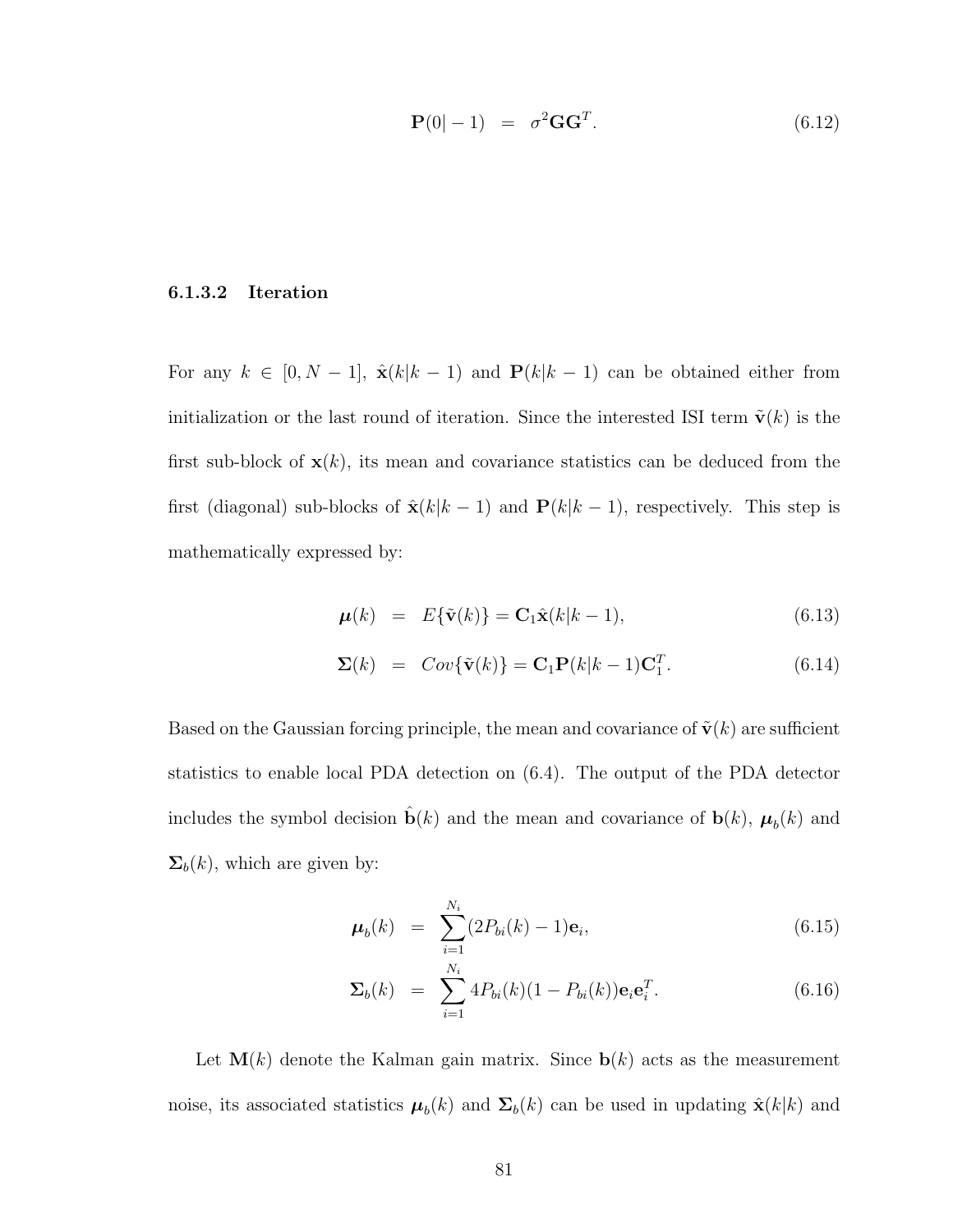$$\mathbf{P}(0|-1) \;=\; \sigma^2 \mathbf{G}\mathbf{G}^T. \tag{6.12}$$

#### 6.1.3.2 Iteration

For any $k \in [0, N-1]$, $\hat{\mathbf{x}}(k|k-1)$ and $\mathbf{P}(k|k-1)$ can be obtained either from initialization or the last round of iteration. Since the interested ISI term $\tilde{\mathbf{v}}(k)$ is the first sub-block of $\mathbf{x}(k)$, its mean and covariance statistics can be deduced from the first (diagonal) sub-blocks of $\hat{\mathbf{x}}(k|k-1)$ and $\mathbf{P}(k|k-1)$, respectively. This step is mathematically expressed by:

$$\boldsymbol{\mu}(k) \;=\; E\{\tilde{\mathbf{v}}(k)\} = \mathbf{C}_1 \hat{\mathbf{x}}(k|k-1), \tag{6.13}$$

$$\boldsymbol{\Sigma}(k) \;=\; Cov\{\tilde{\mathbf{v}}(k)\} = \mathbf{C}_1 \mathbf{P}(k|k-1)\mathbf{C}_1^T. \tag{6.14}$$

Based on the Gaussian forcing principle, the mean and covariance of $\tilde{\mathbf{v}}(k)$ are sufficient statistics to enable local PDA detection on (6.4). The output of the PDA detector includes the symbol decision $\hat{\mathbf{b}}(k)$ and the mean and covariance of $\mathbf{b}(k)$, $\boldsymbol{\mu}_b(k)$ and $\boldsymbol{\Sigma}_b(k)$, which are given by:

$$\boldsymbol{\mu}_b(k) \;=\; \sum_{i=1}^{N_i} (2P_{bi}(k) - 1)\mathbf{e}_i, \tag{6.15}$$

$$\boldsymbol{\Sigma}_b(k) \;=\; \sum_{i=1}^{N_i} 4P_{bi}(k)(1 - P_{bi}(k))\mathbf{e}_i\mathbf{e}_i^T. \tag{6.16}$$

Let $\mathbf{M}(k)$ denote the Kalman gain matrix. Since $\mathbf{b}(k)$ acts as the measurement noise, its associated statistics $\boldsymbol{\mu}_b(k)$ and $\boldsymbol{\Sigma}_b(k)$ can be used in updating $\hat{\mathbf{x}}(k|k)$ and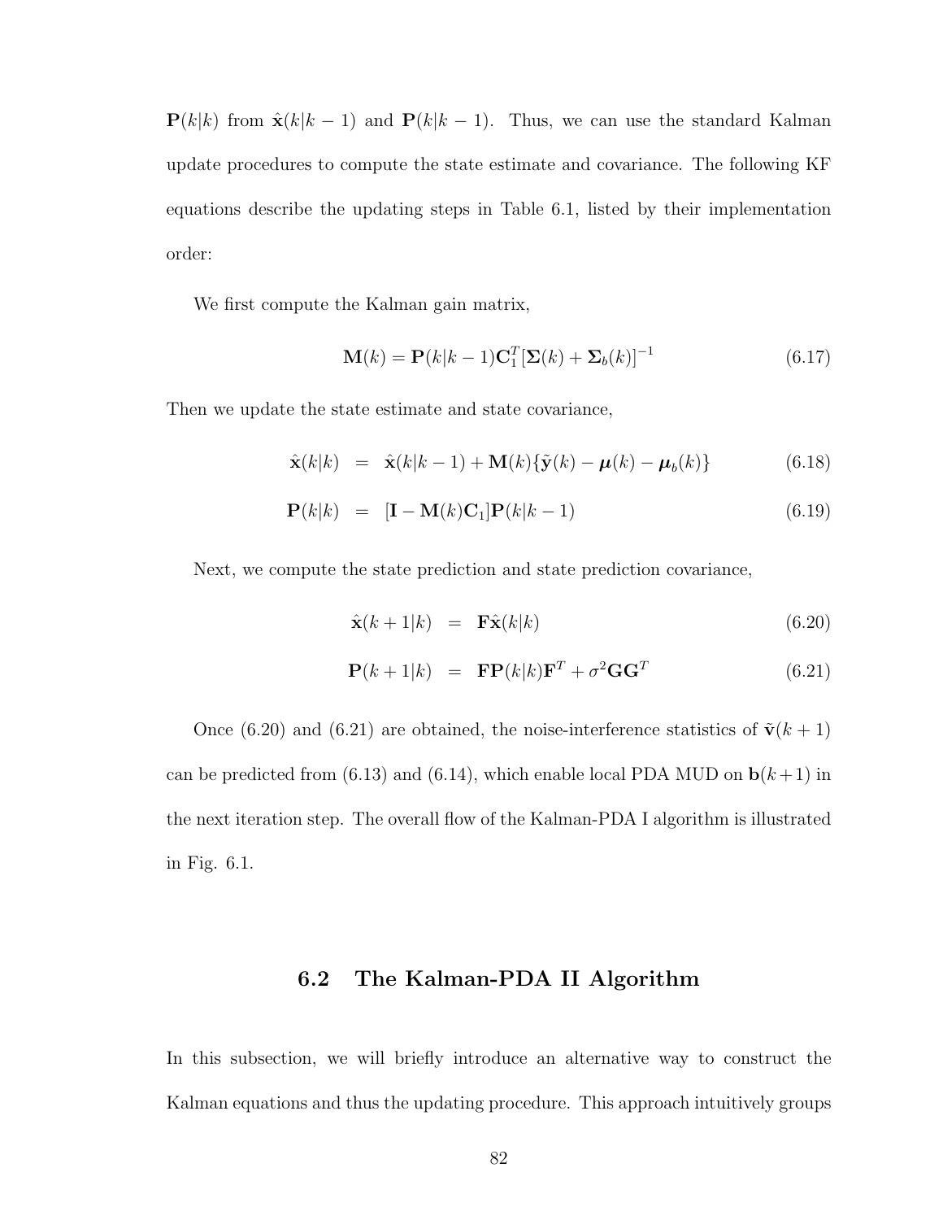$\mathbf{P}(k|k)$ from $\hat{\mathbf{x}}(k|k-1)$ and $\mathbf{P}(k|k-1)$. Thus, we can use the standard Kalman update procedures to compute the state estimate and covariance. The following KF equations describe the updating steps in Table 6.1, listed by their implementation order:

We first compute the Kalman gain matrix,

$$\mathbf{M}(k) = \mathbf{P}(k|k-1)\mathbf{C}_1^T[\mathbf{\Sigma}(k) + \mathbf{\Sigma}_b(k)]^{-1} \tag{6.17}$$

Then we update the state estimate and state covariance,

$$\hat{\mathbf{x}}(k|k) = \hat{\mathbf{x}}(k|k-1) + \mathbf{M}(k)\{\tilde{\mathbf{y}}(k) - \boldsymbol{\mu}(k) - \boldsymbol{\mu}_b(k)\} \tag{6.18}$$

$$\mathbf{P}(k|k) = [\mathbf{I} - \mathbf{M}(k)\mathbf{C}_1]\mathbf{P}(k|k-1) \tag{6.19}$$

Next, we compute the state prediction and state prediction covariance,

$$\hat{\mathbf{x}}(k+1|k) = \mathbf{F}\hat{\mathbf{x}}(k|k) \tag{6.20}$$

$$\mathbf{P}(k+1|k) = \mathbf{F}\mathbf{P}(k|k)\mathbf{F}^T + \sigma^2\mathbf{G}\mathbf{G}^T \tag{6.21}$$

Once (6.20) and (6.21) are obtained, the noise-interference statistics of $\tilde{\mathbf{v}}(k+1)$ can be predicted from (6.13) and (6.14), which enable local PDA MUD on $\mathbf{b}(k+1)$ in the next iteration step. The overall flow of the Kalman-PDA I algorithm is illustrated in Fig. 6.1.

## 6.2 The Kalman-PDA II Algorithm

In this subsection, we will briefly introduce an alternative way to construct the Kalman equations and thus the updating procedure. This approach intuitively groups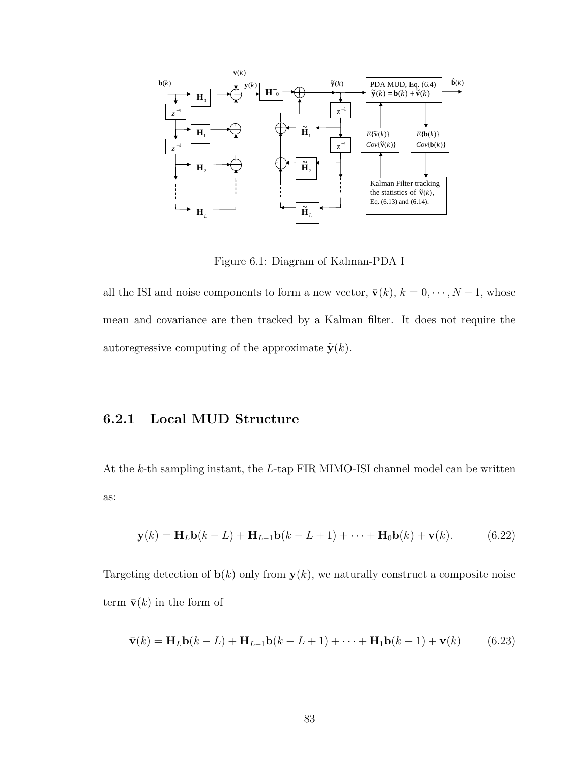Figure 6.1: Diagram of Kalman-PDA I

all the ISI and noise components to form a new vector, $\bar{\mathbf{v}}(k)$, $k = 0, \cdots, N-1$, whose mean and covariance are then tracked by a Kalman filter. It does not require the autoregressive computing of the approximate $\tilde{\mathbf{y}}(k)$.

### 6.2.1 Local MUD Structure

At the $k$-th sampling instant, the $L$-tap FIR MIMO-ISI channel model can be written as:

$$\mathbf{y}(k) = \mathbf{H}_L \mathbf{b}(k-L) + \mathbf{H}_{L-1}\mathbf{b}(k-L+1) + \cdots + \mathbf{H}_0 \mathbf{b}(k) + \mathbf{v}(k). \tag{6.22}$$

Targeting detection of $\mathbf{b}(k)$ only from $\mathbf{y}(k)$, we naturally construct a composite noise term $\bar{\mathbf{v}}(k)$ in the form of

$$\bar{\mathbf{v}}(k) = \mathbf{H}_L \mathbf{b}(k-L) + \mathbf{H}_{L-1}\mathbf{b}(k-L+1) + \cdots + \mathbf{H}_1 \mathbf{b}(k-1) + \mathbf{v}(k) \tag{6.23}$$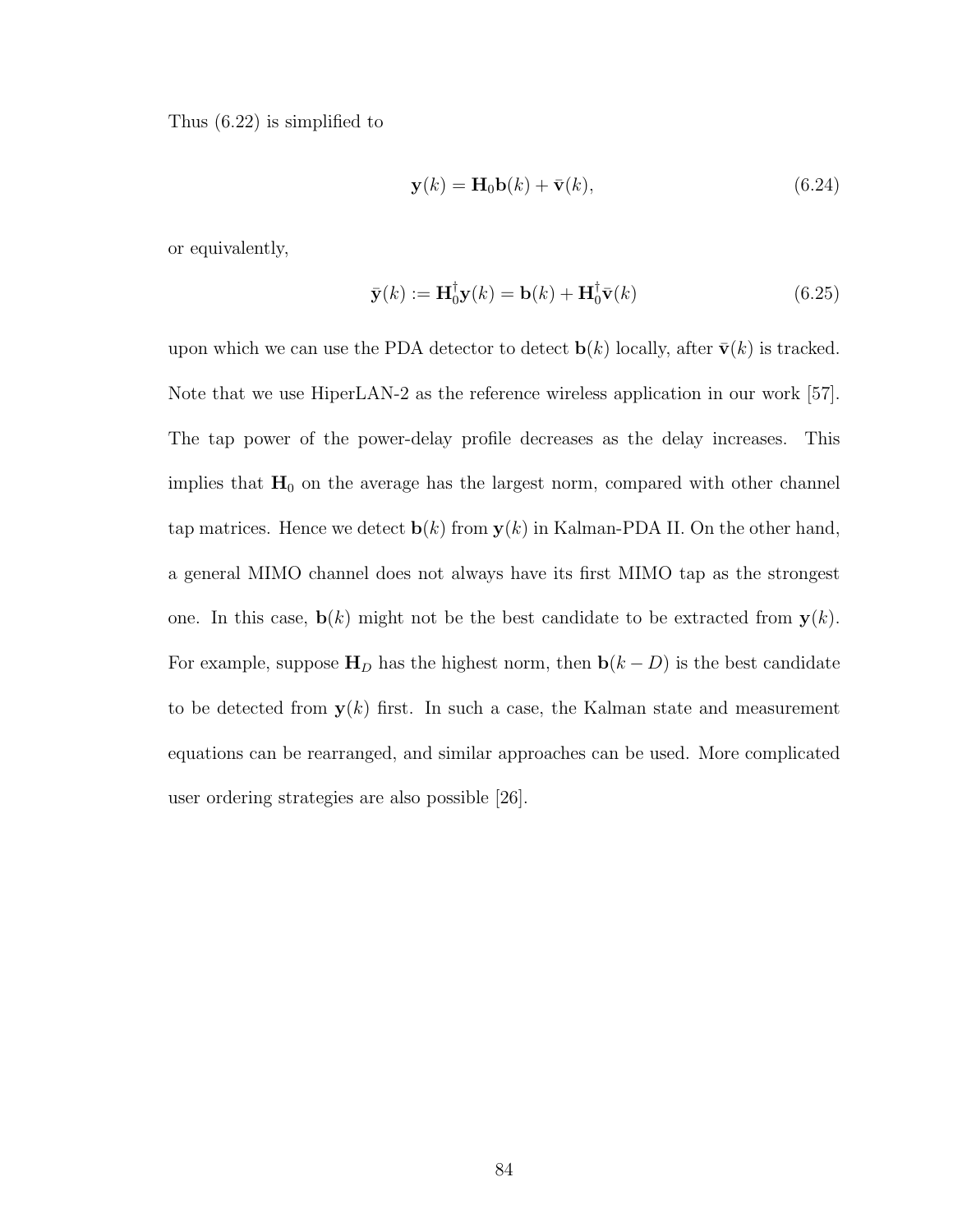Thus (6.22) is simplified to

$$\mathbf{y}(k) = \mathbf{H}_0\mathbf{b}(k) + \bar{\mathbf{v}}(k), \tag{6.24}$$

or equivalently,

$$\bar{\mathbf{y}}(k) := \mathbf{H}_0^{\dagger}\mathbf{y}(k) = \mathbf{b}(k) + \mathbf{H}_0^{\dagger}\bar{\mathbf{v}}(k) \tag{6.25}$$

upon which we can use the PDA detector to detect $\mathbf{b}(k)$ locally, after $\bar{\mathbf{v}}(k)$ is tracked. Note that we use HiperLAN-2 as the reference wireless application in our work [57]. The tap power of the power-delay profile decreases as the delay increases. This implies that $\mathbf{H}_0$ on the average has the largest norm, compared with other channel tap matrices. Hence we detect $\mathbf{b}(k)$ from $\mathbf{y}(k)$ in Kalman-PDA II. On the other hand, a general MIMO channel does not always have its first MIMO tap as the strongest one. In this case, $\mathbf{b}(k)$ might not be the best candidate to be extracted from $\mathbf{y}(k)$. For example, suppose $\mathbf{H}_D$ has the highest norm, then $\mathbf{b}(k-D)$ is the best candidate to be detected from $\mathbf{y}(k)$ first. In such a case, the Kalman state and measurement equations can be rearranged, and similar approaches can be used. More complicated user ordering strategies are also possible [26].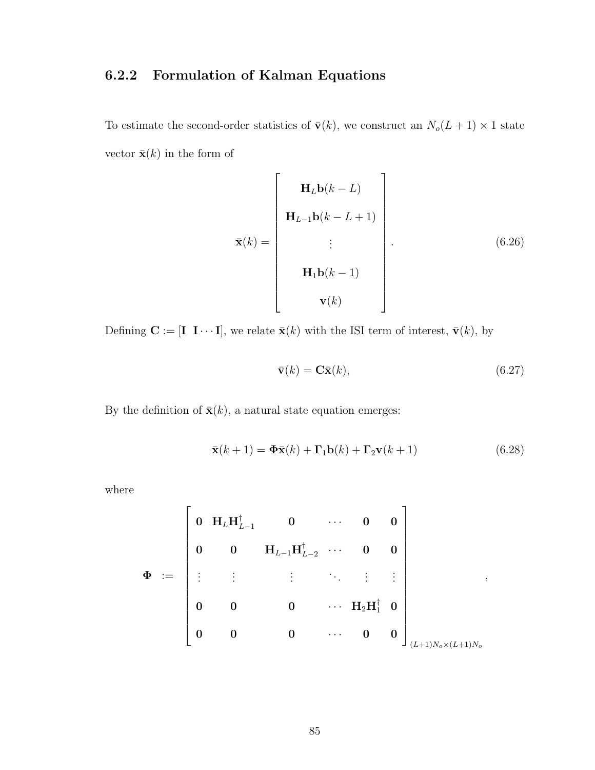### 6.2.2 Formulation of Kalman Equations

To estimate the second-order statistics of $\bar{\mathbf{v}}(k)$, we construct an $N_o(L+1) \times 1$ state vector $\bar{\mathbf{x}}(k)$ in the form of

$$\bar{\mathbf{x}}(k) = \begin{bmatrix} \mathbf{H}_L \mathbf{b}(k-L) \\ \mathbf{H}_{L-1} \mathbf{b}(k-L+1) \\ \vdots \\ \mathbf{H}_1 \mathbf{b}(k-1) \\ \mathbf{v}(k) \end{bmatrix}. \tag{6.26}$$

Defining $\mathbf{C} := [\mathbf{I} \;\; \mathbf{I} \cdots \mathbf{I}]$, we relate $\bar{\mathbf{x}}(k)$ with the ISI term of interest, $\bar{\mathbf{v}}(k)$, by

$$\bar{\mathbf{v}}(k) = \mathbf{C}\bar{\mathbf{x}}(k), \tag{6.27}$$

By the definition of $\bar{\mathbf{x}}(k)$, a natural state equation emerges:

$$\bar{\mathbf{x}}(k+1) = \mathbf{\Phi}\bar{\mathbf{x}}(k) + \mathbf{\Gamma}_1 \mathbf{b}(k) + \mathbf{\Gamma}_2 \mathbf{v}(k+1) \tag{6.28}$$

where

$$\mathbf{\Phi} := \begin{bmatrix} \mathbf{0} & \mathbf{H}_L \mathbf{H}_{L-1}^{\dagger} & \mathbf{0} & \cdots & \mathbf{0} & \mathbf{0} \\ \mathbf{0} & \mathbf{0} & \mathbf{H}_{L-1}\mathbf{H}_{L-2}^{\dagger} & \cdots & \mathbf{0} & \mathbf{0} \\ \vdots & \vdots & \vdots & \ddots & \vdots & \vdots \\ \mathbf{0} & \mathbf{0} & \mathbf{0} & \cdots & \mathbf{H}_2\mathbf{H}_1^{\dagger} & \mathbf{0} \\ \mathbf{0} & \mathbf{0} & \mathbf{0} & \cdots & \mathbf{0} & \mathbf{0} \end{bmatrix}_{(L+1)N_o \times (L+1)N_o},$$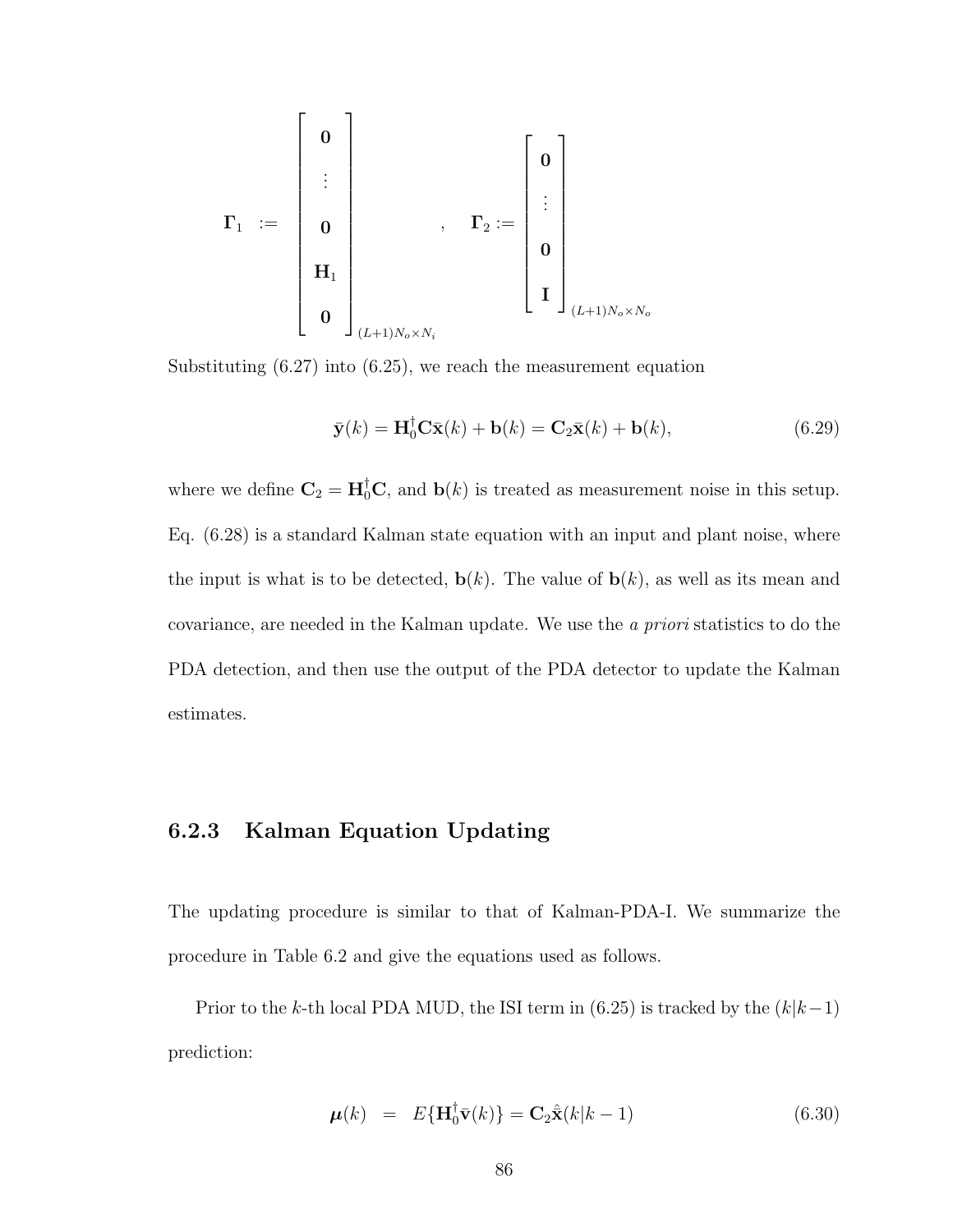$$
\mathbf{\Gamma}_1 \;:=\; \begin{bmatrix} \mathbf{0} \\ \vdots \\ \mathbf{0} \\ \mathbf{H}_1 \\ \mathbf{0} \end{bmatrix}_{(L+1)N_o \times N_i}, \quad \mathbf{\Gamma}_2 := \begin{bmatrix} \mathbf{0} \\ \vdots \\ \mathbf{0} \\ \mathbf{I} \end{bmatrix}_{(L+1)N_o \times N_o}
$$

Substituting (6.27) into (6.25), we reach the measurement equation

$$
\bar{\mathbf{y}}(k) = \mathbf{H}_0^{\dagger}\mathbf{C}\bar{\mathbf{x}}(k) + \mathbf{b}(k) = \mathbf{C}_2\bar{\mathbf{x}}(k) + \mathbf{b}(k), \tag{6.29}
$$

where we define $\mathbf{C}_2 = \mathbf{H}_0^{\dagger}\mathbf{C}$, and $\mathbf{b}(k)$ is treated as measurement noise in this setup. Eq. (6.28) is a standard Kalman state equation with an input and plant noise, where the input is what is to be detected, $\mathbf{b}(k)$. The value of $\mathbf{b}(k)$, as well as its mean and covariance, are needed in the Kalman update. We use the *a priori* statistics to do the PDA detection, and then use the output of the PDA detector to update the Kalman estimates.

### 6.2.3 Kalman Equation Updating

The updating procedure is similar to that of Kalman-PDA-I. We summarize the procedure in Table 6.2 and give the equations used as follows.

Prior to the $k$-th local PDA MUD, the ISI term in (6.25) is tracked by the $(k|k-1)$ prediction:

$$
\boldsymbol{\mu}(k) \;=\; E\{\mathbf{H}_0^{\dagger}\bar{\mathbf{v}}(k)\} = \mathbf{C}_2\hat{\bar{\mathbf{x}}}(k|k-1) \tag{6.30}
$$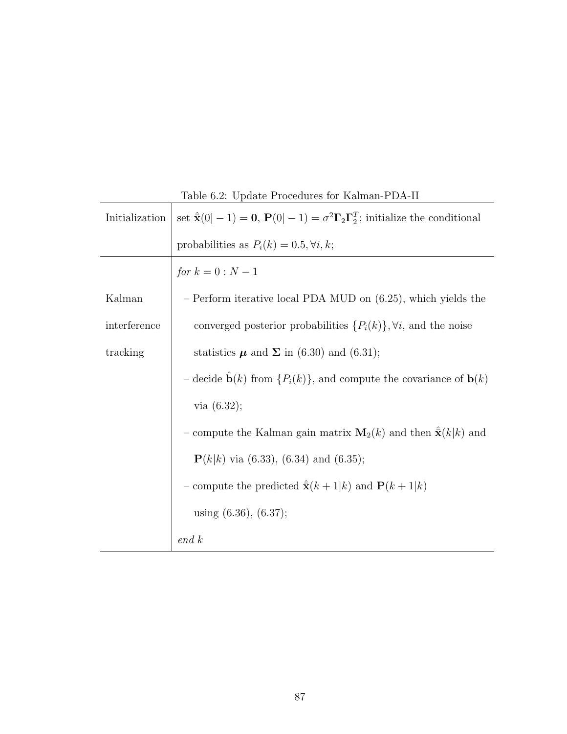Table 6.2: Update Procedures for Kalman-PDA-II

| | |
|---|---|
| Initialization | set $\hat{\hat{\mathbf{x}}}(0|-1) = \mathbf{0}$, $\mathbf{P}(0|-1) = \sigma^2 \mathbf{\Gamma}_2 \mathbf{\Gamma}_2^T$; initialize the conditional probabilities as $P_i(k) = 0.5, \forall i, k$; |
| Kalman interference tracking | *for* $k = 0 : N-1$ <br> – Perform iterative local PDA MUD on (6.25), which yields the converged posterior probabilities $\{P_i(k)\}, \forall i$, and the noise statistics $\boldsymbol{\mu}$ and $\mathbf{\Sigma}$ in (6.30) and (6.31); <br> – decide $\hat{\mathbf{b}}(k)$ from $\{P_i(k)\}$, and compute the covariance of $\mathbf{b}(k)$ via (6.32); <br> – compute the Kalman gain matrix $\mathbf{M}_2(k)$ and then $\hat{\hat{\mathbf{x}}}(k|k)$ and $\mathbf{P}(k|k)$ via (6.33), (6.34) and (6.35); <br> – compute the predicted $\hat{\hat{\mathbf{x}}}(k+1|k)$ and $\mathbf{P}(k+1|k)$ using (6.36), (6.37); <br> *end* $k$ |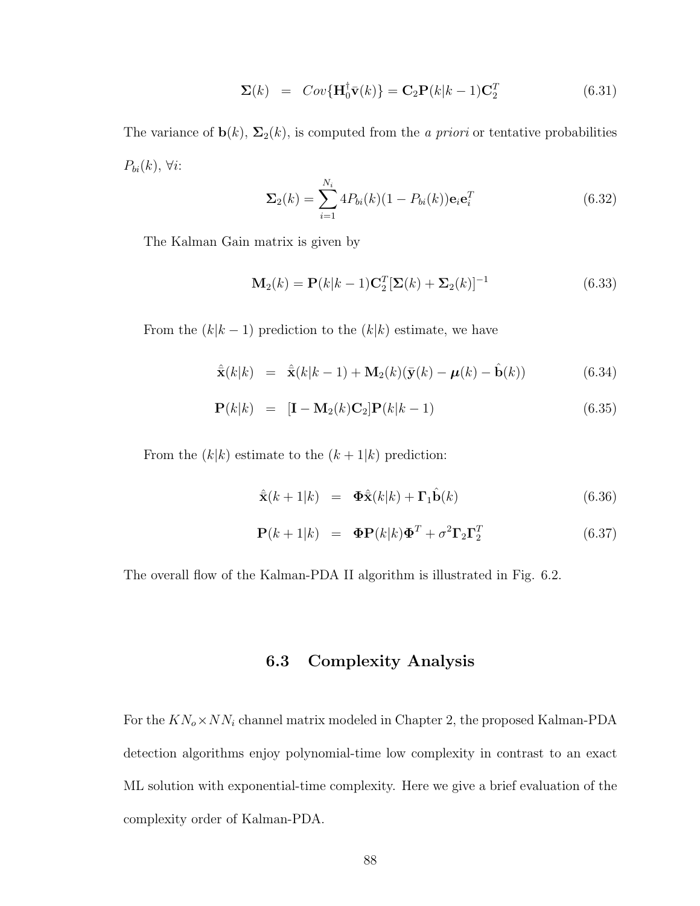$$
\mathbf{\Sigma}(k) = Cov\{\mathbf{H}_0^{\dagger}\bar{\mathbf{v}}(k)\} = \mathbf{C}_2\mathbf{P}(k|k-1)\mathbf{C}_2^T \tag{6.31}
$$

The variance of $\mathbf{b}(k)$, $\mathbf{\Sigma}_2(k)$, is computed from the *a priori* or tentative probabilities $P_{bi}(k)$, $\forall i$:

$$
\mathbf{\Sigma}_2(k) = \sum_{i=1}^{N_i} 4P_{bi}(k)(1 - P_{bi}(k))\mathbf{e}_i\mathbf{e}_i^T \tag{6.32}
$$

The Kalman Gain matrix is given by

$$
\mathbf{M}_2(k) = \mathbf{P}(k|k-1)\mathbf{C}_2^T[\mathbf{\Sigma}(k) + \mathbf{\Sigma}_2(k)]^{-1} \tag{6.33}
$$

From the $(k|k-1)$ prediction to the $(k|k)$ estimate, we have

$$
\hat{\hat{\mathbf{x}}}(k|k) = \hat{\hat{\mathbf{x}}}(k|k-1) + \mathbf{M}_2(k)(\bar{\mathbf{y}}(k) - \boldsymbol{\mu}(k) - \hat{\mathbf{b}}(k)) \tag{6.34}
$$

$$
\mathbf{P}(k|k) = [\mathbf{I} - \mathbf{M}_2(k)\mathbf{C}_2]\mathbf{P}(k|k-1) \tag{6.35}
$$

From the $(k|k)$ estimate to the $(k+1|k)$ prediction:

$$
\hat{\hat{\mathbf{x}}}(k+1|k) = \mathbf{\Phi}\hat{\hat{\mathbf{x}}}(k|k) + \mathbf{\Gamma}_1\hat{\mathbf{b}}(k) \tag{6.36}
$$

$$
\mathbf{P}(k+1|k) = \mathbf{\Phi}\mathbf{P}(k|k)\mathbf{\Phi}^T + \sigma^2\mathbf{\Gamma}_2\mathbf{\Gamma}_2^T \tag{6.37}
$$

The overall flow of the Kalman-PDA II algorithm is illustrated in Fig. 6.2.

## 6.3 Complexity Analysis

For the $KN_o \times NN_i$ channel matrix modeled in Chapter 2, the proposed Kalman-PDA detection algorithms enjoy polynomial-time low complexity in contrast to an exact ML solution with exponential-time complexity. Here we give a brief evaluation of the complexity order of Kalman-PDA.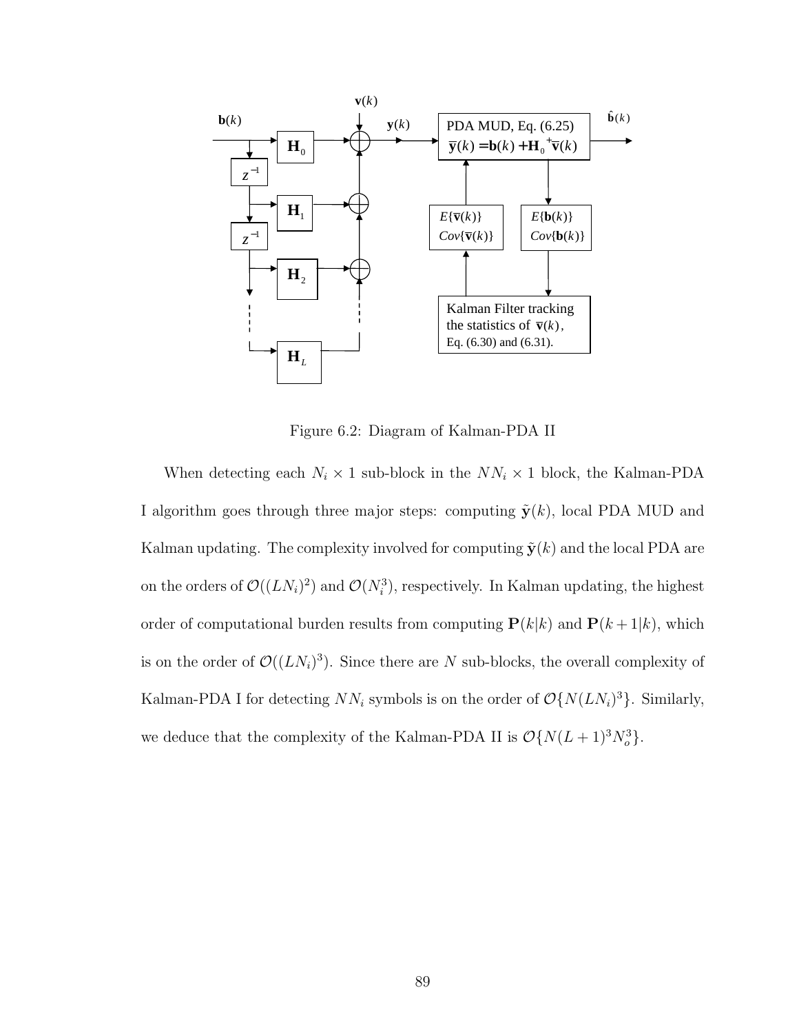Figure 6.2: Diagram of Kalman-PDA II

When detecting each $N_i \times 1$ sub-block in the $NN_i \times 1$ block, the Kalman-PDA I algorithm goes through three major steps: computing $\tilde{\mathbf{y}}(k)$, local PDA MUD and Kalman updating. The complexity involved for computing $\tilde{\mathbf{y}}(k)$ and the local PDA are on the orders of $\mathcal{O}((LN_i)^2)$ and $\mathcal{O}(N_i^3)$, respectively. In Kalman updating, the highest order of computational burden results from computing $\mathbf{P}(k|k)$ and $\mathbf{P}(k+1|k)$, which is on the order of $\mathcal{O}((LN_i)^3)$. Since there are $N$ sub-blocks, the overall complexity of Kalman-PDA I for detecting $NN_i$ symbols is on the order of $\mathcal{O}\{N(LN_i)^3\}$. Similarly, we deduce that the complexity of the Kalman-PDA II is $\mathcal{O}\{N(L+1)^3 N_o^3\}$.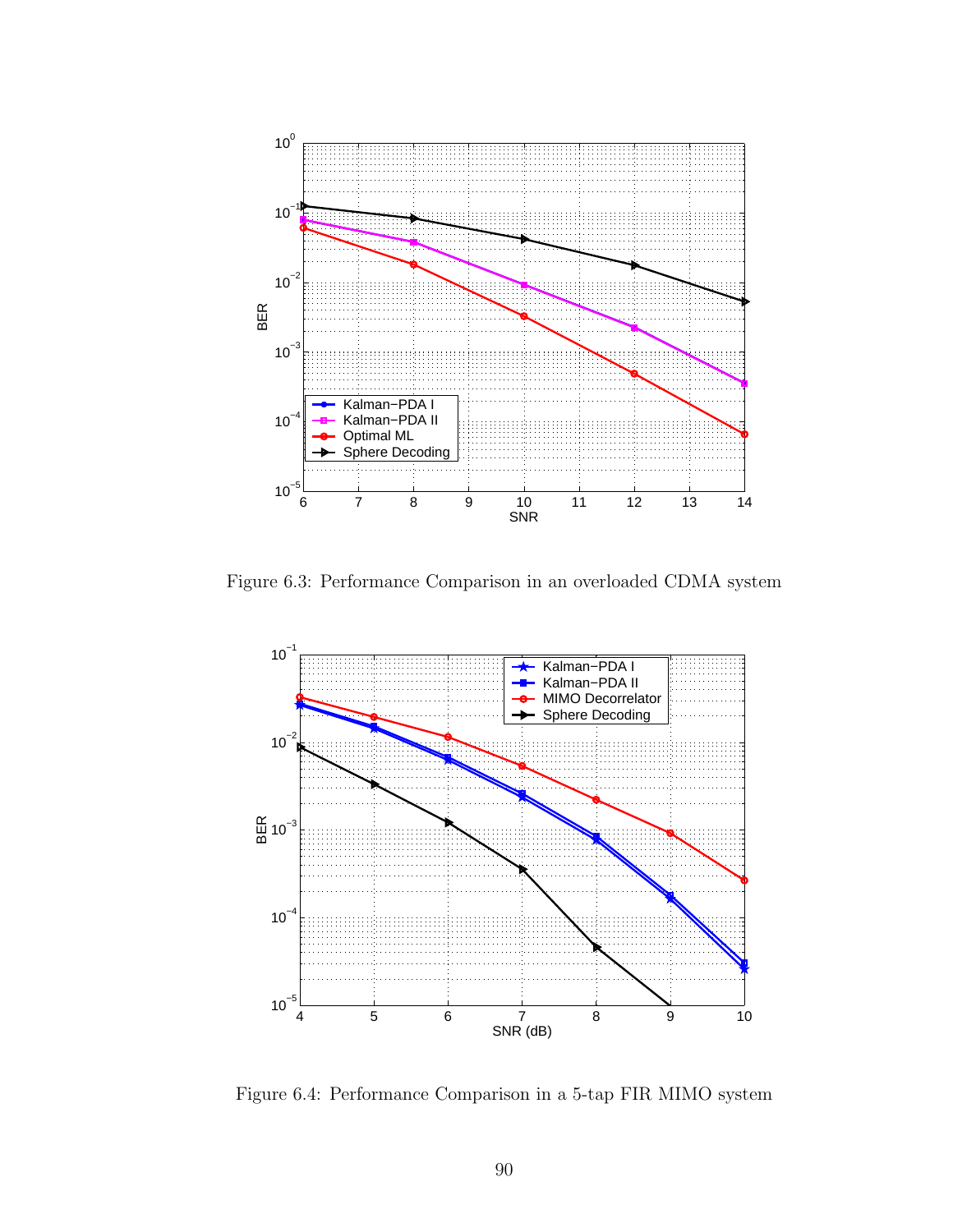Figure 6.3: Performance Comparison in an overloaded CDMA system

Figure 6.4: Performance Comparison in a 5-tap FIR MIMO system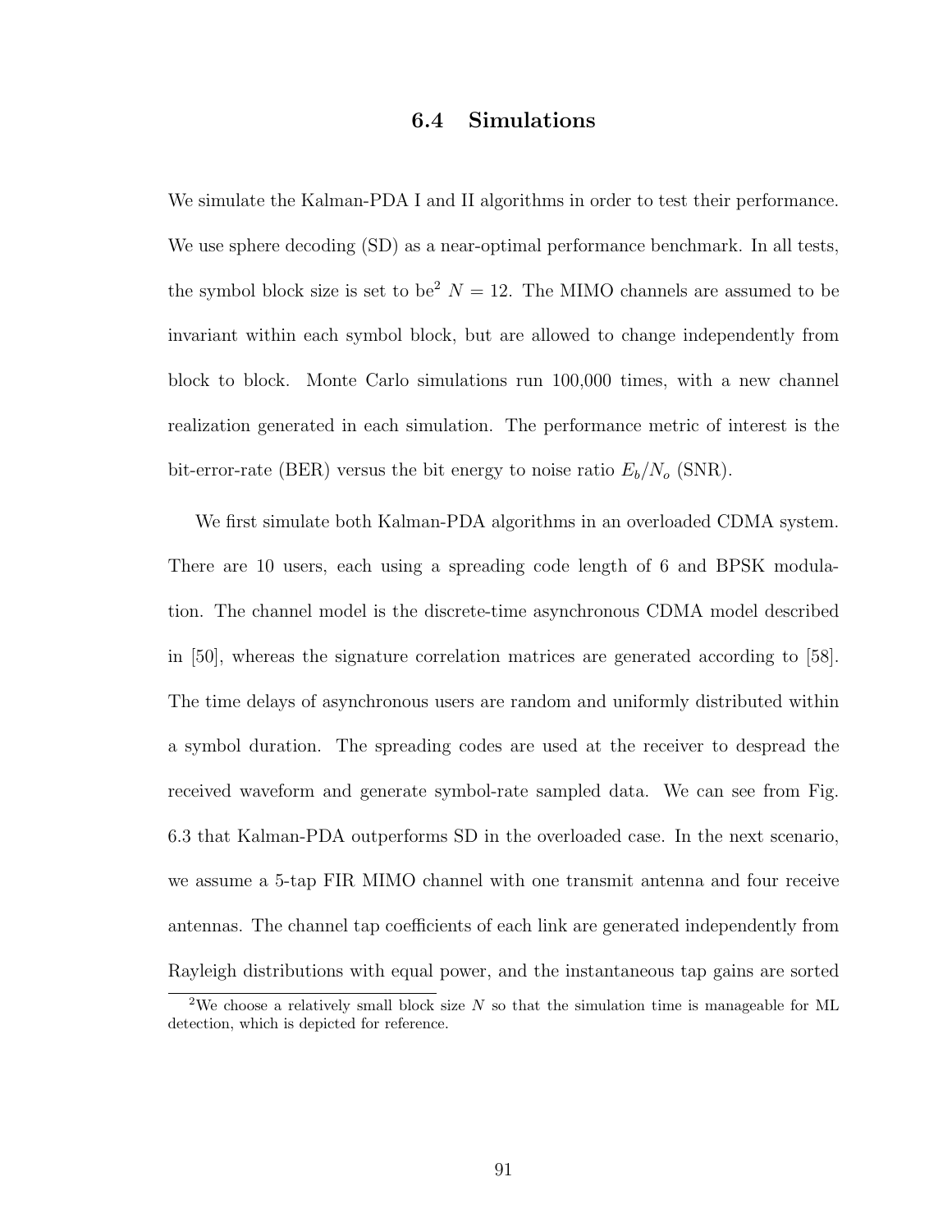## 6.4 Simulations

We simulate the Kalman-PDA I and II algorithms in order to test their performance. We use sphere decoding (SD) as a near-optimal performance benchmark. In all tests, the symbol block size is set to be[2] $N = 12$. The MIMO channels are assumed to be invariant within each symbol block, but are allowed to change independently from block to block. Monte Carlo simulations run 100,000 times, with a new channel realization generated in each simulation. The performance metric of interest is the bit-error-rate (BER) versus the bit energy to noise ratio $E_b/N_o$ (SNR).

We first simulate both Kalman-PDA algorithms in an overloaded CDMA system. There are 10 users, each using a spreading code length of 6 and BPSK modulation. The channel model is the discrete-time asynchronous CDMA model described in [50], whereas the signature correlation matrices are generated according to [58]. The time delays of asynchronous users are random and uniformly distributed within a symbol duration. The spreading codes are used at the receiver to despread the received waveform and generate symbol-rate sampled data. We can see from Fig. 6.3 that Kalman-PDA outperforms SD in the overloaded case. In the next scenario, we assume a 5-tap FIR MIMO channel with one transmit antenna and four receive antennas. The channel tap coefficients of each link are generated independently from Rayleigh distributions with equal power, and the instantaneous tap gains are sorted

[2] We choose a relatively small block size $N$ so that the simulation time is manageable for ML detection, which is depicted for reference.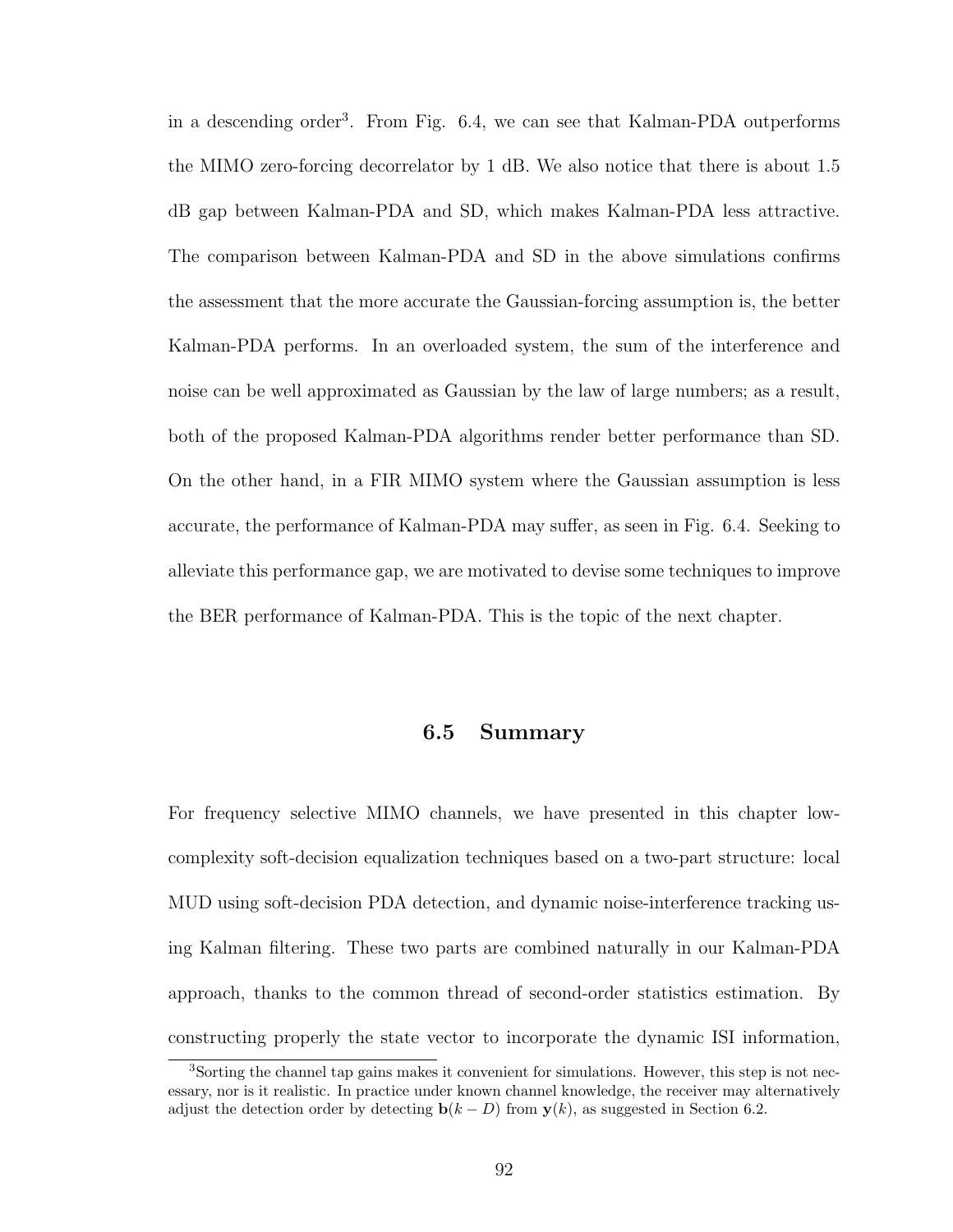in a descending order[3]. From Fig. 6.4, we can see that Kalman-PDA outperforms the MIMO zero-forcing decorrelator by 1 dB. We also notice that there is about 1.5 dB gap between Kalman-PDA and SD, which makes Kalman-PDA less attractive. The comparison between Kalman-PDA and SD in the above simulations confirms the assessment that the more accurate the Gaussian-forcing assumption is, the better Kalman-PDA performs. In an overloaded system, the sum of the interference and noise can be well approximated as Gaussian by the law of large numbers; as a result, both of the proposed Kalman-PDA algorithms render better performance than SD. On the other hand, in a FIR MIMO system where the Gaussian assumption is less accurate, the performance of Kalman-PDA may suffer, as seen in Fig. 6.4. Seeking to alleviate this performance gap, we are motivated to devise some techniques to improve the BER performance of Kalman-PDA. This is the topic of the next chapter.

## 6.5 Summary

For frequency selective MIMO channels, we have presented in this chapter low-complexity soft-decision equalization techniques based on a two-part structure: local MUD using soft-decision PDA detection, and dynamic noise-interference tracking using Kalman filtering. These two parts are combined naturally in our Kalman-PDA approach, thanks to the common thread of second-order statistics estimation. By constructing properly the state vector to incorporate the dynamic ISI information,

[3] Sorting the channel tap gains makes it convenient for simulations. However, this step is not necessary, nor is it realistic. In practice under known channel knowledge, the receiver may alternatively adjust the detection order by detecting $\mathbf{b}(k - D)$ from $\mathbf{y}(k)$, as suggested in Section 6.2.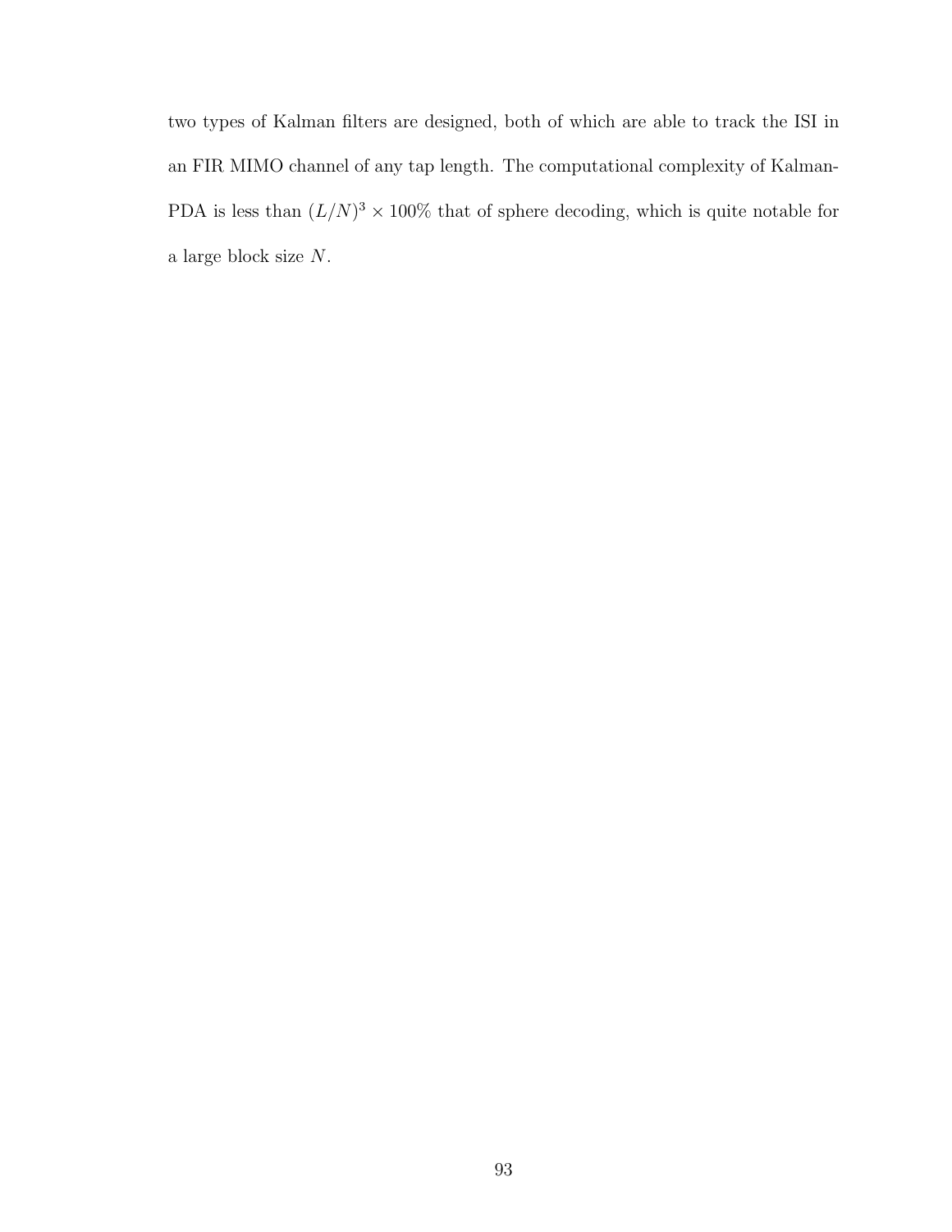two types of Kalman filters are designed, both of which are able to track the ISI in an FIR MIMO channel of any tap length. The computational complexity of Kalman-PDA is less than $(L/N)^3 \times 100\%$ that of sphere decoding, which is quite notable for a large block size $N$.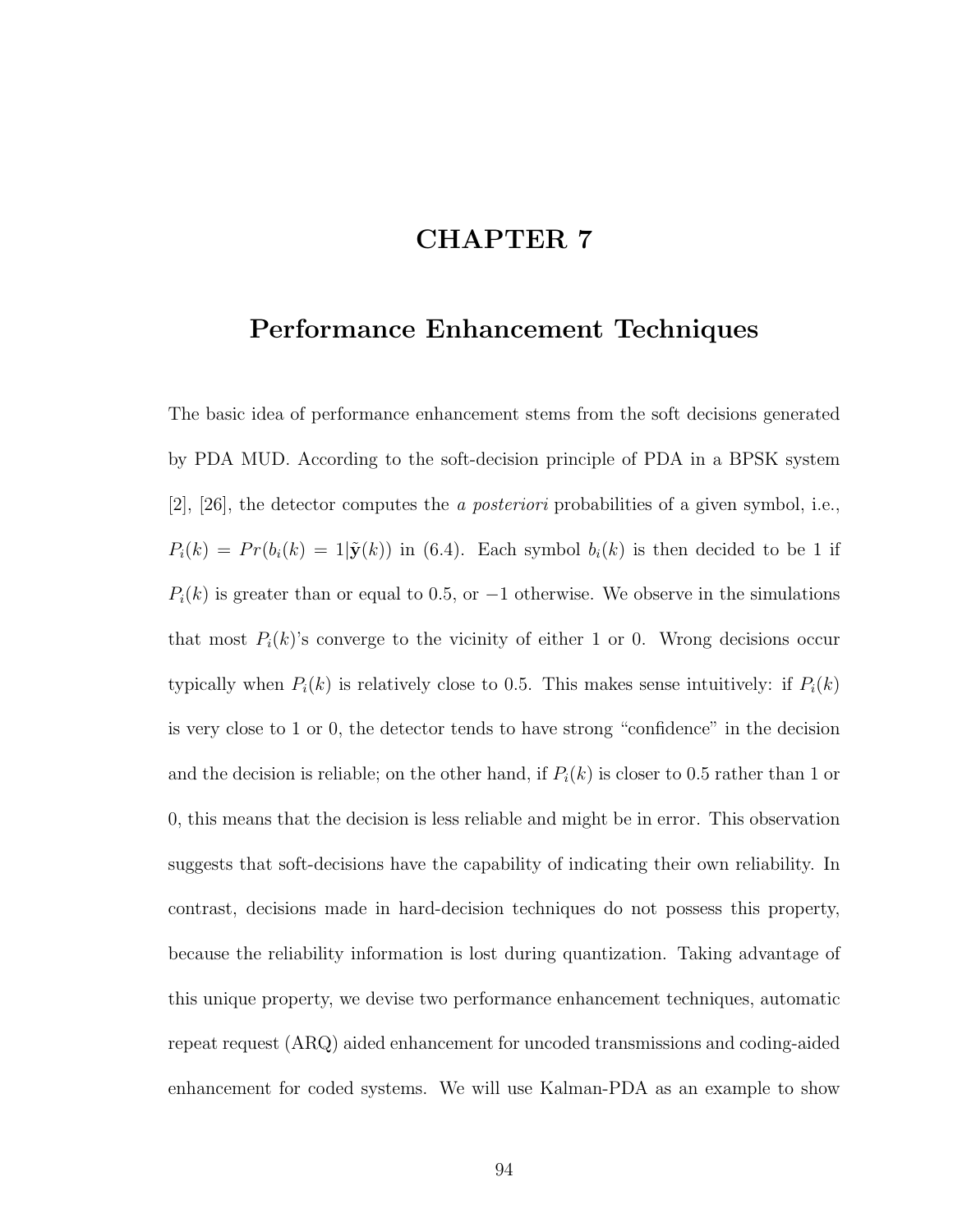# CHAPTER 7

## Performance Enhancement Techniques

The basic idea of performance enhancement stems from the soft decisions generated by PDA MUD. According to the soft-decision principle of PDA in a BPSK system [2], [26], the detector computes the *a posteriori* probabilities of a given symbol, i.e., $P_i(k) = Pr(b_i(k) = 1|\tilde{\mathbf{y}}(k))$ in (6.4). Each symbol $b_i(k)$ is then decided to be 1 if $P_i(k)$ is greater than or equal to 0.5, or $-1$ otherwise. We observe in the simulations that most $P_i(k)$'s converge to the vicinity of either 1 or 0. Wrong decisions occur typically when $P_i(k)$ is relatively close to 0.5. This makes sense intuitively: if $P_i(k)$ is very close to 1 or 0, the detector tends to have strong "confidence" in the decision and the decision is reliable; on the other hand, if $P_i(k)$ is closer to 0.5 rather than 1 or 0, this means that the decision is less reliable and might be in error. This observation suggests that soft-decisions have the capability of indicating their own reliability. In contrast, decisions made in hard-decision techniques do not possess this property, because the reliability information is lost during quantization. Taking advantage of this unique property, we devise two performance enhancement techniques, automatic repeat request (ARQ) aided enhancement for uncoded transmissions and coding-aided enhancement for coded systems. We will use Kalman-PDA as an example to show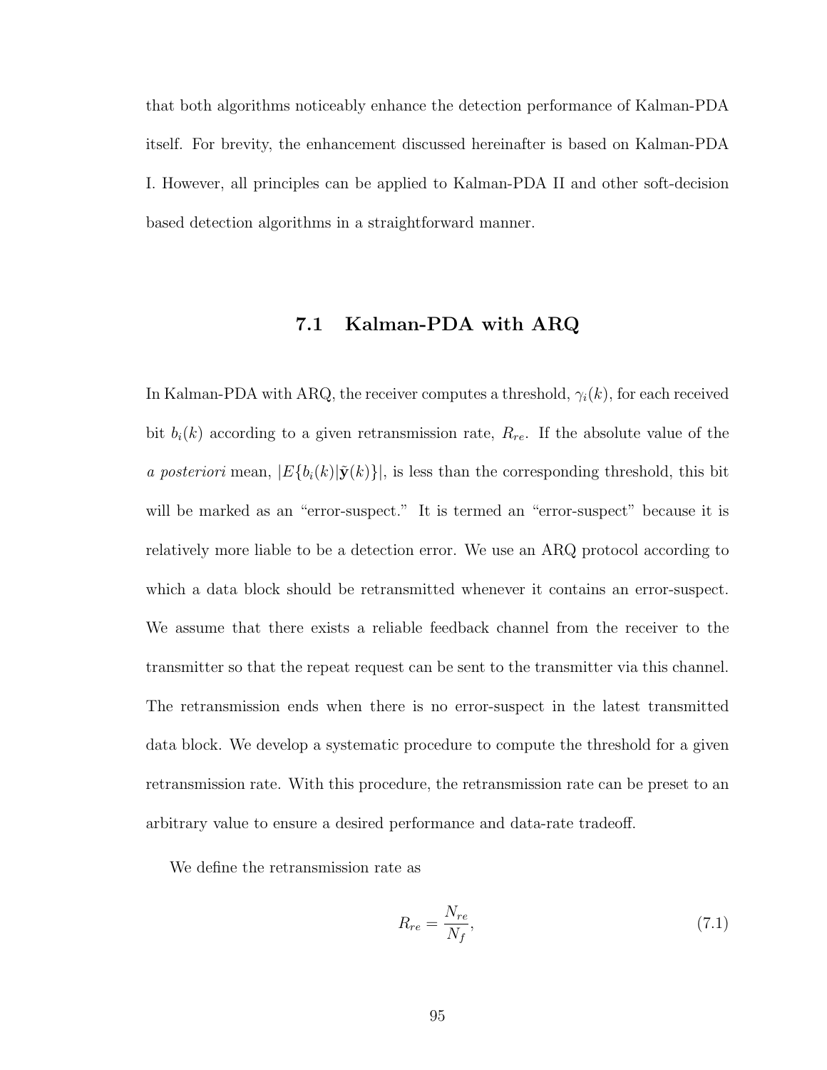that both algorithms noticeably enhance the detection performance of Kalman-PDA itself. For brevity, the enhancement discussed hereinafter is based on Kalman-PDA I. However, all principles can be applied to Kalman-PDA II and other soft-decision based detection algorithms in a straightforward manner.

## 7.1 Kalman-PDA with ARQ

In Kalman-PDA with ARQ, the receiver computes a threshold, $\gamma_i(k)$, for each received bit $b_i(k)$ according to a given retransmission rate, $R_{re}$. If the absolute value of the *a posteriori* mean, $|E\{b_i(k)|\tilde{\mathbf{y}}(k)\}|$, is less than the corresponding threshold, this bit will be marked as an "error-suspect." It is termed an "error-suspect" because it is relatively more liable to be a detection error. We use an ARQ protocol according to which a data block should be retransmitted whenever it contains an error-suspect. We assume that there exists a reliable feedback channel from the receiver to the transmitter so that the repeat request can be sent to the transmitter via this channel. The retransmission ends when there is no error-suspect in the latest transmitted data block. We develop a systematic procedure to compute the threshold for a given retransmission rate. With this procedure, the retransmission rate can be preset to an arbitrary value to ensure a desired performance and data-rate tradeoff.

We define the retransmission rate as

$$R_{re} = \frac{N_{re}}{N_f}, \tag{7.1}$$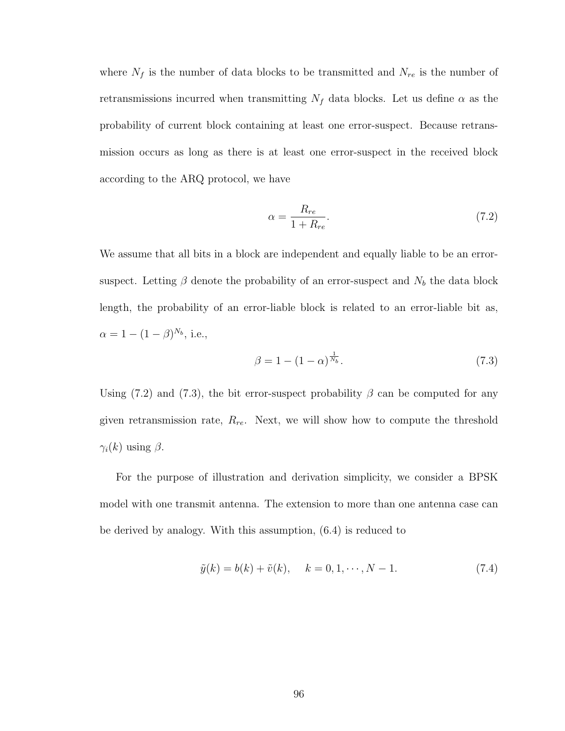where $N_f$ is the number of data blocks to be transmitted and $N_{re}$ is the number of retransmissions incurred when transmitting $N_f$ data blocks. Let us define $\alpha$ as the probability of current block containing at least one error-suspect. Because retransmission occurs as long as there is at least one error-suspect in the received block according to the ARQ protocol, we have

$$\alpha = \frac{R_{re}}{1 + R_{re}}. \tag{7.2}$$

We assume that all bits in a block are independent and equally liable to be an error-suspect. Letting $\beta$ denote the probability of an error-suspect and $N_b$ the data block length, the probability of an error-liable block is related to an error-liable bit as, $\alpha = 1 - (1 - \beta)^{N_b}$, i.e.,

$$\beta = 1 - (1 - \alpha)^{\frac{1}{N_b}}. \tag{7.3}$$

Using (7.2) and (7.3), the bit error-suspect probability $\beta$ can be computed for any given retransmission rate, $R_{re}$. Next, we will show how to compute the threshold $\gamma_i(k)$ using $\beta$.

For the purpose of illustration and derivation simplicity, we consider a BPSK model with one transmit antenna. The extension to more than one antenna case can be derived by analogy. With this assumption, (6.4) is reduced to

$$\tilde{y}(k) = b(k) + \tilde{v}(k), \quad k = 0, 1, \cdots, N - 1. \tag{7.4}$$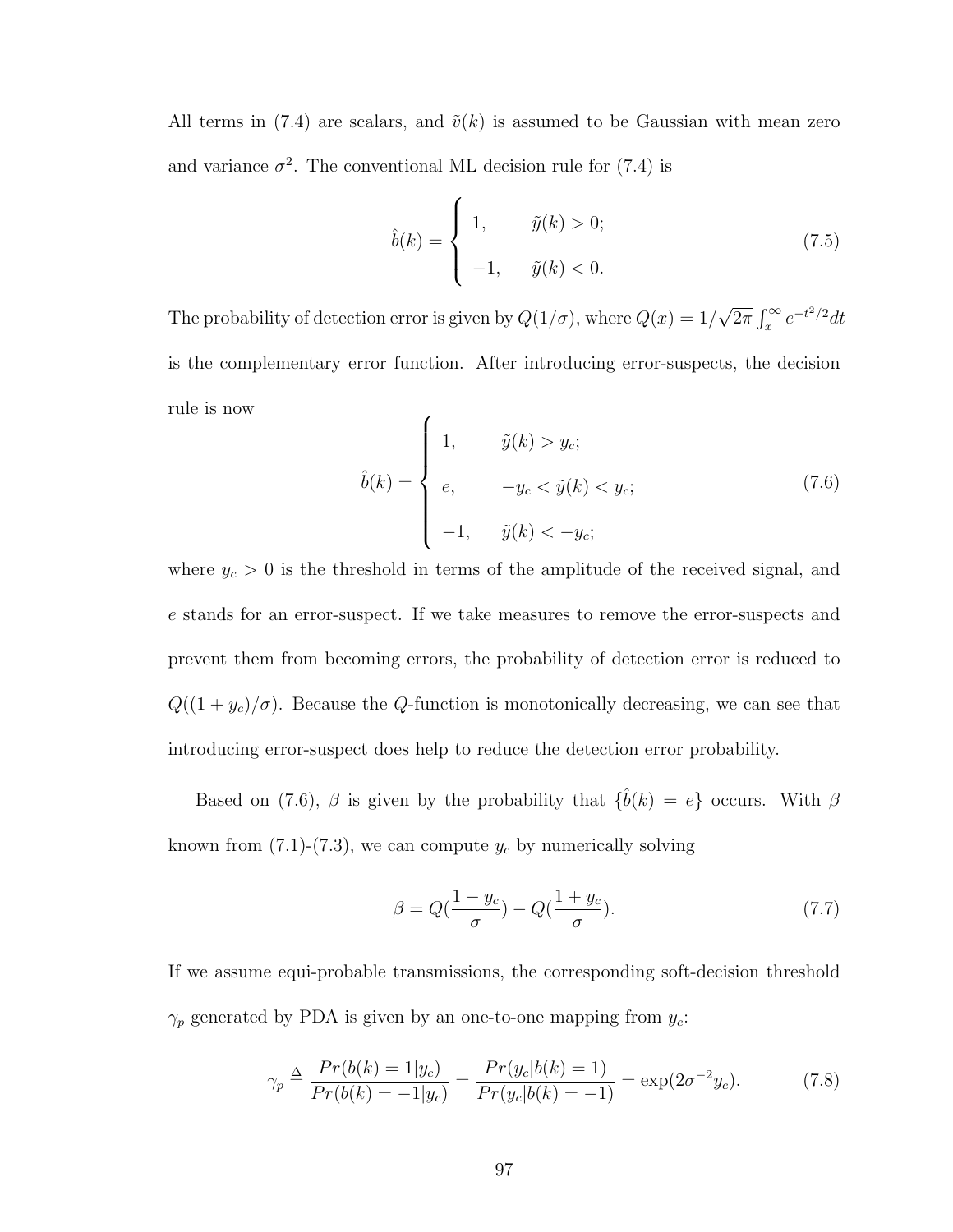All terms in (7.4) are scalars, and $\tilde{v}(k)$ is assumed to be Gaussian with mean zero and variance $\sigma^2$. The conventional ML decision rule for (7.4) is

$$\hat{b}(k) = \begin{cases} 1, & \tilde{y}(k) > 0; \\ -1, & \tilde{y}(k) < 0. \end{cases} \tag{7.5}$$

The probability of detection error is given by $Q(1/\sigma)$, where $Q(x) = 1/\sqrt{2\pi} \int_x^\infty e^{-t^2/2} dt$ is the complementary error function. After introducing error-suspects, the decision rule is now

$$\hat{b}(k) = \begin{cases} 1, & \tilde{y}(k) > y_c; \\ e, & -y_c < \tilde{y}(k) < y_c; \\ -1, & \tilde{y}(k) < -y_c; \end{cases} \tag{7.6}$$

where $y_c > 0$ is the threshold in terms of the amplitude of the received signal, and $e$ stands for an error-suspect. If we take measures to remove the error-suspects and prevent them from becoming errors, the probability of detection error is reduced to $Q((1 + y_c)/\sigma)$. Because the $Q$-function is monotonically decreasing, we can see that introducing error-suspect does help to reduce the detection error probability.

Based on (7.6), $\beta$ is given by the probability that $\{\hat{b}(k) = e\}$ occurs. With $\beta$ known from (7.1)-(7.3), we can compute $y_c$ by numerically solving

$$\beta = Q(\frac{1 - y_c}{\sigma}) - Q(\frac{1 + y_c}{\sigma}). \tag{7.7}$$

If we assume equi-probable transmissions, the corresponding soft-decision threshold $\gamma_p$ generated by PDA is given by an one-to-one mapping from $y_c$:

$$\gamma_p \triangleq \frac{Pr(b(k) = 1 | y_c)}{Pr(b(k) = -1 | y_c)} = \frac{Pr(y_c | b(k) = 1)}{Pr(y_c | b(k) = -1)} = \exp(2\sigma^{-2} y_c). \tag{7.8}$$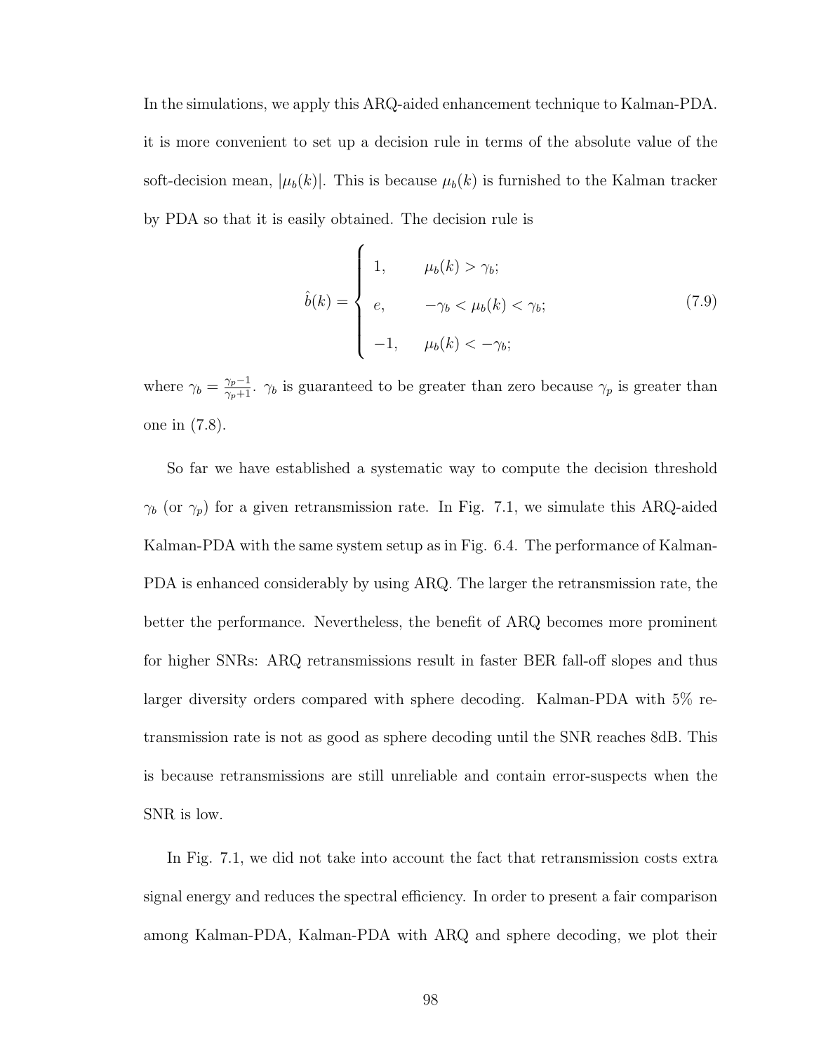In the simulations, we apply this ARQ-aided enhancement technique to Kalman-PDA. it is more convenient to set up a decision rule in terms of the absolute value of the soft-decision mean, $|\mu_b(k)|$. This is because $\mu_b(k)$ is furnished to the Kalman tracker by PDA so that it is easily obtained. The decision rule is

$$
\hat{b}(k) = \begin{cases} 1, & \mu_b(k) > \gamma_b; \\ e, & -\gamma_b < \mu_b(k) < \gamma_b; \\ -1, & \mu_b(k) < -\gamma_b; \end{cases} \tag{7.9}
$$

where $\gamma_b = \frac{\gamma_p - 1}{\gamma_p + 1}$. $\gamma_b$ is guaranteed to be greater than zero because $\gamma_p$ is greater than one in (7.8).

So far we have established a systematic way to compute the decision threshold $\gamma_b$ (or $\gamma_p$) for a given retransmission rate. In Fig. 7.1, we simulate this ARQ-aided Kalman-PDA with the same system setup as in Fig. 6.4. The performance of Kalman-PDA is enhanced considerably by using ARQ. The larger the retransmission rate, the better the performance. Nevertheless, the benefit of ARQ becomes more prominent for higher SNRs: ARQ retransmissions result in faster BER fall-off slopes and thus larger diversity orders compared with sphere decoding. Kalman-PDA with 5% retransmission rate is not as good as sphere decoding until the SNR reaches 8dB. This is because retransmissions are still unreliable and contain error-suspects when the SNR is low.

In Fig. 7.1, we did not take into account the fact that retransmission costs extra signal energy and reduces the spectral efficiency. In order to present a fair comparison among Kalman-PDA, Kalman-PDA with ARQ and sphere decoding, we plot their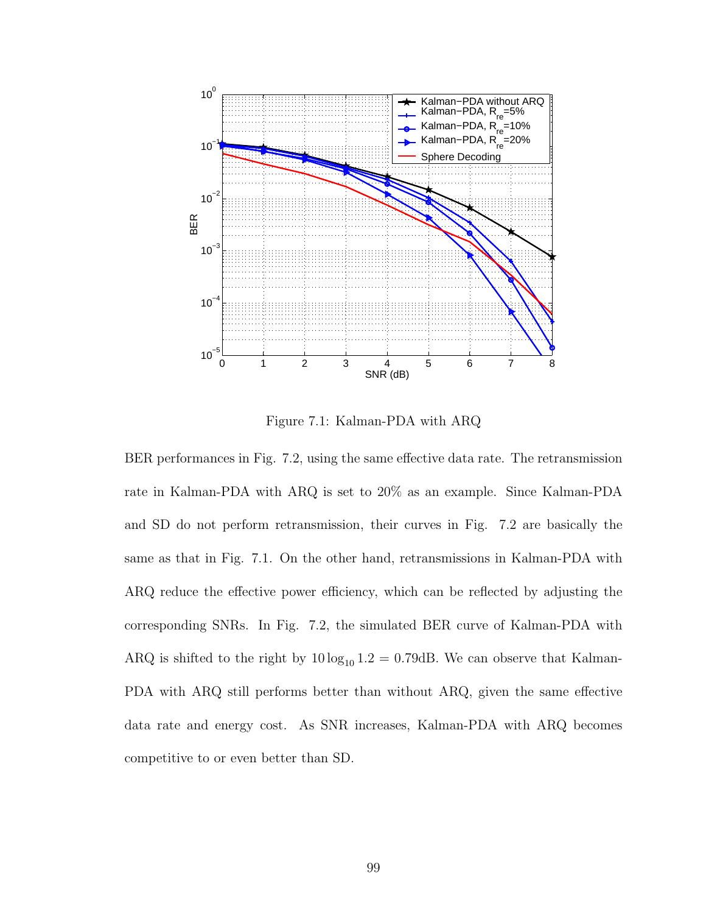Figure 7.1: Kalman-PDA with ARQ

BER performances in Fig. 7.2, using the same effective data rate. The retransmission rate in Kalman-PDA with ARQ is set to 20% as an example. Since Kalman-PDA and SD do not perform retransmission, their curves in Fig. 7.2 are basically the same as that in Fig. 7.1. On the other hand, retransmissions in Kalman-PDA with ARQ reduce the effective power efficiency, which can be reflected by adjusting the corresponding SNRs. In Fig. 7.2, the simulated BER curve of Kalman-PDA with ARQ is shifted to the right by $10\log_{10} 1.2 = 0.79$dB. We can observe that Kalman-PDA with ARQ still performs better than without ARQ, given the same effective data rate and energy cost. As SNR increases, Kalman-PDA with ARQ becomes competitive to or even better than SD.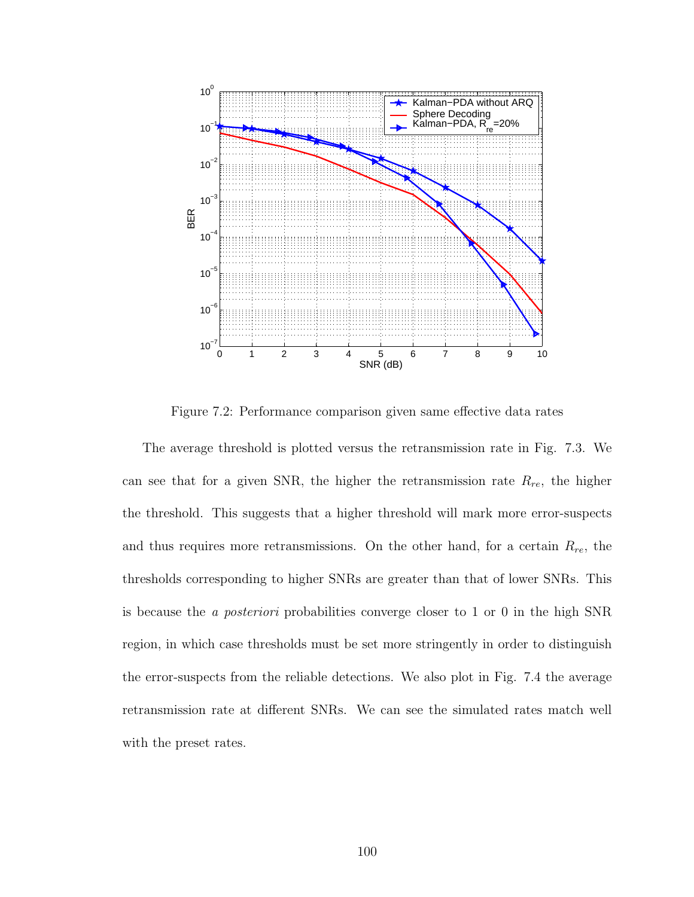Figure 7.2: Performance comparison given same effective data rates

The average threshold is plotted versus the retransmission rate in Fig. 7.3. We can see that for a given SNR, the higher the retransmission rate $R_{re}$, the higher the threshold. This suggests that a higher threshold will mark more error-suspects and thus requires more retransmissions. On the other hand, for a certain $R_{re}$, the thresholds corresponding to higher SNRs are greater than that of lower SNRs. This is because the *a posteriori* probabilities converge closer to 1 or 0 in the high SNR region, in which case thresholds must be set more stringently in order to distinguish the error-suspects from the reliable detections. We also plot in Fig. 7.4 the average retransmission rate at different SNRs. We can see the simulated rates match well with the preset rates.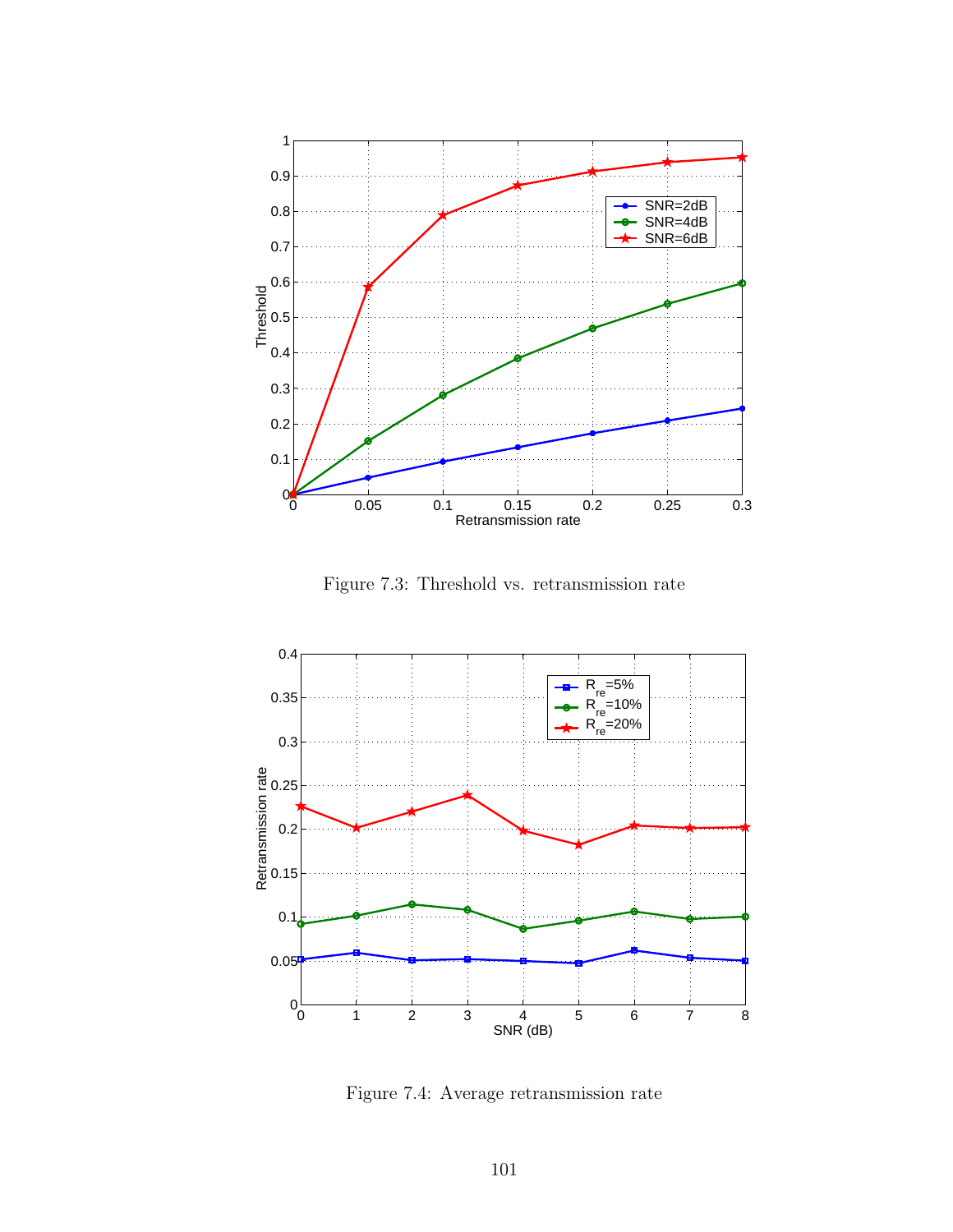Figure 7.3: Threshold vs. retransmission rate

Figure 7.4: Average retransmission rate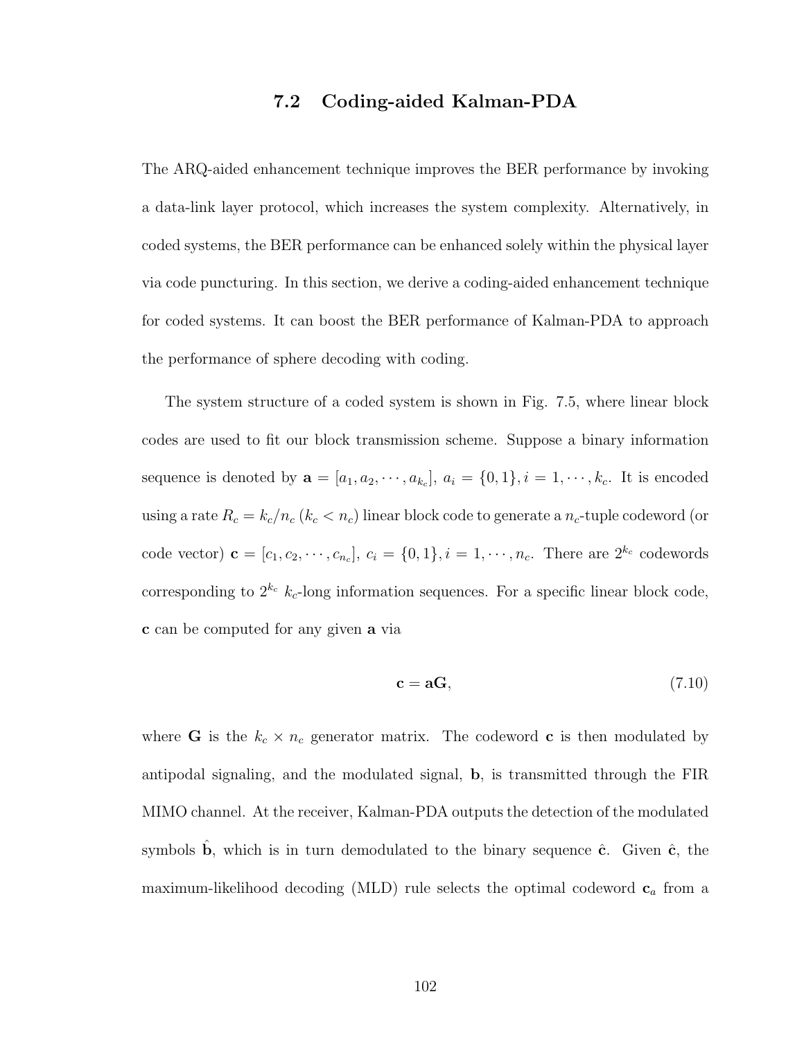## 7.2 Coding-aided Kalman-PDA

The ARQ-aided enhancement technique improves the BER performance by invoking a data-link layer protocol, which increases the system complexity. Alternatively, in coded systems, the BER performance can be enhanced solely within the physical layer via code puncturing. In this section, we derive a coding-aided enhancement technique for coded systems. It can boost the BER performance of Kalman-PDA to approach the performance of sphere decoding with coding.

The system structure of a coded system is shown in Fig. 7.5, where linear block codes are used to fit our block transmission scheme. Suppose a binary information sequence is denoted by $\mathbf{a} = [a_1, a_2, \cdots, a_{k_c}]$, $a_i = \{0, 1\}, i = 1, \cdots, k_c$. It is encoded using a rate $R_c = k_c/n_c$ ($k_c < n_c$) linear block code to generate a $n_c$-tuple codeword (or code vector) $\mathbf{c} = [c_1, c_2, \cdots, c_{n_c}]$, $c_i = \{0, 1\}, i = 1, \cdots, n_c$. There are $2^{k_c}$ codewords corresponding to $2^{k_c}$ $k_c$-long information sequences. For a specific linear block code, $\mathbf{c}$ can be computed for any given $\mathbf{a}$ via

$$\mathbf{c} = \mathbf{a}\mathbf{G}, \tag{7.10}$$

where $\mathbf{G}$ is the $k_c \times n_c$ generator matrix. The codeword $\mathbf{c}$ is then modulated by antipodal signaling, and the modulated signal, $\mathbf{b}$, is transmitted through the FIR MIMO channel. At the receiver, Kalman-PDA outputs the detection of the modulated symbols $\hat{\mathbf{b}}$, which is in turn demodulated to the binary sequence $\hat{\mathbf{c}}$. Given $\hat{\mathbf{c}}$, the maximum-likelihood decoding (MLD) rule selects the optimal codeword $\mathbf{c}_a$ from a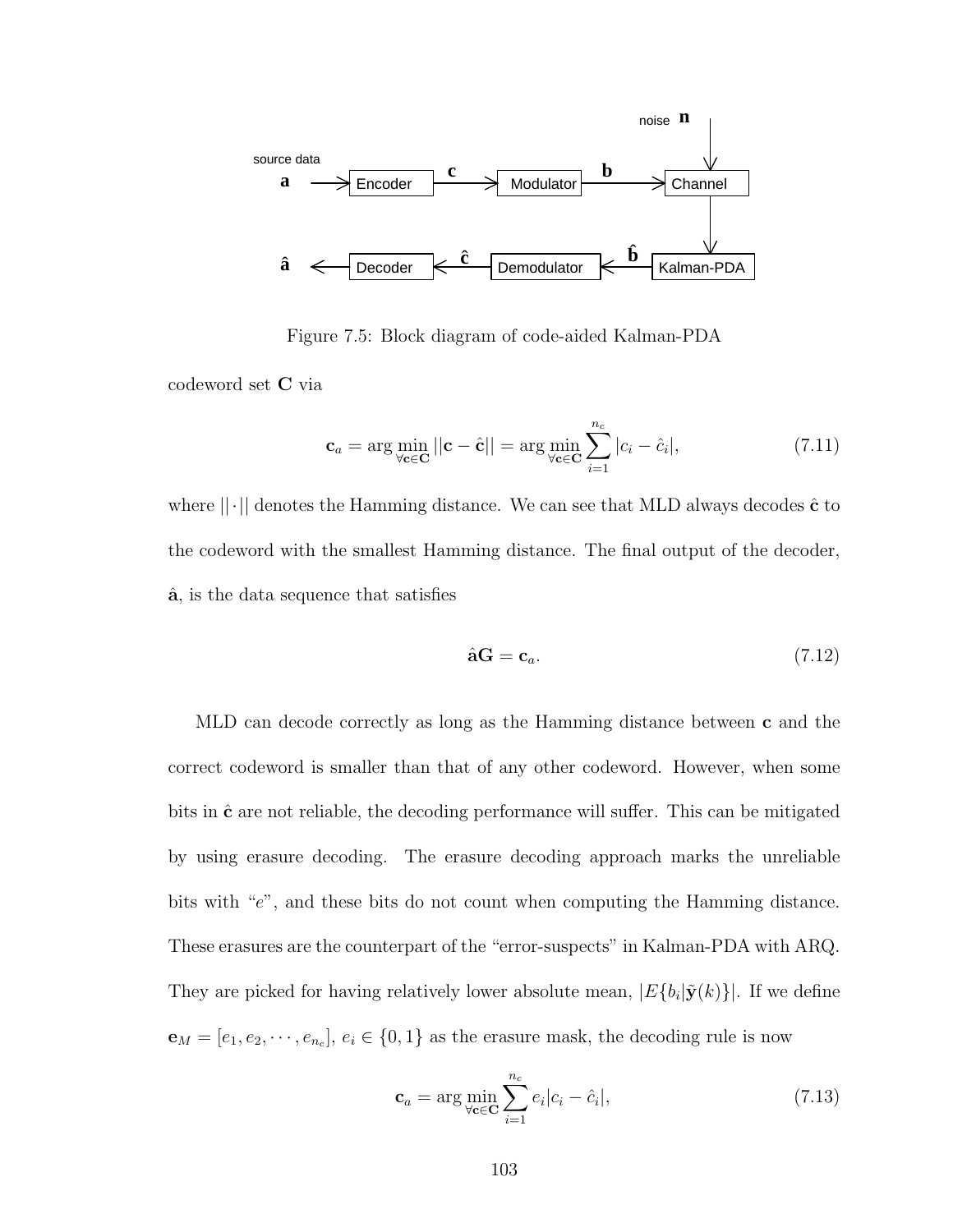Figure 7.5: Block diagram of code-aided Kalman-PDA

codeword set $\mathbf{C}$ via

$$\mathbf{c}_a = \arg\min_{\forall \mathbf{c} \in \mathbf{C}} ||\mathbf{c} - \hat{\mathbf{c}}|| = \arg\min_{\forall \mathbf{c} \in \mathbf{C}} \sum_{i=1}^{n_c} |c_i - \hat{c}_i|, \tag{7.11}$$

where $||\cdot||$ denotes the Hamming distance. We can see that MLD always decodes $\hat{\mathbf{c}}$ to the codeword with the smallest Hamming distance. The final output of the decoder, $\hat{\mathbf{a}}$, is the data sequence that satisfies

$$\hat{\mathbf{a}}\mathbf{G} = \mathbf{c}_a. \tag{7.12}$$

MLD can decode correctly as long as the Hamming distance between $\mathbf{c}$ and the correct codeword is smaller than that of any other codeword. However, when some bits in $\hat{\mathbf{c}}$ are not reliable, the decoding performance will suffer. This can be mitigated by using erasure decoding. The erasure decoding approach marks the unreliable bits with "$e$", and these bits do not count when computing the Hamming distance. These erasures are the counterpart of the "error-suspects" in Kalman-PDA with ARQ. They are picked for having relatively lower absolute mean, $|E\{b_i|\tilde{\mathbf{y}}(k)\}|$. If we define $\mathbf{e}_M = [e_1, e_2, \cdots, e_{n_c}]$, $e_i \in \{0, 1\}$ as the erasure mask, the decoding rule is now

$$\mathbf{c}_a = \arg\min_{\forall \mathbf{c} \in \mathbf{C}} \sum_{i=1}^{n_c} e_i |c_i - \hat{c}_i|, \tag{7.13}$$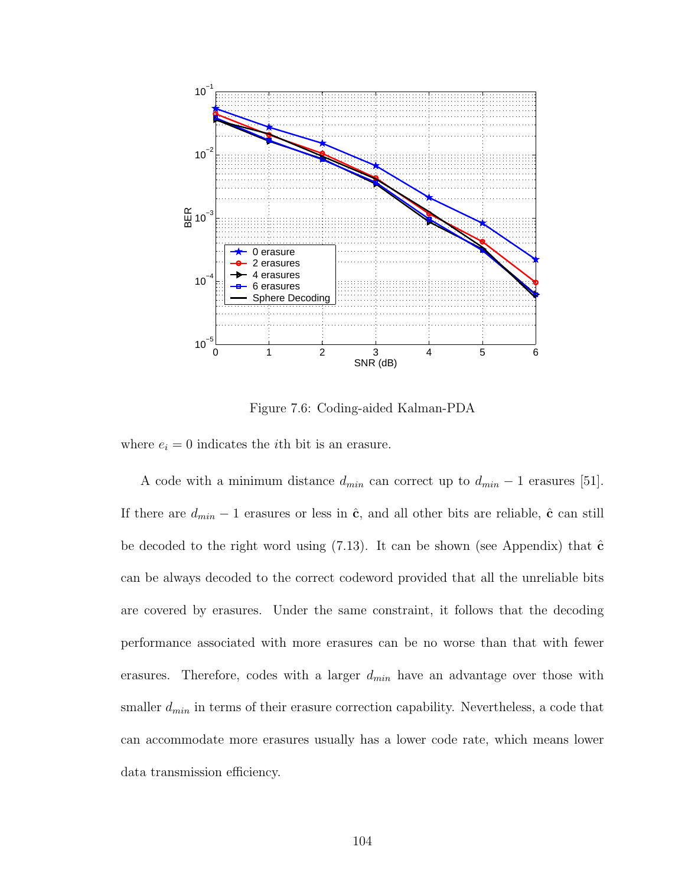Figure 7.6: Coding-aided Kalman-PDA

where $e_i = 0$ indicates the $i$th bit is an erasure.

A code with a minimum distance $d_{min}$ can correct up to $d_{min} - 1$ erasures [51]. If there are $d_{min} - 1$ erasures or less in $\hat{\mathbf{c}}$, and all other bits are reliable, $\hat{\mathbf{c}}$ can still be decoded to the right word using (7.13). It can be shown (see Appendix) that $\hat{\mathbf{c}}$ can be always decoded to the correct codeword provided that all the unreliable bits are covered by erasures. Under the same constraint, it follows that the decoding performance associated with more erasures can be no worse than that with fewer erasures. Therefore, codes with a larger $d_{min}$ have an advantage over those with smaller $d_{min}$ in terms of their erasure correction capability. Nevertheless, a code that can accommodate more erasures usually has a lower code rate, which means lower data transmission efficiency.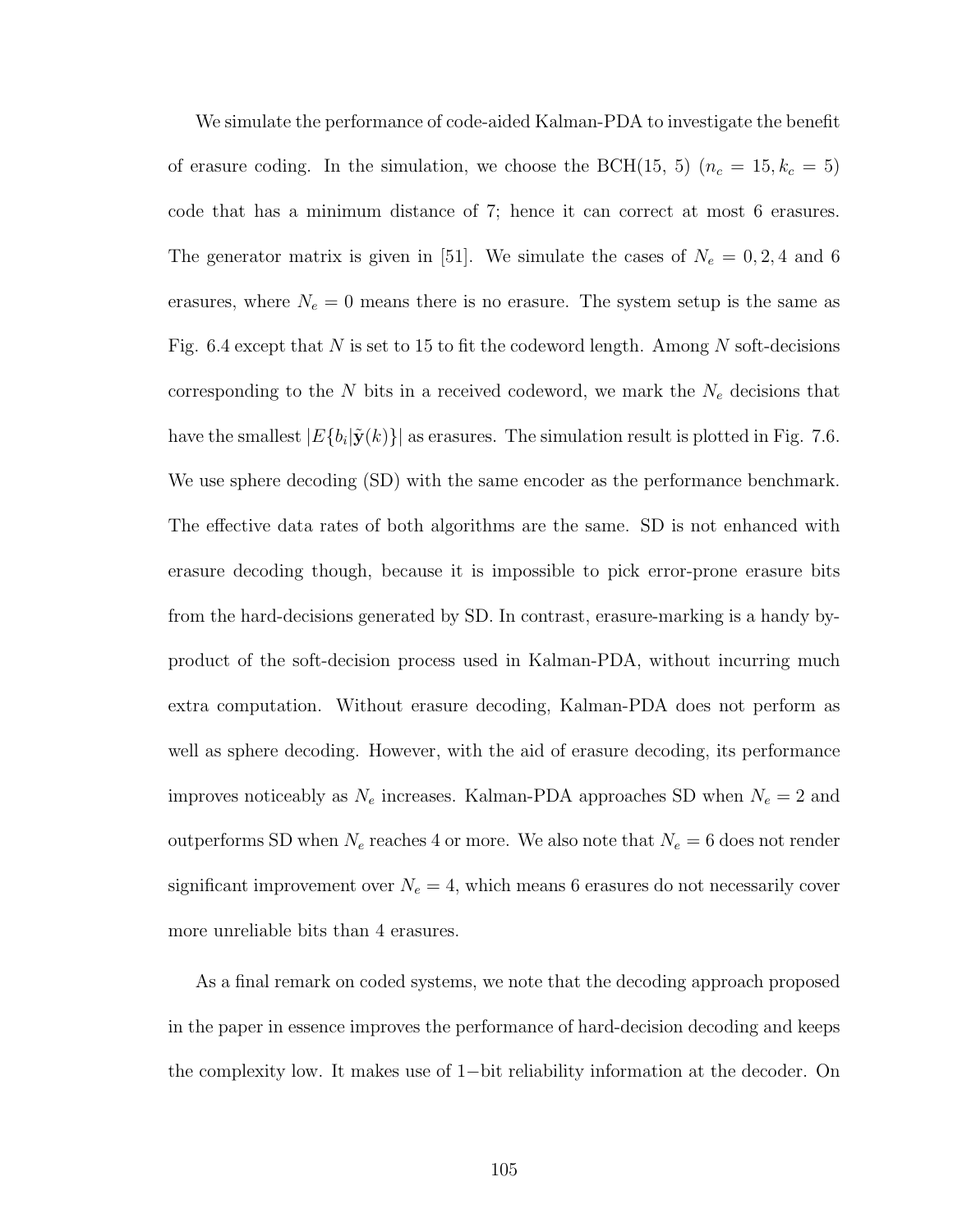We simulate the performance of code-aided Kalman-PDA to investigate the benefit of erasure coding. In the simulation, we choose the BCH(15, 5) ($n_c = 15, k_c = 5$) code that has a minimum distance of 7; hence it can correct at most 6 erasures. The generator matrix is given in [51]. We simulate the cases of $N_e = 0, 2, 4$ and 6 erasures, where $N_e = 0$ means there is no erasure. The system setup is the same as Fig. 6.4 except that $N$ is set to 15 to fit the codeword length. Among $N$ soft-decisions corresponding to the $N$ bits in a received codeword, we mark the $N_e$ decisions that have the smallest $|E\{b_i|\tilde{\mathbf{y}}(k)\}|$ as erasures. The simulation result is plotted in Fig. 7.6. We use sphere decoding (SD) with the same encoder as the performance benchmark. The effective data rates of both algorithms are the same. SD is not enhanced with erasure decoding though, because it is impossible to pick error-prone erasure bits from the hard-decisions generated by SD. In contrast, erasure-marking is a handy by-product of the soft-decision process used in Kalman-PDA, without incurring much extra computation. Without erasure decoding, Kalman-PDA does not perform as well as sphere decoding. However, with the aid of erasure decoding, its performance improves noticeably as $N_e$ increases. Kalman-PDA approaches SD when $N_e = 2$ and outperforms SD when $N_e$ reaches 4 or more. We also note that $N_e = 6$ does not render significant improvement over $N_e = 4$, which means 6 erasures do not necessarily cover more unreliable bits than 4 erasures.

As a final remark on coded systems, we note that the decoding approach proposed in the paper in essence improves the performance of hard-decision decoding and keeps the complexity low. It makes use of $1-$bit reliability information at the decoder. On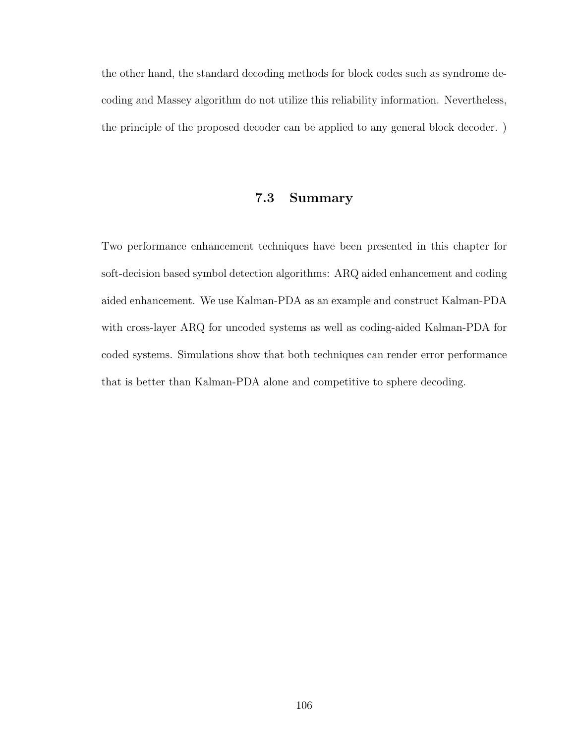the other hand, the standard decoding methods for block codes such as syndrome decoding and Massey algorithm do not utilize this reliability information. Nevertheless, the principle of the proposed decoder can be applied to any general block decoder. )

## 7.3 Summary

Two performance enhancement techniques have been presented in this chapter for soft-decision based symbol detection algorithms: ARQ aided enhancement and coding aided enhancement. We use Kalman-PDA as an example and construct Kalman-PDA with cross-layer ARQ for uncoded systems as well as coding-aided Kalman-PDA for coded systems. Simulations show that both techniques can render error performance that is better than Kalman-PDA alone and competitive to sphere decoding.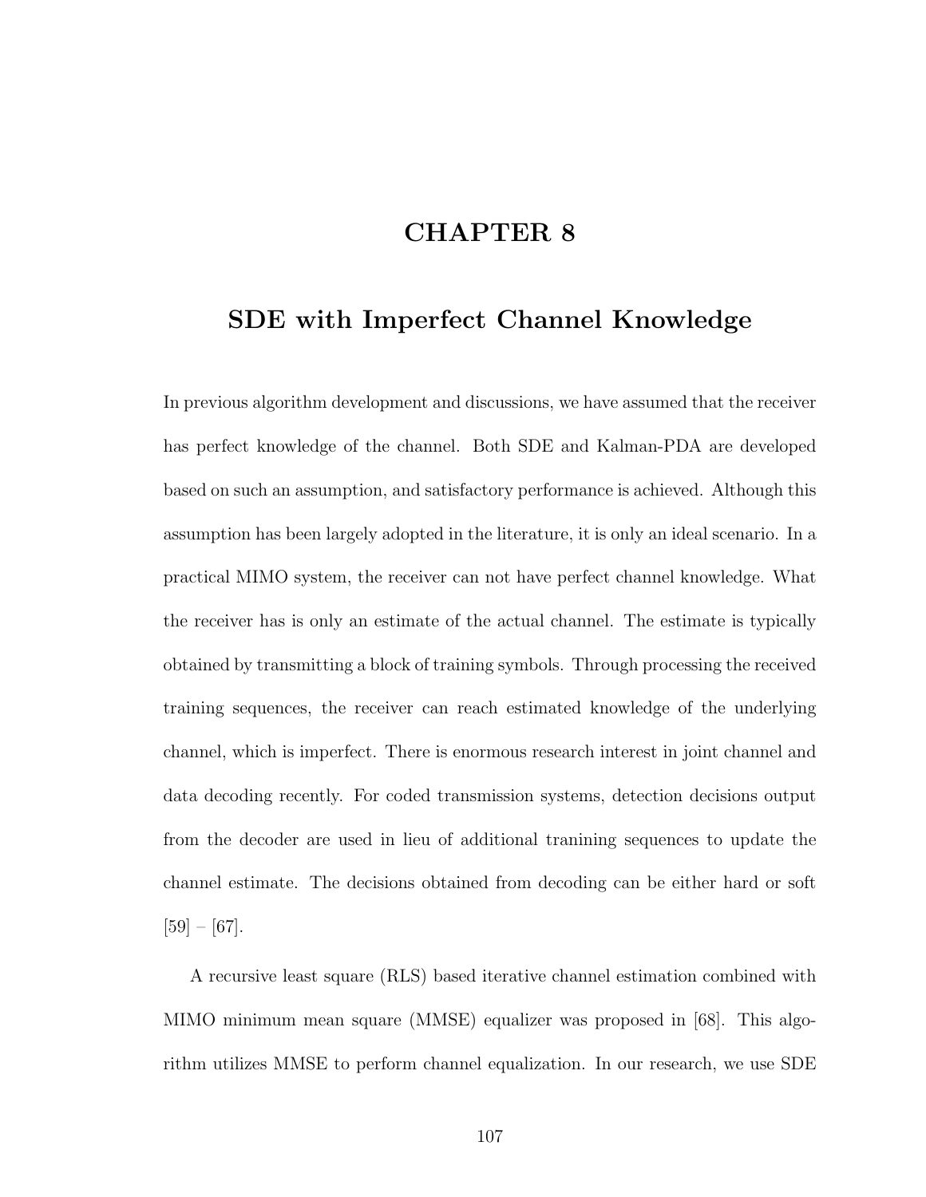# CHAPTER 8

## SDE with Imperfect Channel Knowledge

In previous algorithm development and discussions, we have assumed that the receiver has perfect knowledge of the channel. Both SDE and Kalman-PDA are developed based on such an assumption, and satisfactory performance is achieved. Although this assumption has been largely adopted in the literature, it is only an ideal scenario. In a practical MIMO system, the receiver can not have perfect channel knowledge. What the receiver has is only an estimate of the actual channel. The estimate is typically obtained by transmitting a block of training symbols. Through processing the received training sequences, the receiver can reach estimated knowledge of the underlying channel, which is imperfect. There is enormous research interest in joint channel and data decoding recently. For coded transmission systems, detection decisions output from the decoder are used in lieu of additional tranining sequences to update the channel estimate. The decisions obtained from decoding can be either hard or soft [59] – [67].

A recursive least square (RLS) based iterative channel estimation combined with MIMO minimum mean square (MMSE) equalizer was proposed in [68]. This algorithm utilizes MMSE to perform channel equalization. In our research, we use SDE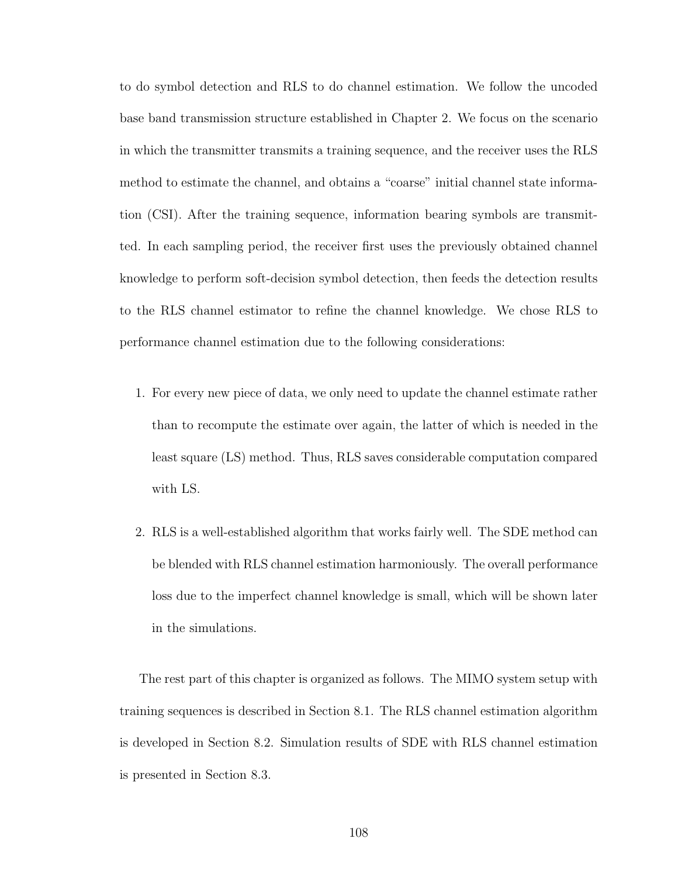to do symbol detection and RLS to do channel estimation. We follow the uncoded base band transmission structure established in Chapter 2. We focus on the scenario in which the transmitter transmits a training sequence, and the receiver uses the RLS method to estimate the channel, and obtains a "coarse" initial channel state information (CSI). After the training sequence, information bearing symbols are transmitted. In each sampling period, the receiver first uses the previously obtained channel knowledge to perform soft-decision symbol detection, then feeds the detection results to the RLS channel estimator to refine the channel knowledge. We chose RLS to performance channel estimation due to the following considerations:

1. For every new piece of data, we only need to update the channel estimate rather than to recompute the estimate over again, the latter of which is needed in the least square (LS) method. Thus, RLS saves considerable computation compared with LS.

2. RLS is a well-established algorithm that works fairly well. The SDE method can be blended with RLS channel estimation harmoniously. The overall performance loss due to the imperfect channel knowledge is small, which will be shown later in the simulations.

The rest part of this chapter is organized as follows. The MIMO system setup with training sequences is described in Section 8.1. The RLS channel estimation algorithm is developed in Section 8.2. Simulation results of SDE with RLS channel estimation is presented in Section 8.3.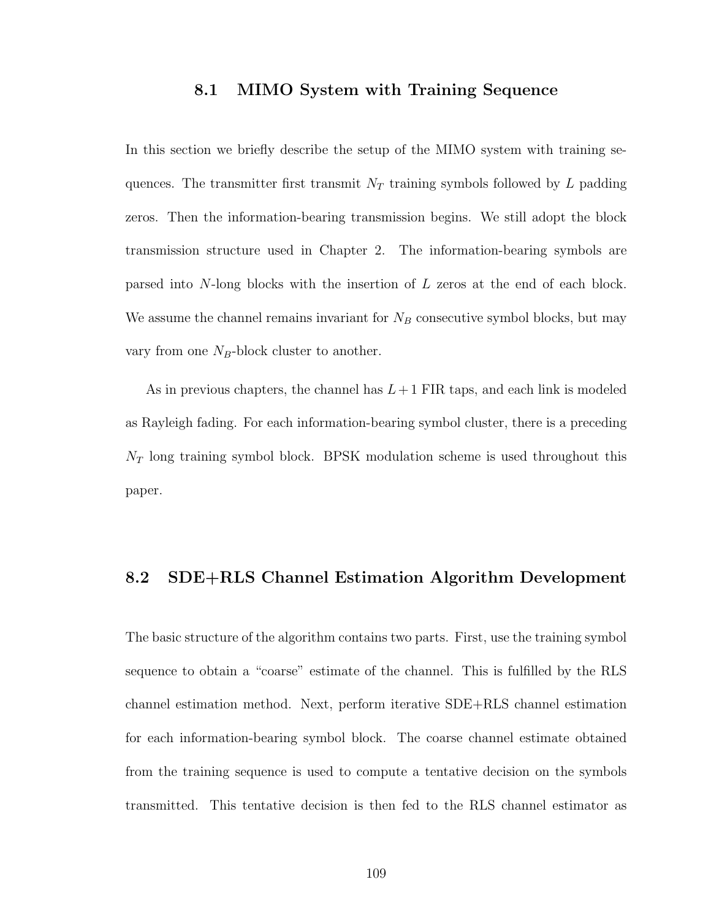## 8.1 MIMO System with Training Sequence

In this section we briefly describe the setup of the MIMO system with training sequences. The transmitter first transmit $N_T$ training symbols followed by $L$ padding zeros. Then the information-bearing transmission begins. We still adopt the block transmission structure used in Chapter 2. The information-bearing symbols are parsed into $N$-long blocks with the insertion of $L$ zeros at the end of each block. We assume the channel remains invariant for $N_B$ consecutive symbol blocks, but may vary from one $N_B$-block cluster to another.

As in previous chapters, the channel has $L+1$ FIR taps, and each link is modeled as Rayleigh fading. For each information-bearing symbol cluster, there is a preceding $N_T$ long training symbol block. BPSK modulation scheme is used throughout this paper.

## 8.2 SDE+RLS Channel Estimation Algorithm Development

The basic structure of the algorithm contains two parts. First, use the training symbol sequence to obtain a "coarse" estimate of the channel. This is fulfilled by the RLS channel estimation method. Next, perform iterative SDE+RLS channel estimation for each information-bearing symbol block. The coarse channel estimate obtained from the training sequence is used to compute a tentative decision on the symbols transmitted. This tentative decision is then fed to the RLS channel estimator as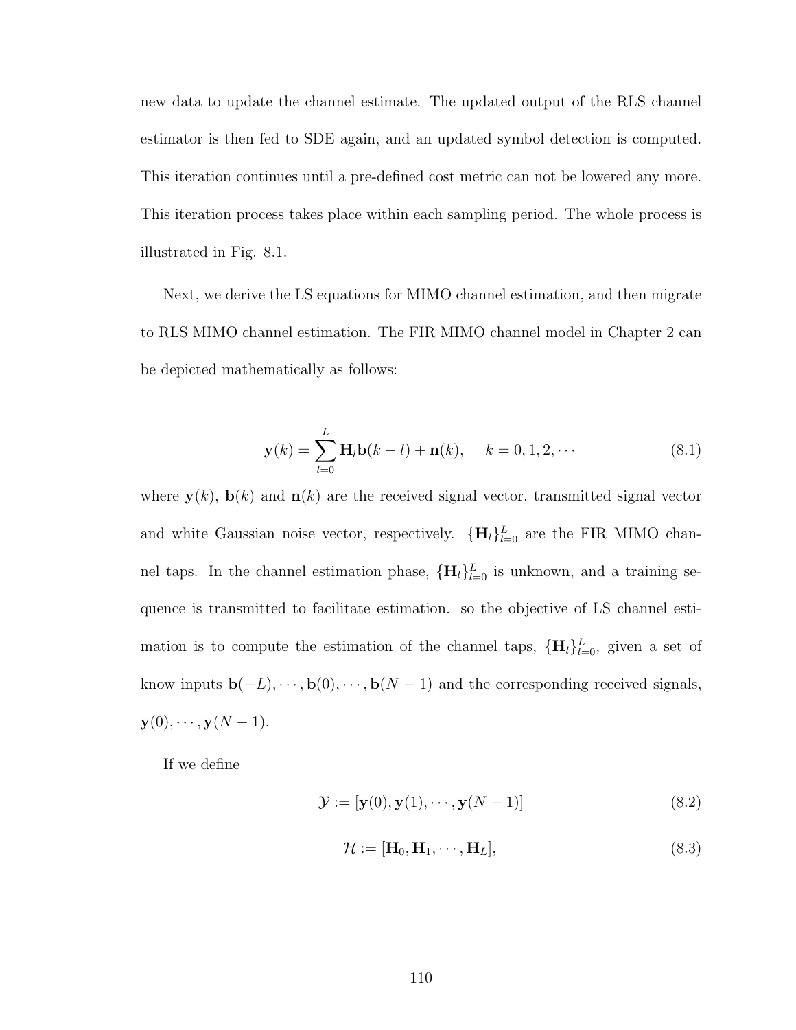new data to update the channel estimate. The updated output of the RLS channel estimator is then fed to SDE again, and an updated symbol detection is computed. This iteration continues until a pre-defined cost metric can not be lowered any more. This iteration process takes place within each sampling period. The whole process is illustrated in Fig. 8.1.

Next, we derive the LS equations for MIMO channel estimation, and then migrate to RLS MIMO channel estimation. The FIR MIMO channel model in Chapter 2 can be depicted mathematically as follows:

$$\mathbf{y}(k) = \sum_{l=0}^{L} \mathbf{H}_l \mathbf{b}(k-l) + \mathbf{n}(k), \quad k = 0, 1, 2, \cdots \tag{8.1}$$

where $\mathbf{y}(k)$, $\mathbf{b}(k)$ and $\mathbf{n}(k)$ are the received signal vector, transmitted signal vector and white Gaussian noise vector, respectively. $\{\mathbf{H}_l\}_{l=0}^{L}$ are the FIR MIMO channel taps. In the channel estimation phase, $\{\mathbf{H}_l\}_{l=0}^{L}$ is unknown, and a training sequence is transmitted to facilitate estimation. so the objective of LS channel estimation is to compute the estimation of the channel taps, $\{\mathbf{H}_l\}_{l=0}^{L}$, given a set of know inputs $\mathbf{b}(-L), \cdots, \mathbf{b}(0), \cdots, \mathbf{b}(N-1)$ and the corresponding received signals, $\mathbf{y}(0), \cdots, \mathbf{y}(N-1)$.

If we define

$$\mathcal{Y} := [\mathbf{y}(0), \mathbf{y}(1), \cdots, \mathbf{y}(N-1)] \tag{8.2}$$

$$\mathcal{H} := [\mathbf{H}_0, \mathbf{H}_1, \cdots, \mathbf{H}_L], \tag{8.3}$$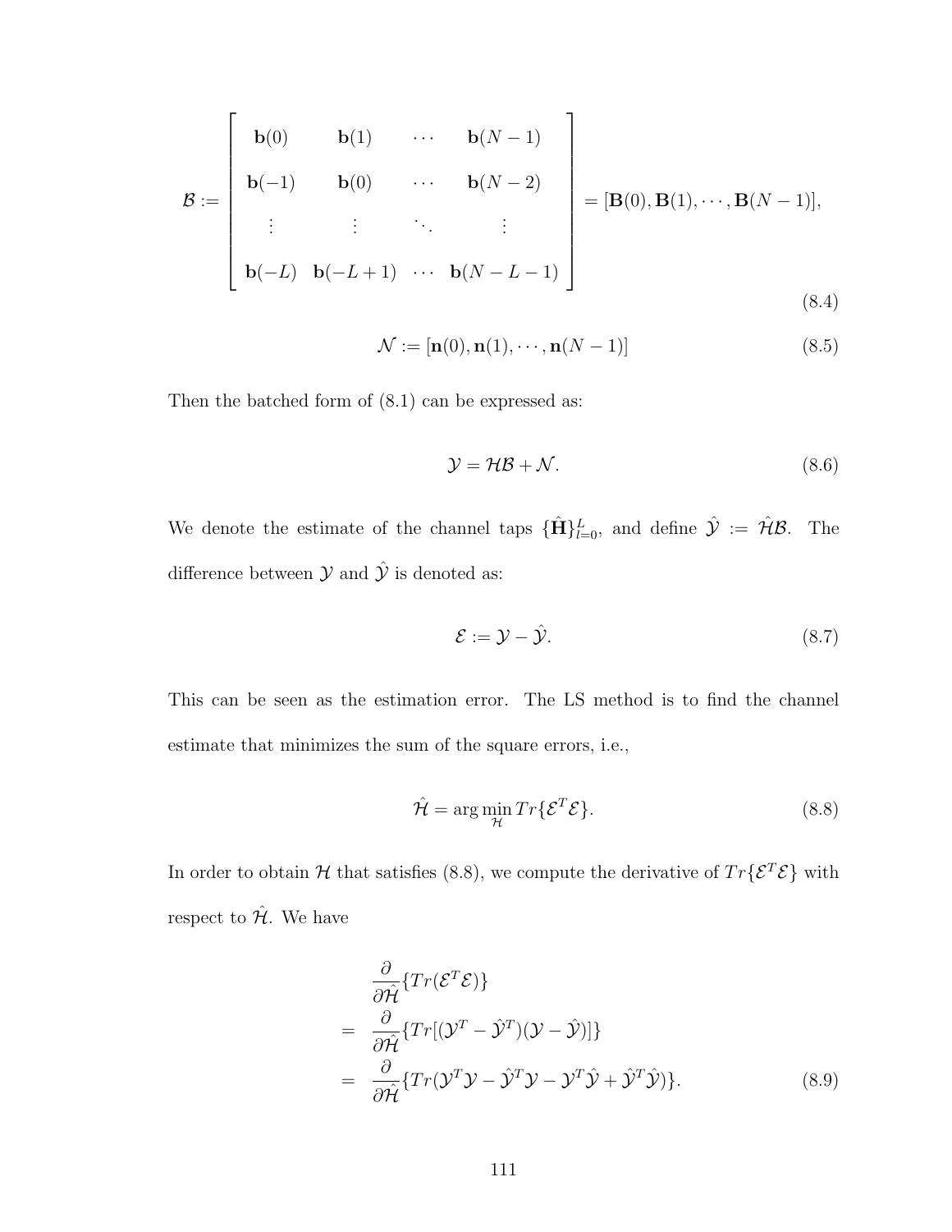$$\mathcal{B} := \begin{bmatrix} \mathbf{b}(0) & \mathbf{b}(1) & \cdots & \mathbf{b}(N-1) \\ \mathbf{b}(-1) & \mathbf{b}(0) & \cdots & \mathbf{b}(N-2) \\ \vdots & \vdots & \ddots & \vdots \\ \mathbf{b}(-L) & \mathbf{b}(-L+1) & \cdots & \mathbf{b}(N-L-1) \end{bmatrix} = [\mathbf{B}(0), \mathbf{B}(1), \cdots, \mathbf{B}(N-1)], \tag{8.4}$$

$$\mathcal{N} := [\mathbf{n}(0), \mathbf{n}(1), \cdots, \mathbf{n}(N-1)] \tag{8.5}$$

Then the batched form of (8.1) can be expressed as:

$$\mathcal{Y} = \mathcal{H}\mathcal{B} + \mathcal{N}. \tag{8.6}$$

We denote the estimate of the channel taps $\{\hat{\mathbf{H}}\}_{l=0}^{L}$, and define $\hat{\mathcal{Y}} := \hat{\mathcal{H}}\mathcal{B}$. The difference between $\mathcal{Y}$ and $\hat{\mathcal{Y}}$ is denoted as:

$$\mathcal{E} := \mathcal{Y} - \hat{\mathcal{Y}}. \tag{8.7}$$

This can be seen as the estimation error. The LS method is to find the channel estimate that minimizes the sum of the square errors, i.e.,

$$\hat{\mathcal{H}} = \arg\min_{\mathcal{H}} Tr\{\mathcal{E}^T \mathcal{E}\}. \tag{8.8}$$

In order to obtain $\mathcal{H}$ that satisfies (8.8), we compute the derivative of $Tr\{\mathcal{E}^T\mathcal{E}\}$ with respect to $\hat{\mathcal{H}}$. We have

$$\begin{aligned} & \frac{\partial}{\partial \hat{\mathcal{H}}}\{Tr(\mathcal{E}^T\mathcal{E})\} \\ = \;& \frac{\partial}{\partial \hat{\mathcal{H}}}\{Tr[(\mathcal{Y}^T - \hat{\mathcal{Y}}^T)(\mathcal{Y} - \hat{\mathcal{Y}})]\} \\ = \;& \frac{\partial}{\partial \hat{\mathcal{H}}}\{Tr(\mathcal{Y}^T\mathcal{Y} - \hat{\mathcal{Y}}^T\mathcal{Y} - \mathcal{Y}^T\hat{\mathcal{Y}} + \hat{\mathcal{Y}}^T\hat{\mathcal{Y}})\}. \end{aligned} \tag{8.9}$$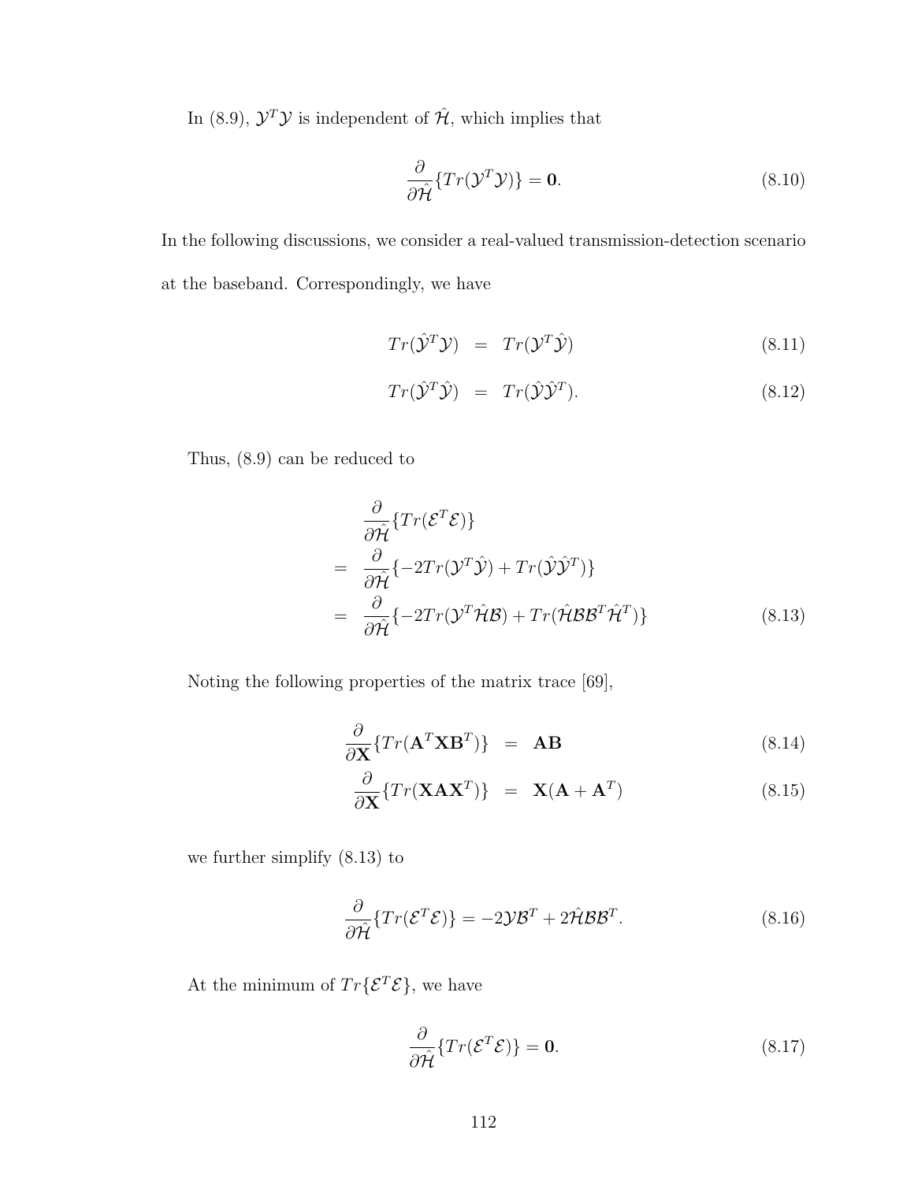In (8.9), $\mathcal{Y}^T\mathcal{Y}$ is independent of $\hat{\mathcal{H}}$, which implies that

$$\frac{\partial}{\partial \hat{\mathcal{H}}}\{Tr(\mathcal{Y}^T\mathcal{Y})\} = \mathbf{0}. \tag{8.10}$$

In the following discussions, we consider a real-valued transmission-detection scenario at the baseband. Correspondingly, we have

$$Tr(\hat{\mathcal{Y}}^T\mathcal{Y}) = Tr(\mathcal{Y}^T\hat{\mathcal{Y}}) \tag{8.11}$$

$$Tr(\hat{\mathcal{Y}}^T\hat{\mathcal{Y}}) = Tr(\hat{\mathcal{Y}}\hat{\mathcal{Y}}^T). \tag{8.12}$$

Thus, (8.9) can be reduced to

$$\begin{aligned}
&\frac{\partial}{\partial \hat{\mathcal{H}}}\{Tr(\mathcal{E}^T\mathcal{E})\} \\
=\ & \frac{\partial}{\partial \hat{\mathcal{H}}}\{-2Tr(\mathcal{Y}^T\hat{\mathcal{Y}}) + Tr(\hat{\mathcal{Y}}\hat{\mathcal{Y}}^T)\} \\
=\ & \frac{\partial}{\partial \hat{\mathcal{H}}}\{-2Tr(\mathcal{Y}^T\hat{\mathcal{H}}\mathcal{B}) + Tr(\hat{\mathcal{H}}\mathcal{B}\mathcal{B}^T\hat{\mathcal{H}}^T)\}
\end{aligned} \tag{8.13}$$

Noting the following properties of the matrix trace [69],

$$\frac{\partial}{\partial \mathbf{X}}\{Tr(\mathbf{A}^T\mathbf{X}\mathbf{B}^T)\} = \mathbf{A}\mathbf{B} \tag{8.14}$$

$$\frac{\partial}{\partial \mathbf{X}}\{Tr(\mathbf{X}\mathbf{A}\mathbf{X}^T)\} = \mathbf{X}(\mathbf{A} + \mathbf{A}^T) \tag{8.15}$$

we further simplify (8.13) to

$$\frac{\partial}{\partial \hat{\mathcal{H}}}\{Tr(\mathcal{E}^T\mathcal{E})\} = -2\mathcal{Y}\mathcal{B}^T + 2\hat{\mathcal{H}}\mathcal{B}\mathcal{B}^T. \tag{8.16}$$

At the minimum of $Tr\{\mathcal{E}^T\mathcal{E}\}$, we have

$$\frac{\partial}{\partial \hat{\mathcal{H}}}\{Tr(\mathcal{E}^T\mathcal{E})\} = \mathbf{0}. \tag{8.17}$$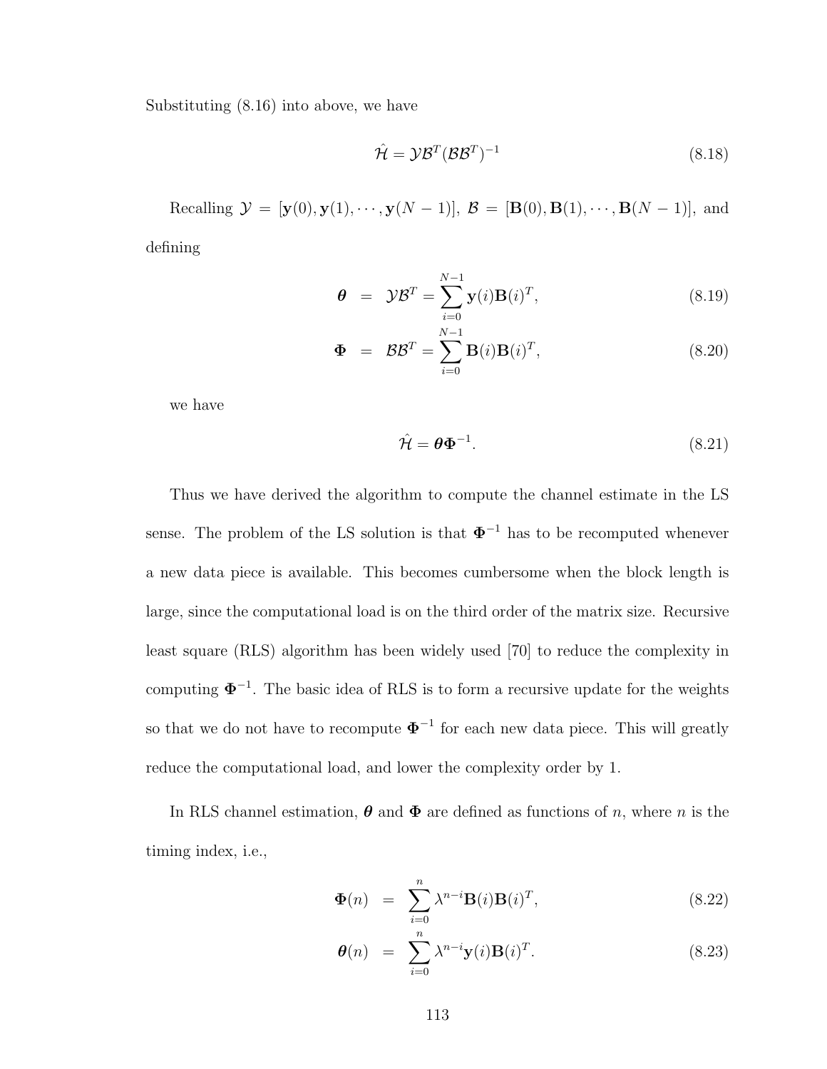Substituting (8.16) into above, we have

$$\hat{\mathcal{H}} = \mathcal{Y}\mathcal{B}^T(\mathcal{B}\mathcal{B}^T)^{-1} \tag{8.18}$$

Recalling $\mathcal{Y} = [\mathbf{y}(0), \mathbf{y}(1), \cdots, \mathbf{y}(N-1)]$, $\mathcal{B} = [\mathbf{B}(0), \mathbf{B}(1), \cdots, \mathbf{B}(N-1)]$, and defining

$$\boldsymbol{\theta} = \mathcal{Y}\mathcal{B}^T = \sum_{i=0}^{N-1} \mathbf{y}(i)\mathbf{B}(i)^T, \tag{8.19}$$

$$\boldsymbol{\Phi} = \mathcal{B}\mathcal{B}^T = \sum_{i=0}^{N-1} \mathbf{B}(i)\mathbf{B}(i)^T, \tag{8.20}$$

we have

$$\hat{\mathcal{H}} = \boldsymbol{\theta}\boldsymbol{\Phi}^{-1}. \tag{8.21}$$

Thus we have derived the algorithm to compute the channel estimate in the LS sense. The problem of the LS solution is that $\boldsymbol{\Phi}^{-1}$ has to be recomputed whenever a new data piece is available. This becomes cumbersome when the block length is large, since the computational load is on the third order of the matrix size. Recursive least square (RLS) algorithm has been widely used [70] to reduce the complexity in computing $\boldsymbol{\Phi}^{-1}$. The basic idea of RLS is to form a recursive update for the weights so that we do not have to recompute $\boldsymbol{\Phi}^{-1}$ for each new data piece. This will greatly reduce the computational load, and lower the complexity order by 1.

In RLS channel estimation, $\boldsymbol{\theta}$ and $\boldsymbol{\Phi}$ are defined as functions of $n$, where $n$ is the timing index, i.e.,

$$\boldsymbol{\Phi}(n) = \sum_{i=0}^{n} \lambda^{n-i}\mathbf{B}(i)\mathbf{B}(i)^T, \tag{8.22}$$

$$\boldsymbol{\theta}(n) = \sum_{i=0}^{n} \lambda^{n-i}\mathbf{y}(i)\mathbf{B}(i)^T. \tag{8.23}$$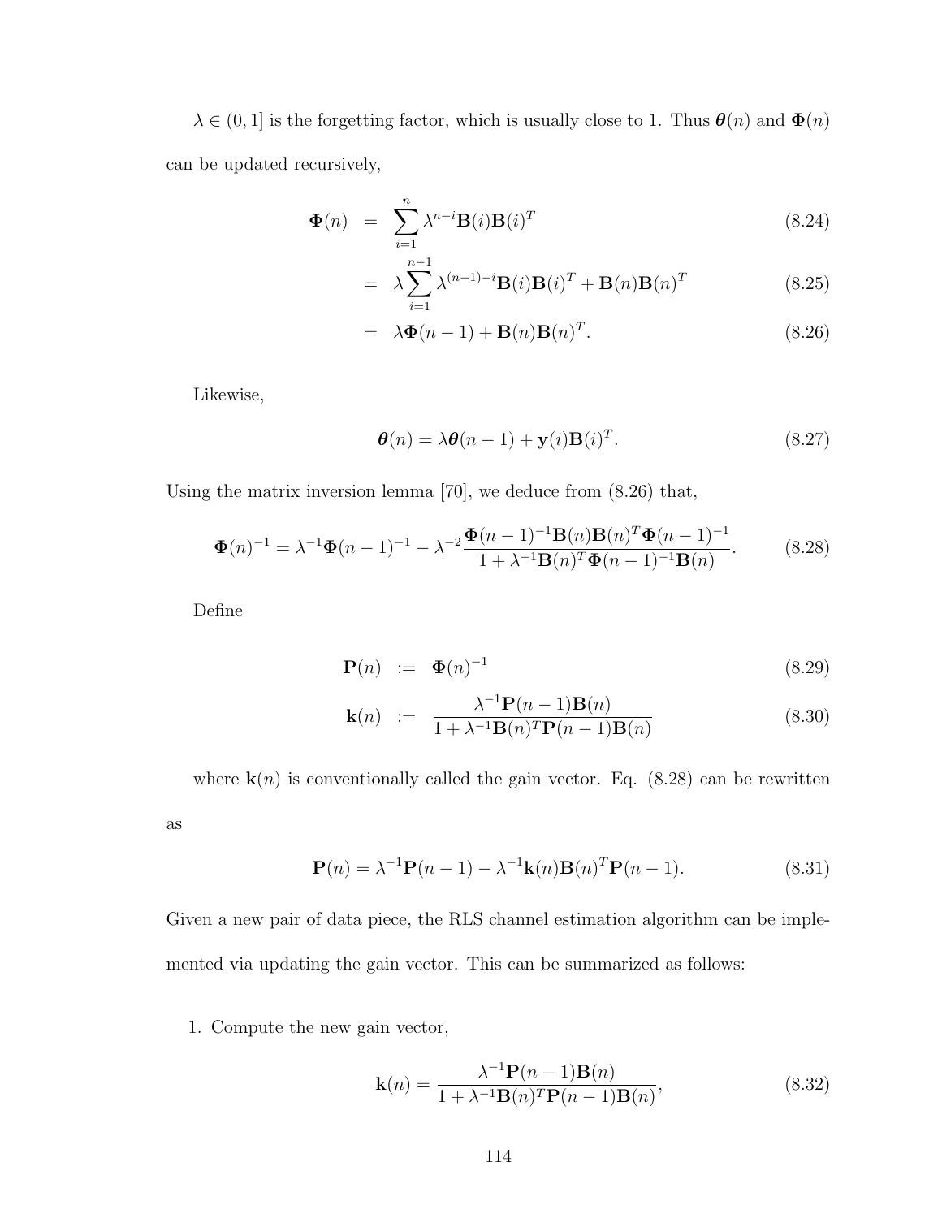$\lambda \in (0, 1]$ is the forgetting factor, which is usually close to 1. Thus $\boldsymbol{\theta}(n)$ and $\boldsymbol{\Phi}(n)$ can be updated recursively,

$$
\begin{aligned}
\boldsymbol{\Phi}(n) &= \sum_{i=1}^{n} \lambda^{n-i} \mathbf{B}(i)\mathbf{B}(i)^T && (8.24)\\
&= \lambda \sum_{i=1}^{n-1} \lambda^{(n-1)-i} \mathbf{B}(i)\mathbf{B}(i)^T + \mathbf{B}(n)\mathbf{B}(n)^T && (8.25)\\
&= \lambda \boldsymbol{\Phi}(n-1) + \mathbf{B}(n)\mathbf{B}(n)^T. && (8.26)
\end{aligned}
$$

Likewise,

$$
\boldsymbol{\theta}(n) = \lambda \boldsymbol{\theta}(n-1) + \mathbf{y}(i)\mathbf{B}(i)^T. \tag{8.27}
$$

Using the matrix inversion lemma [70], we deduce from (8.26) that,

$$
\boldsymbol{\Phi}(n)^{-1} = \lambda^{-1}\boldsymbol{\Phi}(n-1)^{-1} - \lambda^{-2}\frac{\boldsymbol{\Phi}(n-1)^{-1}\mathbf{B}(n)\mathbf{B}(n)^T\boldsymbol{\Phi}(n-1)^{-1}}{1 + \lambda^{-1}\mathbf{B}(n)^T\boldsymbol{\Phi}(n-1)^{-1}\mathbf{B}(n)}. \tag{8.28}
$$

Define

$$
\begin{aligned}
\mathbf{P}(n) &:= \boldsymbol{\Phi}(n)^{-1} && (8.29)\\
\mathbf{k}(n) &:= \frac{\lambda^{-1}\mathbf{P}(n-1)\mathbf{B}(n)}{1 + \lambda^{-1}\mathbf{B}(n)^T\mathbf{P}(n-1)\mathbf{B}(n)} && (8.30)
\end{aligned}
$$

where $\mathbf{k}(n)$ is conventionally called the gain vector. Eq. (8.28) can be rewritten as

$$
\mathbf{P}(n) = \lambda^{-1}\mathbf{P}(n-1) - \lambda^{-1}\mathbf{k}(n)\mathbf{B}(n)^T\mathbf{P}(n-1). \tag{8.31}
$$

Given a new pair of data piece, the RLS channel estimation algorithm can be implemented via updating the gain vector. This can be summarized as follows:

1. Compute the new gain vector,

$$
\mathbf{k}(n) = \frac{\lambda^{-1}\mathbf{P}(n-1)\mathbf{B}(n)}{1 + \lambda^{-1}\mathbf{B}(n)^T\mathbf{P}(n-1)\mathbf{B}(n)}, \tag{8.32}
$$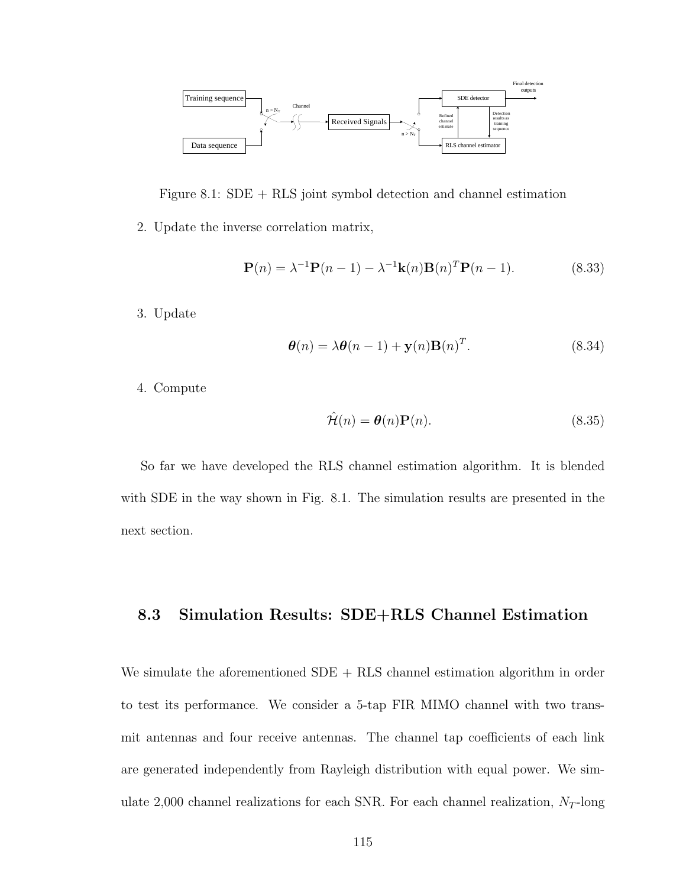Figure 8.1: SDE + RLS joint symbol detection and channel estimation

2. Update the inverse correlation matrix,

$$\mathbf{P}(n) = \lambda^{-1}\mathbf{P}(n-1) - \lambda^{-1}\mathbf{k}(n)\mathbf{B}(n)^T\mathbf{P}(n-1). \tag{8.33}$$

3. Update

$$\boldsymbol{\theta}(n) = \lambda\boldsymbol{\theta}(n-1) + \mathbf{y}(n)\mathbf{B}(n)^T. \tag{8.34}$$

4. Compute

$$\hat{\mathcal{H}}(n) = \boldsymbol{\theta}(n)\mathbf{P}(n). \tag{8.35}$$

So far we have developed the RLS channel estimation algorithm. It is blended with SDE in the way shown in Fig. 8.1. The simulation results are presented in the next section.

## 8.3 Simulation Results: SDE+RLS Channel Estimation

We simulate the aforementioned SDE + RLS channel estimation algorithm in order to test its performance. We consider a 5-tap FIR MIMO channel with two transmit antennas and four receive antennas. The channel tap coefficients of each link are generated independently from Rayleigh distribution with equal power. We simulate 2,000 channel realizations for each SNR. For each channel realization, $N_T$-long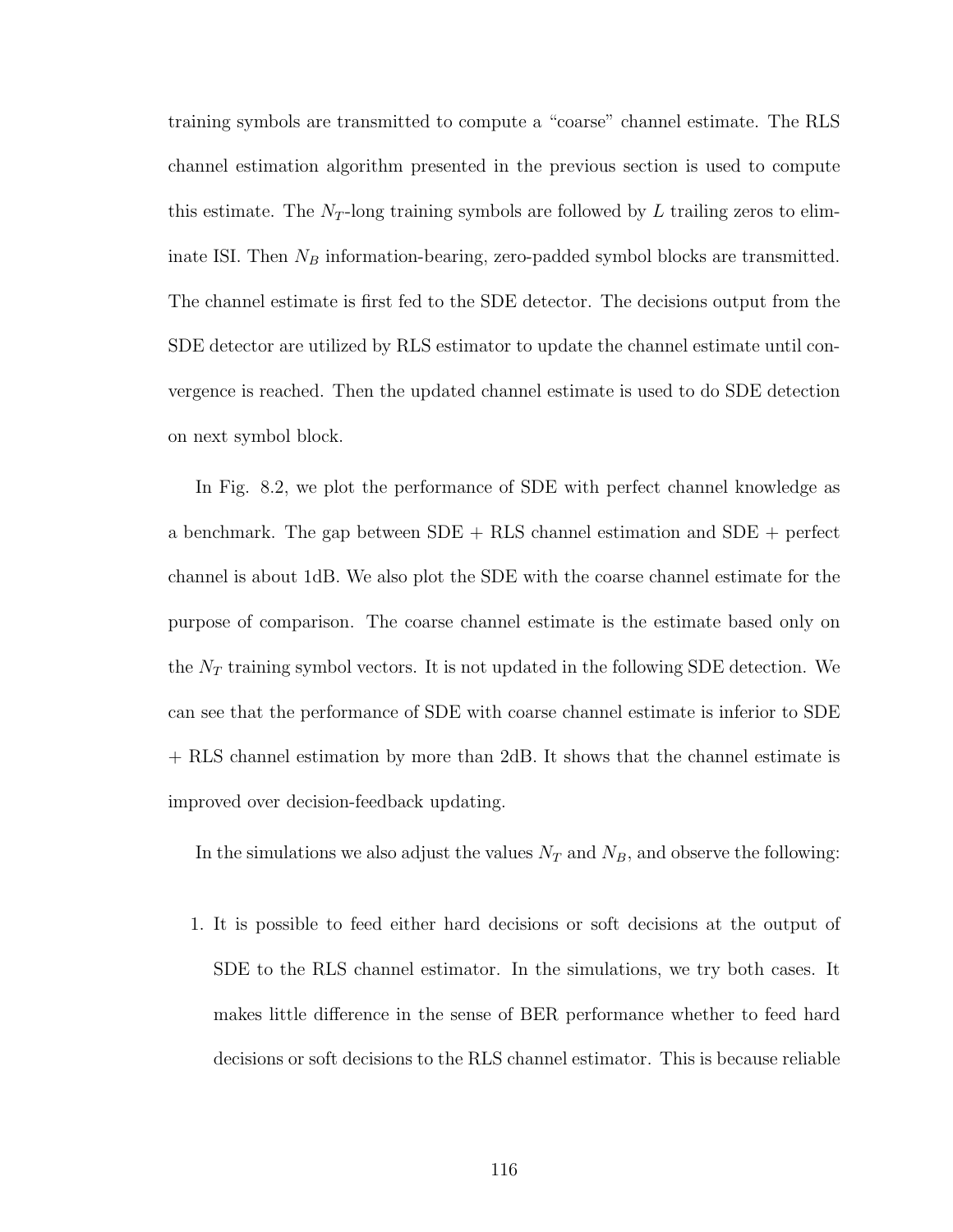training symbols are transmitted to compute a "coarse" channel estimate. The RLS channel estimation algorithm presented in the previous section is used to compute this estimate. The $N_T$-long training symbols are followed by $L$ trailing zeros to eliminate ISI. Then $N_B$ information-bearing, zero-padded symbol blocks are transmitted. The channel estimate is first fed to the SDE detector. The decisions output from the SDE detector are utilized by RLS estimator to update the channel estimate until convergence is reached. Then the updated channel estimate is used to do SDE detection on next symbol block.

In Fig. 8.2, we plot the performance of SDE with perfect channel knowledge as a benchmark. The gap between SDE + RLS channel estimation and SDE + perfect channel is about 1dB. We also plot the SDE with the coarse channel estimate for the purpose of comparison. The coarse channel estimate is the estimate based only on the $N_T$ training symbol vectors. It is not updated in the following SDE detection. We can see that the performance of SDE with coarse channel estimate is inferior to SDE + RLS channel estimation by more than 2dB. It shows that the channel estimate is improved over decision-feedback updating.

In the simulations we also adjust the values $N_T$ and $N_B$, and observe the following:

1. It is possible to feed either hard decisions or soft decisions at the output of SDE to the RLS channel estimator. In the simulations, we try both cases. It makes little difference in the sense of BER performance whether to feed hard decisions or soft decisions to the RLS channel estimator. This is because reliable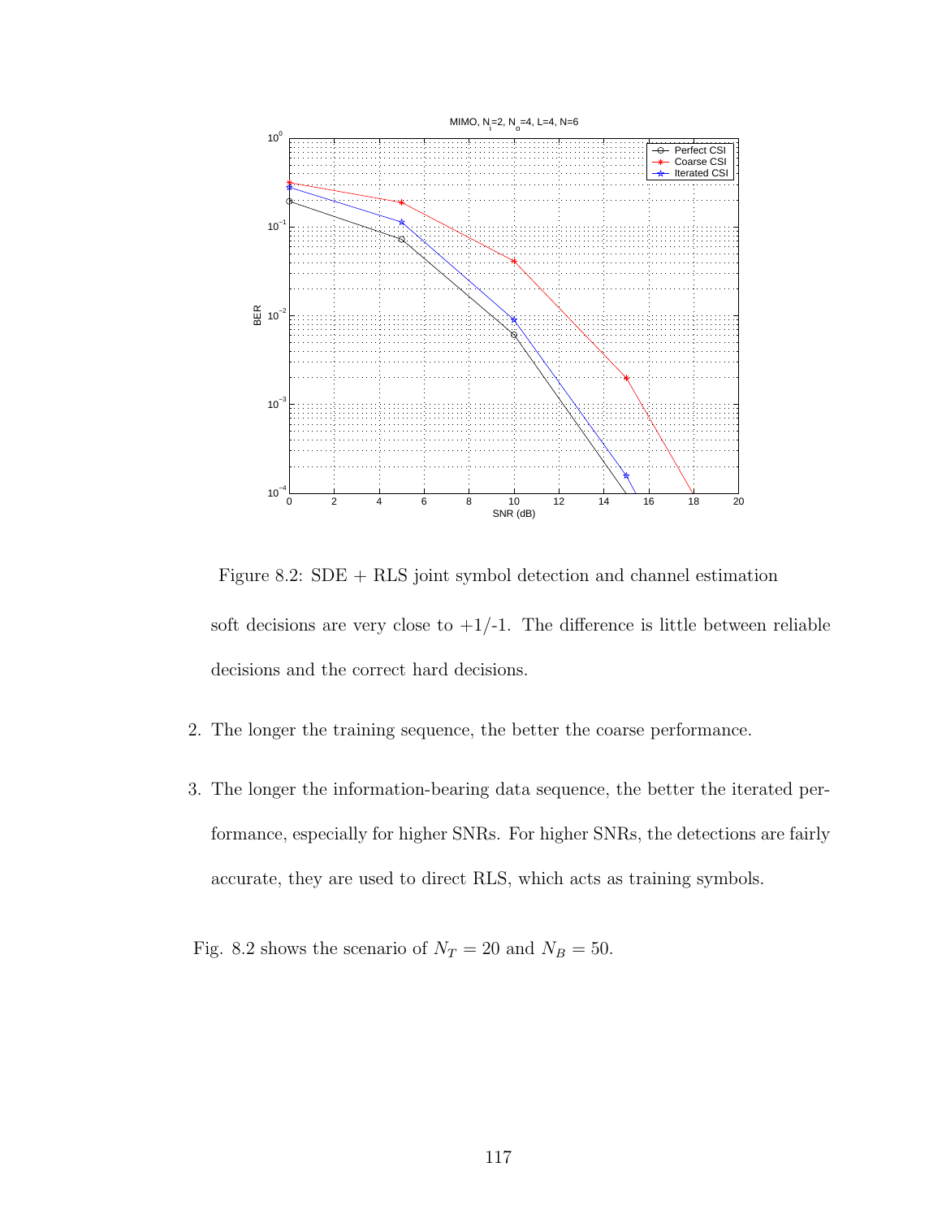Figure 8.2: SDE + RLS joint symbol detection and channel estimation

soft decisions are very close to +1/-1. The difference is little between reliable decisions and the correct hard decisions.

2. The longer the training sequence, the better the coarse performance.

3. The longer the information-bearing data sequence, the better the iterated performance, especially for higher SNRs. For higher SNRs, the detections are fairly accurate, they are used to direct RLS, which acts as training symbols.

Fig. 8.2 shows the scenario of $N_T = 20$ and $N_B = 50$.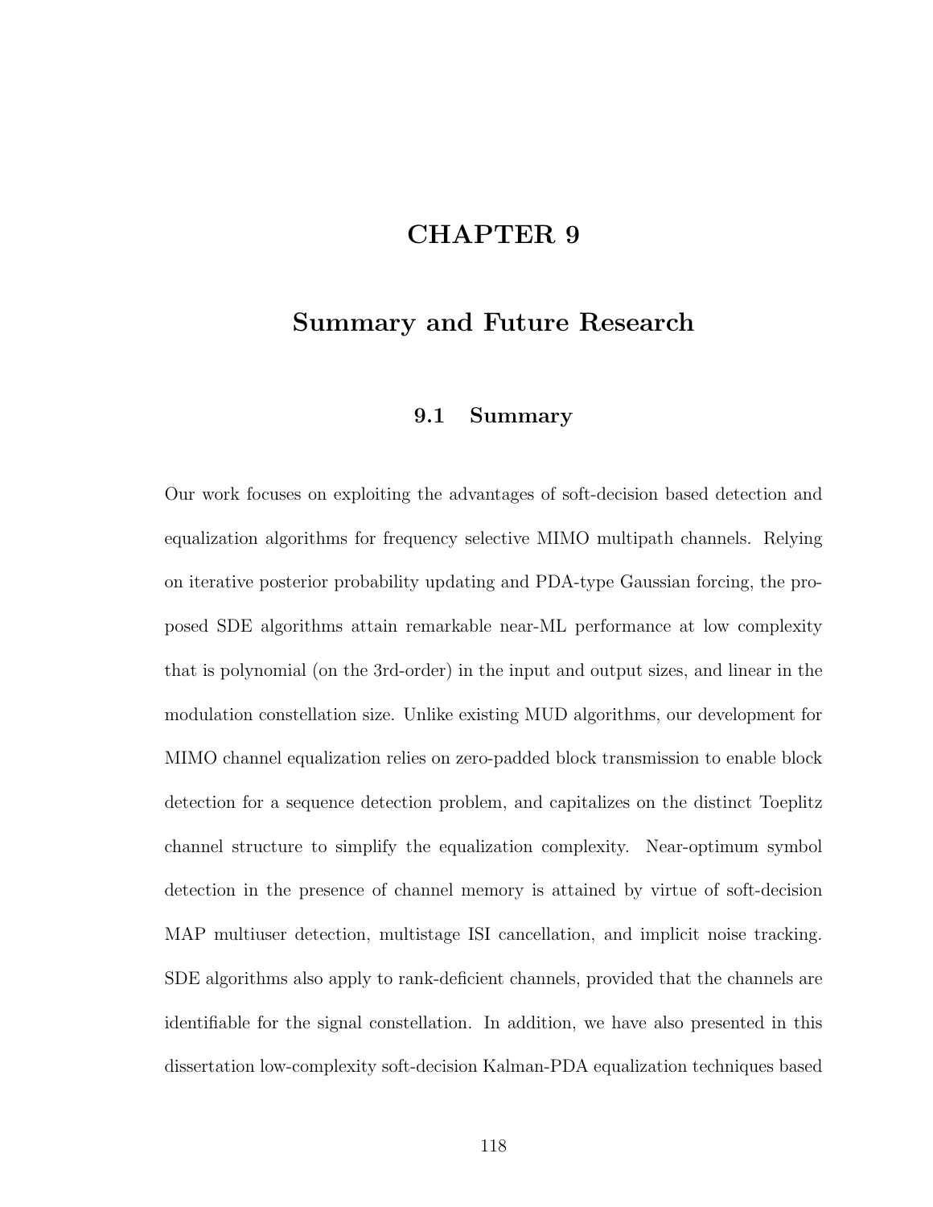# CHAPTER 9

# Summary and Future Research

## 9.1 Summary

Our work focuses on exploiting the advantages of soft-decision based detection and equalization algorithms for frequency selective MIMO multipath channels. Relying on iterative posterior probability updating and PDA-type Gaussian forcing, the proposed SDE algorithms attain remarkable near-ML performance at low complexity that is polynomial (on the 3rd-order) in the input and output sizes, and linear in the modulation constellation size. Unlike existing MUD algorithms, our development for MIMO channel equalization relies on zero-padded block transmission to enable block detection for a sequence detection problem, and capitalizes on the distinct Toeplitz channel structure to simplify the equalization complexity. Near-optimum symbol detection in the presence of channel memory is attained by virtue of soft-decision MAP multiuser detection, multistage ISI cancellation, and implicit noise tracking. SDE algorithms also apply to rank-deficient channels, provided that the channels are identifiable for the signal constellation. In addition, we have also presented in this dissertation low-complexity soft-decision Kalman-PDA equalization techniques based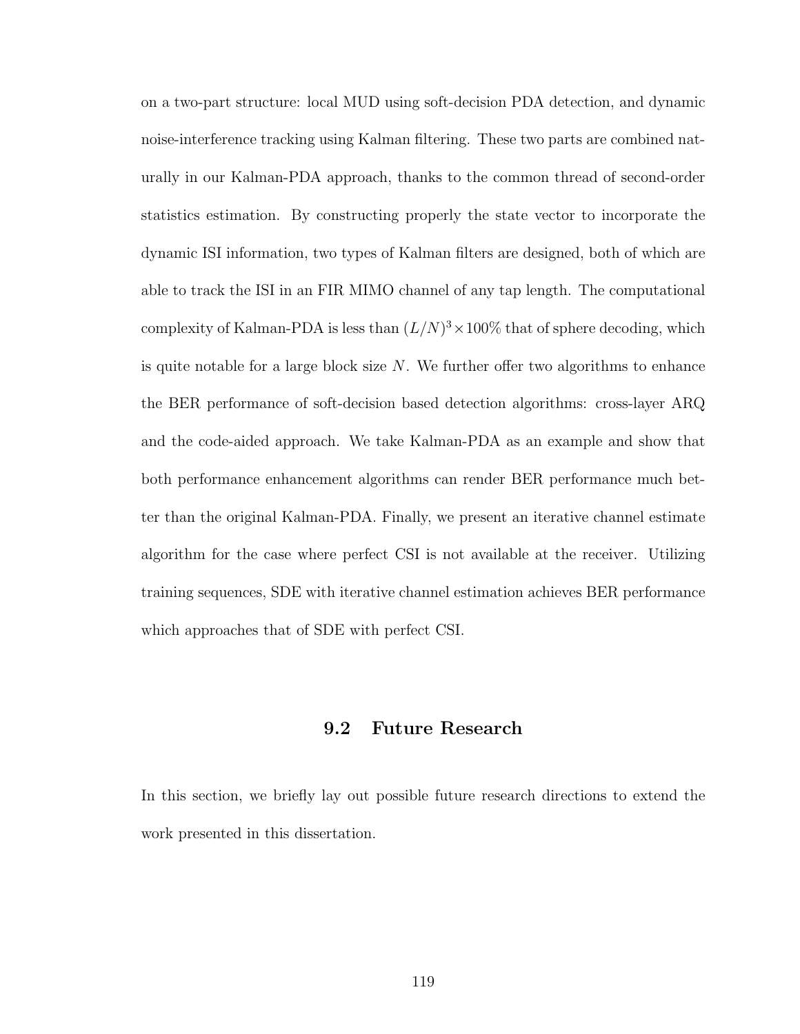on a two-part structure: local MUD using soft-decision PDA detection, and dynamic noise-interference tracking using Kalman filtering. These two parts are combined naturally in our Kalman-PDA approach, thanks to the common thread of second-order statistics estimation. By constructing properly the state vector to incorporate the dynamic ISI information, two types of Kalman filters are designed, both of which are able to track the ISI in an FIR MIMO channel of any tap length. The computational complexity of Kalman-PDA is less than $(L/N)^3 \times 100\%$ that of sphere decoding, which is quite notable for a large block size $N$. We further offer two algorithms to enhance the BER performance of soft-decision based detection algorithms: cross-layer ARQ and the code-aided approach. We take Kalman-PDA as an example and show that both performance enhancement algorithms can render BER performance much better than the original Kalman-PDA. Finally, we present an iterative channel estimate algorithm for the case where perfect CSI is not available at the receiver. Utilizing training sequences, SDE with iterative channel estimation achieves BER performance which approaches that of SDE with perfect CSI.

## 9.2 Future Research

In this section, we briefly lay out possible future research directions to extend the work presented in this dissertation.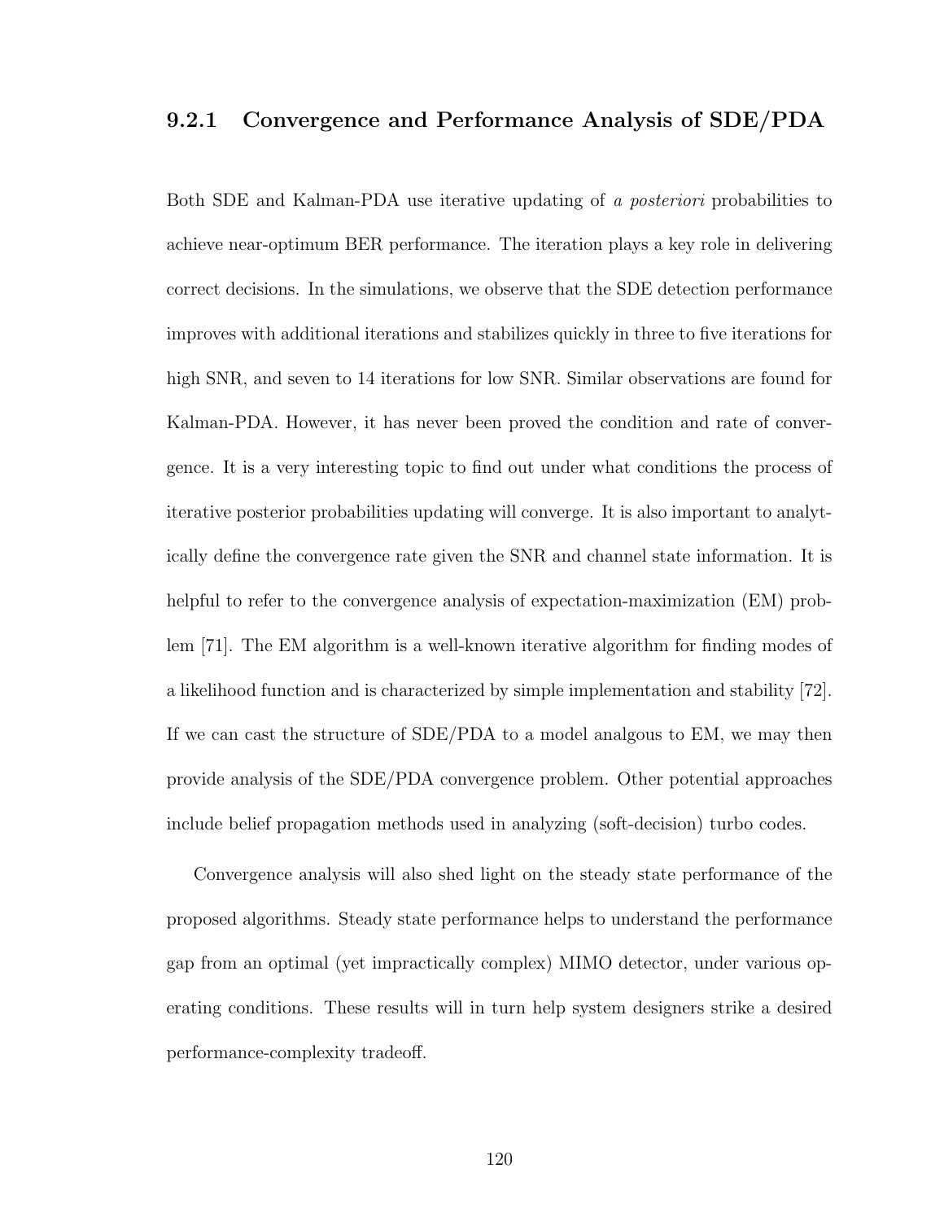### 9.2.1 Convergence and Performance Analysis of SDE/PDA

Both SDE and Kalman-PDA use iterative updating of *a posteriori* probabilities to achieve near-optimum BER performance. The iteration plays a key role in delivering correct decisions. In the simulations, we observe that the SDE detection performance improves with additional iterations and stabilizes quickly in three to five iterations for high SNR, and seven to 14 iterations for low SNR. Similar observations are found for Kalman-PDA. However, it has never been proved the condition and rate of convergence. It is a very interesting topic to find out under what conditions the process of iterative posterior probabilities updating will converge. It is also important to analytically define the convergence rate given the SNR and channel state information. It is helpful to refer to the convergence analysis of expectation-maximization (EM) problem [71]. The EM algorithm is a well-known iterative algorithm for finding modes of a likelihood function and is characterized by simple implementation and stability [72]. If we can cast the structure of SDE/PDA to a model analgous to EM, we may then provide analysis of the SDE/PDA convergence problem. Other potential approaches include belief propagation methods used in analyzing (soft-decision) turbo codes.

Convergence analysis will also shed light on the steady state performance of the proposed algorithms. Steady state performance helps to understand the performance gap from an optimal (yet impractically complex) MIMO detector, under various operating conditions. These results will in turn help system designers strike a desired performance-complexity tradeoff.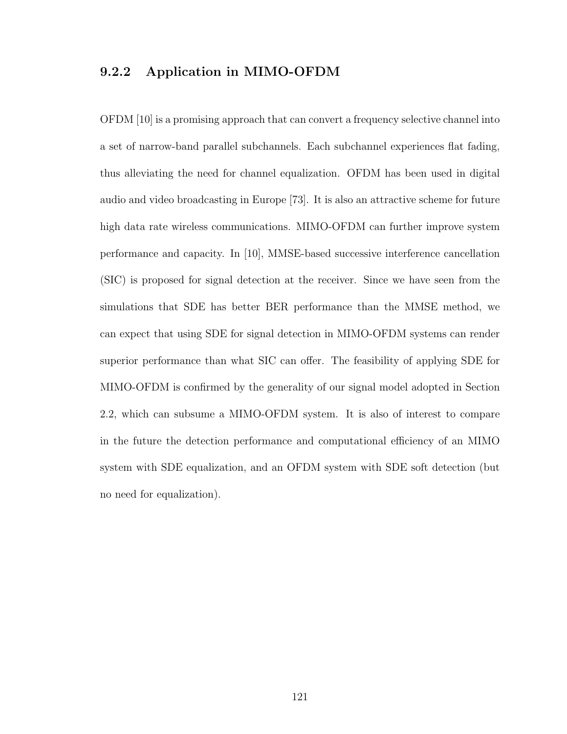### 9.2.2 Application in MIMO-OFDM

OFDM [10] is a promising approach that can convert a frequency selective channel into a set of narrow-band parallel subchannels. Each subchannel experiences flat fading, thus alleviating the need for channel equalization. OFDM has been used in digital audio and video broadcasting in Europe [73]. It is also an attractive scheme for future high data rate wireless communications. MIMO-OFDM can further improve system performance and capacity. In [10], MMSE-based successive interference cancellation (SIC) is proposed for signal detection at the receiver. Since we have seen from the simulations that SDE has better BER performance than the MMSE method, we can expect that using SDE for signal detection in MIMO-OFDM systems can render superior performance than what SIC can offer. The feasibility of applying SDE for MIMO-OFDM is confirmed by the generality of our signal model adopted in Section 2.2, which can subsume a MIMO-OFDM system. It is also of interest to compare in the future the detection performance and computational efficiency of an MIMO system with SDE equalization, and an OFDM system with SDE soft detection (but no need for equalization).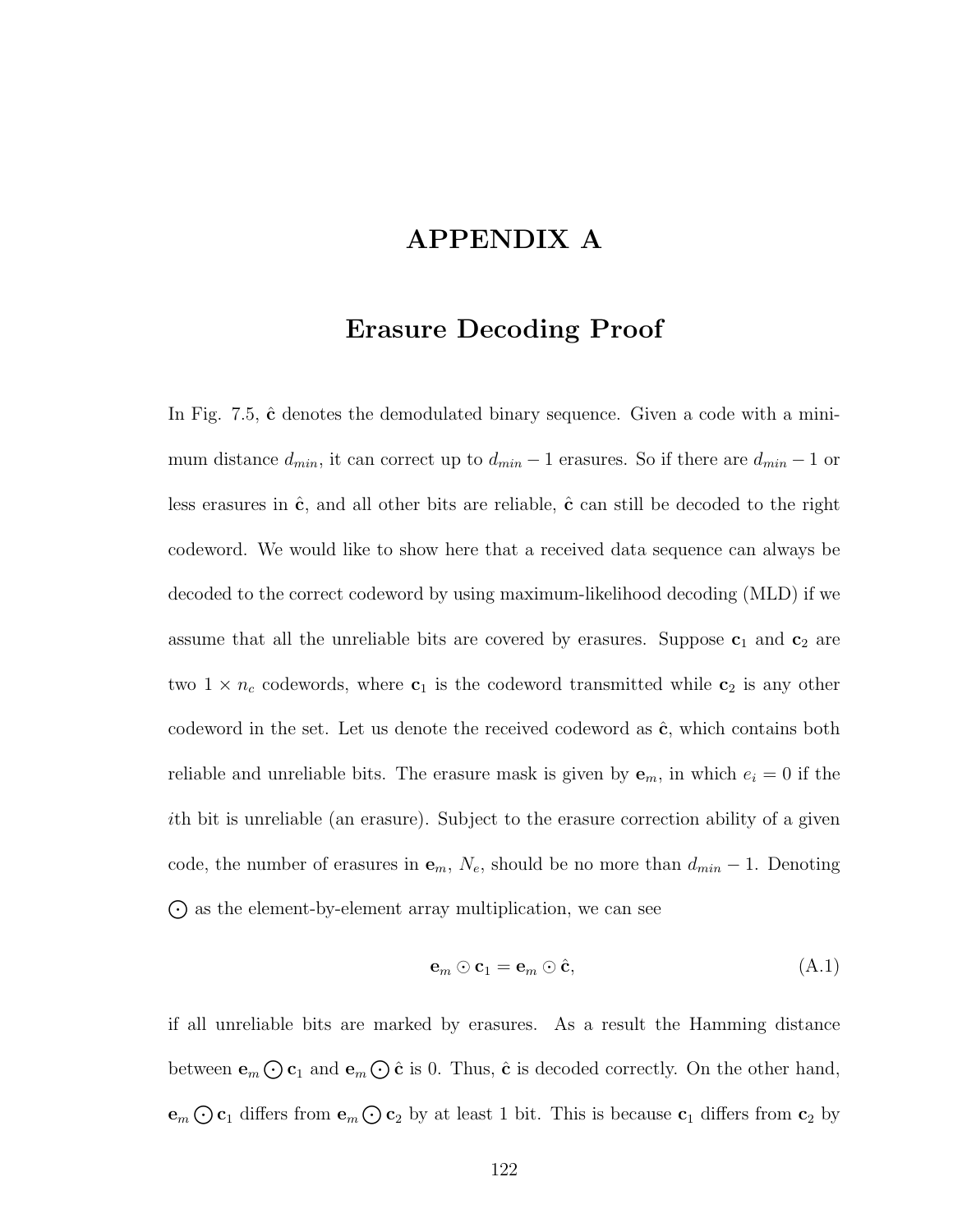# APPENDIX A

## Erasure Decoding Proof

In Fig. 7.5, $\hat{\mathbf{c}}$ denotes the demodulated binary sequence. Given a code with a minimum distance $d_{min}$, it can correct up to $d_{min} - 1$ erasures. So if there are $d_{min} - 1$ or less erasures in $\hat{\mathbf{c}}$, and all other bits are reliable, $\hat{\mathbf{c}}$ can still be decoded to the right codeword. We would like to show here that a received data sequence can always be decoded to the correct codeword by using maximum-likelihood decoding (MLD) if we assume that all the unreliable bits are covered by erasures. Suppose $\mathbf{c}_1$ and $\mathbf{c}_2$ are two $1 \times n_c$ codewords, where $\mathbf{c}_1$ is the codeword transmitted while $\mathbf{c}_2$ is any other codeword in the set. Let us denote the received codeword as $\hat{\mathbf{c}}$, which contains both reliable and unreliable bits. The erasure mask is given by $\mathbf{e}_m$, in which $e_i = 0$ if the $i$th bit is unreliable (an erasure). Subject to the erasure correction ability of a given code, the number of erasures in $\mathbf{e}_m$, $N_e$, should be no more than $d_{min} - 1$. Denoting $\bigodot$ as the element-by-element array multiplication, we can see

$$\mathbf{e}_m \odot \mathbf{c}_1 = \mathbf{e}_m \odot \hat{\mathbf{c}}, \tag{A.1}$$

if all unreliable bits are marked by erasures. As a result the Hamming distance between $\mathbf{e}_m \bigodot \mathbf{c}_1$ and $\mathbf{e}_m \bigodot \hat{\mathbf{c}}$ is 0. Thus, $\hat{\mathbf{c}}$ is decoded correctly. On the other hand, $\mathbf{e}_m \bigodot \mathbf{c}_1$ differs from $\mathbf{e}_m \bigodot \mathbf{c}_2$ by at least 1 bit. This is because $\mathbf{c}_1$ differs from $\mathbf{c}_2$ by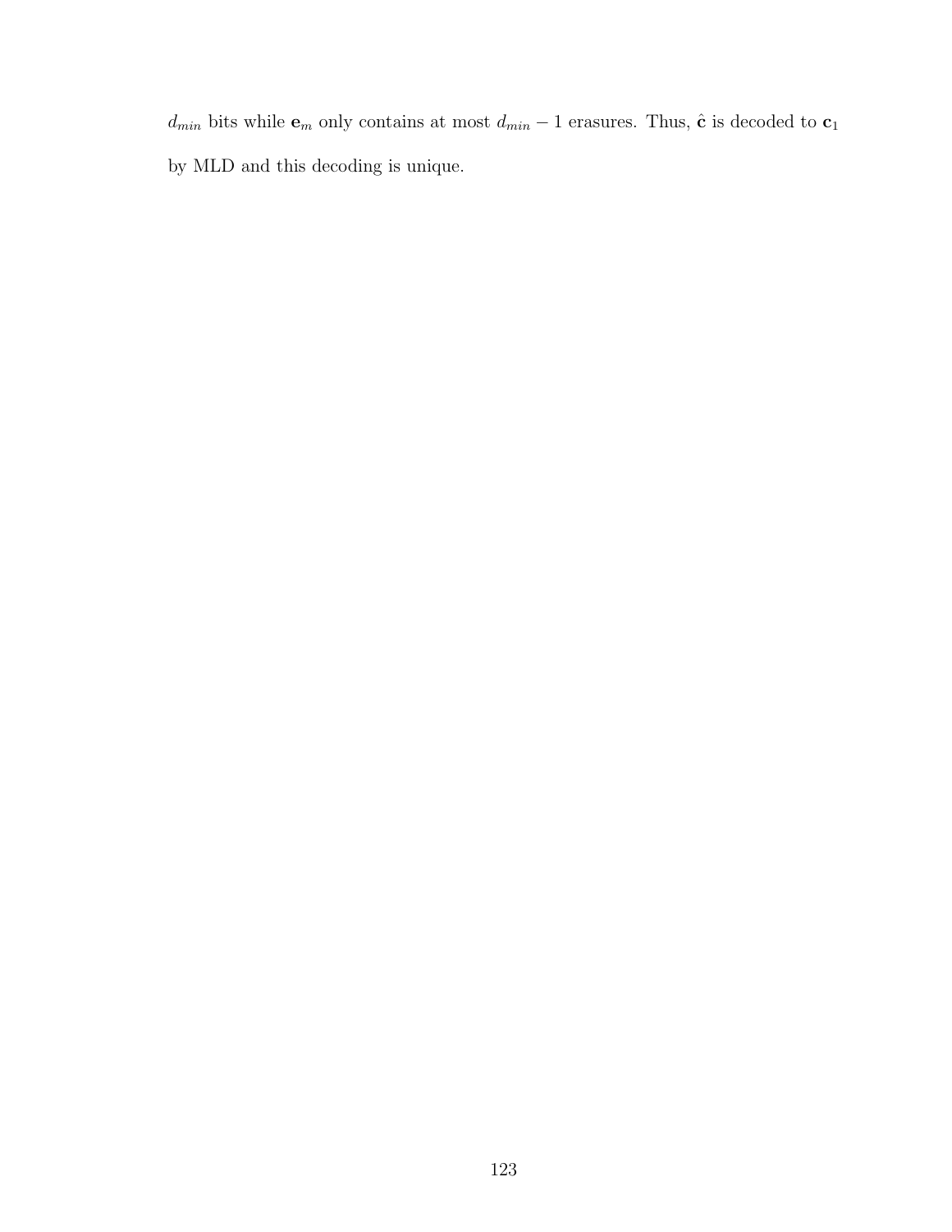$d_{min}$ bits while $\mathbf{e}_m$ only contains at most $d_{min} - 1$ erasures. Thus, $\hat{\mathbf{c}}$ is decoded to $\mathbf{c}_1$ by MLD and this decoding is unique.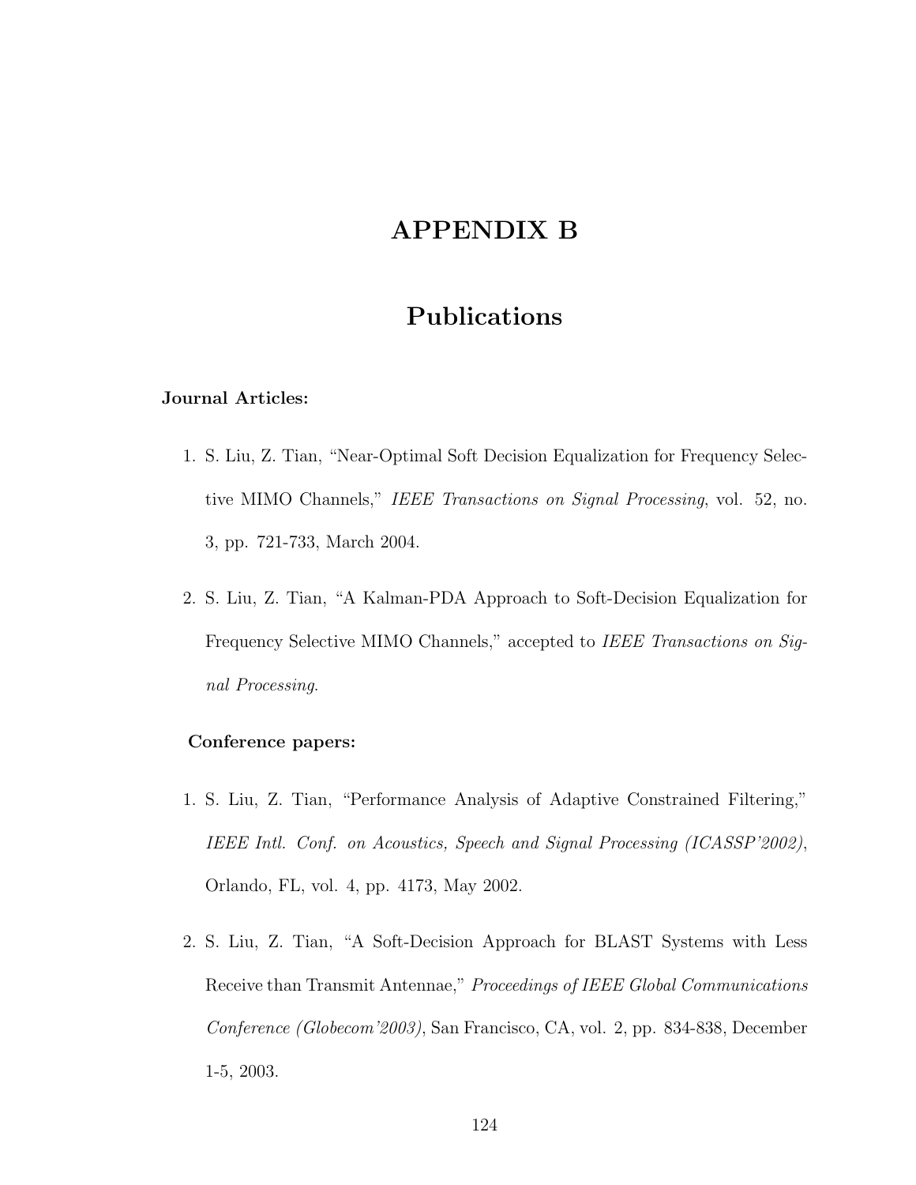# APPENDIX B

# Publications

**Journal Articles:**

1. S. Liu, Z. Tian, "Near-Optimal Soft Decision Equalization for Frequency Selective MIMO Channels," *IEEE Transactions on Signal Processing*, vol. 52, no. 3, pp. 721-733, March 2004.

2. S. Liu, Z. Tian, "A Kalman-PDA Approach to Soft-Decision Equalization for Frequency Selective MIMO Channels," accepted to *IEEE Transactions on Signal Processing*.

**Conference papers:**

1. S. Liu, Z. Tian, "Performance Analysis of Adaptive Constrained Filtering," *IEEE Intl. Conf. on Acoustics, Speech and Signal Processing (ICASSP'2002)*, Orlando, FL, vol. 4, pp. 4173, May 2002.

2. S. Liu, Z. Tian, "A Soft-Decision Approach for BLAST Systems with Less Receive than Transmit Antennae," *Proceedings of IEEE Global Communications Conference (Globecom'2003)*, San Francisco, CA, vol. 2, pp. 834-838, December 1-5, 2003.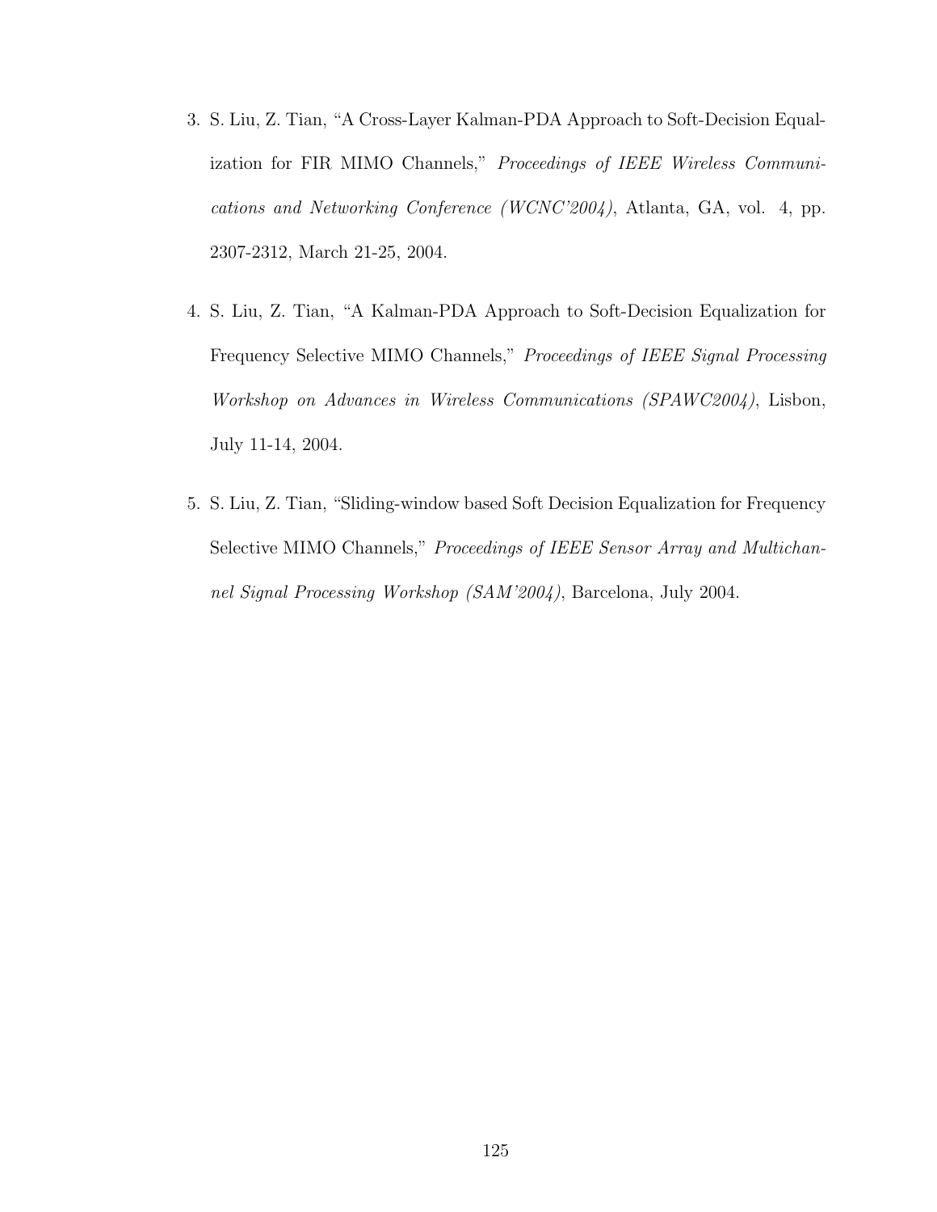3. S. Liu, Z. Tian, "A Cross-Layer Kalman-PDA Approach to Soft-Decision Equalization for FIR MIMO Channels," *Proceedings of IEEE Wireless Communications and Networking Conference (WCNC'2004)*, Atlanta, GA, vol. 4, pp. 2307-2312, March 21-25, 2004.

4. S. Liu, Z. Tian, "A Kalman-PDA Approach to Soft-Decision Equalization for Frequency Selective MIMO Channels," *Proceedings of IEEE Signal Processing Workshop on Advances in Wireless Communications (SPAWC2004)*, Lisbon, July 11-14, 2004.

5. S. Liu, Z. Tian, "Sliding-window based Soft Decision Equalization for Frequency Selective MIMO Channels," *Proceedings of IEEE Sensor Array and Multichannel Signal Processing Workshop (SAM'2004)*, Barcelona, July 2004.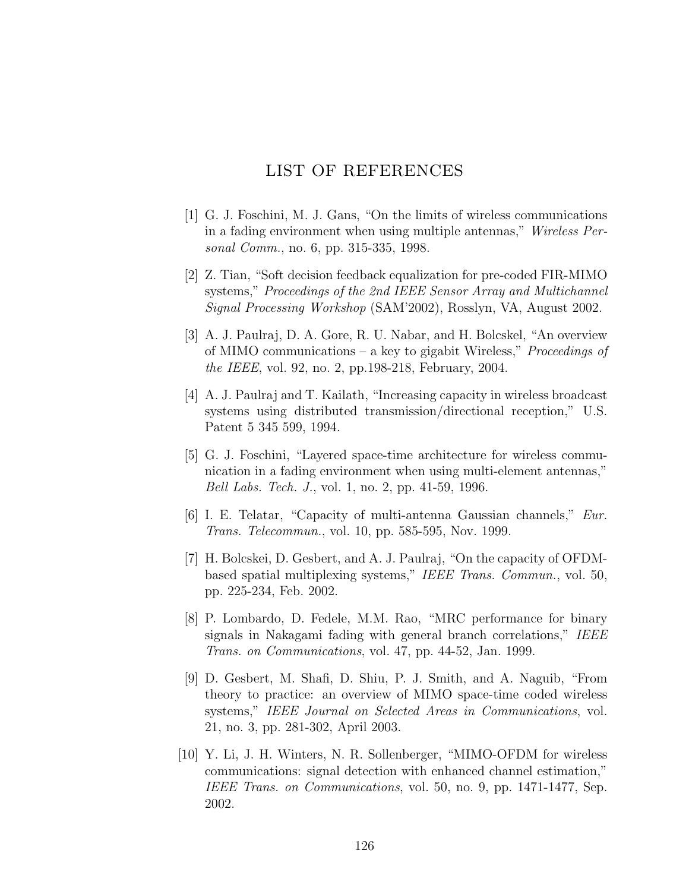# LIST OF REFERENCES

[1] G. J. Foschini, M. J. Gans, “On the limits of wireless communications in a fading environment when using multiple antennas,” *Wireless Personal Comm.*, no. 6, pp. 315-335, 1998.

[2] Z. Tian, “Soft decision feedback equalization for pre-coded FIR-MIMO systems,” *Proceedings of the 2nd IEEE Sensor Array and Multichannel Signal Processing Workshop* (SAM’2002), Rosslyn, VA, August 2002.

[3] A. J. Paulraj, D. A. Gore, R. U. Nabar, and H. Bolcskel, “An overview of MIMO communications – a key to gigabit Wireless,” *Proceedings of the IEEE*, vol. 92, no. 2, pp.198-218, February, 2004.

[4] A. J. Paulraj and T. Kailath, “Increasing capacity in wireless broadcast systems using distributed transmission/directional reception,” U.S. Patent 5 345 599, 1994.

[5] G. J. Foschini, “Layered space-time architecture for wireless communication in a fading environment when using multi-element antennas,” *Bell Labs. Tech. J.*, vol. 1, no. 2, pp. 41-59, 1996.

[6] I. E. Telatar, “Capacity of multi-antenna Gaussian channels,” *Eur. Trans. Telecommun.*, vol. 10, pp. 585-595, Nov. 1999.

[7] H. Bolcskei, D. Gesbert, and A. J. Paulraj, “On the capacity of OFDM-based spatial multiplexing systems,” *IEEE Trans. Commun.*, vol. 50, pp. 225-234, Feb. 2002.

[8] P. Lombardo, D. Fedele, M.M. Rao, “MRC performance for binary signals in Nakagami fading with general branch correlations,” *IEEE Trans. on Communications*, vol. 47, pp. 44-52, Jan. 1999.

[9] D. Gesbert, M. Shafi, D. Shiu, P. J. Smith, and A. Naguib, “From theory to practice: an overview of MIMO space-time coded wireless systems,” *IEEE Journal on Selected Areas in Communications*, vol. 21, no. 3, pp. 281-302, April 2003.

[10] Y. Li, J. H. Winters, N. R. Sollenberger, “MIMO-OFDM for wireless communications: signal detection with enhanced channel estimation,” *IEEE Trans. on Communications*, vol. 50, no. 9, pp. 1471-1477, Sep. 2002.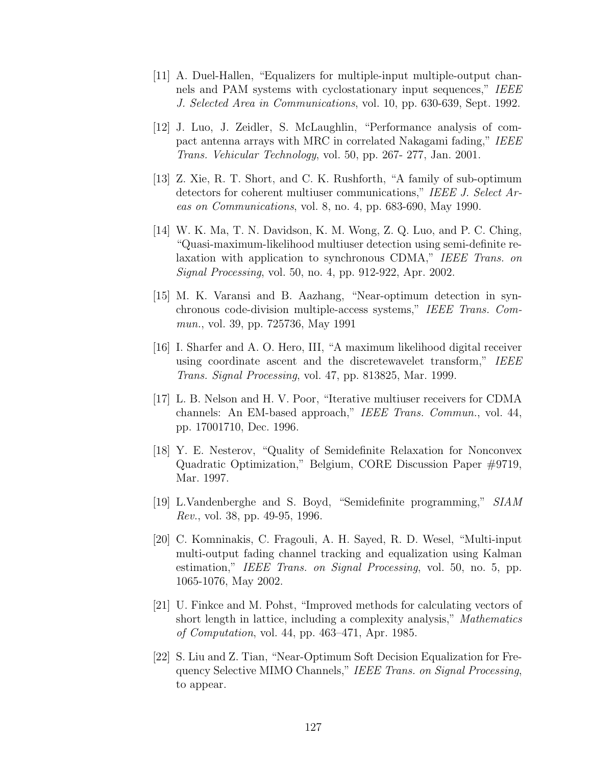[11] A. Duel-Hallen, "Equalizers for multiple-input multiple-output channels and PAM systems with cyclostationary input sequences," *IEEE J. Selected Area in Communications*, vol. 10, pp. 630-639, Sept. 1992.

[12] J. Luo, J. Zeidler, S. McLaughlin, "Performance analysis of compact antenna arrays with MRC in correlated Nakagami fading," *IEEE Trans. Vehicular Technology*, vol. 50, pp. 267- 277, Jan. 2001.

[13] Z. Xie, R. T. Short, and C. K. Rushforth, "A family of sub-optimum detectors for coherent multiuser communications," *IEEE J. Select Areas on Communications*, vol. 8, no. 4, pp. 683-690, May 1990.

[14] W. K. Ma, T. N. Davidson, K. M. Wong, Z. Q. Luo, and P. C. Ching, "Quasi-maximum-likelihood multiuser detection using semi-definite relaxation with application to synchronous CDMA," *IEEE Trans. on Signal Processing*, vol. 50, no. 4, pp. 912-922, Apr. 2002.

[15] M. K. Varansi and B. Aazhang, "Near-optimum detection in synchronous code-division multiple-access systems," *IEEE Trans. Commun.*, vol. 39, pp. 725736, May 1991

[16] I. Sharfer and A. O. Hero, III, "A maximum likelihood digital receiver using coordinate ascent and the discretewavelet transform," *IEEE Trans. Signal Processing*, vol. 47, pp. 813825, Mar. 1999.

[17] L. B. Nelson and H. V. Poor, "Iterative multiuser receivers for CDMA channels: An EM-based approach," *IEEE Trans. Commun.*, vol. 44, pp. 17001710, Dec. 1996.

[18] Y. E. Nesterov, "Quality of Semidefinite Relaxation for Nonconvex Quadratic Optimization," Belgium, CORE Discussion Paper #9719, Mar. 1997.

[19] L.Vandenberghe and S. Boyd, "Semidefinite programming," *SIAM Rev.*, vol. 38, pp. 49-95, 1996.

[20] C. Komninakis, C. Fragouli, A. H. Sayed, R. D. Wesel, "Multi-input multi-output fading channel tracking and equalization using Kalman estimation," *IEEE Trans. on Signal Processing*, vol. 50, no. 5, pp. 1065-1076, May 2002.

[21] U. Finkce and M. Pohst, "Improved methods for calculating vectors of short length in lattice, including a complexity analysis," *Mathematics of Computation*, vol. 44, pp. 463–471, Apr. 1985.

[22] S. Liu and Z. Tian, "Near-Optimum Soft Decision Equalization for Frequency Selective MIMO Channels," *IEEE Trans. on Signal Processing*, to appear.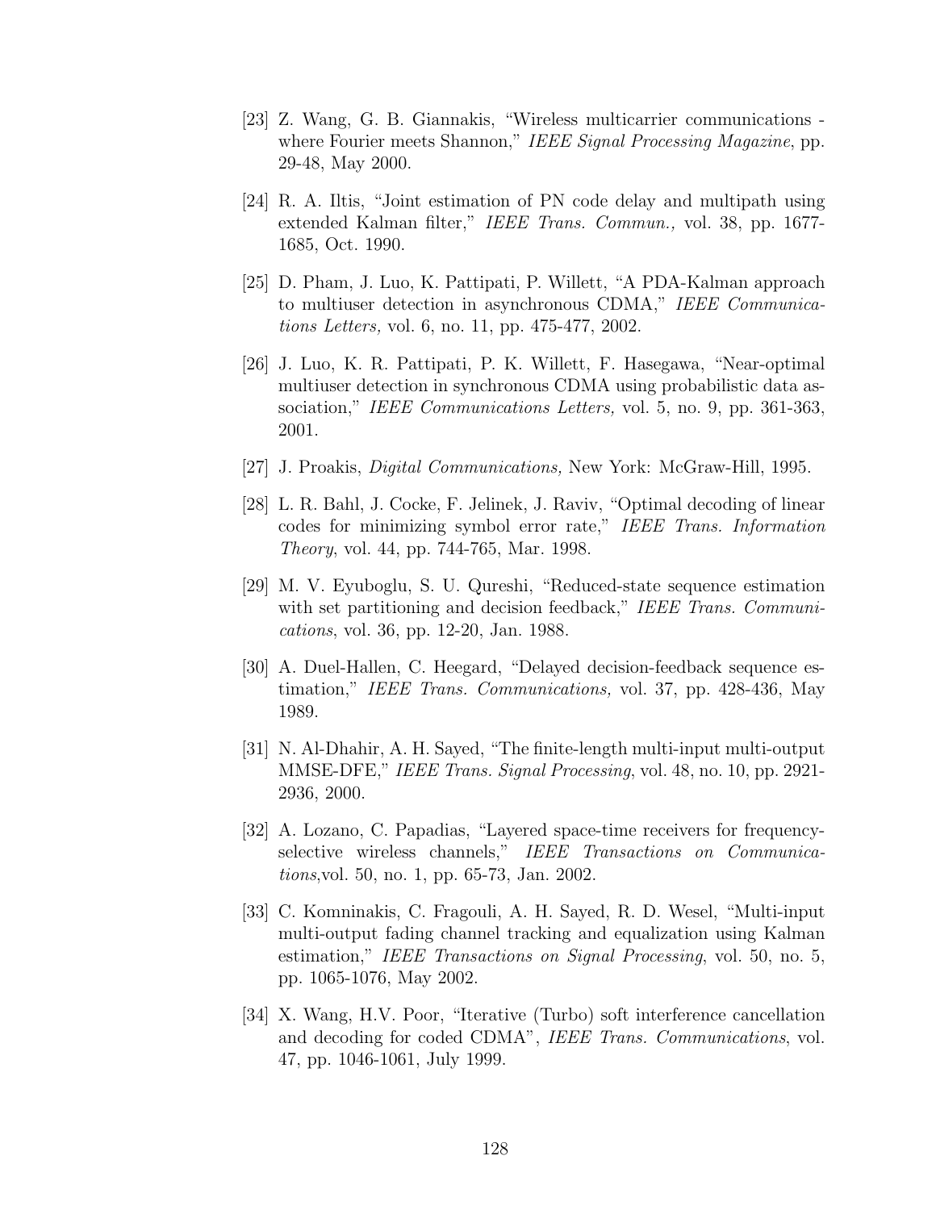[23] Z. Wang, G. B. Giannakis, "Wireless multicarrier communications - where Fourier meets Shannon," *IEEE Signal Processing Magazine*, pp. 29-48, May 2000.

[24] R. A. Iltis, "Joint estimation of PN code delay and multipath using extended Kalman filter," *IEEE Trans. Commun.,* vol. 38, pp. 1677-1685, Oct. 1990.

[25] D. Pham, J. Luo, K. Pattipati, P. Willett, "A PDA-Kalman approach to multiuser detection in asynchronous CDMA," *IEEE Communications Letters,* vol. 6, no. 11, pp. 475-477, 2002.

[26] J. Luo, K. R. Pattipati, P. K. Willett, F. Hasegawa, "Near-optimal multiuser detection in synchronous CDMA using probabilistic data association," *IEEE Communications Letters,* vol. 5, no. 9, pp. 361-363, 2001.

[27] J. Proakis, *Digital Communications,* New York: McGraw-Hill, 1995.

[28] L. R. Bahl, J. Cocke, F. Jelinek, J. Raviv, "Optimal decoding of linear codes for minimizing symbol error rate," *IEEE Trans. Information Theory*, vol. 44, pp. 744-765, Mar. 1998.

[29] M. V. Eyuboglu, S. U. Qureshi, "Reduced-state sequence estimation with set partitioning and decision feedback," *IEEE Trans. Communications*, vol. 36, pp. 12-20, Jan. 1988.

[30] A. Duel-Hallen, C. Heegard, "Delayed decision-feedback sequence estimation," *IEEE Trans. Communications,* vol. 37, pp. 428-436, May 1989.

[31] N. Al-Dhahir, A. H. Sayed, "The finite-length multi-input multi-output MMSE-DFE," *IEEE Trans. Signal Processing*, vol. 48, no. 10, pp. 2921-2936, 2000.

[32] A. Lozano, C. Papadias, "Layered space-time receivers for frequency-selective wireless channels," *IEEE Transactions on Communications*,vol. 50, no. 1, pp. 65-73, Jan. 2002.

[33] C. Komninakis, C. Fragouli, A. H. Sayed, R. D. Wesel, "Multi-input multi-output fading channel tracking and equalization using Kalman estimation," *IEEE Transactions on Signal Processing*, vol. 50, no. 5, pp. 1065-1076, May 2002.

[34] X. Wang, H.V. Poor, "Iterative (Turbo) soft interference cancellation and decoding for coded CDMA", *IEEE Trans. Communications*, vol. 47, pp. 1046-1061, July 1999.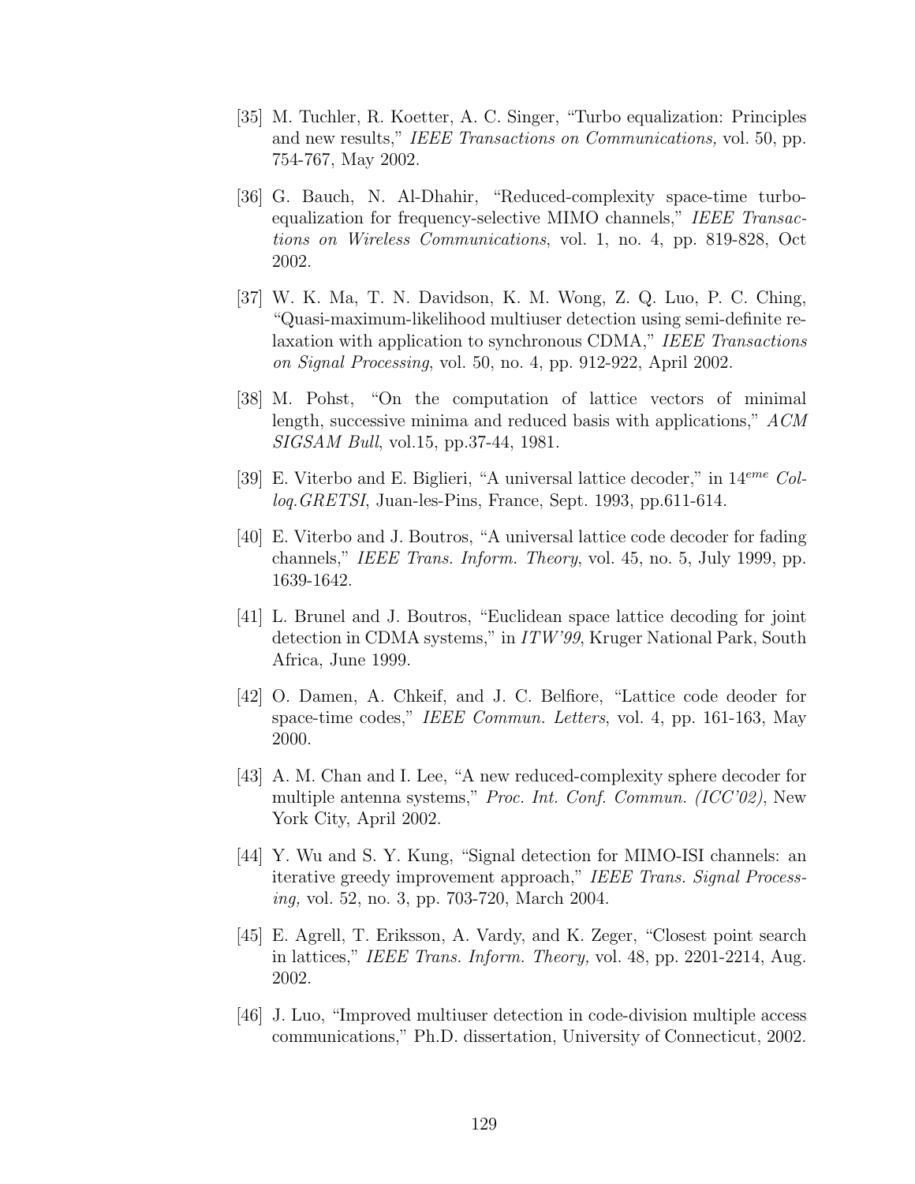[35] M. Tuchler, R. Koetter, A. C. Singer, "Turbo equalization: Principles and new results," *IEEE Transactions on Communications,* vol. 50, pp. 754-767, May 2002.

[36] G. Bauch, N. Al-Dhahir, "Reduced-complexity space-time turbo-equalization for frequency-selective MIMO channels," *IEEE Transactions on Wireless Communications*, vol. 1, no. 4, pp. 819-828, Oct 2002.

[37] W. K. Ma, T. N. Davidson, K. M. Wong, Z. Q. Luo, P. C. Ching, "Quasi-maximum-likelihood multiuser detection using semi-definite relaxation with application to synchronous CDMA," *IEEE Transactions on Signal Processing*, vol. 50, no. 4, pp. 912-922, April 2002.

[38] M. Pohst, "On the computation of lattice vectors of minimal length, successive minima and reduced basis with applications," *ACM SIGSAM Bull*, vol.15, pp.37-44, 1981.

[39] E. Viterbo and E. Biglieri, "A universal lattice decoder," in $14^{eme}$ *Colloq.GRETSI*, Juan-les-Pins, France, Sept. 1993, pp.611-614.

[40] E. Viterbo and J. Boutros, "A universal lattice code decoder for fading channels," *IEEE Trans. Inform. Theory*, vol. 45, no. 5, July 1999, pp. 1639-1642.

[41] L. Brunel and J. Boutros, "Euclidean space lattice decoding for joint detection in CDMA systems," in *ITW'99*, Kruger National Park, South Africa, June 1999.

[42] O. Damen, A. Chkeif, and J. C. Belfiore, "Lattice code deoder for space-time codes," *IEEE Commun. Letters*, vol. 4, pp. 161-163, May 2000.

[43] A. M. Chan and I. Lee, "A new reduced-complexity sphere decoder for multiple antenna systems," *Proc. Int. Conf. Commun. (ICC'02)*, New York City, April 2002.

[44] Y. Wu and S. Y. Kung, "Signal detection for MIMO-ISI channels: an iterative greedy improvement approach," *IEEE Trans. Signal Processing,* vol. 52, no. 3, pp. 703-720, March 2004.

[45] E. Agrell, T. Eriksson, A. Vardy, and K. Zeger, "Closest point search in lattices," *IEEE Trans. Inform. Theory,* vol. 48, pp. 2201-2214, Aug. 2002.

[46] J. Luo, "Improved multiuser detection in code-division multiple access communications," Ph.D. dissertation, University of Connecticut, 2002.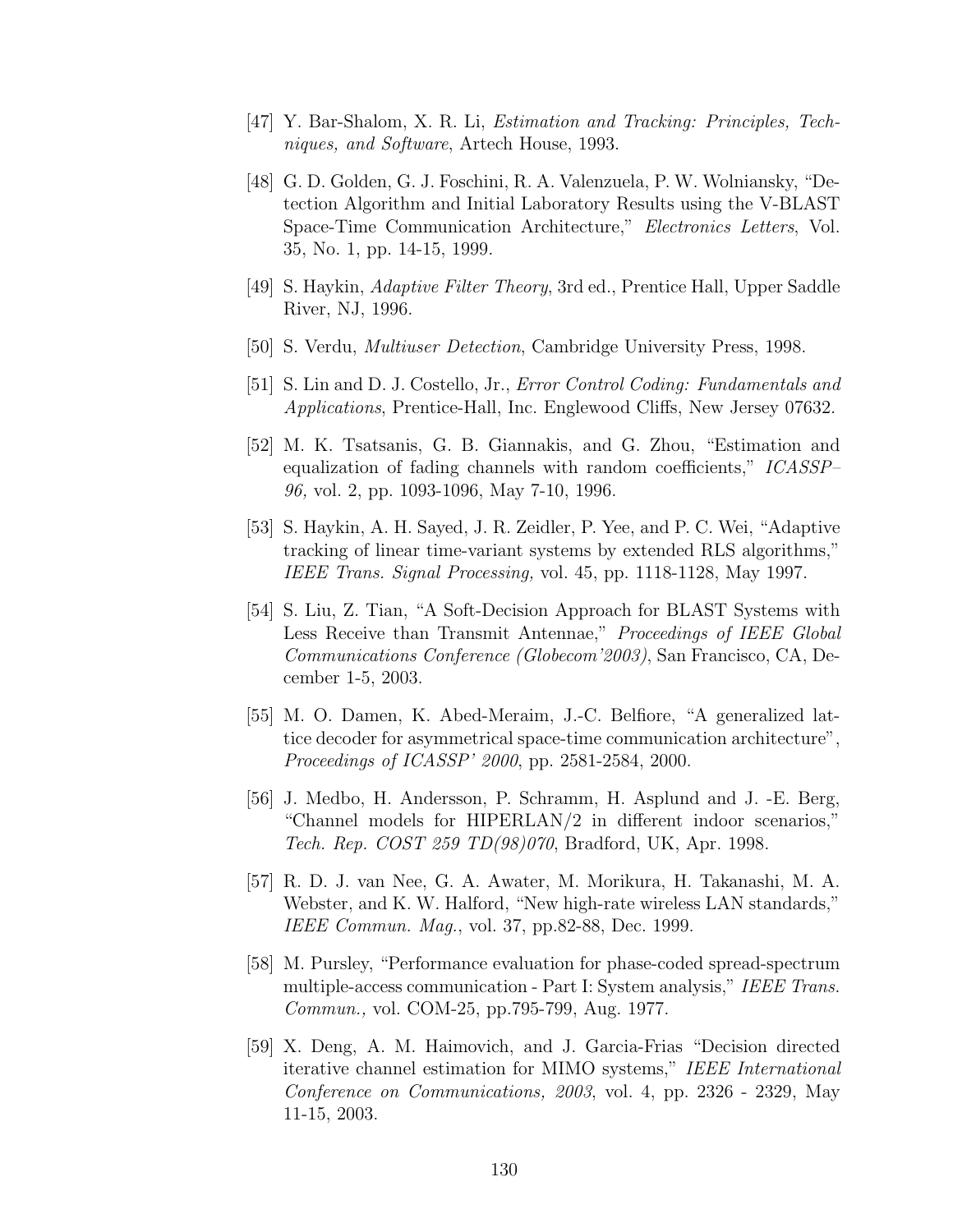[47] Y. Bar-Shalom, X. R. Li, *Estimation and Tracking: Principles, Techniques, and Software*, Artech House, 1993.

[48] G. D. Golden, G. J. Foschini, R. A. Valenzuela, P. W. Wolniansky, "Detection Algorithm and Initial Laboratory Results using the V-BLAST Space-Time Communication Architecture," *Electronics Letters*, Vol. 35, No. 1, pp. 14-15, 1999.

[49] S. Haykin, *Adaptive Filter Theory*, 3rd ed., Prentice Hall, Upper Saddle River, NJ, 1996.

[50] S. Verdu, *Multiuser Detection*, Cambridge University Press, 1998.

[51] S. Lin and D. J. Costello, Jr., *Error Control Coding: Fundamentals and Applications*, Prentice-Hall, Inc. Englewood Cliffs, New Jersey 07632.

[52] M. K. Tsatsanis, G. B. Giannakis, and G. Zhou, "Estimation and equalization of fading channels with random coefficients," *ICASSP–96,* vol. 2, pp. 1093-1096, May 7-10, 1996.

[53] S. Haykin, A. H. Sayed, J. R. Zeidler, P. Yee, and P. C. Wei, "Adaptive tracking of linear time-variant systems by extended RLS algorithms," *IEEE Trans. Signal Processing,* vol. 45, pp. 1118-1128, May 1997.

[54] S. Liu, Z. Tian, "A Soft-Decision Approach for BLAST Systems with Less Receive than Transmit Antennae," *Proceedings of IEEE Global Communications Conference (Globecom'2003)*, San Francisco, CA, December 1-5, 2003.

[55] M. O. Damen, K. Abed-Meraim, J.-C. Belfiore, "A generalized lattice decoder for asymmetrical space-time communication architecture", *Proceedings of ICASSP' 2000*, pp. 2581-2584, 2000.

[56] J. Medbo, H. Andersson, P. Schramm, H. Asplund and J. -E. Berg, "Channel models for HIPERLAN/2 in different indoor scenarios," *Tech. Rep. COST 259 TD(98)070*, Bradford, UK, Apr. 1998.

[57] R. D. J. van Nee, G. A. Awater, M. Morikura, H. Takanashi, M. A. Webster, and K. W. Halford, "New high-rate wireless LAN standards," *IEEE Commun. Mag.*, vol. 37, pp.82-88, Dec. 1999.

[58] M. Pursley, "Performance evaluation for phase-coded spread-spectrum multiple-access communication - Part I: System analysis," *IEEE Trans. Commun.,* vol. COM-25, pp.795-799, Aug. 1977.

[59] X. Deng, A. M. Haimovich, and J. Garcia-Frias "Decision directed iterative channel estimation for MIMO systems," *IEEE International Conference on Communications, 2003*, vol. 4, pp. 2326 - 2329, May 11-15, 2003.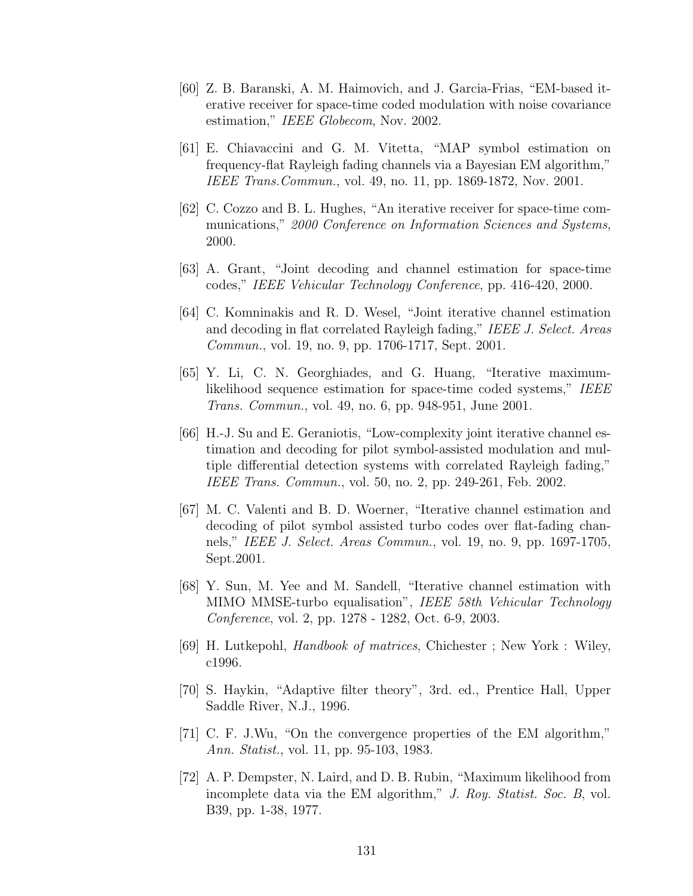[60] Z. B. Baranski, A. M. Haimovich, and J. Garcia-Frias, "EM-based iterative receiver for space-time coded modulation with noise covariance estimation," *IEEE Globecom*, Nov. 2002.

[61] E. Chiavaccini and G. M. Vitetta, "MAP symbol estimation on frequency-flat Rayleigh fading channels via a Bayesian EM algorithm," *IEEE Trans.Commun.*, vol. 49, no. 11, pp. 1869-1872, Nov. 2001.

[62] C. Cozzo and B. L. Hughes, "An iterative receiver for space-time communications," *2000 Conference on Information Sciences and Systems*, 2000.

[63] A. Grant, "Joint decoding and channel estimation for space-time codes," *IEEE Vehicular Technology Conference*, pp. 416-420, 2000.

[64] C. Komninakis and R. D. Wesel, "Joint iterative channel estimation and decoding in flat correlated Rayleigh fading," *IEEE J. Select. Areas Commun.*, vol. 19, no. 9, pp. 1706-1717, Sept. 2001.

[65] Y. Li, C. N. Georghiades, and G. Huang, "Iterative maximum-likelihood sequence estimation for space-time coded systems," *IEEE Trans. Commun.*, vol. 49, no. 6, pp. 948-951, June 2001.

[66] H.-J. Su and E. Geraniotis, "Low-complexity joint iterative channel estimation and decoding for pilot symbol-assisted modulation and multiple differential detection systems with correlated Rayleigh fading," *IEEE Trans. Commun.*, vol. 50, no. 2, pp. 249-261, Feb. 2002.

[67] M. C. Valenti and B. D. Woerner, "Iterative channel estimation and decoding of pilot symbol assisted turbo codes over flat-fading channels," *IEEE J. Select. Areas Commun.*, vol. 19, no. 9, pp. 1697-1705, Sept.2001.

[68] Y. Sun, M. Yee and M. Sandell, "Iterative channel estimation with MIMO MMSE-turbo equalisation", *IEEE 58th Vehicular Technology Conference*, vol. 2, pp. 1278 - 1282, Oct. 6-9, 2003.

[69] H. Lutkepohl, *Handbook of matrices*, Chichester ; New York : Wiley, c1996.

[70] S. Haykin, "Adaptive filter theory", 3rd. ed., Prentice Hall, Upper Saddle River, N.J., 1996.

[71] C. F. J.Wu, "On the convergence properties of the EM algorithm," *Ann. Statist.*, vol. 11, pp. 95-103, 1983.

[72] A. P. Dempster, N. Laird, and D. B. Rubin, "Maximum likelihood from incomplete data via the EM algorithm," *J. Roy. Statist. Soc. B*, vol. B39, pp. 1-38, 1977.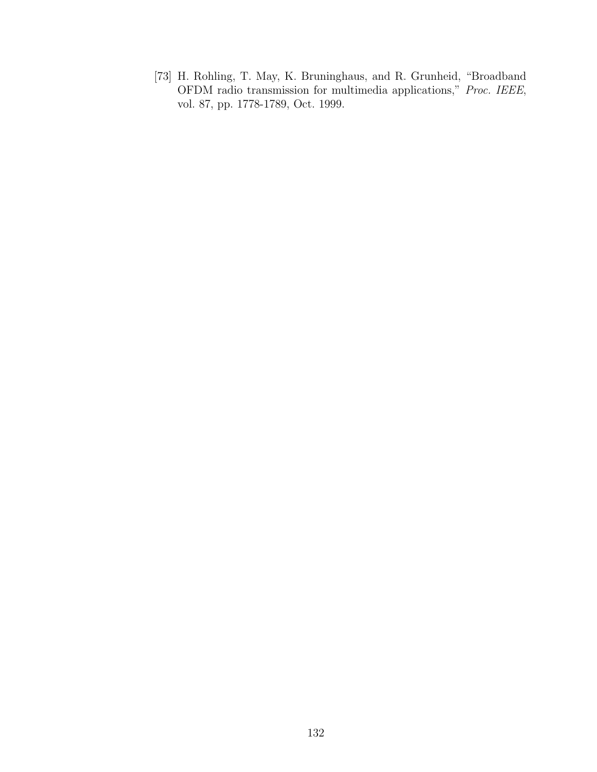[73] H. Rohling, T. May, K. Bruninghaus, and R. Grunheid, "Broadband OFDM radio transmission for multimedia applications," *Proc. IEEE*, vol. 87, pp. 1778-1789, Oct. 1999.